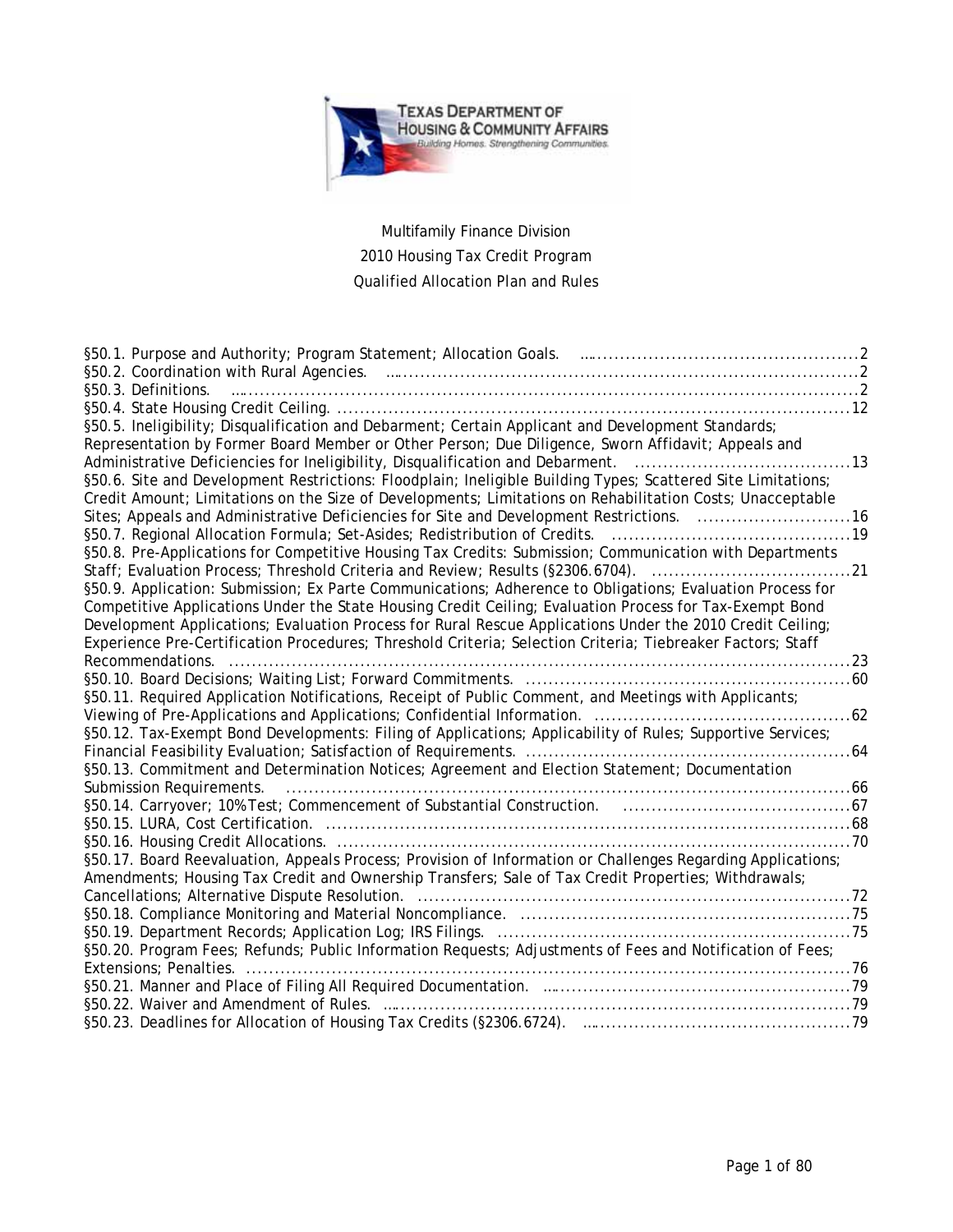Multifamily Finance Division
2010 Housing Tax Credit Program
Qualified Allocation Plan and Rules

| Section | Page |
| --- | --- |
| §50.1. Purpose and Authority; Program Statement; Allocation Goals. | 2 |
| §50.2. Coordination with Rural Agencies. | 2 |
| §50.3. Definitions. | 2 |
| §50.4. State Housing Credit Ceiling. | 12 |
| §50.5. Ineligibility; Disqualification and Debarment; Certain Applicant and Development Standards; Representation by Former Board Member or Other Person; Due Diligence, Sworn Affidavit; Appeals and Administrative Deficiencies for Ineligibility, Disqualification and Debarment. | 13 |
| §50.6. Site and Development Restrictions: Floodplain; Ineligible Building Types; Scattered Site Limitations; Credit Amount; Limitations on the Size of Developments; Limitations on Rehabilitation Costs; Unacceptable Sites; Appeals and Administrative Deficiencies for Site and Development Restrictions. | 16 |
| §50.7. Regional Allocation Formula; Set-Asides; Redistribution of Credits. | 19 |
| §50.8. Pre-Applications for Competitive Housing Tax Credits: Submission; Communication with Departments Staff; Evaluation Process; Threshold Criteria and Review; Results (§2306.6704). | 21 |
| §50.9. Application: Submission; Ex Parte Communications; Adherence to Obligations; Evaluation Process for Competitive Applications Under the State Housing Credit Ceiling; Evaluation Process for Tax-Exempt Bond Development Applications; Evaluation Process for Rural Rescue Applications Under the 2010 Credit Ceiling; Experience Pre-Certification Procedures; Threshold Criteria; Selection Criteria; Tiebreaker Factors; Staff Recommendations. | 23 |
| §50.10. Board Decisions; Waiting List; Forward Commitments. | 60 |
| §50.11. Required Application Notifications, Receipt of Public Comment, and Meetings with Applicants; Viewing of Pre-Applications and Applications; Confidential Information. | 62 |
| §50.12. Tax-Exempt Bond Developments: Filing of Applications; Applicability of Rules; Supportive Services; Financial Feasibility Evaluation; Satisfaction of Requirements. | 64 |
| §50.13. Commitment and Determination Notices; Agreement and Election Statement; Documentation Submission Requirements. | 66 |
| §50.14. Carryover; 10% Test; Commencement of Substantial Construction. | 67 |
| §50.15. LURA, Cost Certification. | 68 |
| §50.16. Housing Credit Allocations. | 70 |
| §50.17. Board Reevaluation, Appeals Process; Provision of Information or Challenges Regarding Applications; Amendments; Housing Tax Credit and Ownership Transfers; Sale of Tax Credit Properties; Withdrawals; Cancellations; Alternative Dispute Resolution. | 72 |
| §50.18. Compliance Monitoring and Material Noncompliance. | 75 |
| §50.19. Department Records; Application Log; IRS Filings. | 75 |
| §50.20. Program Fees; Refunds; Public Information Requests; Adjustments of Fees and Notification of Fees; Extensions; Penalties. | 76 |
| §50.21. Manner and Place of Filing All Required Documentation. | 79 |
| §50.22. Waiver and Amendment of Rules. | 79 |
| §50.23. Deadlines for Allocation of Housing Tax Credits (§2306.6724). | 79 |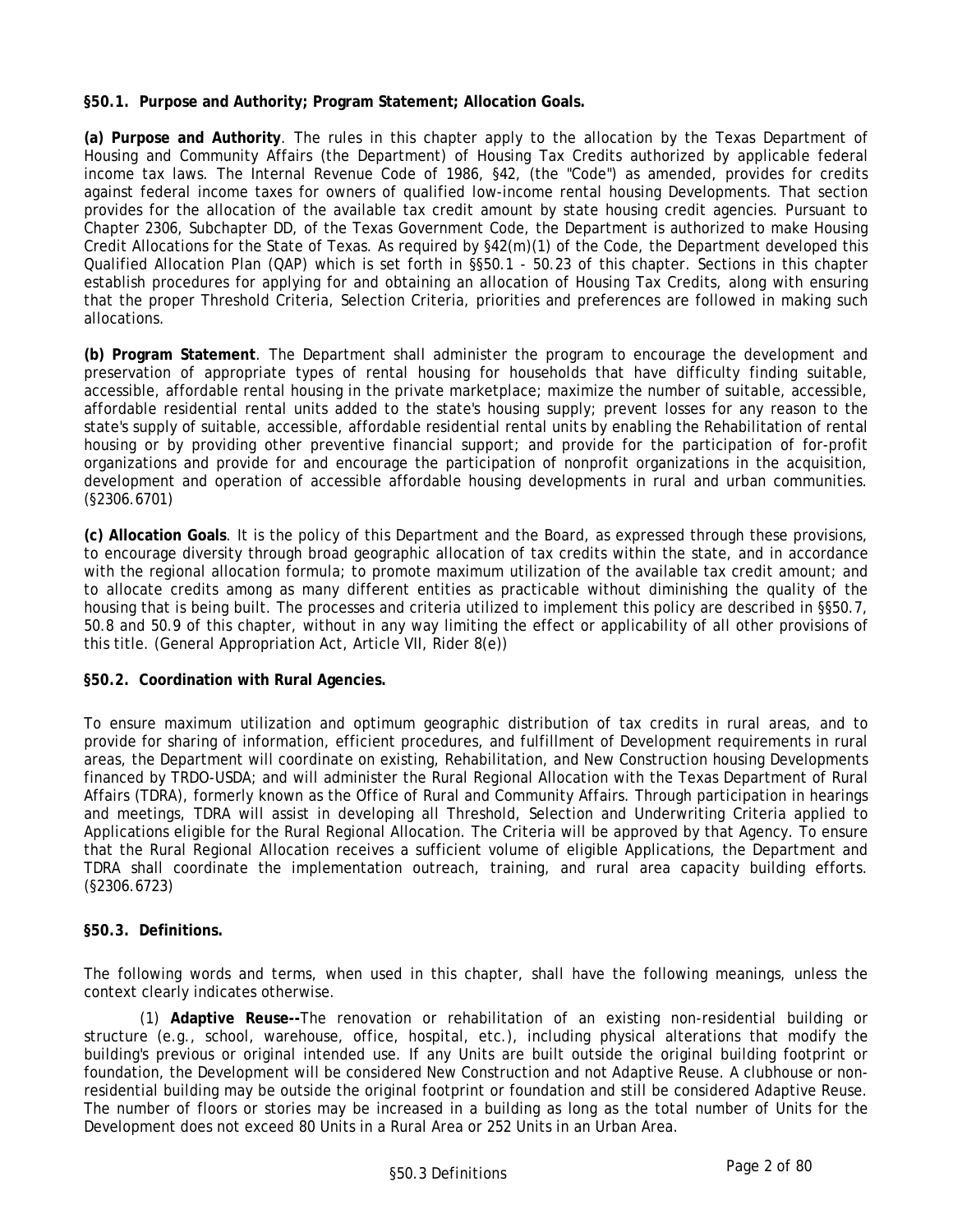**§50.1. Purpose and Authority; Program Statement; Allocation Goals.**

**(a) Purpose and Authority**. The rules in this chapter apply to the allocation by the Texas Department of Housing and Community Affairs (the Department) of Housing Tax Credits authorized by applicable federal income tax laws. The Internal Revenue Code of 1986, §42, (the "Code") as amended, provides for credits against federal income taxes for owners of qualified low-income rental housing Developments. That section provides for the allocation of the available tax credit amount by state housing credit agencies. Pursuant to Chapter 2306, Subchapter DD, of the Texas Government Code, the Department is authorized to make Housing Credit Allocations for the State of Texas. As required by §42(m)(1) of the Code, the Department developed this Qualified Allocation Plan (QAP) which is set forth in §§50.1 - 50.23 of this chapter. Sections in this chapter establish procedures for applying for and obtaining an allocation of Housing Tax Credits, along with ensuring that the proper Threshold Criteria, Selection Criteria, priorities and preferences are followed in making such allocations.

**(b) Program Statement**. The Department shall administer the program to encourage the development and preservation of appropriate types of rental housing for households that have difficulty finding suitable, accessible, affordable rental housing in the private marketplace; maximize the number of suitable, accessible, affordable residential rental units added to the state's housing supply; prevent losses for any reason to the state's supply of suitable, accessible, affordable residential rental units by enabling the Rehabilitation of rental housing or by providing other preventive financial support; and provide for the participation of for-profit organizations and provide for and encourage the participation of nonprofit organizations in the acquisition, development and operation of accessible affordable housing developments in rural and urban communities. (§2306.6701)

**(c) Allocation Goals**. It is the policy of this Department and the Board, as expressed through these provisions, to encourage diversity through broad geographic allocation of tax credits within the state, and in accordance with the regional allocation formula; to promote maximum utilization of the available tax credit amount; and to allocate credits among as many different entities as practicable without diminishing the quality of the housing that is being built. The processes and criteria utilized to implement this policy are described in §§50.7, 50.8 and 50.9 of this chapter, without in any way limiting the effect or applicability of all other provisions of this title. (General Appropriation Act, Article VII, Rider 8(e))

**§50.2. Coordination with Rural Agencies.**

To ensure maximum utilization and optimum geographic distribution of tax credits in rural areas, and to provide for sharing of information, efficient procedures, and fulfillment of Development requirements in rural areas, the Department will coordinate on existing, Rehabilitation, and New Construction housing Developments financed by TRDO-USDA; and will administer the Rural Regional Allocation with the Texas Department of Rural Affairs (TDRA), formerly known as the Office of Rural and Community Affairs. Through participation in hearings and meetings, TDRA will assist in developing all Threshold, Selection and Underwriting Criteria applied to Applications eligible for the Rural Regional Allocation. The Criteria will be approved by that Agency. To ensure that the Rural Regional Allocation receives a sufficient volume of eligible Applications, the Department and TDRA shall coordinate the implementation outreach, training, and rural area capacity building efforts. (§2306.6723)

**§50.3. Definitions.**

The following words and terms, when used in this chapter, shall have the following meanings, unless the context clearly indicates otherwise.

(1) **Adaptive Reuse--**The renovation or rehabilitation of an existing non-residential building or structure (e.g., school, warehouse, office, hospital, etc.), including physical alterations that modify the building's previous or original intended use. If any Units are built outside the original building footprint or foundation, the Development will be considered New Construction and not Adaptive Reuse. A clubhouse or non-residential building may be outside the original footprint or foundation and still be considered Adaptive Reuse. The number of floors or stories may be increased in a building as long as the total number of Units for the Development does not exceed 80 Units in a Rural Area or 252 Units in an Urban Area.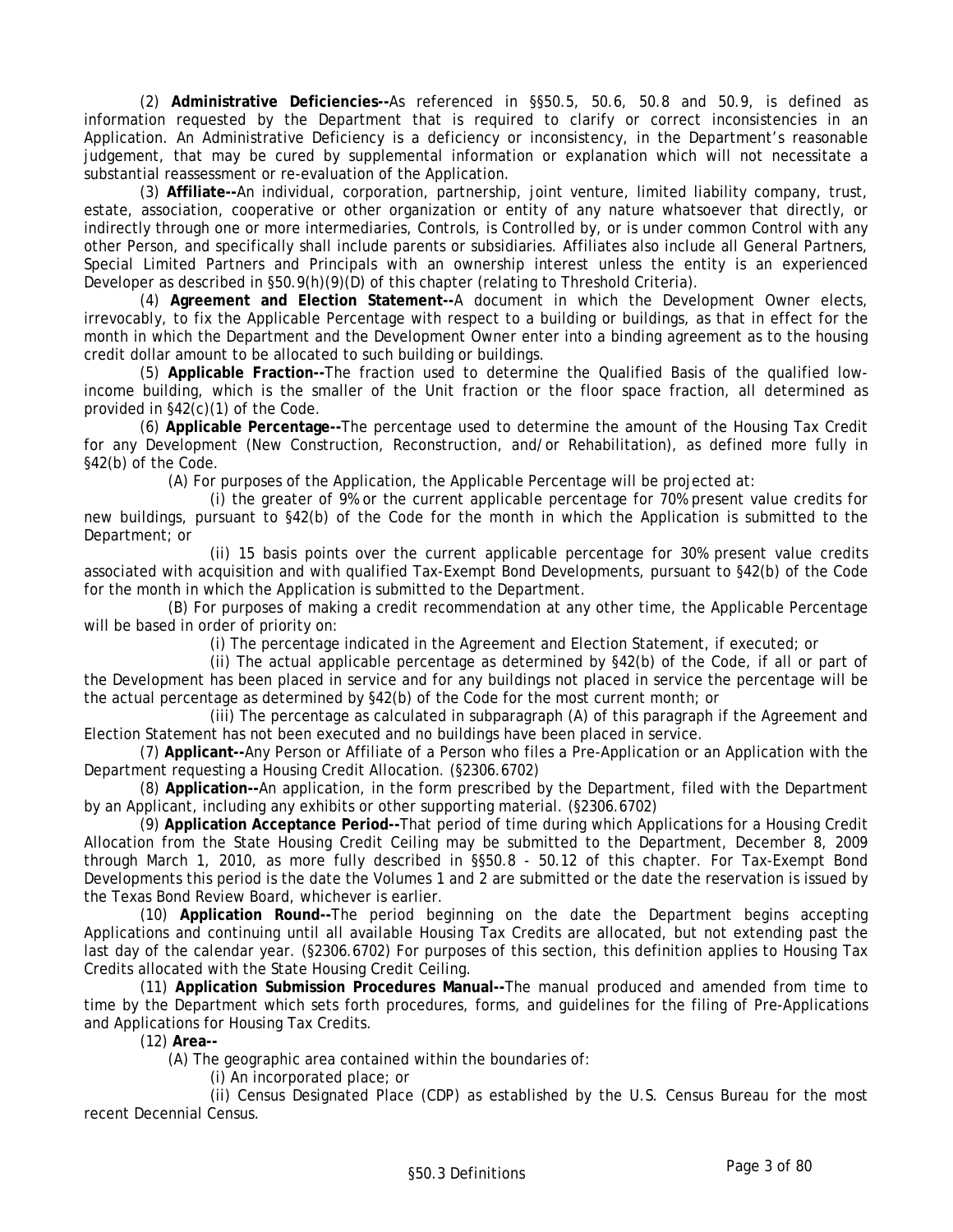(2) **Administrative Deficiencies--**As referenced in §§50.5, 50.6, 50.8 and 50.9, is defined as information requested by the Department that is required to clarify or correct inconsistencies in an Application. An Administrative Deficiency is a deficiency or inconsistency, in the Department's reasonable judgement, that may be cured by supplemental information or explanation which will not necessitate a substantial reassessment or re-evaluation of the Application.

(3) **Affiliate--**An individual, corporation, partnership, joint venture, limited liability company, trust, estate, association, cooperative or other organization or entity of any nature whatsoever that directly, or indirectly through one or more intermediaries, Controls, is Controlled by, or is under common Control with any other Person, and specifically shall include parents or subsidiaries. Affiliates also include all General Partners, Special Limited Partners and Principals with an ownership interest unless the entity is an experienced Developer as described in §50.9(h)(9)(D) of this chapter (relating to Threshold Criteria).

(4) **Agreement and Election Statement--**A document in which the Development Owner elects, irrevocably, to fix the Applicable Percentage with respect to a building or buildings, as that in effect for the month in which the Department and the Development Owner enter into a binding agreement as to the housing credit dollar amount to be allocated to such building or buildings.

(5) **Applicable Fraction--**The fraction used to determine the Qualified Basis of the qualified low-income building, which is the smaller of the Unit fraction or the floor space fraction, all determined as provided in §42(c)(1) of the Code.

(6) **Applicable Percentage--**The percentage used to determine the amount of the Housing Tax Credit for any Development (New Construction, Reconstruction, and/or Rehabilitation), as defined more fully in §42(b) of the Code.

(A) For purposes of the Application, the Applicable Percentage will be projected at:

(i) the greater of 9% or the current applicable percentage for 70% present value credits for new buildings, pursuant to §42(b) of the Code for the month in which the Application is submitted to the Department; or

(ii) 15 basis points over the current applicable percentage for 30% present value credits associated with acquisition and with qualified Tax-Exempt Bond Developments, pursuant to §42(b) of the Code for the month in which the Application is submitted to the Department.

(B) For purposes of making a credit recommendation at any other time, the Applicable Percentage will be based in order of priority on:

(i) The percentage indicated in the Agreement and Election Statement, if executed; or

(ii) The actual applicable percentage as determined by §42(b) of the Code, if all or part of the Development has been placed in service and for any buildings not placed in service the percentage will be the actual percentage as determined by §42(b) of the Code for the most current month; or

(iii) The percentage as calculated in subparagraph (A) of this paragraph if the Agreement and Election Statement has not been executed and no buildings have been placed in service.

(7) **Applicant--**Any Person or Affiliate of a Person who files a Pre-Application or an Application with the Department requesting a Housing Credit Allocation. (§2306.6702)

(8) **Application--**An application, in the form prescribed by the Department, filed with the Department by an Applicant, including any exhibits or other supporting material. (§2306.6702)

(9) **Application Acceptance Period--**That period of time during which Applications for a Housing Credit Allocation from the State Housing Credit Ceiling may be submitted to the Department, December 8, 2009 through March 1, 2010, as more fully described in §§50.8 - 50.12 of this chapter. For Tax-Exempt Bond Developments this period is the date the Volumes 1 and 2 are submitted or the date the reservation is issued by the Texas Bond Review Board, whichever is earlier.

(10) **Application Round--**The period beginning on the date the Department begins accepting Applications and continuing until all available Housing Tax Credits are allocated, but not extending past the last day of the calendar year. (§2306.6702) For purposes of this section, this definition applies to Housing Tax Credits allocated with the State Housing Credit Ceiling.

(11) **Application Submission Procedures Manual--**The manual produced and amended from time to time by the Department which sets forth procedures, forms, and guidelines for the filing of Pre-Applications and Applications for Housing Tax Credits.

(12) **Area--**

(A) The geographic area contained within the boundaries of:

(i) An incorporated place; or

(ii) Census Designated Place (CDP) as established by the U.S. Census Bureau for the most recent Decennial Census.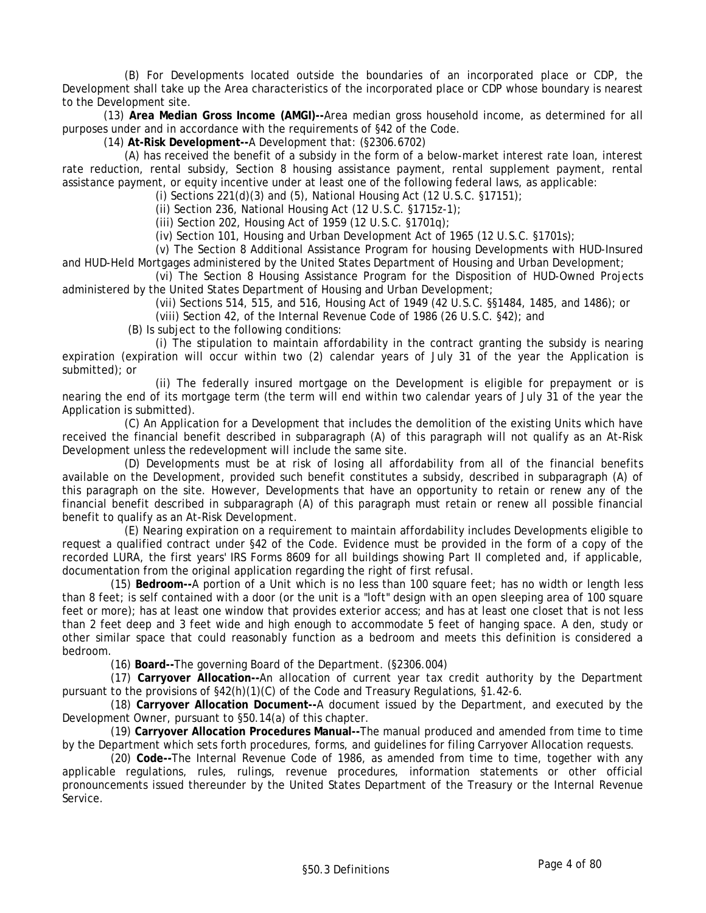(B) For Developments located outside the boundaries of an incorporated place or CDP, the Development shall take up the Area characteristics of the incorporated place or CDP whose boundary is nearest to the Development site.

(13) **Area Median Gross Income (AMGI)--**Area median gross household income, as determined for all purposes under and in accordance with the requirements of §42 of the Code.

(14) **At-Risk Development--**A Development that: (§2306.6702)

(A) has received the benefit of a subsidy in the form of a below-market interest rate loan, interest rate reduction, rental subsidy, Section 8 housing assistance payment, rental supplement payment, rental assistance payment, or equity incentive under at least one of the following federal laws, as applicable:

(i) Sections 221(d)(3) and (5), National Housing Act (12 U.S.C. §17151);

(ii) Section 236, National Housing Act (12 U.S.C. §1715z-1);

(iii) Section 202, Housing Act of 1959 (12 U.S.C. §1701q);

(iv) Section 101, Housing and Urban Development Act of 1965 (12 U.S.C. §1701s);

(v) The Section 8 Additional Assistance Program for housing Developments with HUD-Insured and HUD-Held Mortgages administered by the United States Department of Housing and Urban Development;

(vi) The Section 8 Housing Assistance Program for the Disposition of HUD-Owned Projects administered by the United States Department of Housing and Urban Development;

(vii) Sections 514, 515, and 516, Housing Act of 1949 (42 U.S.C. §§1484, 1485, and 1486); or

(viii) Section 42, of the Internal Revenue Code of 1986 (26 U.S.C. §42); and

(B) Is subject to the following conditions:

(i) The stipulation to maintain affordability in the contract granting the subsidy is nearing expiration (expiration will occur within two (2) calendar years of July 31 of the year the Application is submitted); or

(ii) The federally insured mortgage on the Development is eligible for prepayment or is nearing the end of its mortgage term (the term will end within two calendar years of July 31 of the year the Application is submitted).

(C) An Application for a Development that includes the demolition of the existing Units which have received the financial benefit described in subparagraph (A) of this paragraph will not qualify as an At-Risk Development unless the redevelopment will include the same site.

(D) Developments must be at risk of losing all affordability from all of the financial benefits available on the Development, provided such benefit constitutes a subsidy, described in subparagraph (A) of this paragraph on the site. However, Developments that have an opportunity to retain or renew any of the financial benefit described in subparagraph (A) of this paragraph must retain or renew all possible financial benefit to qualify as an At-Risk Development.

(E) Nearing expiration on a requirement to maintain affordability includes Developments eligible to request a qualified contract under §42 of the Code. Evidence must be provided in the form of a copy of the recorded LURA, the first years' IRS Forms 8609 for all buildings showing Part II completed and, if applicable, documentation from the original application regarding the right of first refusal.

(15) **Bedroom--**A portion of a Unit which is no less than 100 square feet; has no width or length less than 8 feet; is self contained with a door (or the unit is a "loft" design with an open sleeping area of 100 square feet or more); has at least one window that provides exterior access; and has at least one closet that is not less than 2 feet deep and 3 feet wide and high enough to accommodate 5 feet of hanging space. A den, study or other similar space that could reasonably function as a bedroom and meets this definition is considered a bedroom.

(16) **Board--**The governing Board of the Department. (§2306.004)

(17) **Carryover Allocation--**An allocation of current year tax credit authority by the Department pursuant to the provisions of §42(h)(1)(C) of the Code and Treasury Regulations, §1.42-6.

(18) **Carryover Allocation Document--**A document issued by the Department, and executed by the Development Owner, pursuant to §50.14(a) of this chapter.

(19) **Carryover Allocation Procedures Manual--**The manual produced and amended from time to time by the Department which sets forth procedures, forms, and guidelines for filing Carryover Allocation requests.

(20) **Code--**The Internal Revenue Code of 1986, as amended from time to time, together with any applicable regulations, rules, rulings, revenue procedures, information statements or other official pronouncements issued thereunder by the United States Department of the Treasury or the Internal Revenue Service.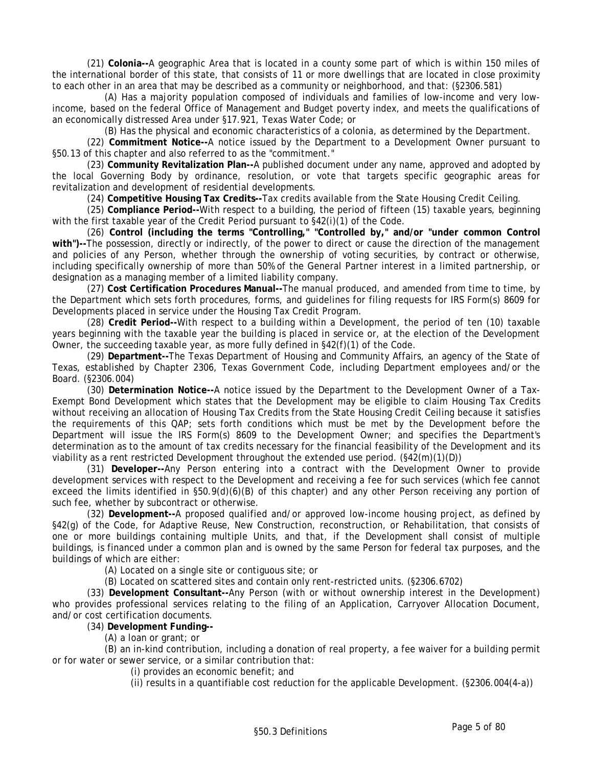(21) **Colonia--**A geographic Area that is located in a county some part of which is within 150 miles of the international border of this state, that consists of 11 or more dwellings that are located in close proximity to each other in an area that may be described as a community or neighborhood, and that: (§2306.581)

(A) Has a majority population composed of individuals and families of low-income and very low-income, based on the federal Office of Management and Budget poverty index, and meets the qualifications of an economically distressed Area under §17.921, Texas Water Code; or

(B) Has the physical and economic characteristics of a colonia, as determined by the Department.

(22) **Commitment Notice--**A notice issued by the Department to a Development Owner pursuant to §50.13 of this chapter and also referred to as the "commitment."

(23) **Community Revitalization Plan--**A published document under any name, approved and adopted by the local Governing Body by ordinance, resolution, or vote that targets specific geographic areas for revitalization and development of residential developments.

(24) **Competitive Housing Tax Credits--**Tax credits available from the State Housing Credit Ceiling.

(25) **Compliance Period--**With respect to a building, the period of fifteen (15) taxable years, beginning with the first taxable year of the Credit Period pursuant to §42(i)(1) of the Code.

(26) **Control (including the terms "Controlling," "Controlled by," and/or "under common Control with")--**The possession, directly or indirectly, of the power to direct or cause the direction of the management and policies of any Person, whether through the ownership of voting securities, by contract or otherwise, including specifically ownership of more than 50% of the General Partner interest in a limited partnership, or designation as a managing member of a limited liability company.

(27) **Cost Certification Procedures Manual--**The manual produced, and amended from time to time, by the Department which sets forth procedures, forms, and guidelines for filing requests for IRS Form(s) 8609 for Developments placed in service under the Housing Tax Credit Program.

(28) **Credit Period--**With respect to a building within a Development, the period of ten (10) taxable years beginning with the taxable year the building is placed in service or, at the election of the Development Owner, the succeeding taxable year, as more fully defined in §42(f)(1) of the Code.

(29) **Department--**The Texas Department of Housing and Community Affairs, an agency of the State of Texas, established by Chapter 2306, Texas Government Code, including Department employees and/or the Board. (§2306.004)

(30) **Determination Notice--**A notice issued by the Department to the Development Owner of a Tax-Exempt Bond Development which states that the Development may be eligible to claim Housing Tax Credits without receiving an allocation of Housing Tax Credits from the State Housing Credit Ceiling because it satisfies the requirements of this QAP; sets forth conditions which must be met by the Development before the Department will issue the IRS Form(s) 8609 to the Development Owner; and specifies the Department's determination as to the amount of tax credits necessary for the financial feasibility of the Development and its viability as a rent restricted Development throughout the extended use period. (§42(m)(1)(D))

(31) **Developer--**Any Person entering into a contract with the Development Owner to provide development services with respect to the Development and receiving a fee for such services (which fee cannot exceed the limits identified in §50.9(d)(6)(B) of this chapter) and any other Person receiving any portion of such fee, whether by subcontract or otherwise.

(32) **Development--**A proposed qualified and/or approved low-income housing project, as defined by §42(g) of the Code, for Adaptive Reuse, New Construction, reconstruction, or Rehabilitation, that consists of one or more buildings containing multiple Units, and that, if the Development shall consist of multiple buildings, is financed under a common plan and is owned by the same Person for federal tax purposes, and the buildings of which are either:

(A) Located on a single site or contiguous site; or

(B) Located on scattered sites and contain only rent-restricted units. (§2306.6702)

(33) **Development Consultant--**Any Person (with or without ownership interest in the Development) who provides professional services relating to the filing of an Application, Carryover Allocation Document, and/or cost certification documents.

(34) **Development Funding--**

(A) a loan or grant; or

(B) an in-kind contribution, including a donation of real property, a fee waiver for a building permit or for water or sewer service, or a similar contribution that:

(i) provides an economic benefit; and

(ii) results in a quantifiable cost reduction for the applicable Development. (§2306.004(4-a))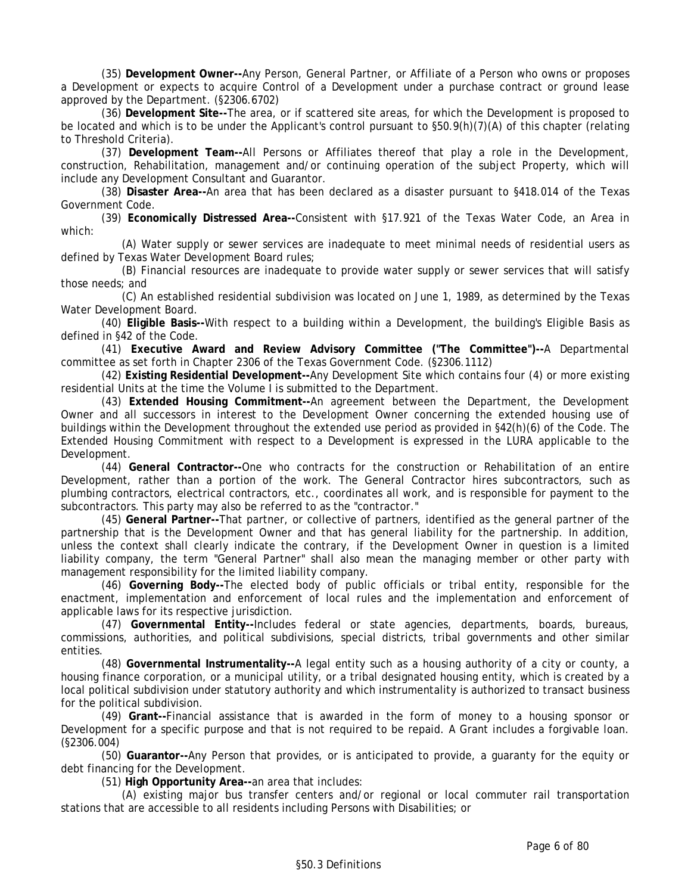(35) **Development Owner--**Any Person, General Partner, or Affiliate of a Person who owns or proposes a Development or expects to acquire Control of a Development under a purchase contract or ground lease approved by the Department. (§2306.6702)

(36) **Development Site--**The area, or if scattered site areas, for which the Development is proposed to be located and which is to be under the Applicant's control pursuant to §50.9(h)(7)(A) of this chapter (relating to Threshold Criteria).

(37) **Development Team--**All Persons or Affiliates thereof that play a role in the Development, construction, Rehabilitation, management and/or continuing operation of the subject Property, which will include any Development Consultant and Guarantor.

(38) **Disaster Area--**An area that has been declared as a disaster pursuant to §418.014 of the Texas Government Code.

(39) **Economically Distressed Area--**Consistent with §17.921 of the Texas Water Code, an Area in which:

(A) Water supply or sewer services are inadequate to meet minimal needs of residential users as defined by Texas Water Development Board rules;

(B) Financial resources are inadequate to provide water supply or sewer services that will satisfy those needs; and

(C) An established residential subdivision was located on June 1, 1989, as determined by the Texas Water Development Board.

(40) **Eligible Basis--**With respect to a building within a Development, the building's Eligible Basis as defined in §42 of the Code.

(41) **Executive Award and Review Advisory Committee ("The Committee")--**A Departmental committee as set forth in Chapter 2306 of the Texas Government Code. (§2306.1112)

(42) **Existing Residential Development--**Any Development Site which contains four (4) or more existing residential Units at the time the Volume I is submitted to the Department.

(43) **Extended Housing Commitment--**An agreement between the Department, the Development Owner and all successors in interest to the Development Owner concerning the extended housing use of buildings within the Development throughout the extended use period as provided in §42(h)(6) of the Code. The Extended Housing Commitment with respect to a Development is expressed in the LURA applicable to the Development.

(44) **General Contractor--**One who contracts for the construction or Rehabilitation of an entire Development, rather than a portion of the work. The General Contractor hires subcontractors, such as plumbing contractors, electrical contractors, etc., coordinates all work, and is responsible for payment to the subcontractors. This party may also be referred to as the "contractor."

(45) **General Partner--**That partner, or collective of partners, identified as the general partner of the partnership that is the Development Owner and that has general liability for the partnership. In addition, unless the context shall clearly indicate the contrary, if the Development Owner in question is a limited liability company, the term "General Partner" shall also mean the managing member or other party with management responsibility for the limited liability company.

(46) **Governing Body--**The elected body of public officials or tribal entity, responsible for the enactment, implementation and enforcement of local rules and the implementation and enforcement of applicable laws for its respective jurisdiction.

(47) **Governmental Entity--**Includes federal or state agencies, departments, boards, bureaus, commissions, authorities, and political subdivisions, special districts, tribal governments and other similar entities.

(48) **Governmental Instrumentality--**A legal entity such as a housing authority of a city or county, a housing finance corporation, or a municipal utility, or a tribal designated housing entity, which is created by a local political subdivision under statutory authority and which instrumentality is authorized to transact business for the political subdivision.

(49) **Grant--**Financial assistance that is awarded in the form of money to a housing sponsor or Development for a specific purpose and that is not required to be repaid. A Grant includes a forgivable loan. (§2306.004)

(50) **Guarantor--**Any Person that provides, or is anticipated to provide, a guaranty for the equity or debt financing for the Development.

(51) **High Opportunity Area--**an area that includes:

(A) existing major bus transfer centers and/or regional or local commuter rail transportation stations that are accessible to all residents including Persons with Disabilities; or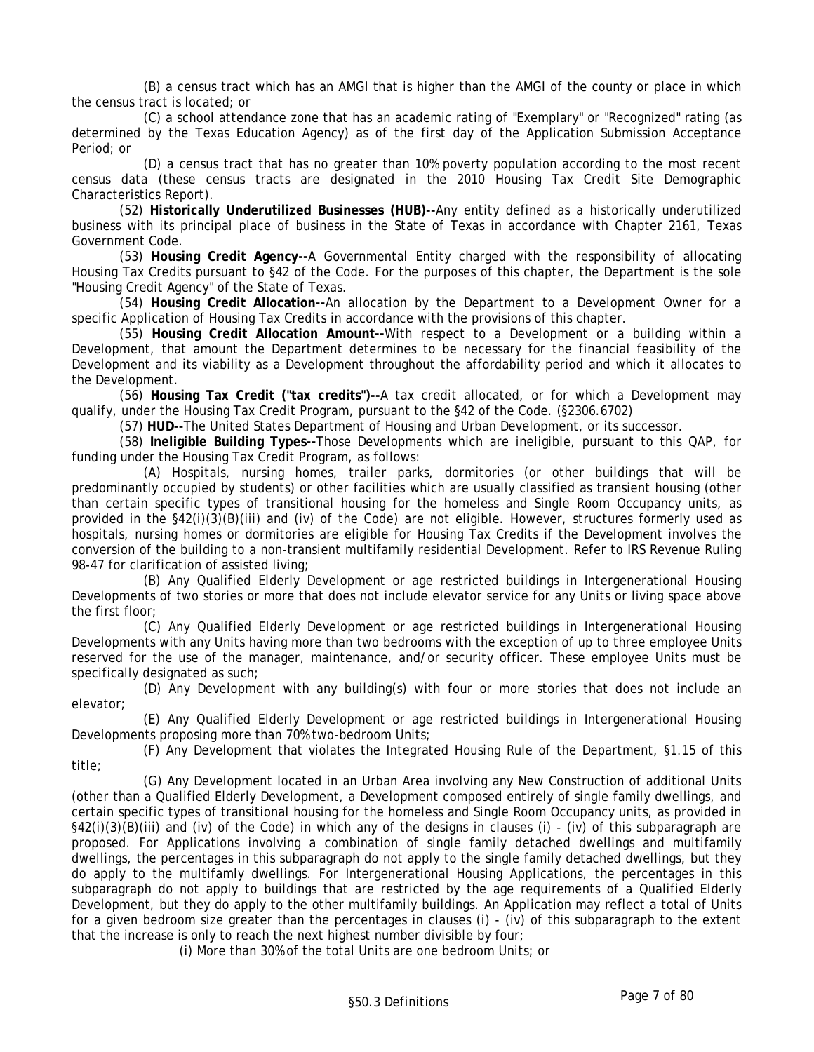(B) a census tract which has an AMGI that is higher than the AMGI of the county or place in which the census tract is located; or

(C) a school attendance zone that has an academic rating of "Exemplary" or "Recognized" rating (as determined by the Texas Education Agency) as of the first day of the Application Submission Acceptance Period; or

(D) a census tract that has no greater than 10% poverty population according to the most recent census data (these census tracts are designated in the 2010 Housing Tax Credit Site Demographic Characteristics Report).

(52) **Historically Underutilized Businesses (HUB)--**Any entity defined as a historically underutilized business with its principal place of business in the State of Texas in accordance with Chapter 2161, Texas Government Code.

(53) **Housing Credit Agency--**A Governmental Entity charged with the responsibility of allocating Housing Tax Credits pursuant to §42 of the Code. For the purposes of this chapter, the Department is the sole "Housing Credit Agency" of the State of Texas.

(54) **Housing Credit Allocation--**An allocation by the Department to a Development Owner for a specific Application of Housing Tax Credits in accordance with the provisions of this chapter.

(55) **Housing Credit Allocation Amount--**With respect to a Development or a building within a Development, that amount the Department determines to be necessary for the financial feasibility of the Development and its viability as a Development throughout the affordability period and which it allocates to the Development.

(56) **Housing Tax Credit ("tax credits")--**A tax credit allocated, or for which a Development may qualify, under the Housing Tax Credit Program, pursuant to the §42 of the Code. (§2306.6702)

(57) **HUD--**The United States Department of Housing and Urban Development, or its successor.

(58) **Ineligible Building Types--**Those Developments which are ineligible, pursuant to this QAP, for funding under the Housing Tax Credit Program, as follows:

(A) Hospitals, nursing homes, trailer parks, dormitories (or other buildings that will be predominantly occupied by students) or other facilities which are usually classified as transient housing (other than certain specific types of transitional housing for the homeless and Single Room Occupancy units, as provided in the §42(i)(3)(B)(iii) and (iv) of the Code) are not eligible. However, structures formerly used as hospitals, nursing homes or dormitories are eligible for Housing Tax Credits if the Development involves the conversion of the building to a non-transient multifamily residential Development. Refer to IRS Revenue Ruling 98-47 for clarification of assisted living;

(B) Any Qualified Elderly Development or age restricted buildings in Intergenerational Housing Developments of two stories or more that does not include elevator service for any Units or living space above the first floor;

(C) Any Qualified Elderly Development or age restricted buildings in Intergenerational Housing Developments with any Units having more than two bedrooms with the exception of up to three employee Units reserved for the use of the manager, maintenance, and/or security officer. These employee Units must be specifically designated as such;

(D) Any Development with any building(s) with four or more stories that does not include an elevator;

(E) Any Qualified Elderly Development or age restricted buildings in Intergenerational Housing Developments proposing more than 70% two-bedroom Units;

(F) Any Development that violates the Integrated Housing Rule of the Department, §1.15 of this title;

(G) Any Development located in an Urban Area involving any New Construction of additional Units (other than a Qualified Elderly Development, a Development composed entirely of single family dwellings, and certain specific types of transitional housing for the homeless and Single Room Occupancy units, as provided in §42(i)(3)(B)(iii) and (iv) of the Code) in which any of the designs in clauses (i) - (iv) of this subparagraph are proposed. For Applications involving a combination of single family detached dwellings and multifamily dwellings, the percentages in this subparagraph do not apply to the single family detached dwellings, but they do apply to the multifamly dwellings. For Intergenerational Housing Applications, the percentages in this subparagraph do not apply to buildings that are restricted by the age requirements of a Qualified Elderly Development, but they do apply to the other multifamily buildings. An Application may reflect a total of Units for a given bedroom size greater than the percentages in clauses (i) - (iv) of this subparagraph to the extent that the increase is only to reach the next highest number divisible by four;

(i) More than 30% of the total Units are one bedroom Units; or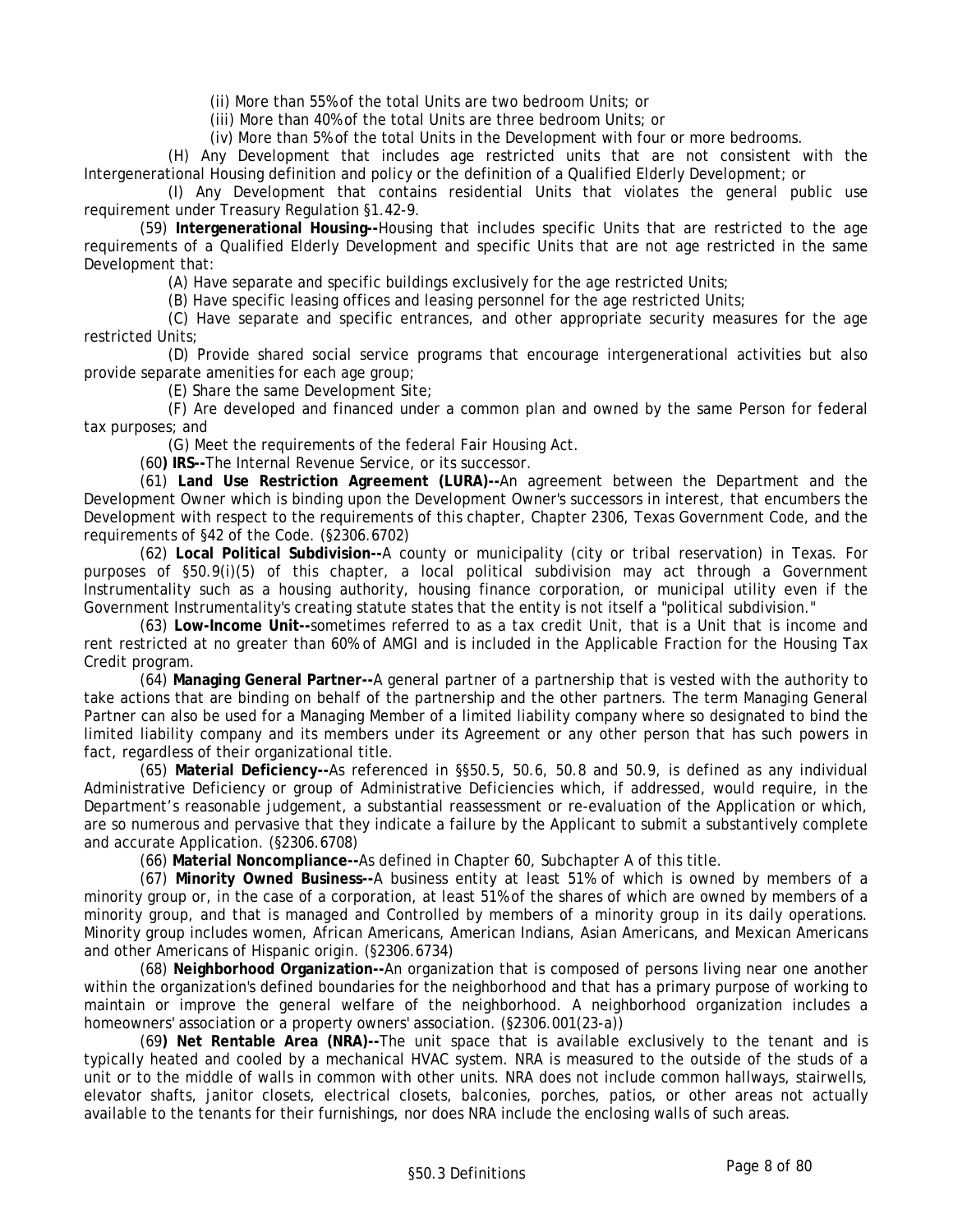(ii) More than 55% of the total Units are two bedroom Units; or

(iii) More than 40% of the total Units are three bedroom Units; or

(iv) More than 5% of the total Units in the Development with four or more bedrooms.

(H) Any Development that includes age restricted units that are not consistent with the Intergenerational Housing definition and policy or the definition of a Qualified Elderly Development; or

(I) Any Development that contains residential Units that violates the general public use requirement under Treasury Regulation §1.42-9.

(59) **Intergenerational Housing--**Housing that includes specific Units that are restricted to the age requirements of a Qualified Elderly Development and specific Units that are not age restricted in the same Development that:

(A) Have separate and specific buildings exclusively for the age restricted Units;

(B) Have specific leasing offices and leasing personnel for the age restricted Units;

(C) Have separate and specific entrances, and other appropriate security measures for the age restricted Units;

(D) Provide shared social service programs that encourage intergenerational activities but also provide separate amenities for each age group;

(E) Share the same Development Site;

(F) Are developed and financed under a common plan and owned by the same Person for federal tax purposes; and

(G) Meet the requirements of the federal Fair Housing Act.

(60**) IRS--**The Internal Revenue Service, or its successor.

(61) **Land Use Restriction Agreement (LURA)--**An agreement between the Department and the Development Owner which is binding upon the Development Owner's successors in interest, that encumbers the Development with respect to the requirements of this chapter, Chapter 2306, Texas Government Code, and the requirements of §42 of the Code. (§2306.6702)

(62) **Local Political Subdivision--**A county or municipality (city or tribal reservation) in Texas. For purposes of §50.9(i)(5) of this chapter, a local political subdivision may act through a Government Instrumentality such as a housing authority, housing finance corporation, or municipal utility even if the Government Instrumentality's creating statute states that the entity is not itself a "political subdivision."

(63) **Low-Income Unit--**sometimes referred to as a tax credit Unit, that is a Unit that is income and rent restricted at no greater than 60% of AMGI and is included in the Applicable Fraction for the Housing Tax Credit program.

(64) **Managing General Partner--**A general partner of a partnership that is vested with the authority to take actions that are binding on behalf of the partnership and the other partners. The term Managing General Partner can also be used for a Managing Member of a limited liability company where so designated to bind the limited liability company and its members under its Agreement or any other person that has such powers in fact, regardless of their organizational title.

(65) **Material Deficiency--**As referenced in §§50.5, 50.6, 50.8 and 50.9, is defined as any individual Administrative Deficiency or group of Administrative Deficiencies which, if addressed, would require, in the Department's reasonable judgement, a substantial reassessment or re-evaluation of the Application or which, are so numerous and pervasive that they indicate a failure by the Applicant to submit a substantively complete and accurate Application. (§2306.6708)

(66) **Material Noncompliance--**As defined in Chapter 60, Subchapter A of this title.

(67) **Minority Owned Business--**A business entity at least 51% of which is owned by members of a minority group or, in the case of a corporation, at least 51% of the shares of which are owned by members of a minority group, and that is managed and Controlled by members of a minority group in its daily operations. Minority group includes women, African Americans, American Indians, Asian Americans, and Mexican Americans and other Americans of Hispanic origin. (§2306.6734)

(68) **Neighborhood Organization--**An organization that is composed of persons living near one another within the organization's defined boundaries for the neighborhood and that has a primary purpose of working to maintain or improve the general welfare of the neighborhood. A neighborhood organization includes a homeowners' association or a property owners' association. (§2306.001(23-a))

(69**) Net Rentable Area (NRA)--**The unit space that is available exclusively to the tenant and is typically heated and cooled by a mechanical HVAC system. NRA is measured to the outside of the studs of a unit or to the middle of walls in common with other units. NRA does not include common hallways, stairwells, elevator shafts, janitor closets, electrical closets, balconies, porches, patios, or other areas not actually available to the tenants for their furnishings, nor does NRA include the enclosing walls of such areas.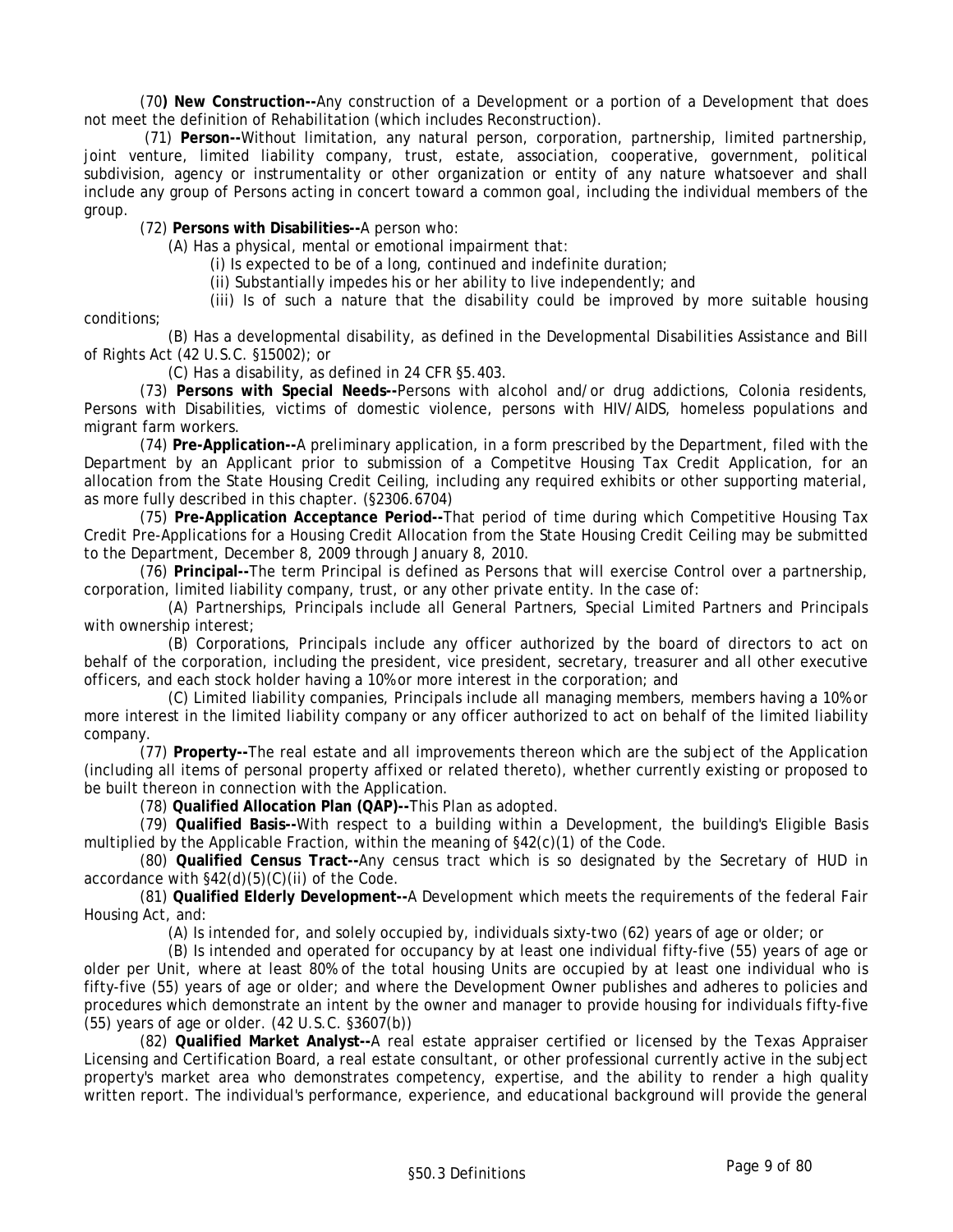(70) **New Construction--**Any construction of a Development or a portion of a Development that does not meet the definition of Rehabilitation (which includes Reconstruction).

(71) **Person--**Without limitation, any natural person, corporation, partnership, limited partnership, joint venture, limited liability company, trust, estate, association, cooperative, government, political subdivision, agency or instrumentality or other organization or entity of any nature whatsoever and shall include any group of Persons acting in concert toward a common goal, including the individual members of the group.

(72) **Persons with Disabilities--**A person who:

(A) Has a physical, mental or emotional impairment that:

(i) Is expected to be of a long, continued and indefinite duration;

(ii) Substantially impedes his or her ability to live independently; and

(iii) Is of such a nature that the disability could be improved by more suitable housing conditions;

(B) Has a developmental disability, as defined in the Developmental Disabilities Assistance and Bill of Rights Act (42 U.S.C. §15002); or

(C) Has a disability, as defined in 24 CFR §5.403.

(73) **Persons with Special Needs--**Persons with alcohol and/or drug addictions, Colonia residents, Persons with Disabilities, victims of domestic violence, persons with HIV/AIDS, homeless populations and migrant farm workers.

(74) **Pre-Application--**A preliminary application, in a form prescribed by the Department, filed with the Department by an Applicant prior to submission of a Competitve Housing Tax Credit Application, for an allocation from the State Housing Credit Ceiling, including any required exhibits or other supporting material, as more fully described in this chapter. (§2306.6704)

(75) **Pre-Application Acceptance Period--**That period of time during which Competitive Housing Tax Credit Pre-Applications for a Housing Credit Allocation from the State Housing Credit Ceiling may be submitted to the Department, December 8, 2009 through January 8, 2010.

(76) **Principal--**The term Principal is defined as Persons that will exercise Control over a partnership, corporation, limited liability company, trust, or any other private entity. In the case of:

(A) Partnerships, Principals include all General Partners, Special Limited Partners and Principals with ownership interest;

(B) Corporations, Principals include any officer authorized by the board of directors to act on behalf of the corporation, including the president, vice president, secretary, treasurer and all other executive officers, and each stock holder having a 10% or more interest in the corporation; and

(C) Limited liability companies, Principals include all managing members, members having a 10% or more interest in the limited liability company or any officer authorized to act on behalf of the limited liability company.

(77) **Property--**The real estate and all improvements thereon which are the subject of the Application (including all items of personal property affixed or related thereto), whether currently existing or proposed to be built thereon in connection with the Application.

(78) **Qualified Allocation Plan (QAP)--**This Plan as adopted.

(79) **Qualified Basis--**With respect to a building within a Development, the building's Eligible Basis multiplied by the Applicable Fraction, within the meaning of §42(c)(1) of the Code.

(80) **Qualified Census Tract--**Any census tract which is so designated by the Secretary of HUD in accordance with §42(d)(5)(C)(ii) of the Code.

(81) **Qualified Elderly Development--**A Development which meets the requirements of the federal Fair Housing Act, and:

(A) Is intended for, and solely occupied by, individuals sixty-two (62) years of age or older; or

(B) Is intended and operated for occupancy by at least one individual fifty-five (55) years of age or older per Unit, where at least 80% of the total housing Units are occupied by at least one individual who is fifty-five (55) years of age or older; and where the Development Owner publishes and adheres to policies and procedures which demonstrate an intent by the owner and manager to provide housing for individuals fifty-five (55) years of age or older. (42 U.S.C. §3607(b))

(82) **Qualified Market Analyst--**A real estate appraiser certified or licensed by the Texas Appraiser Licensing and Certification Board, a real estate consultant, or other professional currently active in the subject property's market area who demonstrates competency, expertise, and the ability to render a high quality written report. The individual's performance, experience, and educational background will provide the general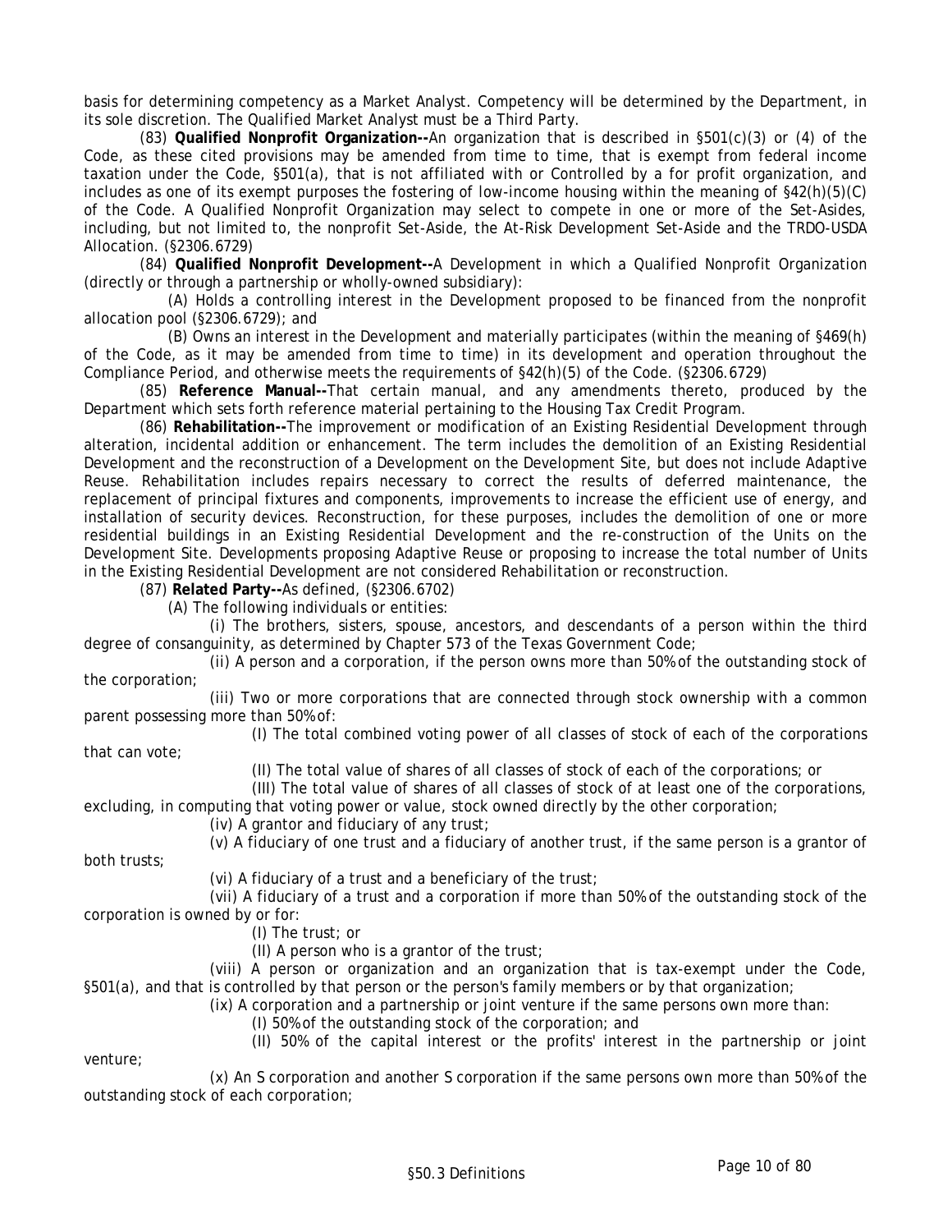basis for determining competency as a Market Analyst. Competency will be determined by the Department, in its sole discretion. The Qualified Market Analyst must be a Third Party.

(83) **Qualified Nonprofit Organization--**An organization that is described in §501(c)(3) or (4) of the Code, as these cited provisions may be amended from time to time, that is exempt from federal income taxation under the Code, §501(a), that is not affiliated with or Controlled by a for profit organization, and includes as one of its exempt purposes the fostering of low-income housing within the meaning of §42(h)(5)(C) of the Code. A Qualified Nonprofit Organization may select to compete in one or more of the Set-Asides, including, but not limited to, the nonprofit Set-Aside, the At-Risk Development Set-Aside and the TRDO-USDA Allocation. (§2306.6729)

(84) **Qualified Nonprofit Development--**A Development in which a Qualified Nonprofit Organization (directly or through a partnership or wholly-owned subsidiary):

(A) Holds a controlling interest in the Development proposed to be financed from the nonprofit allocation pool (§2306.6729); and

(B) Owns an interest in the Development and materially participates (within the meaning of §469(h) of the Code, as it may be amended from time to time) in its development and operation throughout the Compliance Period, and otherwise meets the requirements of §42(h)(5) of the Code. (§2306.6729)

(85) **Reference Manual--**That certain manual, and any amendments thereto, produced by the Department which sets forth reference material pertaining to the Housing Tax Credit Program.

(86) **Rehabilitation--**The improvement or modification of an Existing Residential Development through alteration, incidental addition or enhancement. The term includes the demolition of an Existing Residential Development and the reconstruction of a Development on the Development Site, but does not include Adaptive Reuse. Rehabilitation includes repairs necessary to correct the results of deferred maintenance, the replacement of principal fixtures and components, improvements to increase the efficient use of energy, and installation of security devices. Reconstruction, for these purposes, includes the demolition of one or more residential buildings in an Existing Residential Development and the re-construction of the Units on the Development Site. Developments proposing Adaptive Reuse or proposing to increase the total number of Units in the Existing Residential Development are not considered Rehabilitation or reconstruction.

(87) **Related Party--**As defined, (§2306.6702)

(A) The following individuals or entities:

(i) The brothers, sisters, spouse, ancestors, and descendants of a person within the third degree of consanguinity, as determined by Chapter 573 of the Texas Government Code;

(ii) A person and a corporation, if the person owns more than 50% of the outstanding stock of the corporation;

(iii) Two or more corporations that are connected through stock ownership with a common parent possessing more than 50% of:

(I) The total combined voting power of all classes of stock of each of the corporations that can vote;

(II) The total value of shares of all classes of stock of each of the corporations; or

(III) The total value of shares of all classes of stock of at least one of the corporations, excluding, in computing that voting power or value, stock owned directly by the other corporation;

(iv) A grantor and fiduciary of any trust;

(v) A fiduciary of one trust and a fiduciary of another trust, if the same person is a grantor of both trusts;

(vi) A fiduciary of a trust and a beneficiary of the trust;

(vii) A fiduciary of a trust and a corporation if more than 50% of the outstanding stock of the corporation is owned by or for:

(I) The trust; or

(II) A person who is a grantor of the trust;

(viii) A person or organization and an organization that is tax-exempt under the Code, §501(a), and that is controlled by that person or the person's family members or by that organization;

(ix) A corporation and a partnership or joint venture if the same persons own more than:

(I) 50% of the outstanding stock of the corporation; and

(II) 50% of the capital interest or the profits' interest in the partnership or joint venture;

(x) An S corporation and another S corporation if the same persons own more than 50% of the outstanding stock of each corporation;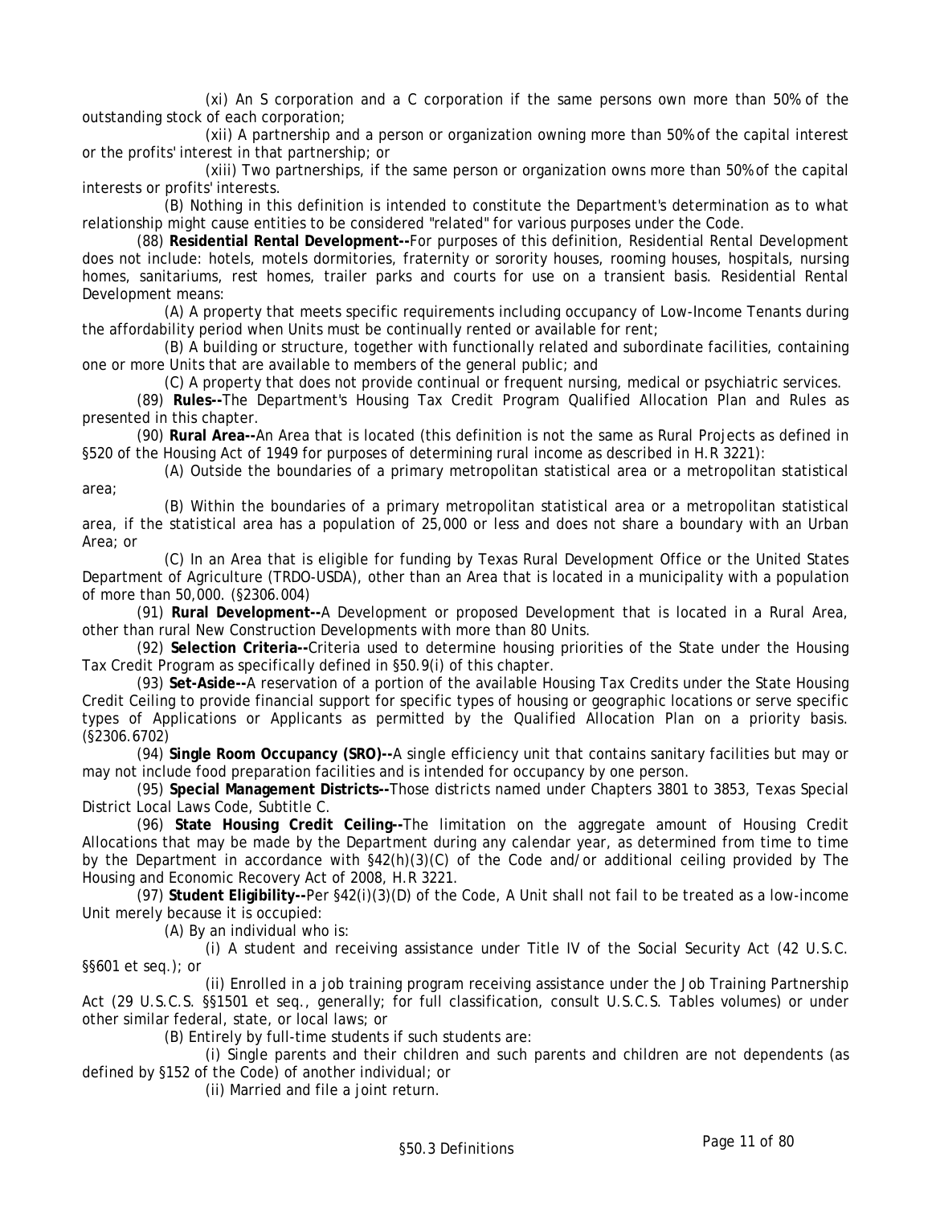(xi) An S corporation and a C corporation if the same persons own more than 50% of the outstanding stock of each corporation;

(xii) A partnership and a person or organization owning more than 50% of the capital interest or the profits' interest in that partnership; or

(xiii) Two partnerships, if the same person or organization owns more than 50% of the capital interests or profits' interests.

(B) Nothing in this definition is intended to constitute the Department's determination as to what relationship might cause entities to be considered "related" for various purposes under the Code.

(88) **Residential Rental Development--**For purposes of this definition, Residential Rental Development does not include: hotels, motels dormitories, fraternity or sorority houses, rooming houses, hospitals, nursing homes, sanitariums, rest homes, trailer parks and courts for use on a transient basis. Residential Rental Development means:

(A) A property that meets specific requirements including occupancy of Low-Income Tenants during the affordability period when Units must be continually rented or available for rent;

(B) A building or structure, together with functionally related and subordinate facilities, containing one or more Units that are available to members of the general public; and

(C) A property that does not provide continual or frequent nursing, medical or psychiatric services.

(89) **Rules--**The Department's Housing Tax Credit Program Qualified Allocation Plan and Rules as presented in this chapter.

(90) **Rural Area--**An Area that is located (this definition is not the same as Rural Projects as defined in §520 of the Housing Act of 1949 for purposes of determining rural income as described in H.R 3221):

(A) Outside the boundaries of a primary metropolitan statistical area or a metropolitan statistical area;

(B) Within the boundaries of a primary metropolitan statistical area or a metropolitan statistical area, if the statistical area has a population of 25,000 or less and does not share a boundary with an Urban Area; or

(C) In an Area that is eligible for funding by Texas Rural Development Office or the United States Department of Agriculture (TRDO-USDA), other than an Area that is located in a municipality with a population of more than 50,000. (§2306.004)

(91) **Rural Development--**A Development or proposed Development that is located in a Rural Area, other than rural New Construction Developments with more than 80 Units.

(92) **Selection Criteria--**Criteria used to determine housing priorities of the State under the Housing Tax Credit Program as specifically defined in §50.9(i) of this chapter.

(93) **Set-Aside--**A reservation of a portion of the available Housing Tax Credits under the State Housing Credit Ceiling to provide financial support for specific types of housing or geographic locations or serve specific types of Applications or Applicants as permitted by the Qualified Allocation Plan on a priority basis. (§2306.6702)

(94) **Single Room Occupancy (SRO)--**A single efficiency unit that contains sanitary facilities but may or may not include food preparation facilities and is intended for occupancy by one person.

(95) **Special Management Districts--**Those districts named under Chapters 3801 to 3853, Texas Special District Local Laws Code, Subtitle C.

(96) **State Housing Credit Ceiling--**The limitation on the aggregate amount of Housing Credit Allocations that may be made by the Department during any calendar year, as determined from time to time by the Department in accordance with §42(h)(3)(C) of the Code and/or additional ceiling provided by The Housing and Economic Recovery Act of 2008, H.R 3221.

(97) **Student Eligibility--**Per §42(i)(3)(D) of the Code, A Unit shall not fail to be treated as a low-income Unit merely because it is occupied:

(A) By an individual who is:

(i) A student and receiving assistance under Title IV of the Social Security Act (42 U.S.C. §§601 et seq.); or

(ii) Enrolled in a job training program receiving assistance under the Job Training Partnership Act (29 U.S.C.S. §§1501 et seq., generally; for full classification, consult U.S.C.S. Tables volumes) or under other similar federal, state, or local laws; or

(B) Entirely by full-time students if such students are:

(i) Single parents and their children and such parents and children are not dependents (as defined by §152 of the Code) of another individual; or

(ii) Married and file a joint return.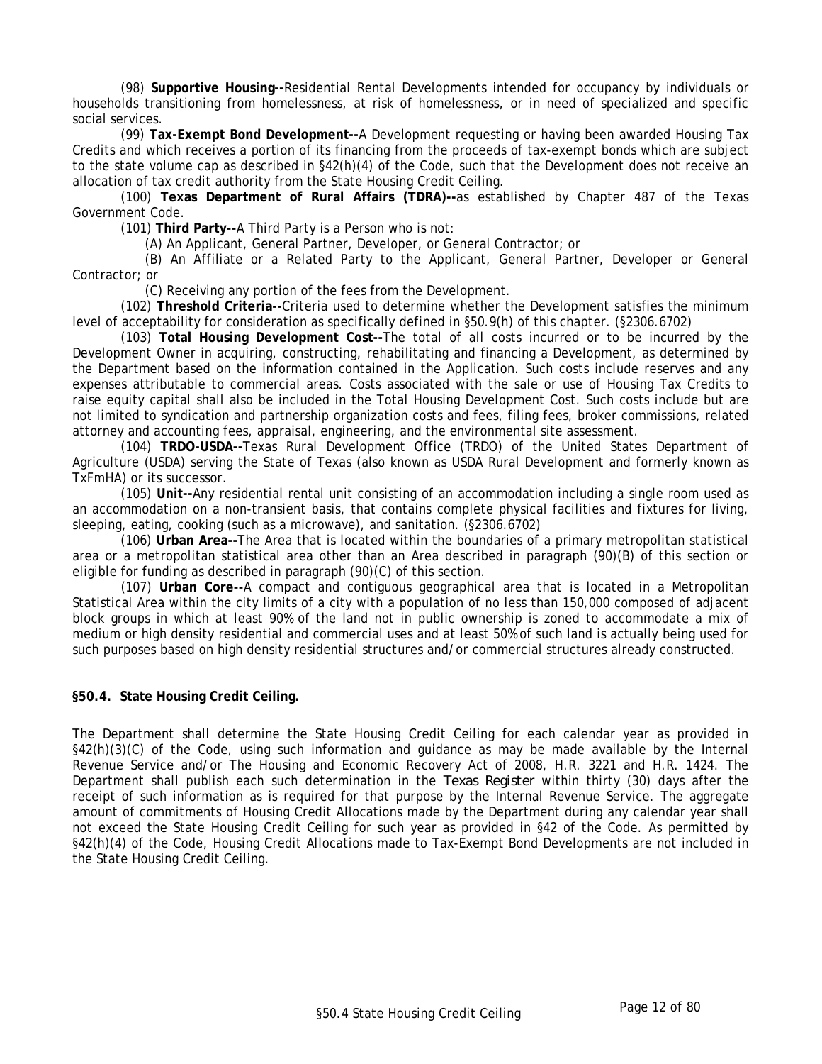(98) **Supportive Housing--**Residential Rental Developments intended for occupancy by individuals or households transitioning from homelessness, at risk of homelessness, or in need of specialized and specific social services.

(99) **Tax-Exempt Bond Development--**A Development requesting or having been awarded Housing Tax Credits and which receives a portion of its financing from the proceeds of tax-exempt bonds which are subject to the state volume cap as described in §42(h)(4) of the Code, such that the Development does not receive an allocation of tax credit authority from the State Housing Credit Ceiling.

(100) **Texas Department of Rural Affairs (TDRA)--**as established by Chapter 487 of the Texas Government Code.

(101) **Third Party--**A Third Party is a Person who is not:

(A) An Applicant, General Partner, Developer, or General Contractor; or

(B) An Affiliate or a Related Party to the Applicant, General Partner, Developer or General Contractor; or

(C) Receiving any portion of the fees from the Development.

(102) **Threshold Criteria--**Criteria used to determine whether the Development satisfies the minimum level of acceptability for consideration as specifically defined in §50.9(h) of this chapter. (§2306.6702)

(103) **Total Housing Development Cost--**The total of all costs incurred or to be incurred by the Development Owner in acquiring, constructing, rehabilitating and financing a Development, as determined by the Department based on the information contained in the Application. Such costs include reserves and any expenses attributable to commercial areas. Costs associated with the sale or use of Housing Tax Credits to raise equity capital shall also be included in the Total Housing Development Cost. Such costs include but are not limited to syndication and partnership organization costs and fees, filing fees, broker commissions, related attorney and accounting fees, appraisal, engineering, and the environmental site assessment.

(104) **TRDO-USDA--**Texas Rural Development Office (TRDO) of the United States Department of Agriculture (USDA) serving the State of Texas (also known as USDA Rural Development and formerly known as TxFmHA) or its successor.

(105) **Unit--**Any residential rental unit consisting of an accommodation including a single room used as an accommodation on a non-transient basis, that contains complete physical facilities and fixtures for living, sleeping, eating, cooking (such as a microwave), and sanitation. (§2306.6702)

(106) **Urban Area--**The Area that is located within the boundaries of a primary metropolitan statistical area or a metropolitan statistical area other than an Area described in paragraph (90)(B) of this section or eligible for funding as described in paragraph (90)(C) of this section.

(107) **Urban Core--**A compact and contiguous geographical area that is located in a Metropolitan Statistical Area within the city limits of a city with a population of no less than 150,000 composed of adjacent block groups in which at least 90% of the land not in public ownership is zoned to accommodate a mix of medium or high density residential and commercial uses and at least 50% of such land is actually being used for such purposes based on high density residential structures and/or commercial structures already constructed.

## §50.4. State Housing Credit Ceiling.

The Department shall determine the State Housing Credit Ceiling for each calendar year as provided in §42(h)(3)(C) of the Code, using such information and guidance as may be made available by the Internal Revenue Service and/or The Housing and Economic Recovery Act of 2008, H.R. 3221 and H.R. 1424. The Department shall publish each such determination in the *Texas Register* within thirty (30) days after the receipt of such information as is required for that purpose by the Internal Revenue Service. The aggregate amount of commitments of Housing Credit Allocations made by the Department during any calendar year shall not exceed the State Housing Credit Ceiling for such year as provided in §42 of the Code. As permitted by §42(h)(4) of the Code, Housing Credit Allocations made to Tax-Exempt Bond Developments are not included in the State Housing Credit Ceiling.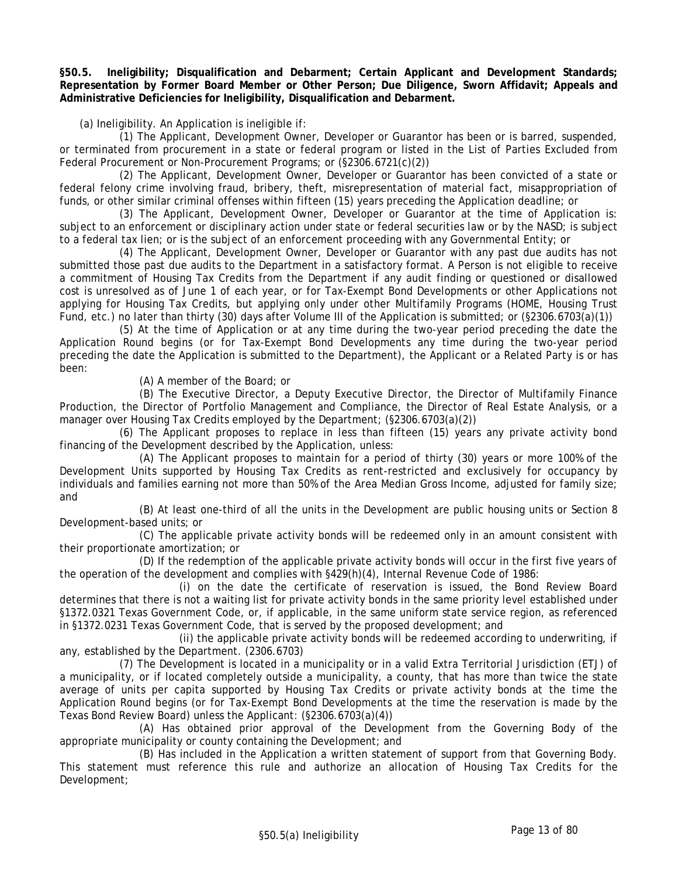**§50.5. Ineligibility; Disqualification and Debarment; Certain Applicant and Development Standards; Representation by Former Board Member or Other Person; Due Diligence, Sworn Affidavit; Appeals and Administrative Deficiencies for Ineligibility, Disqualification and Debarment.**

(a) Ineligibility. An Application is ineligible if:

(1) The Applicant, Development Owner, Developer or Guarantor has been or is barred, suspended, or terminated from procurement in a state or federal program or listed in the List of Parties Excluded from Federal Procurement or Non-Procurement Programs; or (§2306.6721(c)(2))

(2) The Applicant, Development Owner, Developer or Guarantor has been convicted of a state or federal felony crime involving fraud, bribery, theft, misrepresentation of material fact, misappropriation of funds, or other similar criminal offenses within fifteen (15) years preceding the Application deadline; or

(3) The Applicant, Development Owner, Developer or Guarantor at the time of Application is: subject to an enforcement or disciplinary action under state or federal securities law or by the NASD; is subject to a federal tax lien; or is the subject of an enforcement proceeding with any Governmental Entity; or

(4) The Applicant, Development Owner, Developer or Guarantor with any past due audits has not submitted those past due audits to the Department in a satisfactory format. A Person is not eligible to receive a commitment of Housing Tax Credits from the Department if any audit finding or questioned or disallowed cost is unresolved as of June 1 of each year, or for Tax-Exempt Bond Developments or other Applications not applying for Housing Tax Credits, but applying only under other Multifamily Programs (HOME, Housing Trust Fund, etc.) no later than thirty (30) days after Volume III of the Application is submitted; or (§2306.6703(a)(1))

(5) At the time of Application or at any time during the two-year period preceding the date the Application Round begins (or for Tax-Exempt Bond Developments any time during the two-year period preceding the date the Application is submitted to the Department), the Applicant or a Related Party is or has been:

(A) A member of the Board; or

(B) The Executive Director, a Deputy Executive Director, the Director of Multifamily Finance Production, the Director of Portfolio Management and Compliance, the Director of Real Estate Analysis, or a manager over Housing Tax Credits employed by the Department; (§2306.6703(a)(2))

(6) The Applicant proposes to replace in less than fifteen (15) years any private activity bond financing of the Development described by the Application, unless:

(A) The Applicant proposes to maintain for a period of thirty (30) years or more 100% of the Development Units supported by Housing Tax Credits as rent-restricted and exclusively for occupancy by individuals and families earning not more than 50% of the Area Median Gross Income, adjusted for family size; and

(B) At least one-third of all the units in the Development are public housing units or Section 8 Development-based units; or

(C) The applicable private activity bonds will be redeemed only in an amount consistent with their proportionate amortization; or

(D) If the redemption of the applicable private activity bonds will occur in the first five years of the operation of the development and complies with §429(h)(4), Internal Revenue Code of 1986:

(i) on the date the certificate of reservation is issued, the Bond Review Board determines that there is not a waiting list for private activity bonds in the same priority level established under §1372.0321 Texas Government Code, or, if applicable, in the same uniform state service region, as referenced in §1372.0231 Texas Government Code, that is served by the proposed development; and

(ii) the applicable private activity bonds will be redeemed according to underwriting, if any, established by the Department. (2306.6703)

(7) The Development is located in a municipality or in a valid Extra Territorial Jurisdiction (ETJ) of a municipality, or if located completely outside a municipality, a county, that has more than twice the state average of units per capita supported by Housing Tax Credits or private activity bonds at the time the Application Round begins (or for Tax-Exempt Bond Developments at the time the reservation is made by the Texas Bond Review Board) unless the Applicant: (§2306.6703(a)(4))

(A) Has obtained prior approval of the Development from the Governing Body of the appropriate municipality or county containing the Development; and

(B) Has included in the Application a written statement of support from that Governing Body. This statement must reference this rule and authorize an allocation of Housing Tax Credits for the Development;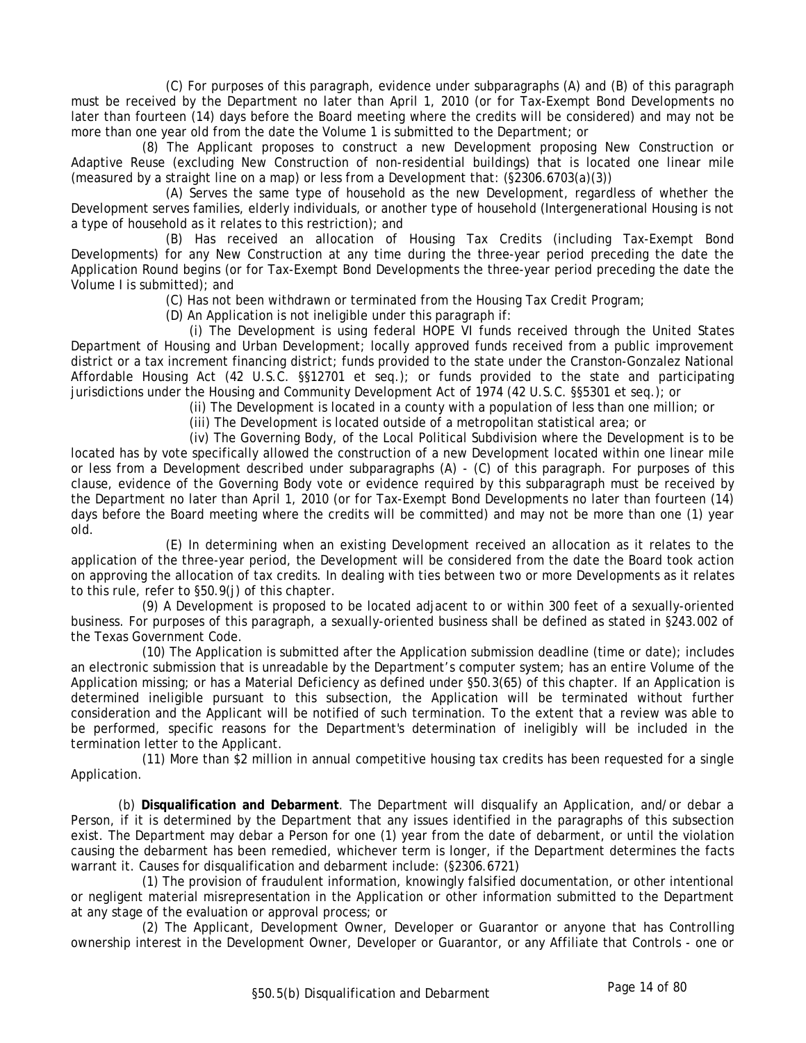(C) For purposes of this paragraph, evidence under subparagraphs (A) and (B) of this paragraph must be received by the Department no later than April 1, 2010 (or for Tax-Exempt Bond Developments no later than fourteen (14) days before the Board meeting where the credits will be considered) and may not be more than one year old from the date the Volume 1 is submitted to the Department; or

(8) The Applicant proposes to construct a new Development proposing New Construction or Adaptive Reuse (excluding New Construction of non-residential buildings) that is located one linear mile (measured by a straight line on a map) or less from a Development that: (§2306.6703(a)(3))

(A) Serves the same type of household as the new Development, regardless of whether the Development serves families, elderly individuals, or another type of household (Intergenerational Housing is not a type of household as it relates to this restriction); and

(B) Has received an allocation of Housing Tax Credits (including Tax-Exempt Bond Developments) for any New Construction at any time during the three-year period preceding the date the Application Round begins (or for Tax-Exempt Bond Developments the three-year period preceding the date the Volume I is submitted); and

(C) Has not been withdrawn or terminated from the Housing Tax Credit Program;

(D) An Application is not ineligible under this paragraph if:

(i) The Development is using federal HOPE VI funds received through the United States Department of Housing and Urban Development; locally approved funds received from a public improvement district or a tax increment financing district; funds provided to the state under the Cranston-Gonzalez National Affordable Housing Act (42 U.S.C. §§12701 et seq.); or funds provided to the state and participating jurisdictions under the Housing and Community Development Act of 1974 (42 U.S.C. §§5301 et seq.); or

(ii) The Development is located in a county with a population of less than one million; or

(iii) The Development is located outside of a metropolitan statistical area; or

(iv) The Governing Body, of the Local Political Subdivision where the Development is to be located has by vote specifically allowed the construction of a new Development located within one linear mile or less from a Development described under subparagraphs (A) - (C) of this paragraph. For purposes of this clause, evidence of the Governing Body vote or evidence required by this subparagraph must be received by the Department no later than April 1, 2010 (or for Tax-Exempt Bond Developments no later than fourteen (14) days before the Board meeting where the credits will be committed) and may not be more than one (1) year old.

(E) In determining when an existing Development received an allocation as it relates to the application of the three-year period, the Development will be considered from the date the Board took action on approving the allocation of tax credits. In dealing with ties between two or more Developments as it relates to this rule, refer to §50.9(j) of this chapter.

(9) A Development is proposed to be located adjacent to or within 300 feet of a sexually-oriented business. For purposes of this paragraph, a sexually-oriented business shall be defined as stated in §243.002 of the Texas Government Code.

(10) The Application is submitted after the Application submission deadline (time or date); includes an electronic submission that is unreadable by the Department's computer system; has an entire Volume of the Application missing; or has a Material Deficiency as defined under §50.3(65) of this chapter. If an Application is determined ineligible pursuant to this subsection, the Application will be terminated without further consideration and the Applicant will be notified of such termination. To the extent that a review was able to be performed, specific reasons for the Department's determination of ineligibly will be included in the termination letter to the Applicant.

(11) More than $2 million in annual competitive housing tax credits has been requested for a single Application.

(b) **Disqualification and Debarment**. The Department will disqualify an Application, and/or debar a Person, if it is determined by the Department that any issues identified in the paragraphs of this subsection exist. The Department may debar a Person for one (1) year from the date of debarment, or until the violation causing the debarment has been remedied, whichever term is longer, if the Department determines the facts warrant it. Causes for disqualification and debarment include: (§2306.6721)

(1) The provision of fraudulent information, knowingly falsified documentation, or other intentional or negligent material misrepresentation in the Application or other information submitted to the Department at any stage of the evaluation or approval process; or

(2) The Applicant, Development Owner, Developer or Guarantor or anyone that has Controlling ownership interest in the Development Owner, Developer or Guarantor, or any Affiliate that Controls - one or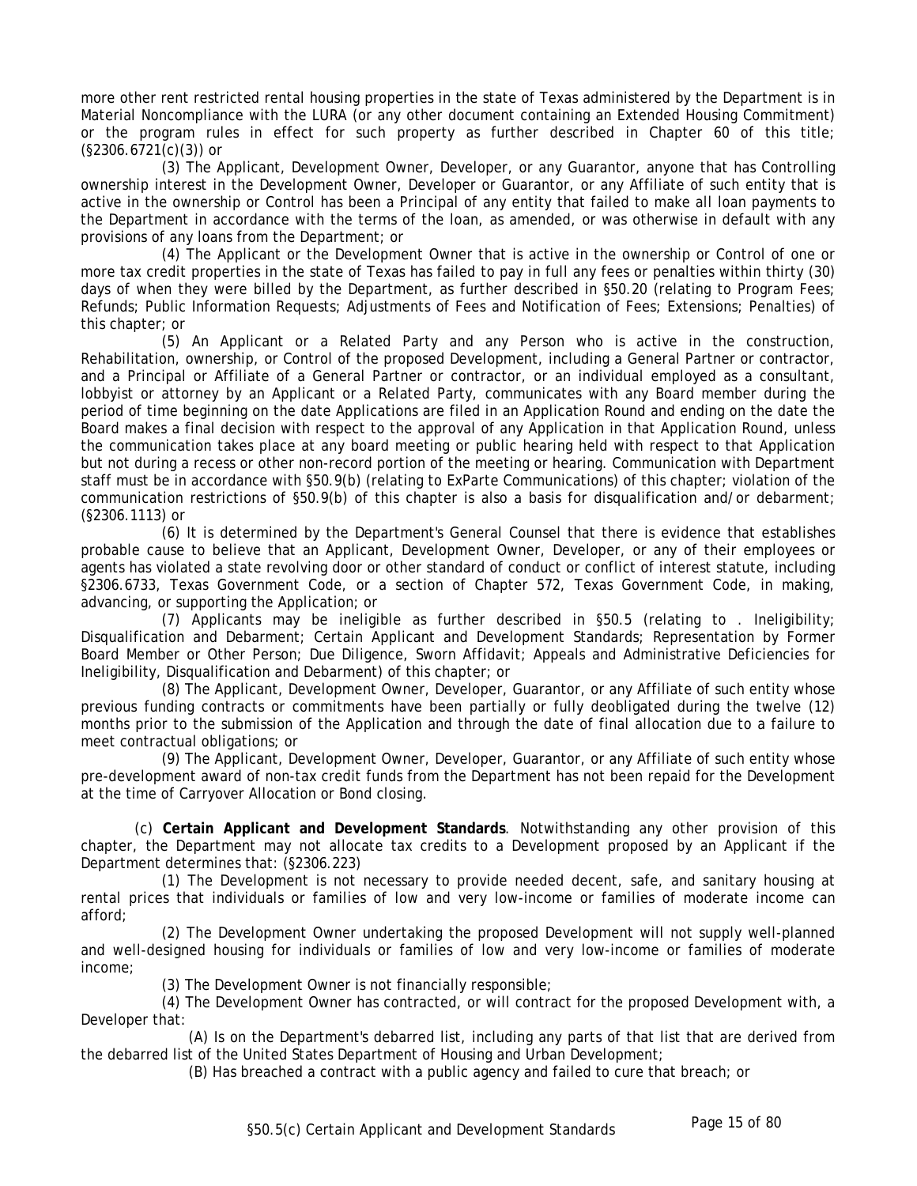more other rent restricted rental housing properties in the state of Texas administered by the Department is in Material Noncompliance with the LURA (or any other document containing an Extended Housing Commitment) or the program rules in effect for such property as further described in Chapter 60 of this title; (§2306.6721(c)(3)) or

(3) The Applicant, Development Owner, Developer, or any Guarantor, anyone that has Controlling ownership interest in the Development Owner, Developer or Guarantor, or any Affiliate of such entity that is active in the ownership or Control has been a Principal of any entity that failed to make all loan payments to the Department in accordance with the terms of the loan, as amended, or was otherwise in default with any provisions of any loans from the Department; or

(4) The Applicant or the Development Owner that is active in the ownership or Control of one or more tax credit properties in the state of Texas has failed to pay in full any fees or penalties within thirty (30) days of when they were billed by the Department, as further described in §50.20 (relating to Program Fees; Refunds; Public Information Requests; Adjustments of Fees and Notification of Fees; Extensions; Penalties) of this chapter; or

(5) An Applicant or a Related Party and any Person who is active in the construction, Rehabilitation, ownership, or Control of the proposed Development, including a General Partner or contractor, and a Principal or Affiliate of a General Partner or contractor, or an individual employed as a consultant, lobbyist or attorney by an Applicant or a Related Party, communicates with any Board member during the period of time beginning on the date Applications are filed in an Application Round and ending on the date the Board makes a final decision with respect to the approval of any Application in that Application Round, unless the communication takes place at any board meeting or public hearing held with respect to that Application but not during a recess or other non-record portion of the meeting or hearing. Communication with Department staff must be in accordance with §50.9(b) (relating to ExParte Communications) of this chapter; violation of the communication restrictions of §50.9(b) of this chapter is also a basis for disqualification and/or debarment; (§2306.1113) or

(6) It is determined by the Department's General Counsel that there is evidence that establishes probable cause to believe that an Applicant, Development Owner, Developer, or any of their employees or agents has violated a state revolving door or other standard of conduct or conflict of interest statute, including §2306.6733, Texas Government Code, or a section of Chapter 572, Texas Government Code, in making, advancing, or supporting the Application; or

(7) Applicants may be ineligible as further described in §50.5 (relating to . Ineligibility; Disqualification and Debarment; Certain Applicant and Development Standards; Representation by Former Board Member or Other Person; Due Diligence, Sworn Affidavit; Appeals and Administrative Deficiencies for Ineligibility, Disqualification and Debarment) of this chapter; or

(8) The Applicant, Development Owner, Developer, Guarantor, or any Affiliate of such entity whose previous funding contracts or commitments have been partially or fully deobligated during the twelve (12) months prior to the submission of the Application and through the date of final allocation due to a failure to meet contractual obligations; or

(9) The Applicant, Development Owner, Developer, Guarantor, or any Affiliate of such entity whose pre-development award of non-tax credit funds from the Department has not been repaid for the Development at the time of Carryover Allocation or Bond closing.

(c) **Certain Applicant and Development Standards**. Notwithstanding any other provision of this chapter, the Department may not allocate tax credits to a Development proposed by an Applicant if the Department determines that: (§2306.223)

(1) The Development is not necessary to provide needed decent, safe, and sanitary housing at rental prices that individuals or families of low and very low-income or families of moderate income can afford;

(2) The Development Owner undertaking the proposed Development will not supply well-planned and well-designed housing for individuals or families of low and very low-income or families of moderate income;

(3) The Development Owner is not financially responsible;

(4) The Development Owner has contracted, or will contract for the proposed Development with, a Developer that:

(A) Is on the Department's debarred list, including any parts of that list that are derived from the debarred list of the United States Department of Housing and Urban Development;

(B) Has breached a contract with a public agency and failed to cure that breach; or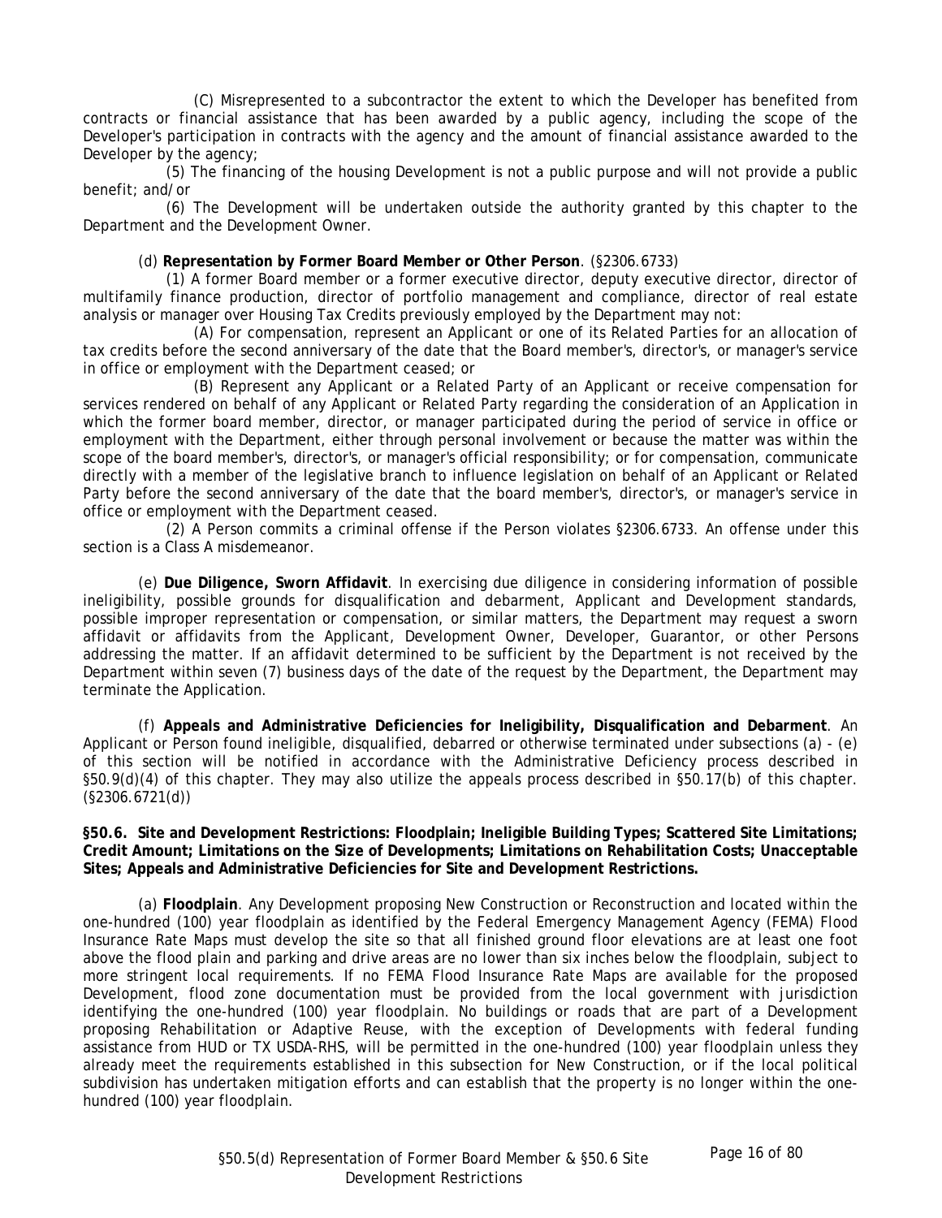(C) Misrepresented to a subcontractor the extent to which the Developer has benefited from contracts or financial assistance that has been awarded by a public agency, including the scope of the Developer's participation in contracts with the agency and the amount of financial assistance awarded to the Developer by the agency;

(5) The financing of the housing Development is not a public purpose and will not provide a public benefit; and/or

(6) The Development will be undertaken outside the authority granted by this chapter to the Department and the Development Owner.

(d) **Representation by Former Board Member or Other Person**. (§2306.6733)

(1) A former Board member or a former executive director, deputy executive director, director of multifamily finance production, director of portfolio management and compliance, director of real estate analysis or manager over Housing Tax Credits previously employed by the Department may not:

(A) For compensation, represent an Applicant or one of its Related Parties for an allocation of tax credits before the second anniversary of the date that the Board member's, director's, or manager's service in office or employment with the Department ceased; or

(B) Represent any Applicant or a Related Party of an Applicant or receive compensation for services rendered on behalf of any Applicant or Related Party regarding the consideration of an Application in which the former board member, director, or manager participated during the period of service in office or employment with the Department, either through personal involvement or because the matter was within the scope of the board member's, director's, or manager's official responsibility; or for compensation, communicate directly with a member of the legislative branch to influence legislation on behalf of an Applicant or Related Party before the second anniversary of the date that the board member's, director's, or manager's service in office or employment with the Department ceased.

(2) A Person commits a criminal offense if the Person violates §2306.6733. An offense under this section is a Class A misdemeanor.

(e) **Due Diligence, Sworn Affidavit**. In exercising due diligence in considering information of possible ineligibility, possible grounds for disqualification and debarment, Applicant and Development standards, possible improper representation or compensation, or similar matters, the Department may request a sworn affidavit or affidavits from the Applicant, Development Owner, Developer, Guarantor, or other Persons addressing the matter. If an affidavit determined to be sufficient by the Department is not received by the Department within seven (7) business days of the date of the request by the Department, the Department may terminate the Application.

(f) **Appeals and Administrative Deficiencies for Ineligibility, Disqualification and Debarment**. An Applicant or Person found ineligible, disqualified, debarred or otherwise terminated under subsections (a) - (e) of this section will be notified in accordance with the Administrative Deficiency process described in §50.9(d)(4) of this chapter. They may also utilize the appeals process described in §50.17(b) of this chapter. (§2306.6721(d))

**§50.6. Site and Development Restrictions: Floodplain; Ineligible Building Types; Scattered Site Limitations; Credit Amount; Limitations on the Size of Developments; Limitations on Rehabilitation Costs; Unacceptable Sites; Appeals and Administrative Deficiencies for Site and Development Restrictions.**

(a) **Floodplain**. Any Development proposing New Construction or Reconstruction and located within the one-hundred (100) year floodplain as identified by the Federal Emergency Management Agency (FEMA) Flood Insurance Rate Maps must develop the site so that all finished ground floor elevations are at least one foot above the flood plain and parking and drive areas are no lower than six inches below the floodplain, subject to more stringent local requirements. If no FEMA Flood Insurance Rate Maps are available for the proposed Development, flood zone documentation must be provided from the local government with jurisdiction identifying the one-hundred (100) year floodplain. No buildings or roads that are part of a Development proposing Rehabilitation or Adaptive Reuse, with the exception of Developments with federal funding assistance from HUD or TX USDA-RHS, will be permitted in the one-hundred (100) year floodplain unless they already meet the requirements established in this subsection for New Construction, or if the local political subdivision has undertaken mitigation efforts and can establish that the property is no longer within the one-hundred (100) year floodplain.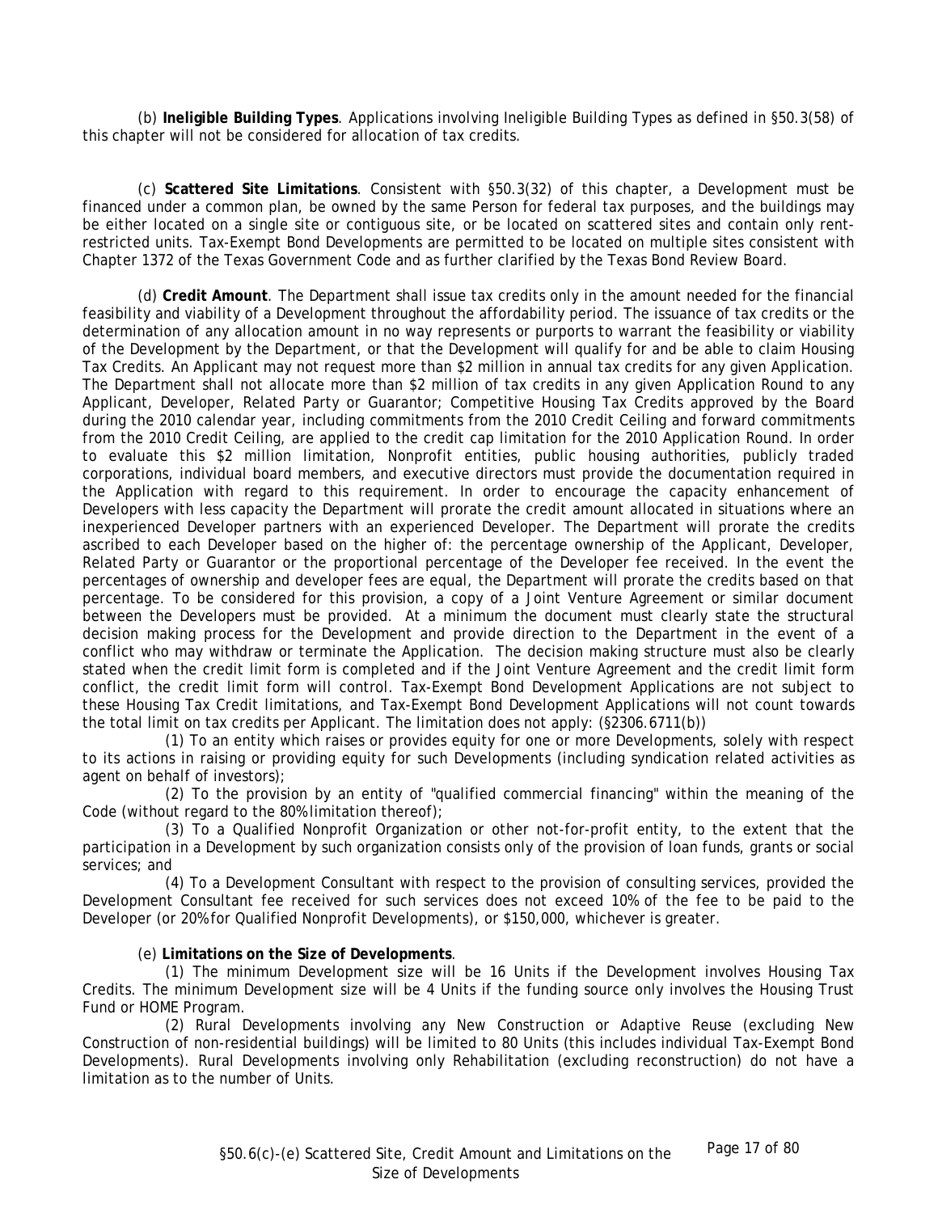(b) **Ineligible Building Types**. Applications involving Ineligible Building Types as defined in §50.3(58) of this chapter will not be considered for allocation of tax credits.

(c) **Scattered Site Limitations**. Consistent with §50.3(32) of this chapter, a Development must be financed under a common plan, be owned by the same Person for federal tax purposes, and the buildings may be either located on a single site or contiguous site, or be located on scattered sites and contain only rent-restricted units. Tax-Exempt Bond Developments are permitted to be located on multiple sites consistent with Chapter 1372 of the Texas Government Code and as further clarified by the Texas Bond Review Board.

(d) **Credit Amount**. The Department shall issue tax credits only in the amount needed for the financial feasibility and viability of a Development throughout the affordability period. The issuance of tax credits or the determination of any allocation amount in no way represents or purports to warrant the feasibility or viability of the Development by the Department, or that the Development will qualify for and be able to claim Housing Tax Credits. An Applicant may not request more than $2 million in annual tax credits for any given Application. The Department shall not allocate more than $2 million of tax credits in any given Application Round to any Applicant, Developer, Related Party or Guarantor; Competitive Housing Tax Credits approved by the Board during the 2010 calendar year, including commitments from the 2010 Credit Ceiling and forward commitments from the 2010 Credit Ceiling, are applied to the credit cap limitation for the 2010 Application Round. In order to evaluate this $2 million limitation, Nonprofit entities, public housing authorities, publicly traded corporations, individual board members, and executive directors must provide the documentation required in the Application with regard to this requirement. In order to encourage the capacity enhancement of Developers with less capacity the Department will prorate the credit amount allocated in situations where an inexperienced Developer partners with an experienced Developer. The Department will prorate the credits ascribed to each Developer based on the higher of: the percentage ownership of the Applicant, Developer, Related Party or Guarantor or the proportional percentage of the Developer fee received. In the event the percentages of ownership and developer fees are equal, the Department will prorate the credits based on that percentage. To be considered for this provision, a copy of a Joint Venture Agreement or similar document between the Developers must be provided. At a minimum the document must clearly state the structural decision making process for the Development and provide direction to the Department in the event of a conflict who may withdraw or terminate the Application. The decision making structure must also be clearly stated when the credit limit form is completed and if the Joint Venture Agreement and the credit limit form conflict, the credit limit form will control. Tax-Exempt Bond Development Applications are not subject to these Housing Tax Credit limitations, and Tax-Exempt Bond Development Applications will not count towards the total limit on tax credits per Applicant. The limitation does not apply: (§2306.6711(b))

(1) To an entity which raises or provides equity for one or more Developments, solely with respect to its actions in raising or providing equity for such Developments (including syndication related activities as agent on behalf of investors);

(2) To the provision by an entity of "qualified commercial financing" within the meaning of the Code (without regard to the 80% limitation thereof);

(3) To a Qualified Nonprofit Organization or other not-for-profit entity, to the extent that the participation in a Development by such organization consists only of the provision of loan funds, grants or social services; and

(4) To a Development Consultant with respect to the provision of consulting services, provided the Development Consultant fee received for such services does not exceed 10% of the fee to be paid to the Developer (or 20% for Qualified Nonprofit Developments), or $150,000, whichever is greater.

(e) **Limitations on the Size of Developments**.

(1) The minimum Development size will be 16 Units if the Development involves Housing Tax Credits. The minimum Development size will be 4 Units if the funding source only involves the Housing Trust Fund or HOME Program.

(2) Rural Developments involving any New Construction or Adaptive Reuse (excluding New Construction of non-residential buildings) will be limited to 80 Units (this includes individual Tax-Exempt Bond Developments). Rural Developments involving only Rehabilitation (excluding reconstruction) do not have a limitation as to the number of Units.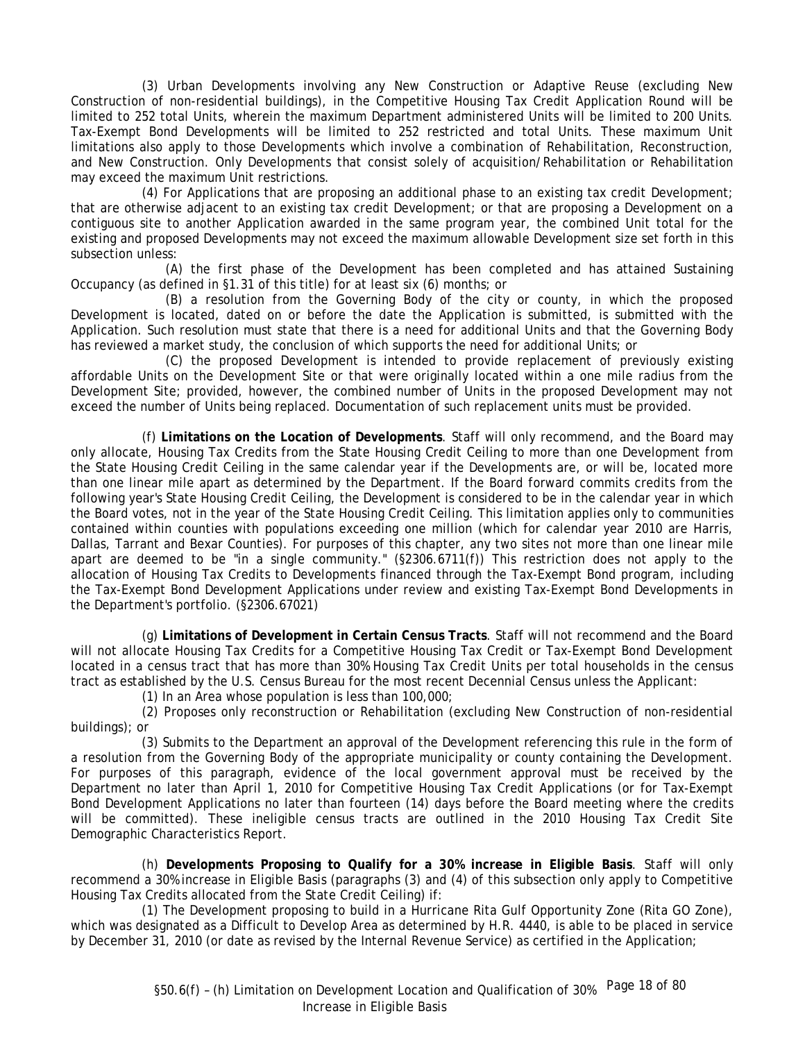(3) Urban Developments involving any New Construction or Adaptive Reuse (excluding New Construction of non-residential buildings), in the Competitive Housing Tax Credit Application Round will be limited to 252 total Units, wherein the maximum Department administered Units will be limited to 200 Units. Tax-Exempt Bond Developments will be limited to 252 restricted and total Units. These maximum Unit limitations also apply to those Developments which involve a combination of Rehabilitation, Reconstruction, and New Construction. Only Developments that consist solely of acquisition/Rehabilitation or Rehabilitation may exceed the maximum Unit restrictions.

(4) For Applications that are proposing an additional phase to an existing tax credit Development; that are otherwise adjacent to an existing tax credit Development; or that are proposing a Development on a contiguous site to another Application awarded in the same program year, the combined Unit total for the existing and proposed Developments may not exceed the maximum allowable Development size set forth in this subsection unless:

(A) the first phase of the Development has been completed and has attained Sustaining Occupancy (as defined in §1.31 of this title) for at least six (6) months; or

(B) a resolution from the Governing Body of the city or county, in which the proposed Development is located, dated on or before the date the Application is submitted, is submitted with the Application. Such resolution must state that there is a need for additional Units and that the Governing Body has reviewed a market study, the conclusion of which supports the need for additional Units; or

(C) the proposed Development is intended to provide replacement of previously existing affordable Units on the Development Site or that were originally located within a one mile radius from the Development Site; provided, however, the combined number of Units in the proposed Development may not exceed the number of Units being replaced. Documentation of such replacement units must be provided.

(f) **Limitations on the Location of Developments**. Staff will only recommend, and the Board may only allocate, Housing Tax Credits from the State Housing Credit Ceiling to more than one Development from the State Housing Credit Ceiling in the same calendar year if the Developments are, or will be, located more than one linear mile apart as determined by the Department. If the Board forward commits credits from the following year's State Housing Credit Ceiling, the Development is considered to be in the calendar year in which the Board votes, not in the year of the State Housing Credit Ceiling. This limitation applies only to communities contained within counties with populations exceeding one million (which for calendar year 2010 are Harris, Dallas, Tarrant and Bexar Counties). For purposes of this chapter, any two sites not more than one linear mile apart are deemed to be "in a single community." (§2306.6711(f)) This restriction does not apply to the allocation of Housing Tax Credits to Developments financed through the Tax-Exempt Bond program, including the Tax-Exempt Bond Development Applications under review and existing Tax-Exempt Bond Developments in the Department's portfolio. (§2306.67021)

(g) **Limitations of Development in Certain Census Tracts**. Staff will not recommend and the Board will not allocate Housing Tax Credits for a Competitive Housing Tax Credit or Tax-Exempt Bond Development located in a census tract that has more than 30% Housing Tax Credit Units per total households in the census tract as established by the U.S. Census Bureau for the most recent Decennial Census unless the Applicant:

(1) In an Area whose population is less than 100,000;

(2) Proposes only reconstruction or Rehabilitation (excluding New Construction of non-residential buildings); or

(3) Submits to the Department an approval of the Development referencing this rule in the form of a resolution from the Governing Body of the appropriate municipality or county containing the Development. For purposes of this paragraph, evidence of the local government approval must be received by the Department no later than April 1, 2010 for Competitive Housing Tax Credit Applications (or for Tax-Exempt Bond Development Applications no later than fourteen (14) days before the Board meeting where the credits will be committed). These ineligible census tracts are outlined in the 2010 Housing Tax Credit Site Demographic Characteristics Report.

(h) **Developments Proposing to Qualify for a 30% increase in Eligible Basis**. Staff will only recommend a 30% increase in Eligible Basis (paragraphs (3) and (4) of this subsection only apply to Competitive Housing Tax Credits allocated from the State Credit Ceiling) if:

(1) The Development proposing to build in a Hurricane Rita Gulf Opportunity Zone (Rita GO Zone), which was designated as a Difficult to Develop Area as determined by H.R. 4440, is able to be placed in service by December 31, 2010 (or date as revised by the Internal Revenue Service) as certified in the Application;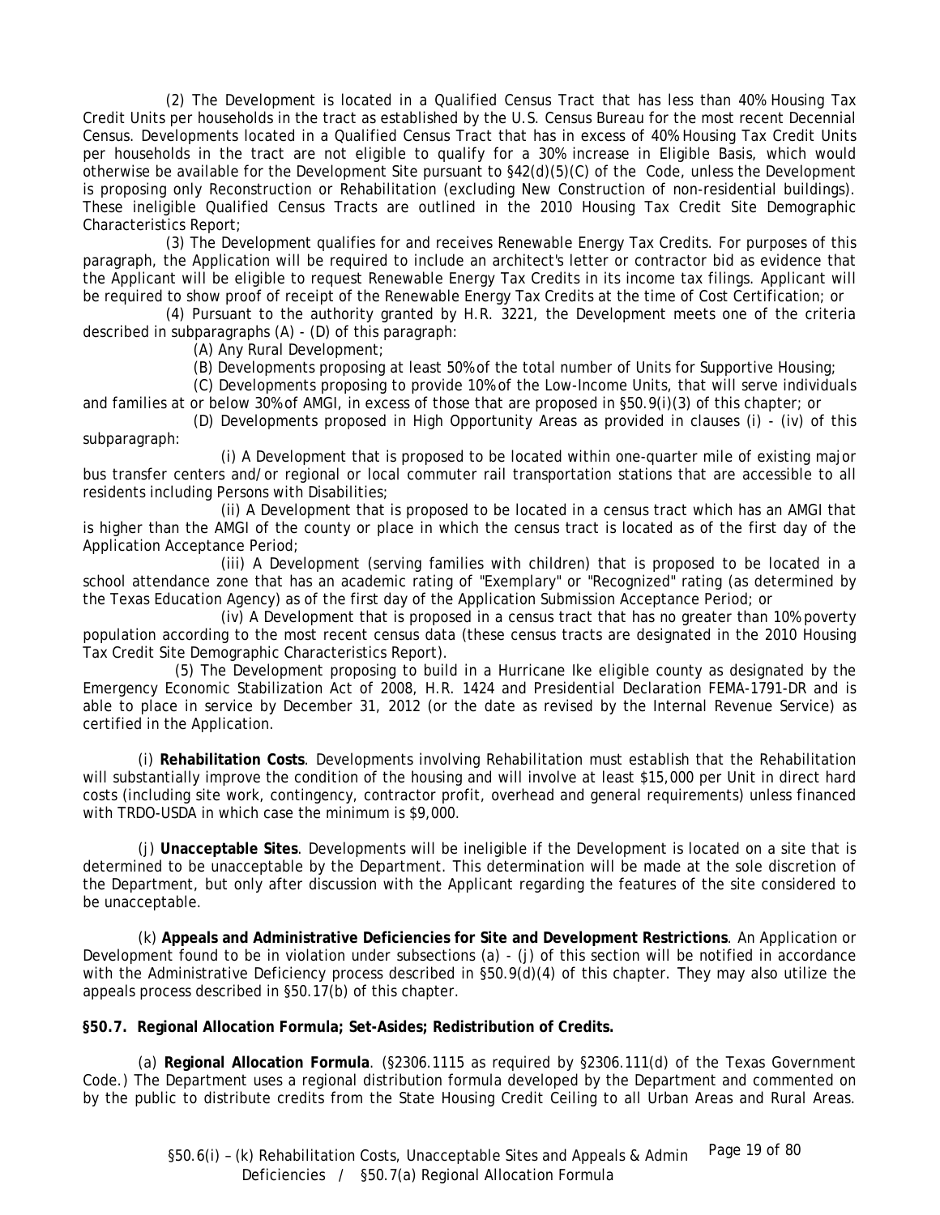(2) The Development is located in a Qualified Census Tract that has less than 40% Housing Tax Credit Units per households in the tract as established by the U.S. Census Bureau for the most recent Decennial Census. Developments located in a Qualified Census Tract that has in excess of 40% Housing Tax Credit Units per households in the tract are not eligible to qualify for a 30% increase in Eligible Basis, which would otherwise be available for the Development Site pursuant to §42(d)(5)(C) of the Code, unless the Development is proposing only Reconstruction or Rehabilitation (excluding New Construction of non-residential buildings). These ineligible Qualified Census Tracts are outlined in the 2010 Housing Tax Credit Site Demographic Characteristics Report;

(3) The Development qualifies for and receives Renewable Energy Tax Credits. For purposes of this paragraph, the Application will be required to include an architect's letter or contractor bid as evidence that the Applicant will be eligible to request Renewable Energy Tax Credits in its income tax filings. Applicant will be required to show proof of receipt of the Renewable Energy Tax Credits at the time of Cost Certification; or

(4) Pursuant to the authority granted by H.R. 3221, the Development meets one of the criteria described in subparagraphs (A) - (D) of this paragraph:

(A) Any Rural Development;

(B) Developments proposing at least 50% of the total number of Units for Supportive Housing;

(C) Developments proposing to provide 10% of the Low-Income Units, that will serve individuals and families at or below 30% of AMGI, in excess of those that are proposed in §50.9(i)(3) of this chapter; or

(D) Developments proposed in High Opportunity Areas as provided in clauses (i) - (iv) of this subparagraph:

(i) A Development that is proposed to be located within one-quarter mile of existing major bus transfer centers and/or regional or local commuter rail transportation stations that are accessible to all residents including Persons with Disabilities;

(ii) A Development that is proposed to be located in a census tract which has an AMGI that is higher than the AMGI of the county or place in which the census tract is located as of the first day of the Application Acceptance Period;

(iii) A Development (serving families with children) that is proposed to be located in a school attendance zone that has an academic rating of "Exemplary" or "Recognized" rating (as determined by the Texas Education Agency) as of the first day of the Application Submission Acceptance Period; or

(iv) A Development that is proposed in a census tract that has no greater than 10% poverty population according to the most recent census data (these census tracts are designated in the 2010 Housing Tax Credit Site Demographic Characteristics Report).

(5) The Development proposing to build in a Hurricane Ike eligible county as designated by the Emergency Economic Stabilization Act of 2008, H.R. 1424 and Presidential Declaration FEMA-1791-DR and is able to place in service by December 31, 2012 (or the date as revised by the Internal Revenue Service) as certified in the Application.

(i) **Rehabilitation Costs**. Developments involving Rehabilitation must establish that the Rehabilitation will substantially improve the condition of the housing and will involve at least $15,000 per Unit in direct hard costs (including site work, contingency, contractor profit, overhead and general requirements) unless financed with TRDO-USDA in which case the minimum is $9,000.

(j) **Unacceptable Sites**. Developments will be ineligible if the Development is located on a site that is determined to be unacceptable by the Department. This determination will be made at the sole discretion of the Department, but only after discussion with the Applicant regarding the features of the site considered to be unacceptable.

(k) **Appeals and Administrative Deficiencies for Site and Development Restrictions**. An Application or Development found to be in violation under subsections (a) - (j) of this section will be notified in accordance with the Administrative Deficiency process described in §50.9(d)(4) of this chapter. They may also utilize the appeals process described in §50.17(b) of this chapter.

**§50.7. Regional Allocation Formula; Set-Asides; Redistribution of Credits.**

(a) **Regional Allocation Formula**. (§2306.1115 as required by §2306.111(d) of the Texas Government Code.) The Department uses a regional distribution formula developed by the Department and commented on by the public to distribute credits from the State Housing Credit Ceiling to all Urban Areas and Rural Areas.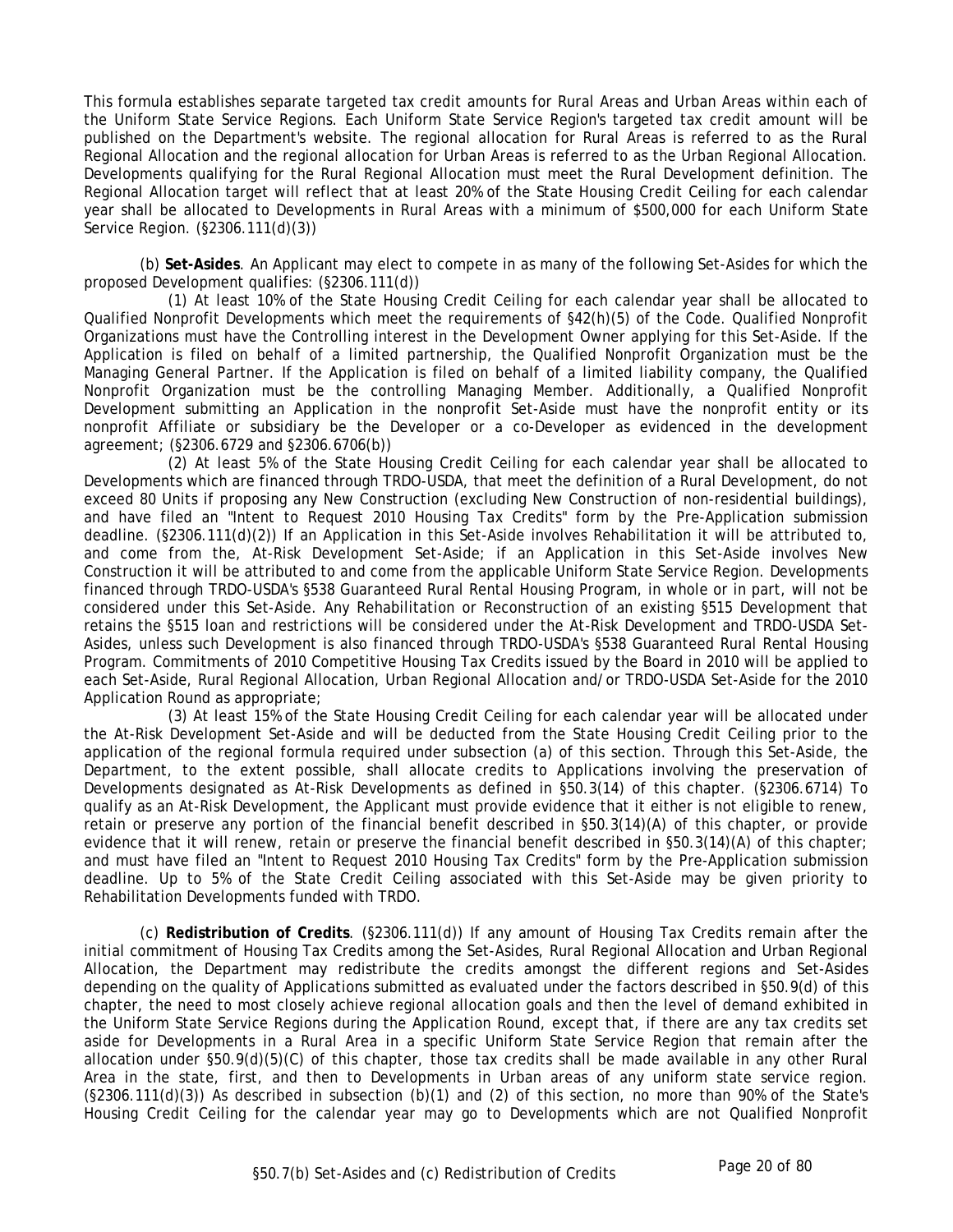This formula establishes separate targeted tax credit amounts for Rural Areas and Urban Areas within each of the Uniform State Service Regions. Each Uniform State Service Region's targeted tax credit amount will be published on the Department's website. The regional allocation for Rural Areas is referred to as the Rural Regional Allocation and the regional allocation for Urban Areas is referred to as the Urban Regional Allocation. Developments qualifying for the Rural Regional Allocation must meet the Rural Development definition. The Regional Allocation target will reflect that at least 20% of the State Housing Credit Ceiling for each calendar year shall be allocated to Developments in Rural Areas with a minimum of $500,000 for each Uniform State Service Region. (§2306.111(d)(3))

(b) **Set-Asides**. An Applicant may elect to compete in as many of the following Set-Asides for which the proposed Development qualifies: (§2306.111(d))

(1) At least 10% of the State Housing Credit Ceiling for each calendar year shall be allocated to Qualified Nonprofit Developments which meet the requirements of §42(h)(5) of the Code. Qualified Nonprofit Organizations must have the Controlling interest in the Development Owner applying for this Set-Aside. If the Application is filed on behalf of a limited partnership, the Qualified Nonprofit Organization must be the Managing General Partner. If the Application is filed on behalf of a limited liability company, the Qualified Nonprofit Organization must be the controlling Managing Member. Additionally, a Qualified Nonprofit Development submitting an Application in the nonprofit Set-Aside must have the nonprofit entity or its nonprofit Affiliate or subsidiary be the Developer or a co-Developer as evidenced in the development agreement; (§2306.6729 and §2306.6706(b))

(2) At least 5% of the State Housing Credit Ceiling for each calendar year shall be allocated to Developments which are financed through TRDO-USDA, that meet the definition of a Rural Development, do not exceed 80 Units if proposing any New Construction (excluding New Construction of non-residential buildings), and have filed an "Intent to Request 2010 Housing Tax Credits" form by the Pre-Application submission deadline. (§2306.111(d)(2)) If an Application in this Set-Aside involves Rehabilitation it will be attributed to, and come from the, At-Risk Development Set-Aside; if an Application in this Set-Aside involves New Construction it will be attributed to and come from the applicable Uniform State Service Region. Developments financed through TRDO-USDA's §538 Guaranteed Rural Rental Housing Program, in whole or in part, will not be considered under this Set-Aside. Any Rehabilitation or Reconstruction of an existing §515 Development that retains the §515 loan and restrictions will be considered under the At-Risk Development and TRDO-USDA Set-Asides, unless such Development is also financed through TRDO-USDA's §538 Guaranteed Rural Rental Housing Program. Commitments of 2010 Competitive Housing Tax Credits issued by the Board in 2010 will be applied to each Set-Aside, Rural Regional Allocation, Urban Regional Allocation and/or TRDO-USDA Set-Aside for the 2010 Application Round as appropriate;

(3) At least 15% of the State Housing Credit Ceiling for each calendar year will be allocated under the At-Risk Development Set-Aside and will be deducted from the State Housing Credit Ceiling prior to the application of the regional formula required under subsection (a) of this section. Through this Set-Aside, the Department, to the extent possible, shall allocate credits to Applications involving the preservation of Developments designated as At-Risk Developments as defined in §50.3(14) of this chapter. (§2306.6714) To qualify as an At-Risk Development, the Applicant must provide evidence that it either is not eligible to renew, retain or preserve any portion of the financial benefit described in §50.3(14)(A) of this chapter, or provide evidence that it will renew, retain or preserve the financial benefit described in §50.3(14)(A) of this chapter; and must have filed an "Intent to Request 2010 Housing Tax Credits" form by the Pre-Application submission deadline. Up to 5% of the State Credit Ceiling associated with this Set-Aside may be given priority to Rehabilitation Developments funded with TRDO.

(c) **Redistribution of Credits**. (§2306.111(d)) If any amount of Housing Tax Credits remain after the initial commitment of Housing Tax Credits among the Set-Asides, Rural Regional Allocation and Urban Regional Allocation, the Department may redistribute the credits amongst the different regions and Set-Asides depending on the quality of Applications submitted as evaluated under the factors described in §50.9(d) of this chapter, the need to most closely achieve regional allocation goals and then the level of demand exhibited in the Uniform State Service Regions during the Application Round, except that, if there are any tax credits set aside for Developments in a Rural Area in a specific Uniform State Service Region that remain after the allocation under §50.9(d)(5)(C) of this chapter, those tax credits shall be made available in any other Rural Area in the state, first, and then to Developments in Urban areas of any uniform state service region. (§2306.111(d)(3)) As described in subsection (b)(1) and (2) of this section, no more than 90% of the State's Housing Credit Ceiling for the calendar year may go to Developments which are not Qualified Nonprofit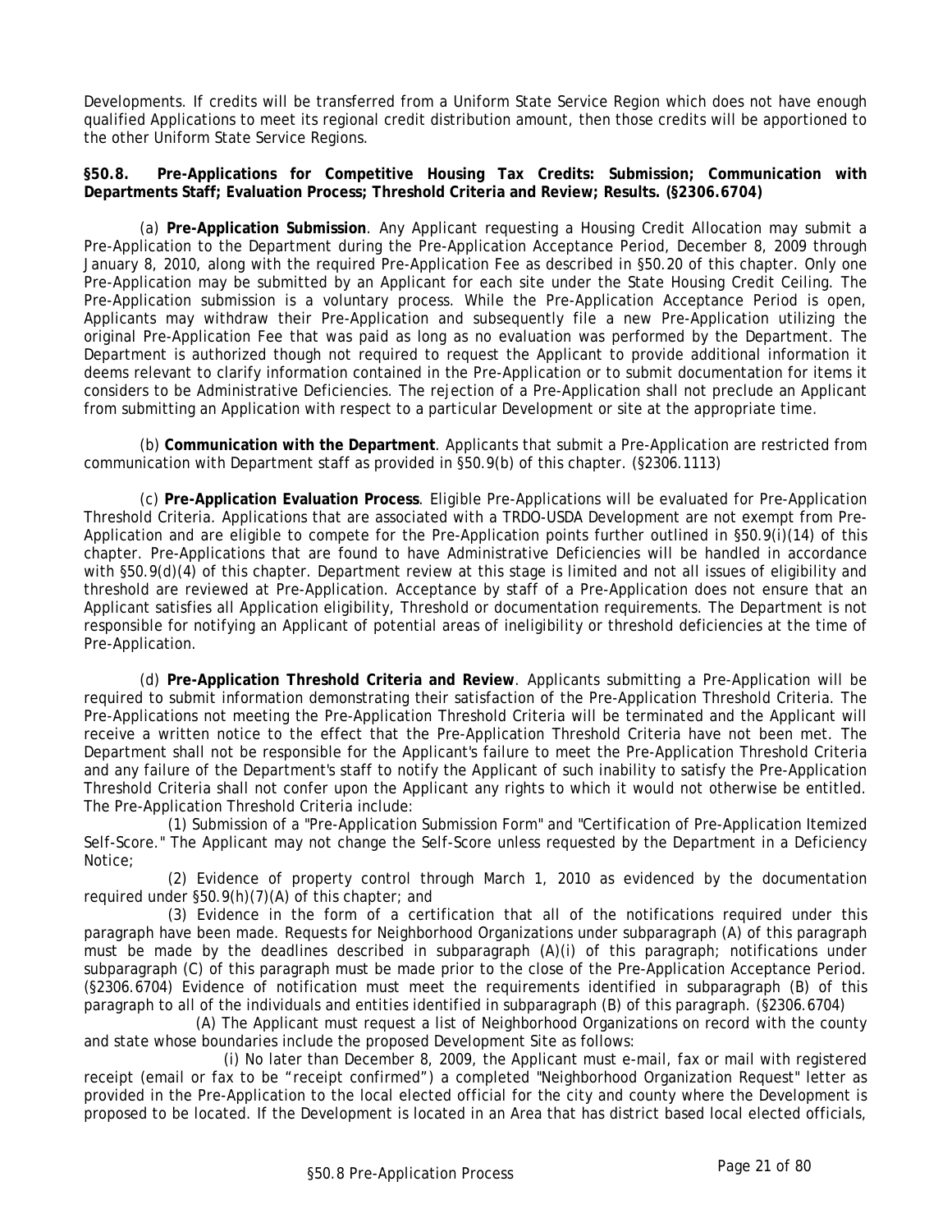Developments. If credits will be transferred from a Uniform State Service Region which does not have enough qualified Applications to meet its regional credit distribution amount, then those credits will be apportioned to the other Uniform State Service Regions.

**§50.8. Pre-Applications for Competitive Housing Tax Credits: Submission; Communication with Departments Staff; Evaluation Process; Threshold Criteria and Review; Results. (§2306.6704)**

(a) **Pre-Application Submission**. Any Applicant requesting a Housing Credit Allocation may submit a Pre-Application to the Department during the Pre-Application Acceptance Period, December 8, 2009 through January 8, 2010, along with the required Pre-Application Fee as described in §50.20 of this chapter. Only one Pre-Application may be submitted by an Applicant for each site under the State Housing Credit Ceiling. The Pre-Application submission is a voluntary process. While the Pre-Application Acceptance Period is open, Applicants may withdraw their Pre-Application and subsequently file a new Pre-Application utilizing the original Pre-Application Fee that was paid as long as no evaluation was performed by the Department. The Department is authorized though not required to request the Applicant to provide additional information it deems relevant to clarify information contained in the Pre-Application or to submit documentation for items it considers to be Administrative Deficiencies. The rejection of a Pre-Application shall not preclude an Applicant from submitting an Application with respect to a particular Development or site at the appropriate time.

(b) **Communication with the Department**. Applicants that submit a Pre-Application are restricted from communication with Department staff as provided in §50.9(b) of this chapter. (§2306.1113)

(c) **Pre-Application Evaluation Process**. Eligible Pre-Applications will be evaluated for Pre-Application Threshold Criteria. Applications that are associated with a TRDO-USDA Development are not exempt from Pre-Application and are eligible to compete for the Pre-Application points further outlined in §50.9(i)(14) of this chapter. Pre-Applications that are found to have Administrative Deficiencies will be handled in accordance with §50.9(d)(4) of this chapter. Department review at this stage is limited and not all issues of eligibility and threshold are reviewed at Pre-Application. Acceptance by staff of a Pre-Application does not ensure that an Applicant satisfies all Application eligibility, Threshold or documentation requirements. The Department is not responsible for notifying an Applicant of potential areas of ineligibility or threshold deficiencies at the time of Pre-Application.

(d) **Pre-Application Threshold Criteria and Review**. Applicants submitting a Pre-Application will be required to submit information demonstrating their satisfaction of the Pre-Application Threshold Criteria. The Pre-Applications not meeting the Pre-Application Threshold Criteria will be terminated and the Applicant will receive a written notice to the effect that the Pre-Application Threshold Criteria have not been met. The Department shall not be responsible for the Applicant's failure to meet the Pre-Application Threshold Criteria and any failure of the Department's staff to notify the Applicant of such inability to satisfy the Pre-Application Threshold Criteria shall not confer upon the Applicant any rights to which it would not otherwise be entitled. The Pre-Application Threshold Criteria include:

(1) Submission of a "Pre-Application Submission Form" and "Certification of Pre-Application Itemized Self-Score." The Applicant may not change the Self-Score unless requested by the Department in a Deficiency Notice;

(2) Evidence of property control through March 1, 2010 as evidenced by the documentation required under §50.9(h)(7)(A) of this chapter; and

(3) Evidence in the form of a certification that all of the notifications required under this paragraph have been made. Requests for Neighborhood Organizations under subparagraph (A) of this paragraph must be made by the deadlines described in subparagraph (A)(i) of this paragraph; notifications under subparagraph (C) of this paragraph must be made prior to the close of the Pre-Application Acceptance Period. (§2306.6704) Evidence of notification must meet the requirements identified in subparagraph (B) of this paragraph to all of the individuals and entities identified in subparagraph (B) of this paragraph. (§2306.6704)

(A) The Applicant must request a list of Neighborhood Organizations on record with the county and state whose boundaries include the proposed Development Site as follows:

(i) No later than December 8, 2009, the Applicant must e-mail, fax or mail with registered receipt (email or fax to be "receipt confirmed") a completed "Neighborhood Organization Request" letter as provided in the Pre-Application to the local elected official for the city and county where the Development is proposed to be located. If the Development is located in an Area that has district based local elected officials,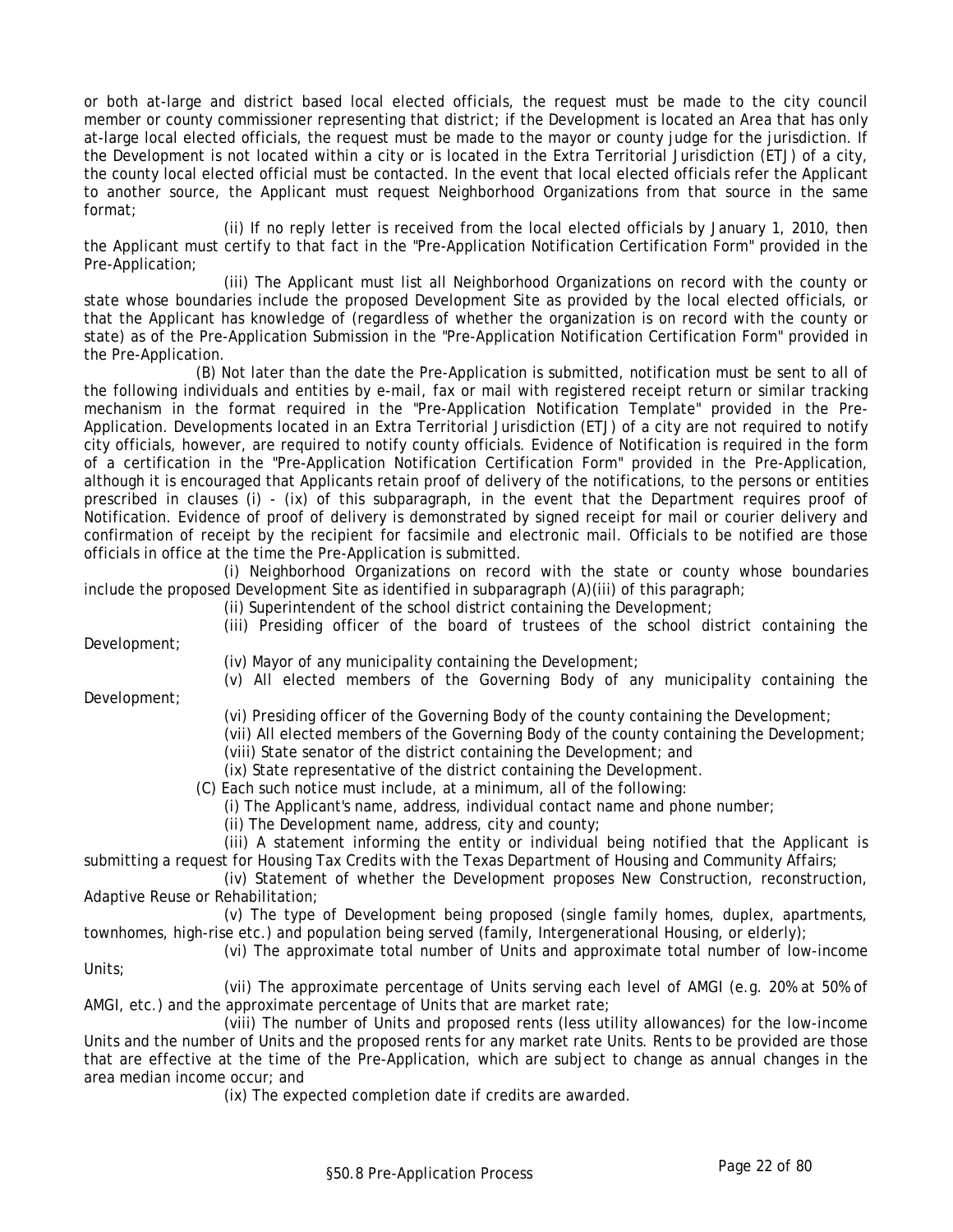or both at-large and district based local elected officials, the request must be made to the city council member or county commissioner representing that district; if the Development is located an Area that has only at-large local elected officials, the request must be made to the mayor or county judge for the jurisdiction. If the Development is not located within a city or is located in the Extra Territorial Jurisdiction (ETJ) of a city, the county local elected official must be contacted. In the event that local elected officials refer the Applicant to another source, the Applicant must request Neighborhood Organizations from that source in the same format;

(ii) If no reply letter is received from the local elected officials by January 1, 2010, then the Applicant must certify to that fact in the "Pre-Application Notification Certification Form" provided in the Pre-Application;

(iii) The Applicant must list all Neighborhood Organizations on record with the county or state whose boundaries include the proposed Development Site as provided by the local elected officials, or that the Applicant has knowledge of (regardless of whether the organization is on record with the county or state) as of the Pre-Application Submission in the "Pre-Application Notification Certification Form" provided in the Pre-Application.

(B) Not later than the date the Pre-Application is submitted, notification must be sent to all of the following individuals and entities by e-mail, fax or mail with registered receipt return or similar tracking mechanism in the format required in the "Pre-Application Notification Template" provided in the Pre-Application. Developments located in an Extra Territorial Jurisdiction (ETJ) of a city are not required to notify city officials, however, are required to notify county officials. Evidence of Notification is required in the form of a certification in the "Pre-Application Notification Certification Form" provided in the Pre-Application, although it is encouraged that Applicants retain proof of delivery of the notifications, to the persons or entities prescribed in clauses (i) - (ix) of this subparagraph, in the event that the Department requires proof of Notification. Evidence of proof of delivery is demonstrated by signed receipt for mail or courier delivery and confirmation of receipt by the recipient for facsimile and electronic mail. Officials to be notified are those officials in office at the time the Pre-Application is submitted.

(i) Neighborhood Organizations on record with the state or county whose boundaries include the proposed Development Site as identified in subparagraph (A)(iii) of this paragraph;

(ii) Superintendent of the school district containing the Development;

(iii) Presiding officer of the board of trustees of the school district containing the Development;

(iv) Mayor of any municipality containing the Development;

(v) All elected members of the Governing Body of any municipality containing the Development;

(vi) Presiding officer of the Governing Body of the county containing the Development;

(vii) All elected members of the Governing Body of the county containing the Development;

(viii) State senator of the district containing the Development; and

(ix) State representative of the district containing the Development.

(C) Each such notice must include, at a minimum, all of the following:

(i) The Applicant's name, address, individual contact name and phone number;

(ii) The Development name, address, city and county;

(iii) A statement informing the entity or individual being notified that the Applicant is submitting a request for Housing Tax Credits with the Texas Department of Housing and Community Affairs;

(iv) Statement of whether the Development proposes New Construction, reconstruction, Adaptive Reuse or Rehabilitation;

(v) The type of Development being proposed (single family homes, duplex, apartments, townhomes, high-rise etc.) and population being served (family, Intergenerational Housing, or elderly);

(vi) The approximate total number of Units and approximate total number of low-income Units;

(vii) The approximate percentage of Units serving each level of AMGI (e.g. 20% at 50% of AMGI, etc.) and the approximate percentage of Units that are market rate;

(viii) The number of Units and proposed rents (less utility allowances) for the low-income Units and the number of Units and the proposed rents for any market rate Units. Rents to be provided are those that are effective at the time of the Pre-Application, which are subject to change as annual changes in the area median income occur; and

(ix) The expected completion date if credits are awarded.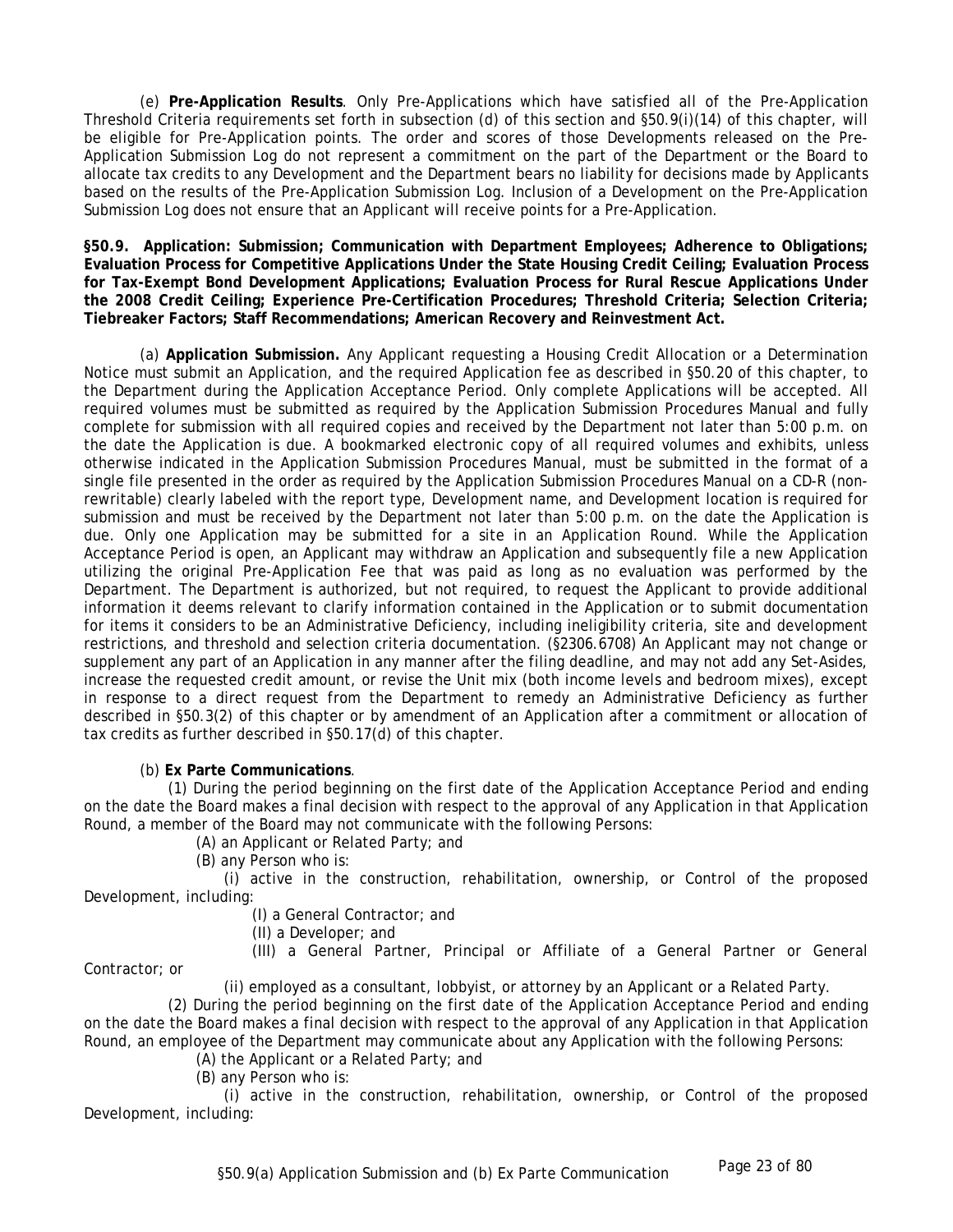(e) **Pre-Application Results**. Only Pre-Applications which have satisfied all of the Pre-Application Threshold Criteria requirements set forth in subsection (d) of this section and §50.9(i)(14) of this chapter, will be eligible for Pre-Application points. The order and scores of those Developments released on the Pre-Application Submission Log do not represent a commitment on the part of the Department or the Board to allocate tax credits to any Development and the Department bears no liability for decisions made by Applicants based on the results of the Pre-Application Submission Log. Inclusion of a Development on the Pre-Application Submission Log does not ensure that an Applicant will receive points for a Pre-Application.

**§50.9. Application: Submission; Communication with Department Employees; Adherence to Obligations; Evaluation Process for Competitive Applications Under the State Housing Credit Ceiling; Evaluation Process for Tax-Exempt Bond Development Applications; Evaluation Process for Rural Rescue Applications Under the 2008 Credit Ceiling; Experience Pre-Certification Procedures; Threshold Criteria; Selection Criteria; Tiebreaker Factors; Staff Recommendations; American Recovery and Reinvestment Act.**

(a) **Application Submission.** Any Applicant requesting a Housing Credit Allocation or a Determination Notice must submit an Application, and the required Application fee as described in §50.20 of this chapter, to the Department during the Application Acceptance Period. Only complete Applications will be accepted. All required volumes must be submitted as required by the Application Submission Procedures Manual and fully complete for submission with all required copies and received by the Department not later than 5:00 p.m. on the date the Application is due. A bookmarked electronic copy of all required volumes and exhibits, unless otherwise indicated in the Application Submission Procedures Manual, must be submitted in the format of a single file presented in the order as required by the Application Submission Procedures Manual on a CD-R (non-rewritable) clearly labeled with the report type, Development name, and Development location is required for submission and must be received by the Department not later than 5:00 p.m. on the date the Application is due. Only one Application may be submitted for a site in an Application Round. While the Application Acceptance Period is open, an Applicant may withdraw an Application and subsequently file a new Application utilizing the original Pre-Application Fee that was paid as long as no evaluation was performed by the Department. The Department is authorized, but not required, to request the Applicant to provide additional information it deems relevant to clarify information contained in the Application or to submit documentation for items it considers to be an Administrative Deficiency, including ineligibility criteria, site and development restrictions, and threshold and selection criteria documentation. (§2306.6708) An Applicant may not change or supplement any part of an Application in any manner after the filing deadline, and may not add any Set-Asides, increase the requested credit amount, or revise the Unit mix (both income levels and bedroom mixes), except in response to a direct request from the Department to remedy an Administrative Deficiency as further described in §50.3(2) of this chapter or by amendment of an Application after a commitment or allocation of tax credits as further described in §50.17(d) of this chapter.

(b) **Ex Parte Communications**.

(1) During the period beginning on the first date of the Application Acceptance Period and ending on the date the Board makes a final decision with respect to the approval of any Application in that Application Round, a member of the Board may not communicate with the following Persons:

(A) an Applicant or Related Party; and

(B) any Person who is:

(i) active in the construction, rehabilitation, ownership, or Control of the proposed Development, including:

(I) a General Contractor; and

(II) a Developer; and

(III) a General Partner, Principal or Affiliate of a General Partner or General Contractor; or

(ii) employed as a consultant, lobbyist, or attorney by an Applicant or a Related Party.

(2) During the period beginning on the first date of the Application Acceptance Period and ending on the date the Board makes a final decision with respect to the approval of any Application in that Application Round, an employee of the Department may communicate about any Application with the following Persons:

(A) the Applicant or a Related Party; and

(B) any Person who is:

(i) active in the construction, rehabilitation, ownership, or Control of the proposed Development, including: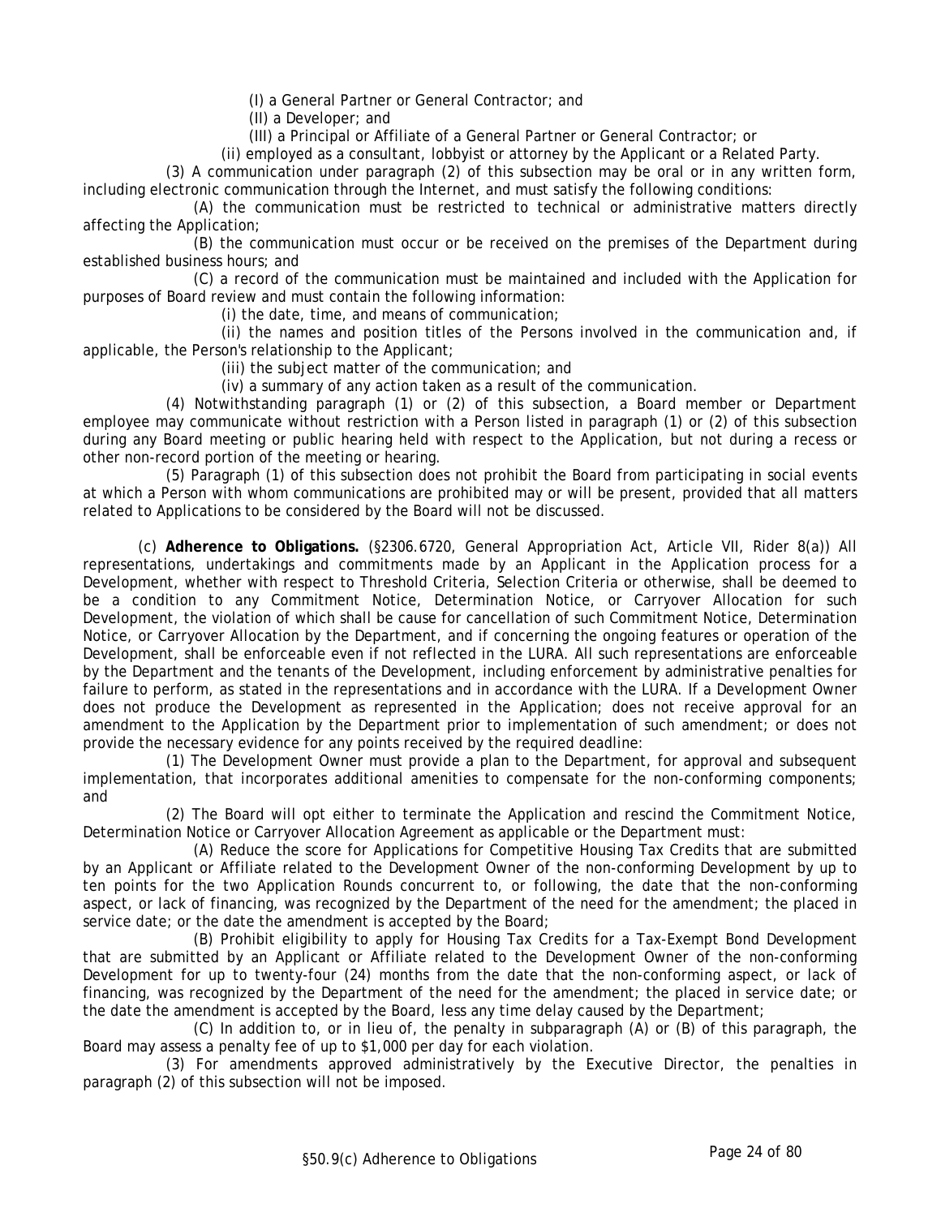(I) a General Partner or General Contractor; and

(II) a Developer; and

(III) a Principal or Affiliate of a General Partner or General Contractor; or

(ii) employed as a consultant, lobbyist or attorney by the Applicant or a Related Party.

(3) A communication under paragraph (2) of this subsection may be oral or in any written form, including electronic communication through the Internet, and must satisfy the following conditions:

(A) the communication must be restricted to technical or administrative matters directly affecting the Application;

(B) the communication must occur or be received on the premises of the Department during established business hours; and

(C) a record of the communication must be maintained and included with the Application for purposes of Board review and must contain the following information:

(i) the date, time, and means of communication;

(ii) the names and position titles of the Persons involved in the communication and, if applicable, the Person's relationship to the Applicant;

(iii) the subject matter of the communication; and

(iv) a summary of any action taken as a result of the communication.

(4) Notwithstanding paragraph (1) or (2) of this subsection, a Board member or Department employee may communicate without restriction with a Person listed in paragraph (1) or (2) of this subsection during any Board meeting or public hearing held with respect to the Application, but not during a recess or other non-record portion of the meeting or hearing.

(5) Paragraph (1) of this subsection does not prohibit the Board from participating in social events at which a Person with whom communications are prohibited may or will be present, provided that all matters related to Applications to be considered by the Board will not be discussed.

(c) **Adherence to Obligations.** (§2306.6720, General Appropriation Act, Article VII, Rider 8(a)) All representations, undertakings and commitments made by an Applicant in the Application process for a Development, whether with respect to Threshold Criteria, Selection Criteria or otherwise, shall be deemed to be a condition to any Commitment Notice, Determination Notice, or Carryover Allocation for such Development, the violation of which shall be cause for cancellation of such Commitment Notice, Determination Notice, or Carryover Allocation by the Department, and if concerning the ongoing features or operation of the Development, shall be enforceable even if not reflected in the LURA. All such representations are enforceable by the Department and the tenants of the Development, including enforcement by administrative penalties for failure to perform, as stated in the representations and in accordance with the LURA. If a Development Owner does not produce the Development as represented in the Application; does not receive approval for an amendment to the Application by the Department prior to implementation of such amendment; or does not provide the necessary evidence for any points received by the required deadline:

(1) The Development Owner must provide a plan to the Department, for approval and subsequent implementation, that incorporates additional amenities to compensate for the non-conforming components; and

(2) The Board will opt either to terminate the Application and rescind the Commitment Notice, Determination Notice or Carryover Allocation Agreement as applicable or the Department must:

(A) Reduce the score for Applications for Competitive Housing Tax Credits that are submitted by an Applicant or Affiliate related to the Development Owner of the non-conforming Development by up to ten points for the two Application Rounds concurrent to, or following, the date that the non-conforming aspect, or lack of financing, was recognized by the Department of the need for the amendment; the placed in service date; or the date the amendment is accepted by the Board;

(B) Prohibit eligibility to apply for Housing Tax Credits for a Tax-Exempt Bond Development that are submitted by an Applicant or Affiliate related to the Development Owner of the non-conforming Development for up to twenty-four (24) months from the date that the non-conforming aspect, or lack of financing, was recognized by the Department of the need for the amendment; the placed in service date; or the date the amendment is accepted by the Board, less any time delay caused by the Department;

(C) In addition to, or in lieu of, the penalty in subparagraph (A) or (B) of this paragraph, the Board may assess a penalty fee of up to $1,000 per day for each violation.

(3) For amendments approved administratively by the Executive Director, the penalties in paragraph (2) of this subsection will not be imposed.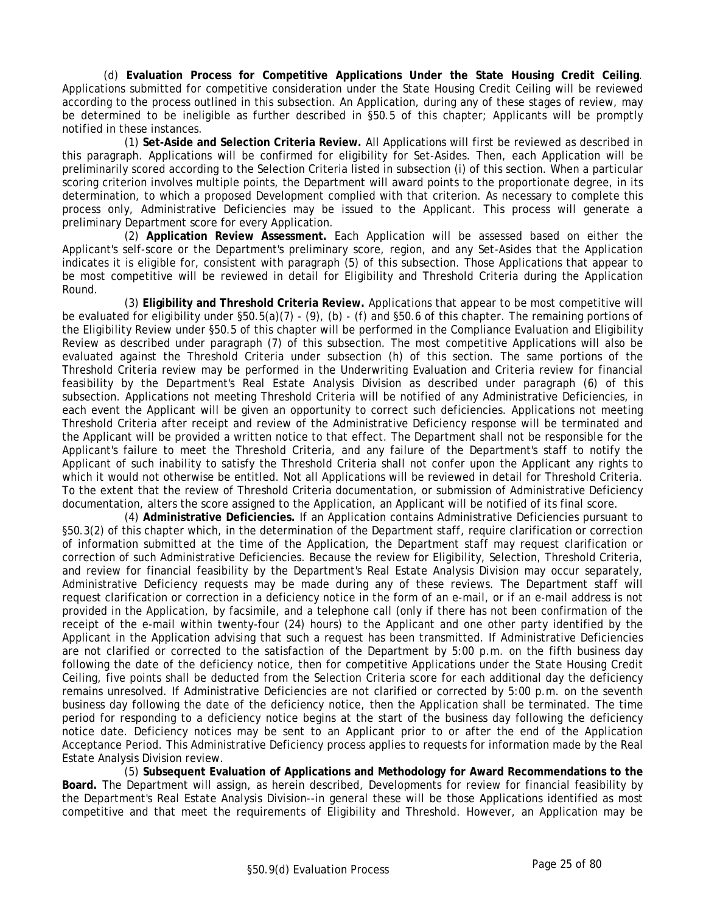(d) **Evaluation Process for Competitive Applications Under the State Housing Credit Ceiling**. Applications submitted for competitive consideration under the State Housing Credit Ceiling will be reviewed according to the process outlined in this subsection. An Application, during any of these stages of review, may be determined to be ineligible as further described in §50.5 of this chapter; Applicants will be promptly notified in these instances.

(1) **Set-Aside and Selection Criteria Review.** All Applications will first be reviewed as described in this paragraph. Applications will be confirmed for eligibility for Set-Asides. Then, each Application will be preliminarily scored according to the Selection Criteria listed in subsection (i) of this section. When a particular scoring criterion involves multiple points, the Department will award points to the proportionate degree, in its determination, to which a proposed Development complied with that criterion. As necessary to complete this process only, Administrative Deficiencies may be issued to the Applicant. This process will generate a preliminary Department score for every Application.

(2) **Application Review Assessment.** Each Application will be assessed based on either the Applicant's self-score or the Department's preliminary score, region, and any Set-Asides that the Application indicates it is eligible for, consistent with paragraph (5) of this subsection. Those Applications that appear to be most competitive will be reviewed in detail for Eligibility and Threshold Criteria during the Application Round.

(3) **Eligibility and Threshold Criteria Review.** Applications that appear to be most competitive will be evaluated for eligibility under §50.5(a)(7) - (9), (b) - (f) and §50.6 of this chapter. The remaining portions of the Eligibility Review under §50.5 of this chapter will be performed in the Compliance Evaluation and Eligibility Review as described under paragraph (7) of this subsection. The most competitive Applications will also be evaluated against the Threshold Criteria under subsection (h) of this section. The same portions of the Threshold Criteria review may be performed in the Underwriting Evaluation and Criteria review for financial feasibility by the Department's Real Estate Analysis Division as described under paragraph (6) of this subsection. Applications not meeting Threshold Criteria will be notified of any Administrative Deficiencies, in each event the Applicant will be given an opportunity to correct such deficiencies. Applications not meeting Threshold Criteria after receipt and review of the Administrative Deficiency response will be terminated and the Applicant will be provided a written notice to that effect. The Department shall not be responsible for the Applicant's failure to meet the Threshold Criteria, and any failure of the Department's staff to notify the Applicant of such inability to satisfy the Threshold Criteria shall not confer upon the Applicant any rights to which it would not otherwise be entitled. Not all Applications will be reviewed in detail for Threshold Criteria. To the extent that the review of Threshold Criteria documentation, or submission of Administrative Deficiency documentation, alters the score assigned to the Application, an Applicant will be notified of its final score.

(4) **Administrative Deficiencies.** If an Application contains Administrative Deficiencies pursuant to §50.3(2) of this chapter which, in the determination of the Department staff, require clarification or correction of information submitted at the time of the Application, the Department staff may request clarification or correction of such Administrative Deficiencies. Because the review for Eligibility, Selection, Threshold Criteria, and review for financial feasibility by the Department's Real Estate Analysis Division may occur separately, Administrative Deficiency requests may be made during any of these reviews. The Department staff will request clarification or correction in a deficiency notice in the form of an e-mail, or if an e-mail address is not provided in the Application, by facsimile, and a telephone call (only if there has not been confirmation of the receipt of the e-mail within twenty-four (24) hours) to the Applicant and one other party identified by the Applicant in the Application advising that such a request has been transmitted. If Administrative Deficiencies are not clarified or corrected to the satisfaction of the Department by 5:00 p.m. on the fifth business day following the date of the deficiency notice, then for competitive Applications under the State Housing Credit Ceiling, five points shall be deducted from the Selection Criteria score for each additional day the deficiency remains unresolved. If Administrative Deficiencies are not clarified or corrected by 5:00 p.m. on the seventh business day following the date of the deficiency notice, then the Application shall be terminated. The time period for responding to a deficiency notice begins at the start of the business day following the deficiency notice date. Deficiency notices may be sent to an Applicant prior to or after the end of the Application Acceptance Period. This Administrative Deficiency process applies to requests for information made by the Real Estate Analysis Division review.

(5) **Subsequent Evaluation of Applications and Methodology for Award Recommendations to the Board.** The Department will assign, as herein described, Developments for review for financial feasibility by the Department's Real Estate Analysis Division--in general these will be those Applications identified as most competitive and that meet the requirements of Eligibility and Threshold. However, an Application may be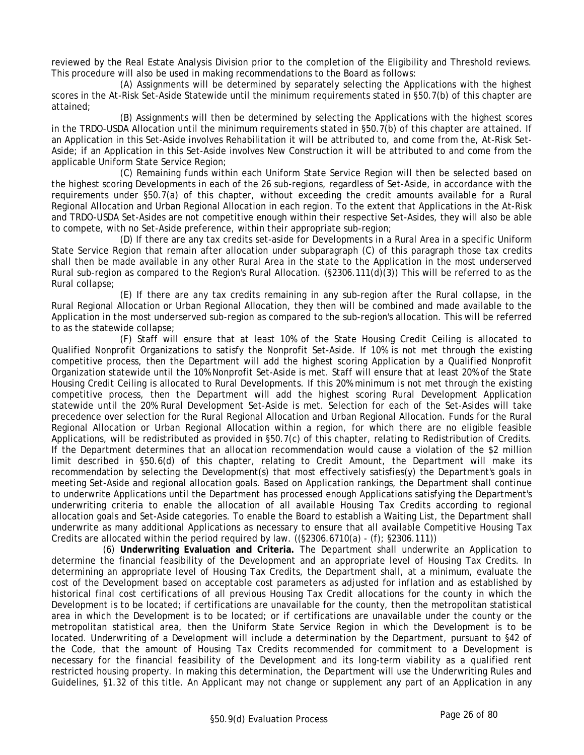reviewed by the Real Estate Analysis Division prior to the completion of the Eligibility and Threshold reviews. This procedure will also be used in making recommendations to the Board as follows:

(A) Assignments will be determined by separately selecting the Applications with the highest scores in the At-Risk Set-Aside Statewide until the minimum requirements stated in §50.7(b) of this chapter are attained;

(B) Assignments will then be determined by selecting the Applications with the highest scores in the TRDO-USDA Allocation until the minimum requirements stated in §50.7(b) of this chapter are attained. If an Application in this Set-Aside involves Rehabilitation it will be attributed to, and come from the, At-Risk Set-Aside; if an Application in this Set-Aside involves New Construction it will be attributed to and come from the applicable Uniform State Service Region;

(C) Remaining funds within each Uniform State Service Region will then be selected based on the highest scoring Developments in each of the 26 sub-regions, regardless of Set-Aside, in accordance with the requirements under §50.7(a) of this chapter, without exceeding the credit amounts available for a Rural Regional Allocation and Urban Regional Allocation in each region. To the extent that Applications in the At-Risk and TRDO-USDA Set-Asides are not competitive enough within their respective Set-Asides, they will also be able to compete, with no Set-Aside preference, within their appropriate sub-region;

(D) If there are any tax credits set-aside for Developments in a Rural Area in a specific Uniform State Service Region that remain after allocation under subparagraph (C) of this paragraph those tax credits shall then be made available in any other Rural Area in the state to the Application in the most underserved Rural sub-region as compared to the Region's Rural Allocation. (§2306.111(d)(3)) This will be referred to as the Rural collapse;

(E) If there are any tax credits remaining in any sub-region after the Rural collapse, in the Rural Regional Allocation or Urban Regional Allocation, they then will be combined and made available to the Application in the most underserved sub-region as compared to the sub-region's allocation. This will be referred to as the statewide collapse;

(F) Staff will ensure that at least 10% of the State Housing Credit Ceiling is allocated to Qualified Nonprofit Organizations to satisfy the Nonprofit Set-Aside. If 10% is not met through the existing competitive process, then the Department will add the highest scoring Application by a Qualified Nonprofit Organization statewide until the 10% Nonprofit Set-Aside is met. Staff will ensure that at least 20% of the State Housing Credit Ceiling is allocated to Rural Developments. If this 20% minimum is not met through the existing competitive process, then the Department will add the highest scoring Rural Development Application statewide until the 20% Rural Development Set-Aside is met. Selection for each of the Set-Asides will take precedence over selection for the Rural Regional Allocation and Urban Regional Allocation. Funds for the Rural Regional Allocation or Urban Regional Allocation within a region, for which there are no eligible feasible Applications, will be redistributed as provided in §50.7(c) of this chapter, relating to Redistribution of Credits. If the Department determines that an allocation recommendation would cause a violation of the $2 million limit described in §50.6(d) of this chapter, relating to Credit Amount, the Department will make its recommendation by selecting the Development(s) that most effectively satisfies(y) the Department's goals in meeting Set-Aside and regional allocation goals. Based on Application rankings, the Department shall continue to underwrite Applications until the Department has processed enough Applications satisfying the Department's underwriting criteria to enable the allocation of all available Housing Tax Credits according to regional allocation goals and Set-Aside categories. To enable the Board to establish a Waiting List, the Department shall underwrite as many additional Applications as necessary to ensure that all available Competitive Housing Tax Credits are allocated within the period required by law. ((§2306.6710(a) - (f); §2306.111))

(6) **Underwriting Evaluation and Criteria.** The Department shall underwrite an Application to determine the financial feasibility of the Development and an appropriate level of Housing Tax Credits. In determining an appropriate level of Housing Tax Credits, the Department shall, at a minimum, evaluate the cost of the Development based on acceptable cost parameters as adjusted for inflation and as established by historical final cost certifications of all previous Housing Tax Credit allocations for the county in which the Development is to be located; if certifications are unavailable for the county, then the metropolitan statistical area in which the Development is to be located; or if certifications are unavailable under the county or the metropolitan statistical area, then the Uniform State Service Region in which the Development is to be located. Underwriting of a Development will include a determination by the Department, pursuant to §42 of the Code, that the amount of Housing Tax Credits recommended for commitment to a Development is necessary for the financial feasibility of the Development and its long-term viability as a qualified rent restricted housing property. In making this determination, the Department will use the Underwriting Rules and Guidelines, §1.32 of this title. An Applicant may not change or supplement any part of an Application in any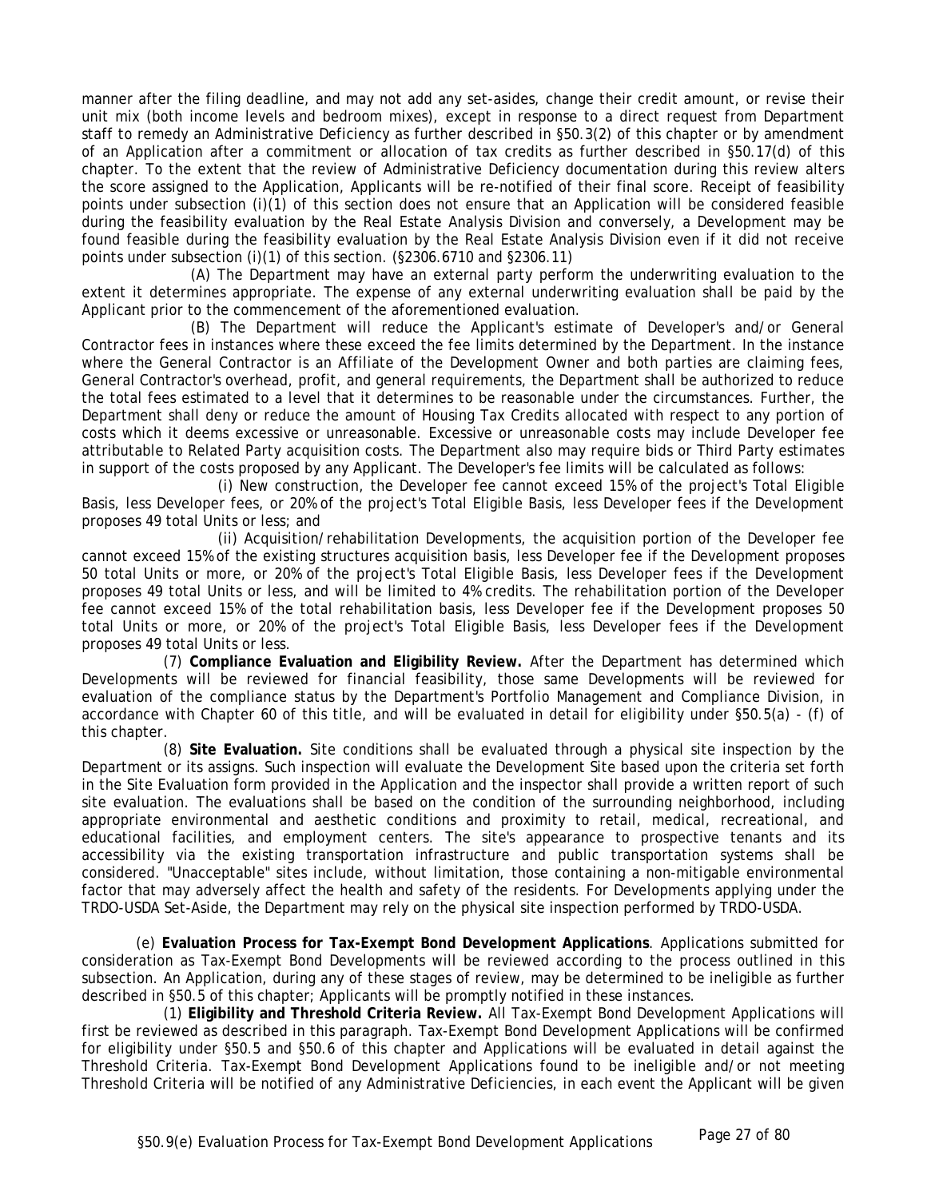manner after the filing deadline, and may not add any set-asides, change their credit amount, or revise their unit mix (both income levels and bedroom mixes), except in response to a direct request from Department staff to remedy an Administrative Deficiency as further described in §50.3(2) of this chapter or by amendment of an Application after a commitment or allocation of tax credits as further described in §50.17(d) of this chapter. To the extent that the review of Administrative Deficiency documentation during this review alters the score assigned to the Application, Applicants will be re-notified of their final score. Receipt of feasibility points under subsection (i)(1) of this section does not ensure that an Application will be considered feasible during the feasibility evaluation by the Real Estate Analysis Division and conversely, a Development may be found feasible during the feasibility evaluation by the Real Estate Analysis Division even if it did not receive points under subsection (i)(1) of this section. (§2306.6710 and §2306.11)

(A) The Department may have an external party perform the underwriting evaluation to the extent it determines appropriate. The expense of any external underwriting evaluation shall be paid by the Applicant prior to the commencement of the aforementioned evaluation.

(B) The Department will reduce the Applicant's estimate of Developer's and/or General Contractor fees in instances where these exceed the fee limits determined by the Department. In the instance where the General Contractor is an Affiliate of the Development Owner and both parties are claiming fees, General Contractor's overhead, profit, and general requirements, the Department shall be authorized to reduce the total fees estimated to a level that it determines to be reasonable under the circumstances. Further, the Department shall deny or reduce the amount of Housing Tax Credits allocated with respect to any portion of costs which it deems excessive or unreasonable. Excessive or unreasonable costs may include Developer fee attributable to Related Party acquisition costs. The Department also may require bids or Third Party estimates in support of the costs proposed by any Applicant. The Developer's fee limits will be calculated as follows:

(i) New construction, the Developer fee cannot exceed 15% of the project's Total Eligible Basis, less Developer fees, or 20% of the project's Total Eligible Basis, less Developer fees if the Development proposes 49 total Units or less; and

(ii) Acquisition/rehabilitation Developments, the acquisition portion of the Developer fee cannot exceed 15% of the existing structures acquisition basis, less Developer fee if the Development proposes 50 total Units or more, or 20% of the project's Total Eligible Basis, less Developer fees if the Development proposes 49 total Units or less, and will be limited to 4% credits. The rehabilitation portion of the Developer fee cannot exceed 15% of the total rehabilitation basis, less Developer fee if the Development proposes 50 total Units or more, or 20% of the project's Total Eligible Basis, less Developer fees if the Development proposes 49 total Units or less.

(7) **Compliance Evaluation and Eligibility Review.** After the Department has determined which Developments will be reviewed for financial feasibility, those same Developments will be reviewed for evaluation of the compliance status by the Department's Portfolio Management and Compliance Division, in accordance with Chapter 60 of this title, and will be evaluated in detail for eligibility under §50.5(a) - (f) of this chapter.

(8) **Site Evaluation.** Site conditions shall be evaluated through a physical site inspection by the Department or its assigns. Such inspection will evaluate the Development Site based upon the criteria set forth in the Site Evaluation form provided in the Application and the inspector shall provide a written report of such site evaluation. The evaluations shall be based on the condition of the surrounding neighborhood, including appropriate environmental and aesthetic conditions and proximity to retail, medical, recreational, and educational facilities, and employment centers. The site's appearance to prospective tenants and its accessibility via the existing transportation infrastructure and public transportation systems shall be considered. "Unacceptable" sites include, without limitation, those containing a non-mitigable environmental factor that may adversely affect the health and safety of the residents. For Developments applying under the TRDO-USDA Set-Aside, the Department may rely on the physical site inspection performed by TRDO-USDA.

(e) **Evaluation Process for Tax-Exempt Bond Development Applications**. Applications submitted for consideration as Tax-Exempt Bond Developments will be reviewed according to the process outlined in this subsection. An Application, during any of these stages of review, may be determined to be ineligible as further described in §50.5 of this chapter; Applicants will be promptly notified in these instances.

(1) **Eligibility and Threshold Criteria Review.** All Tax-Exempt Bond Development Applications will first be reviewed as described in this paragraph. Tax-Exempt Bond Development Applications will be confirmed for eligibility under §50.5 and §50.6 of this chapter and Applications will be evaluated in detail against the Threshold Criteria. Tax-Exempt Bond Development Applications found to be ineligible and/or not meeting Threshold Criteria will be notified of any Administrative Deficiencies, in each event the Applicant will be given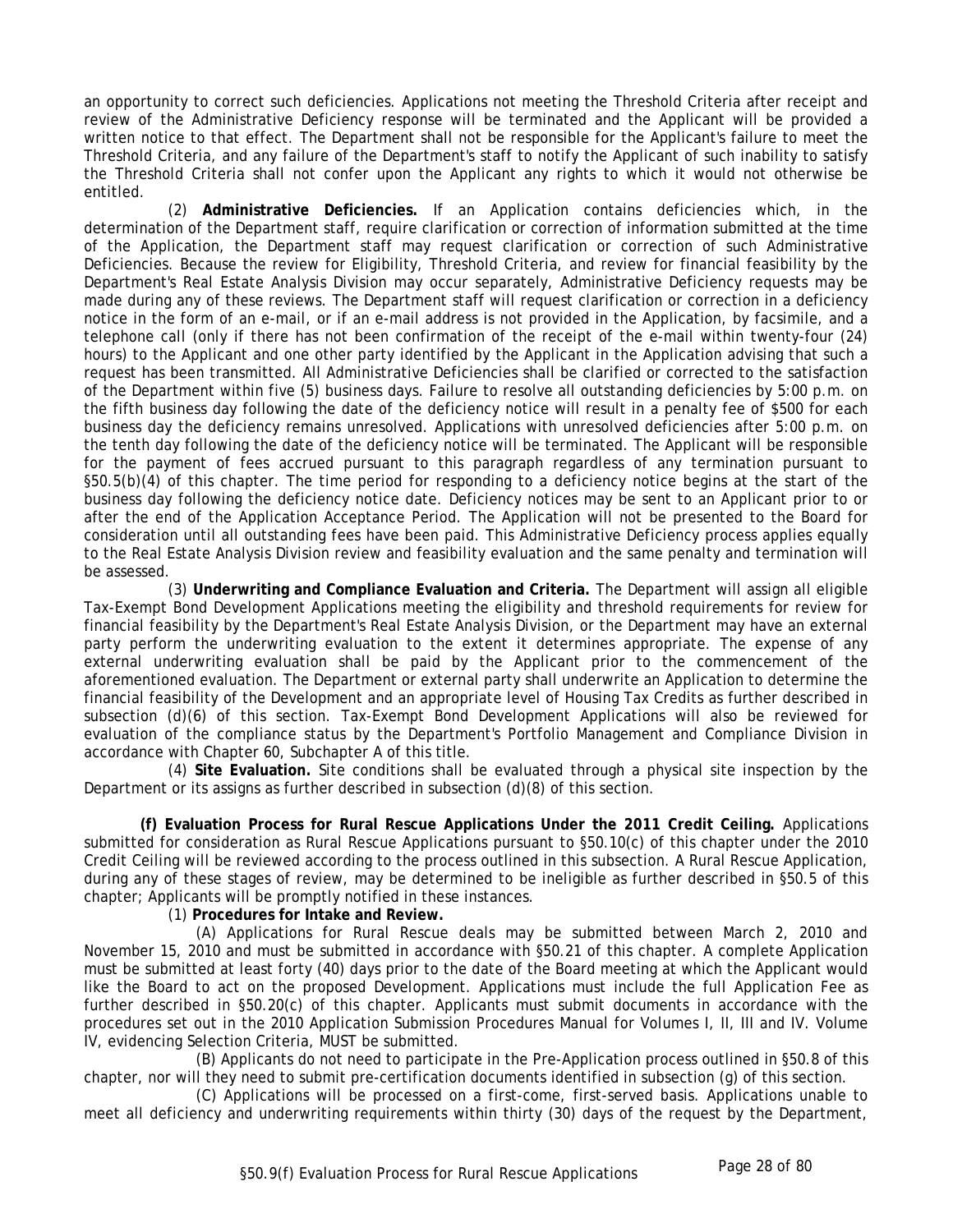an opportunity to correct such deficiencies. Applications not meeting the Threshold Criteria after receipt and review of the Administrative Deficiency response will be terminated and the Applicant will be provided a written notice to that effect. The Department shall not be responsible for the Applicant's failure to meet the Threshold Criteria, and any failure of the Department's staff to notify the Applicant of such inability to satisfy the Threshold Criteria shall not confer upon the Applicant any rights to which it would not otherwise be entitled.

(2) **Administrative Deficiencies.** If an Application contains deficiencies which, in the determination of the Department staff, require clarification or correction of information submitted at the time of the Application, the Department staff may request clarification or correction of such Administrative Deficiencies. Because the review for Eligibility, Threshold Criteria, and review for financial feasibility by the Department's Real Estate Analysis Division may occur separately, Administrative Deficiency requests may be made during any of these reviews. The Department staff will request clarification or correction in a deficiency notice in the form of an e-mail, or if an e-mail address is not provided in the Application, by facsimile, and a telephone call (only if there has not been confirmation of the receipt of the e-mail within twenty-four (24) hours) to the Applicant and one other party identified by the Applicant in the Application advising that such a request has been transmitted. All Administrative Deficiencies shall be clarified or corrected to the satisfaction of the Department within five (5) business days. Failure to resolve all outstanding deficiencies by 5:00 p.m. on the fifth business day following the date of the deficiency notice will result in a penalty fee of $500 for each business day the deficiency remains unresolved. Applications with unresolved deficiencies after 5:00 p.m. on the tenth day following the date of the deficiency notice will be terminated. The Applicant will be responsible for the payment of fees accrued pursuant to this paragraph regardless of any termination pursuant to §50.5(b)(4) of this chapter. The time period for responding to a deficiency notice begins at the start of the business day following the deficiency notice date. Deficiency notices may be sent to an Applicant prior to or after the end of the Application Acceptance Period. The Application will not be presented to the Board for consideration until all outstanding fees have been paid. This Administrative Deficiency process applies equally to the Real Estate Analysis Division review and feasibility evaluation and the same penalty and termination will be assessed.

(3) **Underwriting and Compliance Evaluation and Criteria.** The Department will assign all eligible Tax-Exempt Bond Development Applications meeting the eligibility and threshold requirements for review for financial feasibility by the Department's Real Estate Analysis Division, or the Department may have an external party perform the underwriting evaluation to the extent it determines appropriate. The expense of any external underwriting evaluation shall be paid by the Applicant prior to the commencement of the aforementioned evaluation. The Department or external party shall underwrite an Application to determine the financial feasibility of the Development and an appropriate level of Housing Tax Credits as further described in subsection (d)(6) of this section. Tax-Exempt Bond Development Applications will also be reviewed for evaluation of the compliance status by the Department's Portfolio Management and Compliance Division in accordance with Chapter 60, Subchapter A of this title.

(4) **Site Evaluation.** Site conditions shall be evaluated through a physical site inspection by the Department or its assigns as further described in subsection (d)(8) of this section.

**(f) Evaluation Process for Rural Rescue Applications Under the 2011 Credit Ceiling.** Applications submitted for consideration as Rural Rescue Applications pursuant to §50.10(c) of this chapter under the 2010 Credit Ceiling will be reviewed according to the process outlined in this subsection. A Rural Rescue Application, during any of these stages of review, may be determined to be ineligible as further described in §50.5 of this chapter; Applicants will be promptly notified in these instances.

(1) **Procedures for Intake and Review.**

(A) Applications for Rural Rescue deals may be submitted between March 2, 2010 and November 15, 2010 and must be submitted in accordance with §50.21 of this chapter. A complete Application must be submitted at least forty (40) days prior to the date of the Board meeting at which the Applicant would like the Board to act on the proposed Development. Applications must include the full Application Fee as further described in §50.20(c) of this chapter. Applicants must submit documents in accordance with the procedures set out in the 2010 Application Submission Procedures Manual for Volumes I, II, III and IV. Volume IV, evidencing Selection Criteria, MUST be submitted.

(B) Applicants do not need to participate in the Pre-Application process outlined in §50.8 of this chapter, nor will they need to submit pre-certification documents identified in subsection (g) of this section.

(C) Applications will be processed on a first-come, first-served basis. Applications unable to meet all deficiency and underwriting requirements within thirty (30) days of the request by the Department,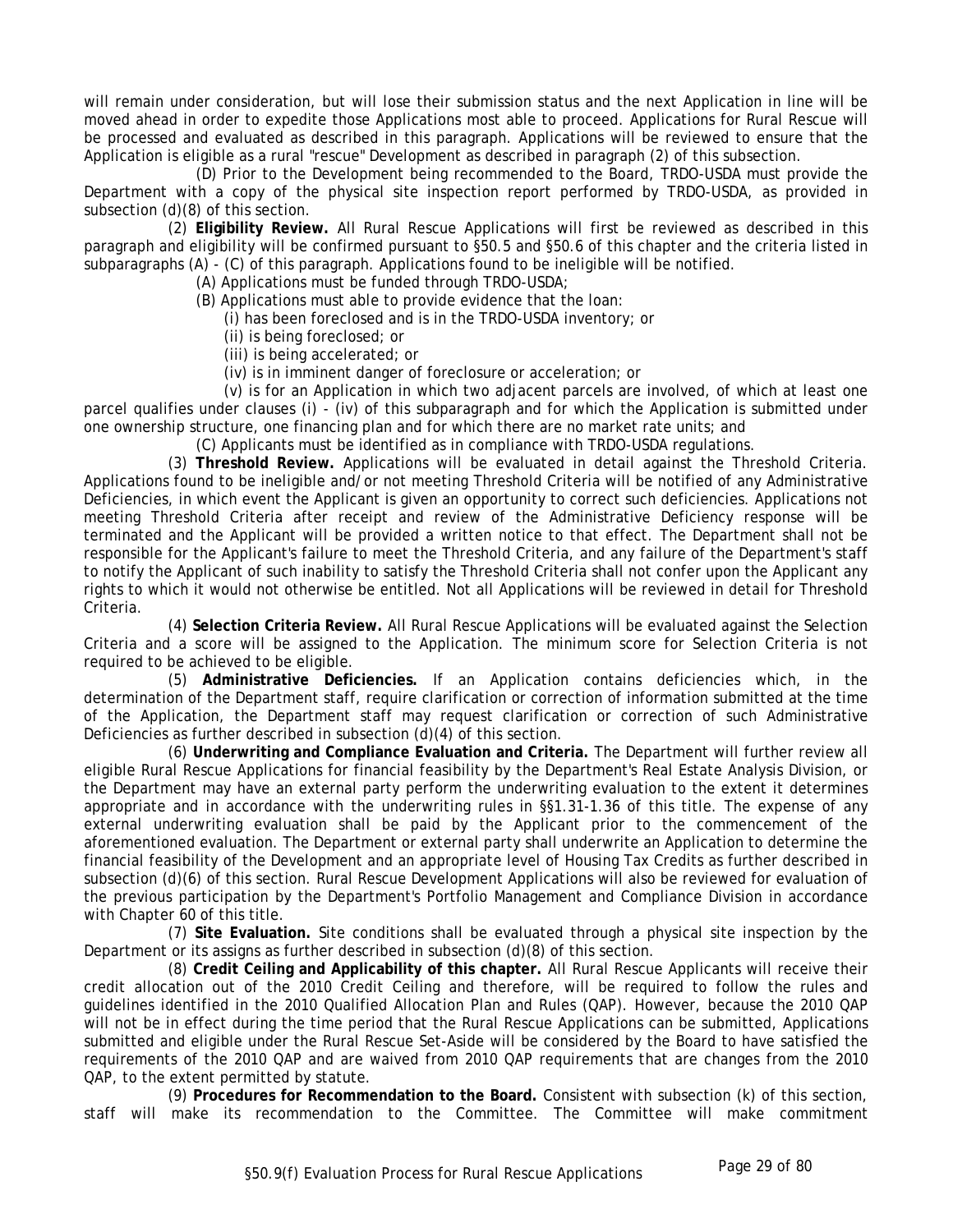will remain under consideration, but will lose their submission status and the next Application in line will be moved ahead in order to expedite those Applications most able to proceed. Applications for Rural Rescue will be processed and evaluated as described in this paragraph. Applications will be reviewed to ensure that the Application is eligible as a rural "rescue" Development as described in paragraph (2) of this subsection.

(D) Prior to the Development being recommended to the Board, TRDO-USDA must provide the Department with a copy of the physical site inspection report performed by TRDO-USDA, as provided in subsection (d)(8) of this section.

(2) **Eligibility Review.** All Rural Rescue Applications will first be reviewed as described in this paragraph and eligibility will be confirmed pursuant to §50.5 and §50.6 of this chapter and the criteria listed in subparagraphs (A) - (C) of this paragraph. Applications found to be ineligible will be notified.

(A) Applications must be funded through TRDO-USDA;

(B) Applications must able to provide evidence that the loan:

(i) has been foreclosed and is in the TRDO-USDA inventory; or

(ii) is being foreclosed; or

(iii) is being accelerated; or

(iv) is in imminent danger of foreclosure or acceleration; or

(v) is for an Application in which two adjacent parcels are involved, of which at least one parcel qualifies under clauses (i) - (iv) of this subparagraph and for which the Application is submitted under one ownership structure, one financing plan and for which there are no market rate units; and

(C) Applicants must be identified as in compliance with TRDO-USDA regulations.

(3) **Threshold Review.** Applications will be evaluated in detail against the Threshold Criteria. Applications found to be ineligible and/or not meeting Threshold Criteria will be notified of any Administrative Deficiencies, in which event the Applicant is given an opportunity to correct such deficiencies. Applications not meeting Threshold Criteria after receipt and review of the Administrative Deficiency response will be terminated and the Applicant will be provided a written notice to that effect. The Department shall not be responsible for the Applicant's failure to meet the Threshold Criteria, and any failure of the Department's staff to notify the Applicant of such inability to satisfy the Threshold Criteria shall not confer upon the Applicant any rights to which it would not otherwise be entitled. Not all Applications will be reviewed in detail for Threshold Criteria.

(4) **Selection Criteria Review.** All Rural Rescue Applications will be evaluated against the Selection Criteria and a score will be assigned to the Application. The minimum score for Selection Criteria is not required to be achieved to be eligible.

(5) **Administrative Deficiencies.** If an Application contains deficiencies which, in the determination of the Department staff, require clarification or correction of information submitted at the time of the Application, the Department staff may request clarification or correction of such Administrative Deficiencies as further described in subsection (d)(4) of this section.

(6) **Underwriting and Compliance Evaluation and Criteria.** The Department will further review all eligible Rural Rescue Applications for financial feasibility by the Department's Real Estate Analysis Division, or the Department may have an external party perform the underwriting evaluation to the extent it determines appropriate and in accordance with the underwriting rules in §§1.31-1.36 of this title. The expense of any external underwriting evaluation shall be paid by the Applicant prior to the commencement of the aforementioned evaluation. The Department or external party shall underwrite an Application to determine the financial feasibility of the Development and an appropriate level of Housing Tax Credits as further described in subsection (d)(6) of this section. Rural Rescue Development Applications will also be reviewed for evaluation of the previous participation by the Department's Portfolio Management and Compliance Division in accordance with Chapter 60 of this title.

(7) **Site Evaluation.** Site conditions shall be evaluated through a physical site inspection by the Department or its assigns as further described in subsection (d)(8) of this section.

(8) **Credit Ceiling and Applicability of this chapter.** All Rural Rescue Applicants will receive their credit allocation out of the 2010 Credit Ceiling and therefore, will be required to follow the rules and guidelines identified in the 2010 Qualified Allocation Plan and Rules (QAP). However, because the 2010 QAP will not be in effect during the time period that the Rural Rescue Applications can be submitted, Applications submitted and eligible under the Rural Rescue Set-Aside will be considered by the Board to have satisfied the requirements of the 2010 QAP and are waived from 2010 QAP requirements that are changes from the 2010 QAP, to the extent permitted by statute.

(9) **Procedures for Recommendation to the Board.** Consistent with subsection (k) of this section, staff will make its recommendation to the Committee. The Committee will make commitment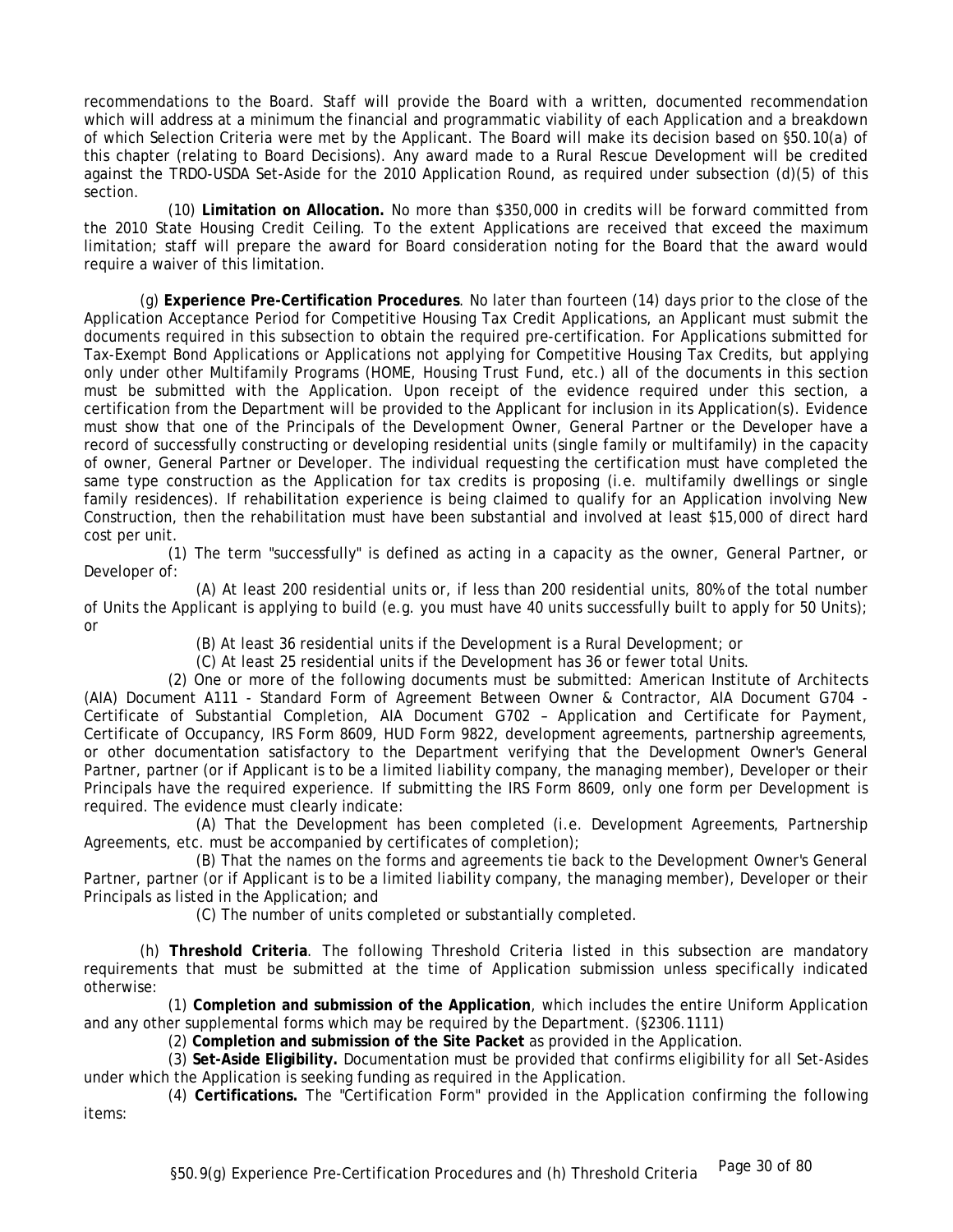recommendations to the Board. Staff will provide the Board with a written, documented recommendation which will address at a minimum the financial and programmatic viability of each Application and a breakdown of which Selection Criteria were met by the Applicant. The Board will make its decision based on §50.10(a) of this chapter (relating to Board Decisions). Any award made to a Rural Rescue Development will be credited against the TRDO-USDA Set-Aside for the 2010 Application Round, as required under subsection (d)(5) of this section.

(10) **Limitation on Allocation.** No more than $350,000 in credits will be forward committed from the 2010 State Housing Credit Ceiling. To the extent Applications are received that exceed the maximum limitation; staff will prepare the award for Board consideration noting for the Board that the award would require a waiver of this limitation.

(g) **Experience Pre-Certification Procedures**. No later than fourteen (14) days prior to the close of the Application Acceptance Period for Competitive Housing Tax Credit Applications, an Applicant must submit the documents required in this subsection to obtain the required pre-certification. For Applications submitted for Tax-Exempt Bond Applications or Applications not applying for Competitive Housing Tax Credits, but applying only under other Multifamily Programs (HOME, Housing Trust Fund, etc.) all of the documents in this section must be submitted with the Application. Upon receipt of the evidence required under this section, a certification from the Department will be provided to the Applicant for inclusion in its Application(s). Evidence must show that one of the Principals of the Development Owner, General Partner or the Developer have a record of successfully constructing or developing residential units (single family or multifamily) in the capacity of owner, General Partner or Developer. The individual requesting the certification must have completed the same type construction as the Application for tax credits is proposing (i.e. multifamily dwellings or single family residences). If rehabilitation experience is being claimed to qualify for an Application involving New Construction, then the rehabilitation must have been substantial and involved at least $15,000 of direct hard cost per unit.

(1) The term "successfully" is defined as acting in a capacity as the owner, General Partner, or Developer of:

(A) At least 200 residential units or, if less than 200 residential units, 80% of the total number of Units the Applicant is applying to build (e.g. you must have 40 units successfully built to apply for 50 Units); or

(B) At least 36 residential units if the Development is a Rural Development; or

(C) At least 25 residential units if the Development has 36 or fewer total Units.

(2) One or more of the following documents must be submitted: American Institute of Architects (AIA) Document A111 - Standard Form of Agreement Between Owner & Contractor, AIA Document G704 - Certificate of Substantial Completion, AIA Document G702 – Application and Certificate for Payment, Certificate of Occupancy, IRS Form 8609, HUD Form 9822, development agreements, partnership agreements, or other documentation satisfactory to the Department verifying that the Development Owner's General Partner, partner (or if Applicant is to be a limited liability company, the managing member), Developer or their Principals have the required experience. If submitting the IRS Form 8609, only one form per Development is required. The evidence must clearly indicate:

(A) That the Development has been completed (i.e. Development Agreements, Partnership Agreements, etc. must be accompanied by certificates of completion);

(B) That the names on the forms and agreements tie back to the Development Owner's General Partner, partner (or if Applicant is to be a limited liability company, the managing member), Developer or their Principals as listed in the Application; and

(C) The number of units completed or substantially completed.

(h) **Threshold Criteria**. The following Threshold Criteria listed in this subsection are mandatory requirements that must be submitted at the time of Application submission unless specifically indicated otherwise:

(1) **Completion and submission of the Application**, which includes the entire Uniform Application and any other supplemental forms which may be required by the Department. (§2306.1111)

(2) **Completion and submission of the Site Packet** as provided in the Application.

(3) **Set-Aside Eligibility.** Documentation must be provided that confirms eligibility for all Set-Asides under which the Application is seeking funding as required in the Application.

(4) **Certifications.** The "Certification Form" provided in the Application confirming the following items: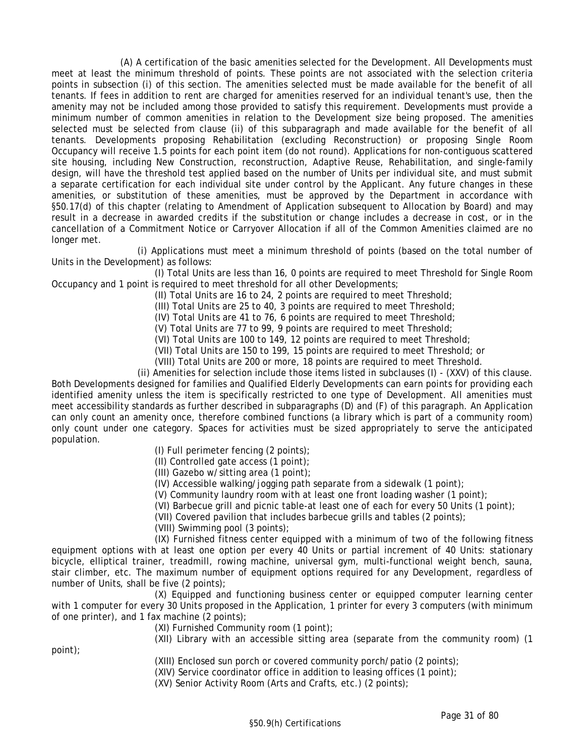(A) A certification of the basic amenities selected for the Development. All Developments must meet at least the minimum threshold of points. These points are not associated with the selection criteria points in subsection (i) of this section. The amenities selected must be made available for the benefit of all tenants. If fees in addition to rent are charged for amenities reserved for an individual tenant's use, then the amenity may not be included among those provided to satisfy this requirement. Developments must provide a minimum number of common amenities in relation to the Development size being proposed. The amenities selected must be selected from clause (ii) of this subparagraph and made available for the benefit of all tenants. Developments proposing Rehabilitation (excluding Reconstruction) or proposing Single Room Occupancy will receive 1.5 points for each point item (do not round). Applications for non-contiguous scattered site housing, including New Construction, reconstruction, Adaptive Reuse, Rehabilitation, and single-family design, will have the threshold test applied based on the number of Units per individual site, and must submit a separate certification for each individual site under control by the Applicant. Any future changes in these amenities, or substitution of these amenities, must be approved by the Department in accordance with §50.17(d) of this chapter (relating to Amendment of Application subsequent to Allocation by Board) and may result in a decrease in awarded credits if the substitution or change includes a decrease in cost, or in the cancellation of a Commitment Notice or Carryover Allocation if all of the Common Amenities claimed are no longer met.

(i) Applications must meet a minimum threshold of points (based on the total number of Units in the Development) as follows:

(I) Total Units are less than 16, 0 points are required to meet Threshold for Single Room Occupancy and 1 point is required to meet threshold for all other Developments;

(II) Total Units are 16 to 24, 2 points are required to meet Threshold;

(III) Total Units are 25 to 40, 3 points are required to meet Threshold;

(IV) Total Units are 41 to 76, 6 points are required to meet Threshold;

(V) Total Units are 77 to 99, 9 points are required to meet Threshold;

(VI) Total Units are 100 to 149, 12 points are required to meet Threshold;

(VII) Total Units are 150 to 199, 15 points are required to meet Threshold; or

(VIII) Total Units are 200 or more, 18 points are required to meet Threshold.

(ii) Amenities for selection include those items listed in subclauses (I) - (XXV) of this clause. Both Developments designed for families and Qualified Elderly Developments can earn points for providing each identified amenity unless the item is specifically restricted to one type of Development. All amenities must meet accessibility standards as further described in subparagraphs (D) and (F) of this paragraph. An Application can only count an amenity once, therefore combined functions (a library which is part of a community room) only count under one category. Spaces for activities must be sized appropriately to serve the anticipated population.

(I) Full perimeter fencing (2 points);

(II) Controlled gate access (1 point);

(III) Gazebo w/sitting area (1 point);

(IV) Accessible walking/jogging path separate from a sidewalk (1 point);

(V) Community laundry room with at least one front loading washer (1 point);

(VI) Barbecue grill and picnic table-at least one of each for every 50 Units (1 point);

(VII) Covered pavilion that includes barbecue grills and tables (2 points);

(VIII) Swimming pool (3 points);

(IX) Furnished fitness center equipped with a minimum of two of the following fitness equipment options with at least one option per every 40 Units or partial increment of 40 Units: stationary bicycle, elliptical trainer, treadmill, rowing machine, universal gym, multi-functional weight bench, sauna, stair climber, etc. The maximum number of equipment options required for any Development, regardless of number of Units, shall be five (2 points);

(X) Equipped and functioning business center or equipped computer learning center with 1 computer for every 30 Units proposed in the Application, 1 printer for every 3 computers (with minimum of one printer), and 1 fax machine (2 points);

(XI) Furnished Community room (1 point);

(XII) Library with an accessible sitting area (separate from the community room) (1 point);

(XIII) Enclosed sun porch or covered community porch/patio (2 points);

(XIV) Service coordinator office in addition to leasing offices (1 point);

(XV) Senior Activity Room (Arts and Crafts, etc.) (2 points);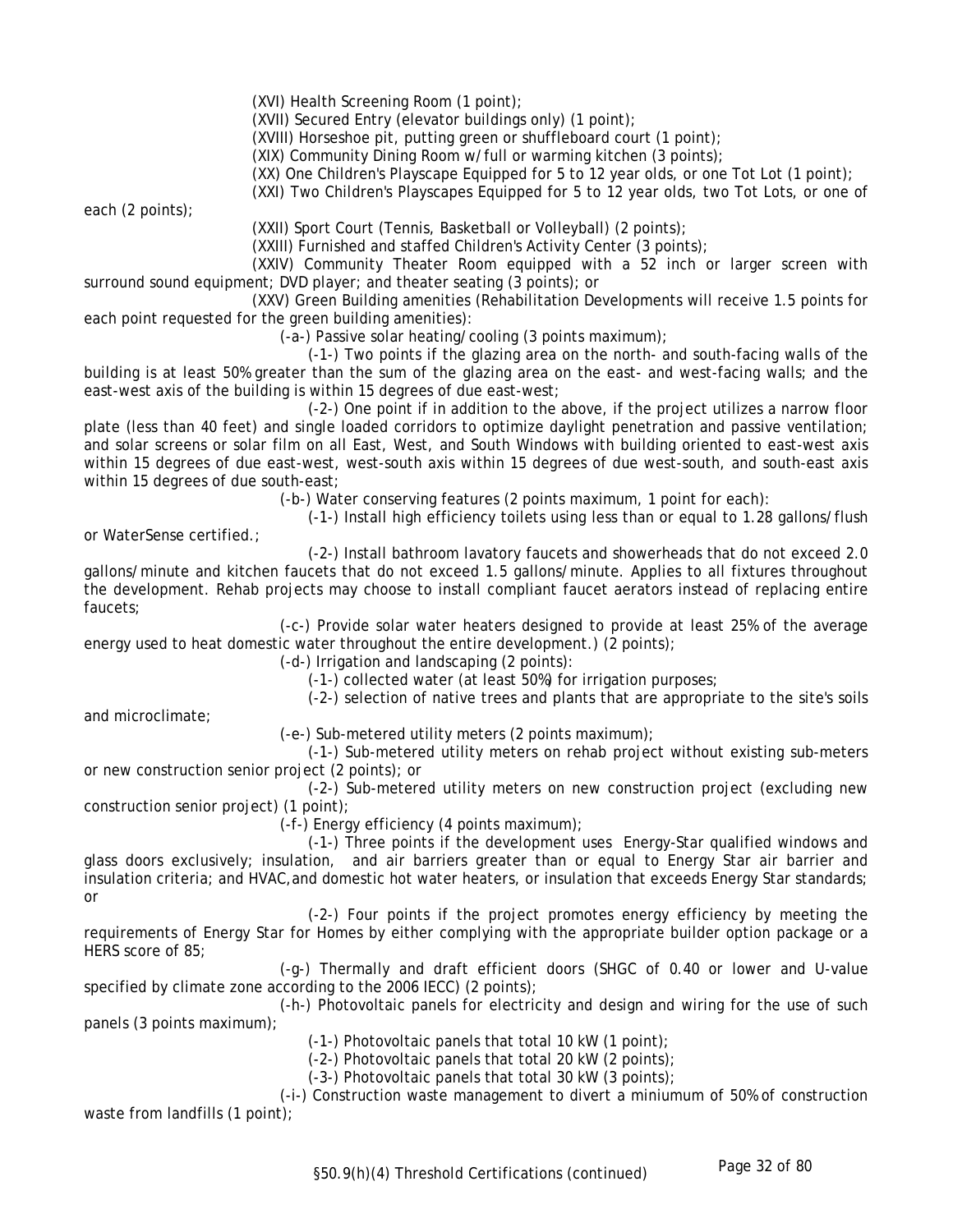(XVI) Health Screening Room (1 point);

(XVII) Secured Entry (elevator buildings only) (1 point);

(XVIII) Horseshoe pit, putting green or shuffleboard court (1 point);

(XIX) Community Dining Room w/ full or warming kitchen (3 points);

(XX) One Children's Playscape Equipped for 5 to 12 year olds, or one Tot Lot (1 point);

(XXI) Two Children's Playscapes Equipped for 5 to 12 year olds, two Tot Lots, or one of each (2 points);

(XXII) Sport Court (Tennis, Basketball or Volleyball) (2 points);

(XXIII) Furnished and staffed Children's Activity Center (3 points);

(XXIV) Community Theater Room equipped with a 52 inch or larger screen with surround sound equipment; DVD player; and theater seating (3 points); or

(XXV) Green Building amenities (Rehabilitation Developments will receive 1.5 points for each point requested for the green building amenities):

(-a-) Passive solar heating/cooling (3 points maximum);

(-1-) Two points if the glazing area on the north- and south-facing walls of the building is at least 50% greater than the sum of the glazing area on the east- and west-facing walls; and the east-west axis of the building is within 15 degrees of due east-west;

(-2-) One point if in addition to the above, if the project utilizes a narrow floor plate (less than 40 feet) and single loaded corridors to optimize daylight penetration and passive ventilation; and solar screens or solar film on all East, West, and South Windows with building oriented to east-west axis within 15 degrees of due east-west, west-south axis within 15 degrees of due west-south, and south-east axis within 15 degrees of due south-east;

(-b-) Water conserving features (2 points maximum, 1 point for each):

(-1-) Install high efficiency toilets using less than or equal to 1.28 gallons/flush or WaterSense certified.;

(-2-) Install bathroom lavatory faucets and showerheads that do not exceed 2.0 gallons/minute and kitchen faucets that do not exceed 1.5 gallons/minute. Applies to all fixtures throughout the development. Rehab projects may choose to install compliant faucet aerators instead of replacing entire faucets;

(-c-) Provide solar water heaters designed to provide at least 25% of the average energy used to heat domestic water throughout the entire development.) (2 points);

(-d-) Irrigation and landscaping (2 points):

(-1-) collected water (at least 50%) for irrigation purposes;

(-2-) selection of native trees and plants that are appropriate to the site's soils and microclimate;

(-e-) Sub-metered utility meters (2 points maximum);

(-1-) Sub-metered utility meters on rehab project without existing sub-meters or new construction senior project (2 points); or

(-2-) Sub-metered utility meters on new construction project (excluding new construction senior project) (1 point);

(-f-) Energy efficiency (4 points maximum);

(-1-) Three points if the development uses Energy-Star qualified windows and glass doors exclusively; insulation, and air barriers greater than or equal to Energy Star air barrier and insulation criteria; and HVAC, and domestic hot water heaters, or insulation that exceeds Energy Star standards; or

(-2-) Four points if the project promotes energy efficiency by meeting the requirements of Energy Star for Homes by either complying with the appropriate builder option package or a HERS score of 85;

(-g-) Thermally and draft efficient doors (SHGC of 0.40 or lower and U-value specified by climate zone according to the 2006 IECC) (2 points);

(-h-) Photovoltaic panels for electricity and design and wiring for the use of such panels (3 points maximum);

(-1-) Photovoltaic panels that total 10 kW (1 point);

(-2-) Photovoltaic panels that total 20 kW (2 points);

(-3-) Photovoltaic panels that total 30 kW (3 points);

(-i-) Construction waste management to divert a miniumum of 50% of construction waste from landfills (1 point);

§50.9(h)(4) Threshold Certifications (continued)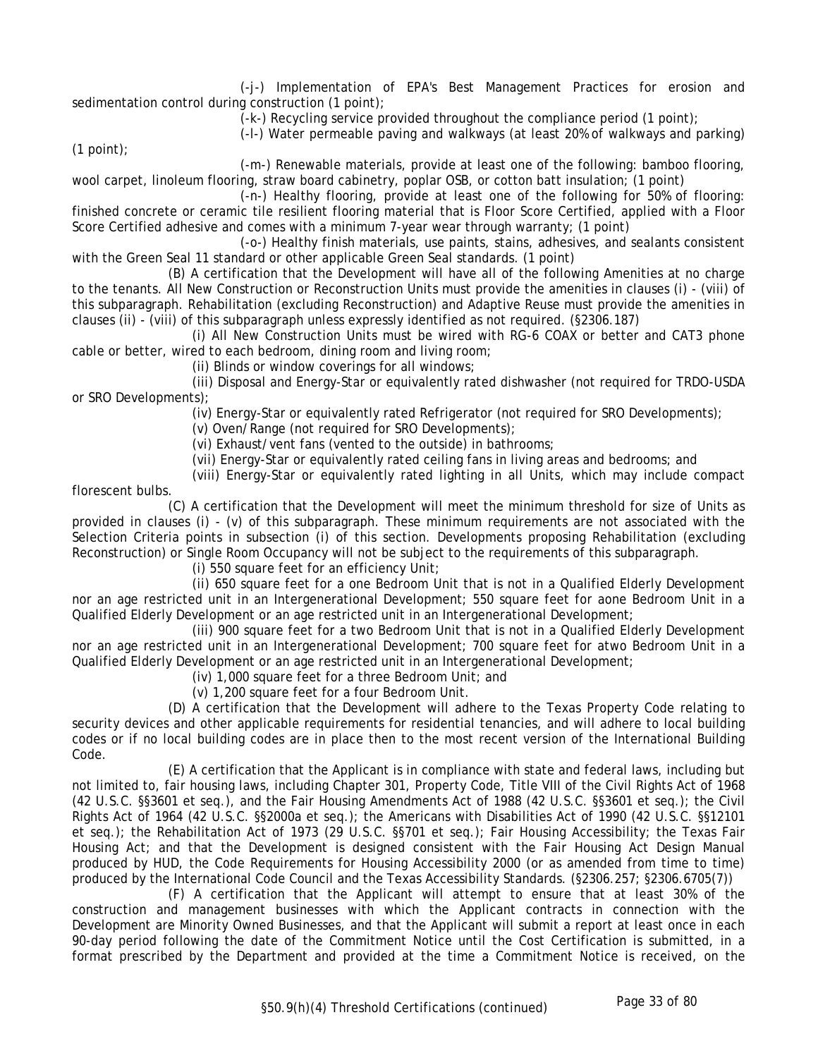(-j-) Implementation of EPA's Best Management Practices for erosion and sedimentation control during construction (1 point);

(-k-) Recycling service provided throughout the compliance period (1 point);

(-l-) Water permeable paving and walkways (at least 20% of walkways and parking) (1 point);

(-m-) Renewable materials, provide at least one of the following: bamboo flooring, wool carpet, linoleum flooring, straw board cabinetry, poplar OSB, or cotton batt insulation; (1 point)

(-n-) Healthy flooring, provide at least one of the following for 50% of flooring: finished concrete or ceramic tile resilient flooring material that is Floor Score Certified, applied with a Floor Score Certified adhesive and comes with a minimum 7-year wear through warranty; (1 point)

(-o-) Healthy finish materials, use paints, stains, adhesives, and sealants consistent with the Green Seal 11 standard or other applicable Green Seal standards. (1 point)

(B) A certification that the Development will have all of the following Amenities at no charge to the tenants. All New Construction or Reconstruction Units must provide the amenities in clauses (i) - (viii) of this subparagraph. Rehabilitation (excluding Reconstruction) and Adaptive Reuse must provide the amenities in clauses (ii) - (viii) of this subparagraph unless expressly identified as not required. (§2306.187)

(i) All New Construction Units must be wired with RG-6 COAX or better and CAT3 phone cable or better, wired to each bedroom, dining room and living room;

(ii) Blinds or window coverings for all windows;

(iii) Disposal and Energy-Star or equivalently rated dishwasher (not required for TRDO-USDA or SRO Developments);

(iv) Energy-Star or equivalently rated Refrigerator (not required for SRO Developments);

(v) Oven/Range (not required for SRO Developments);

(vi) Exhaust/vent fans (vented to the outside) in bathrooms;

(vii) Energy-Star or equivalently rated ceiling fans in living areas and bedrooms; and

(viii) Energy-Star or equivalently rated lighting in all Units, which may include compact florescent bulbs.

(C) A certification that the Development will meet the minimum threshold for size of Units as provided in clauses (i) - (v) of this subparagraph. These minimum requirements are not associated with the Selection Criteria points in subsection (i) of this section. Developments proposing Rehabilitation (excluding Reconstruction) or Single Room Occupancy will not be subject to the requirements of this subparagraph.

(i) 550 square feet for an efficiency Unit;

(ii) 650 square feet for a one Bedroom Unit that is not in a Qualified Elderly Development nor an age restricted unit in an Intergenerational Development; 550 square feet for aone Bedroom Unit in a Qualified Elderly Development or an age restricted unit in an Intergenerational Development;

(iii) 900 square feet for a two Bedroom Unit that is not in a Qualified Elderly Development nor an age restricted unit in an Intergenerational Development; 700 square feet for atwo Bedroom Unit in a Qualified Elderly Development or an age restricted unit in an Intergenerational Development;

(iv) 1,000 square feet for a three Bedroom Unit; and

(v) 1,200 square feet for a four Bedroom Unit.

(D) A certification that the Development will adhere to the Texas Property Code relating to security devices and other applicable requirements for residential tenancies, and will adhere to local building codes or if no local building codes are in place then to the most recent version of the International Building Code.

(E) A certification that the Applicant is in compliance with state and federal laws, including but not limited to, fair housing laws, including Chapter 301, Property Code, Title VIII of the Civil Rights Act of 1968 (42 U.S.C. §§3601 et seq.), and the Fair Housing Amendments Act of 1988 (42 U.S.C. §§3601 et seq.); the Civil Rights Act of 1964 (42 U.S.C. §§2000a et seq.); the Americans with Disabilities Act of 1990 (42 U.S.C. §§12101 et seq.); the Rehabilitation Act of 1973 (29 U.S.C. §§701 et seq.); Fair Housing Accessibility; the Texas Fair Housing Act; and that the Development is designed consistent with the Fair Housing Act Design Manual produced by HUD, the Code Requirements for Housing Accessibility 2000 (or as amended from time to time) produced by the International Code Council and the Texas Accessibility Standards. (§2306.257; §2306.6705(7))

(F) A certification that the Applicant will attempt to ensure that at least 30% of the construction and management businesses with which the Applicant contracts in connection with the Development are Minority Owned Businesses, and that the Applicant will submit a report at least once in each 90-day period following the date of the Commitment Notice until the Cost Certification is submitted, in a format prescribed by the Department and provided at the time a Commitment Notice is received, on the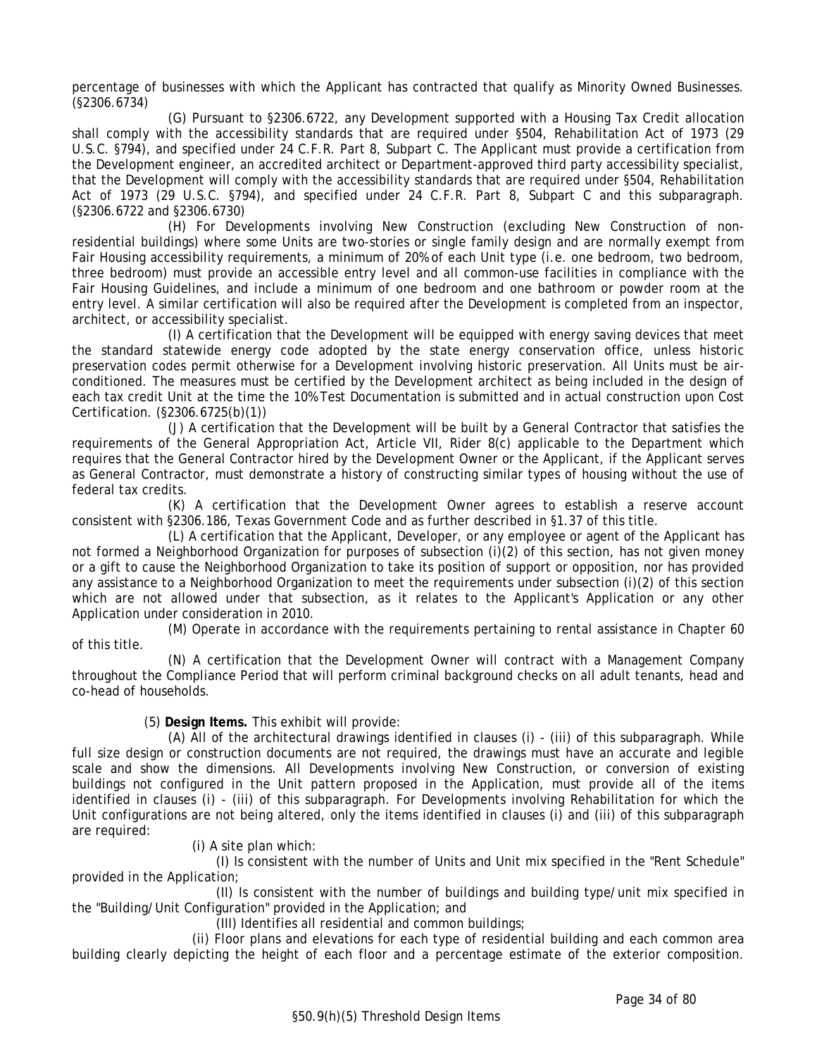percentage of businesses with which the Applicant has contracted that qualify as Minority Owned Businesses. (§2306.6734)

(G) Pursuant to §2306.6722, any Development supported with a Housing Tax Credit allocation shall comply with the accessibility standards that are required under §504, Rehabilitation Act of 1973 (29 U.S.C. §794), and specified under 24 C.F.R. Part 8, Subpart C. The Applicant must provide a certification from the Development engineer, an accredited architect or Department-approved third party accessibility specialist, that the Development will comply with the accessibility standards that are required under §504, Rehabilitation Act of 1973 (29 U.S.C. §794), and specified under 24 C.F.R. Part 8, Subpart C and this subparagraph. (§2306.6722 and §2306.6730)

(H) For Developments involving New Construction (excluding New Construction of non-residential buildings) where some Units are two-stories or single family design and are normally exempt from Fair Housing accessibility requirements, a minimum of 20% of each Unit type (i.e. one bedroom, two bedroom, three bedroom) must provide an accessible entry level and all common-use facilities in compliance with the Fair Housing Guidelines, and include a minimum of one bedroom and one bathroom or powder room at the entry level. A similar certification will also be required after the Development is completed from an inspector, architect, or accessibility specialist.

(I) A certification that the Development will be equipped with energy saving devices that meet the standard statewide energy code adopted by the state energy conservation office, unless historic preservation codes permit otherwise for a Development involving historic preservation. All Units must be air-conditioned. The measures must be certified by the Development architect as being included in the design of each tax credit Unit at the time the 10% Test Documentation is submitted and in actual construction upon Cost Certification. (§2306.6725(b)(1))

(J) A certification that the Development will be built by a General Contractor that satisfies the requirements of the General Appropriation Act, Article VII, Rider 8(c) applicable to the Department which requires that the General Contractor hired by the Development Owner or the Applicant, if the Applicant serves as General Contractor, must demonstrate a history of constructing similar types of housing without the use of federal tax credits.

(K) A certification that the Development Owner agrees to establish a reserve account consistent with §2306.186, Texas Government Code and as further described in §1.37 of this title.

(L) A certification that the Applicant, Developer, or any employee or agent of the Applicant has not formed a Neighborhood Organization for purposes of subsection (i)(2) of this section, has not given money or a gift to cause the Neighborhood Organization to take its position of support or opposition, nor has provided any assistance to a Neighborhood Organization to meet the requirements under subsection (i)(2) of this section which are not allowed under that subsection, as it relates to the Applicant's Application or any other Application under consideration in 2010.

(M) Operate in accordance with the requirements pertaining to rental assistance in Chapter 60 of this title.

(N) A certification that the Development Owner will contract with a Management Company throughout the Compliance Period that will perform criminal background checks on all adult tenants, head and co-head of households.

(5) **Design Items.** This exhibit will provide:

(A) All of the architectural drawings identified in clauses (i) - (iii) of this subparagraph. While full size design or construction documents are not required, the drawings must have an accurate and legible scale and show the dimensions. All Developments involving New Construction, or conversion of existing buildings not configured in the Unit pattern proposed in the Application, must provide all of the items identified in clauses (i) - (iii) of this subparagraph. For Developments involving Rehabilitation for which the Unit configurations are not being altered, only the items identified in clauses (i) and (iii) of this subparagraph are required:

(i) A site plan which:

(I) Is consistent with the number of Units and Unit mix specified in the "Rent Schedule" provided in the Application;

(II) Is consistent with the number of buildings and building type/unit mix specified in the "Building/Unit Configuration" provided in the Application; and

(III) Identifies all residential and common buildings;

(ii) Floor plans and elevations for each type of residential building and each common area building clearly depicting the height of each floor and a percentage estimate of the exterior composition.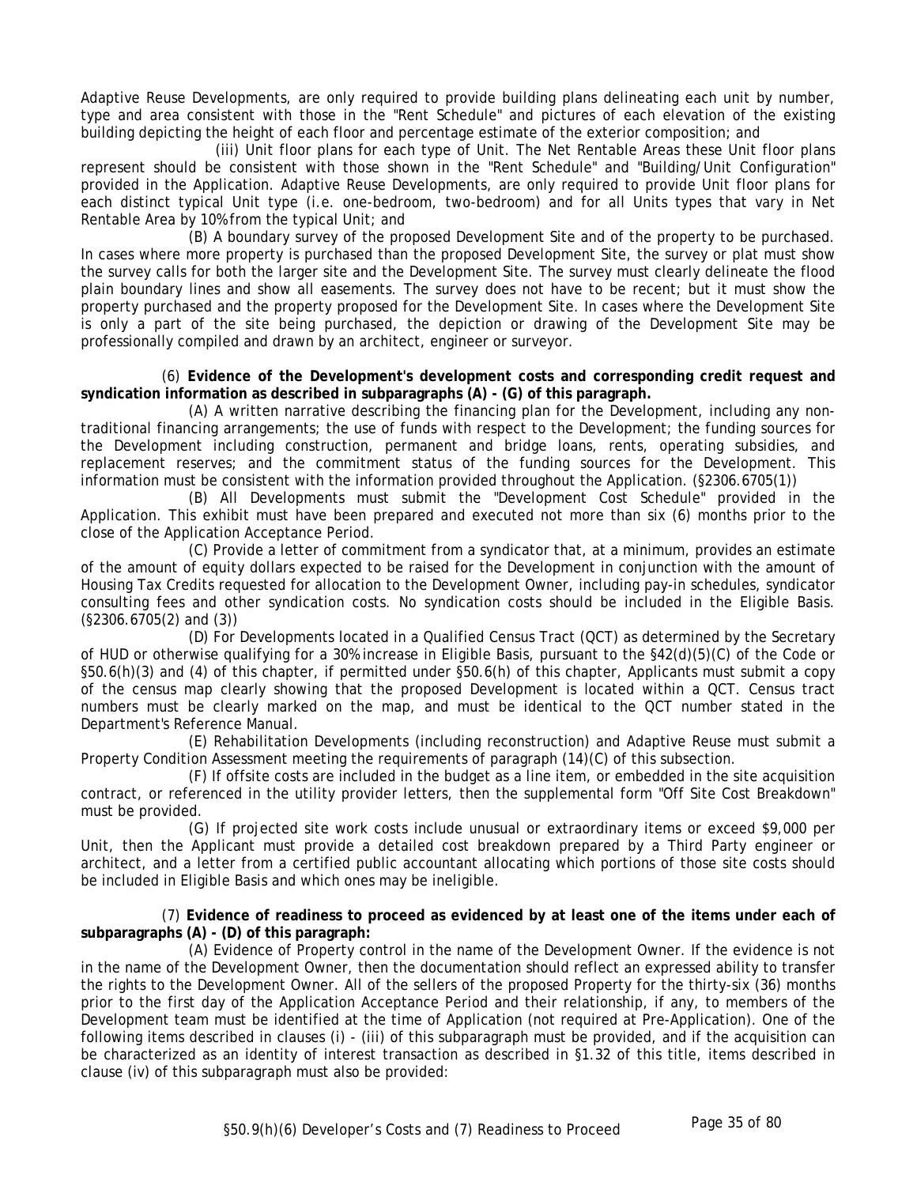Adaptive Reuse Developments, are only required to provide building plans delineating each unit by number, type and area consistent with those in the "Rent Schedule" and pictures of each elevation of the existing building depicting the height of each floor and percentage estimate of the exterior composition; and

(iii) Unit floor plans for each type of Unit. The Net Rentable Areas these Unit floor plans represent should be consistent with those shown in the "Rent Schedule" and "Building/Unit Configuration" provided in the Application. Adaptive Reuse Developments, are only required to provide Unit floor plans for each distinct typical Unit type (i.e. one-bedroom, two-bedroom) and for all Units types that vary in Net Rentable Area by 10% from the typical Unit; and

(B) A boundary survey of the proposed Development Site and of the property to be purchased. In cases where more property is purchased than the proposed Development Site, the survey or plat must show the survey calls for both the larger site and the Development Site. The survey must clearly delineate the flood plain boundary lines and show all easements. The survey does not have to be recent; but it must show the property purchased and the property proposed for the Development Site. In cases where the Development Site is only a part of the site being purchased, the depiction or drawing of the Development Site may be professionally compiled and drawn by an architect, engineer or surveyor.

(6) **Evidence of the Development's development costs and corresponding credit request and syndication information as described in subparagraphs (A) - (G) of this paragraph.**

(A) A written narrative describing the financing plan for the Development, including any non-traditional financing arrangements; the use of funds with respect to the Development; the funding sources for the Development including construction, permanent and bridge loans, rents, operating subsidies, and replacement reserves; and the commitment status of the funding sources for the Development. This information must be consistent with the information provided throughout the Application. (§2306.6705(1))

(B) All Developments must submit the "Development Cost Schedule" provided in the Application. This exhibit must have been prepared and executed not more than six (6) months prior to the close of the Application Acceptance Period.

(C) Provide a letter of commitment from a syndicator that, at a minimum, provides an estimate of the amount of equity dollars expected to be raised for the Development in conjunction with the amount of Housing Tax Credits requested for allocation to the Development Owner, including pay-in schedules, syndicator consulting fees and other syndication costs. No syndication costs should be included in the Eligible Basis. (§2306.6705(2) and (3))

(D) For Developments located in a Qualified Census Tract (QCT) as determined by the Secretary of HUD or otherwise qualifying for a 30% increase in Eligible Basis, pursuant to the §42(d)(5)(C) of the Code or §50.6(h)(3) and (4) of this chapter, if permitted under §50.6(h) of this chapter, Applicants must submit a copy of the census map clearly showing that the proposed Development is located within a QCT. Census tract numbers must be clearly marked on the map, and must be identical to the QCT number stated in the Department's Reference Manual.

(E) Rehabilitation Developments (including reconstruction) and Adaptive Reuse must submit a Property Condition Assessment meeting the requirements of paragraph (14)(C) of this subsection.

(F) If offsite costs are included in the budget as a line item, or embedded in the site acquisition contract, or referenced in the utility provider letters, then the supplemental form "Off Site Cost Breakdown" must be provided.

(G) If projected site work costs include unusual or extraordinary items or exceed $9,000 per Unit, then the Applicant must provide a detailed cost breakdown prepared by a Third Party engineer or architect, and a letter from a certified public accountant allocating which portions of those site costs should be included in Eligible Basis and which ones may be ineligible.

(7) **Evidence of readiness to proceed as evidenced by at least one of the items under each of subparagraphs (A) - (D) of this paragraph:**

(A) Evidence of Property control in the name of the Development Owner. If the evidence is not in the name of the Development Owner, then the documentation should reflect an expressed ability to transfer the rights to the Development Owner. All of the sellers of the proposed Property for the thirty-six (36) months prior to the first day of the Application Acceptance Period and their relationship, if any, to members of the Development team must be identified at the time of Application (not required at Pre-Application). One of the following items described in clauses (i) - (iii) of this subparagraph must be provided, and if the acquisition can be characterized as an identity of interest transaction as described in §1.32 of this title, items described in clause (iv) of this subparagraph must also be provided: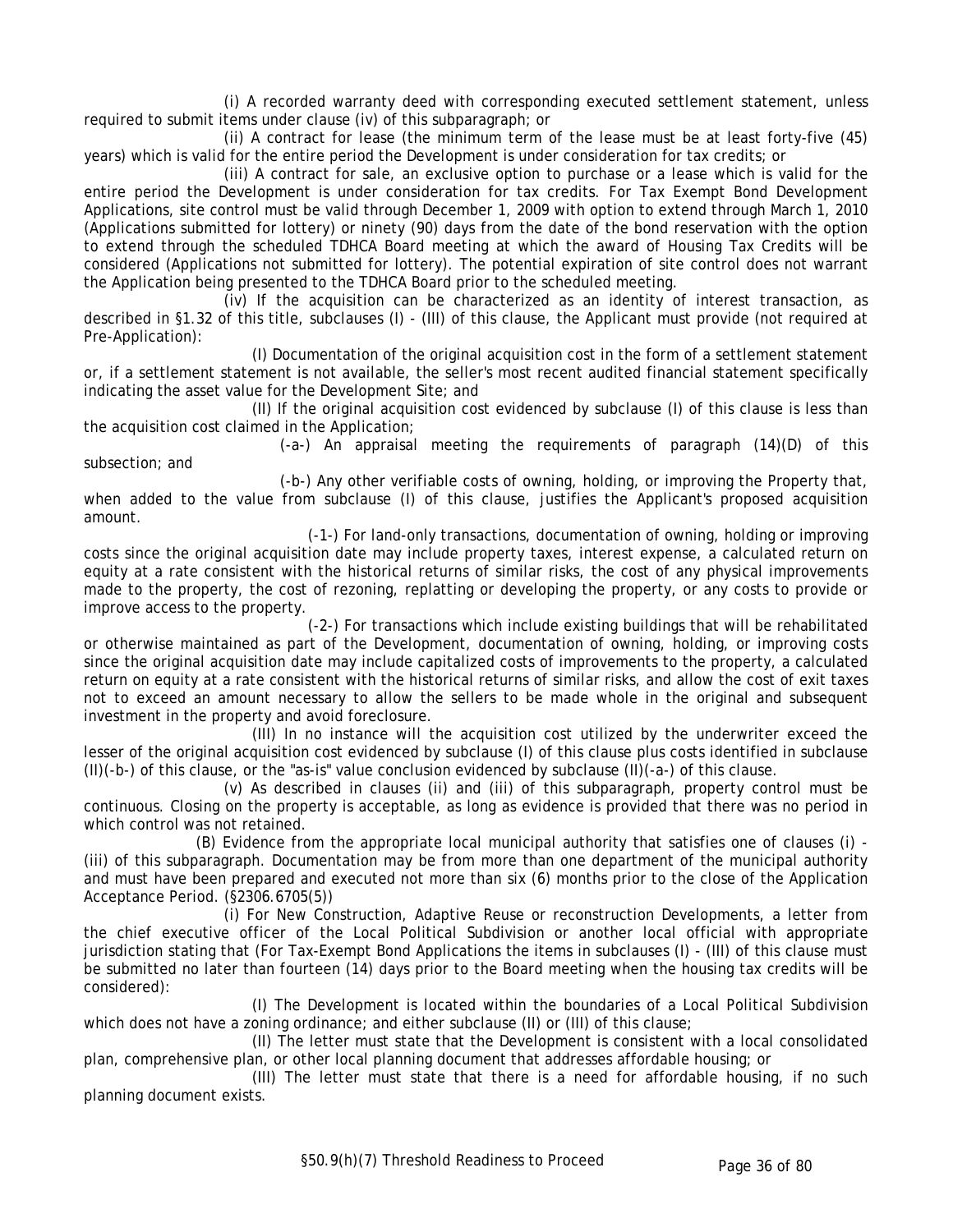(i) A recorded warranty deed with corresponding executed settlement statement, unless required to submit items under clause (iv) of this subparagraph; or

(ii) A contract for lease (the minimum term of the lease must be at least forty-five (45) years) which is valid for the entire period the Development is under consideration for tax credits; or

(iii) A contract for sale, an exclusive option to purchase or a lease which is valid for the entire period the Development is under consideration for tax credits. For Tax Exempt Bond Development Applications, site control must be valid through December 1, 2009 with option to extend through March 1, 2010 (Applications submitted for lottery) or ninety (90) days from the date of the bond reservation with the option to extend through the scheduled TDHCA Board meeting at which the award of Housing Tax Credits will be considered (Applications not submitted for lottery). The potential expiration of site control does not warrant the Application being presented to the TDHCA Board prior to the scheduled meeting.

(iv) If the acquisition can be characterized as an identity of interest transaction, as described in §1.32 of this title, subclauses (I) - (III) of this clause, the Applicant must provide (not required at Pre-Application):

(I) Documentation of the original acquisition cost in the form of a settlement statement or, if a settlement statement is not available, the seller's most recent audited financial statement specifically indicating the asset value for the Development Site; and

(II) If the original acquisition cost evidenced by subclause (I) of this clause is less than the acquisition cost claimed in the Application;

(-a-) An appraisal meeting the requirements of paragraph (14)(D) of this subsection; and

(-b-) Any other verifiable costs of owning, holding, or improving the Property that, when added to the value from subclause (I) of this clause, justifies the Applicant's proposed acquisition amount.

(-1-) For land-only transactions, documentation of owning, holding or improving costs since the original acquisition date may include property taxes, interest expense, a calculated return on equity at a rate consistent with the historical returns of similar risks, the cost of any physical improvements made to the property, the cost of rezoning, replatting or developing the property, or any costs to provide or improve access to the property.

(-2-) For transactions which include existing buildings that will be rehabilitated or otherwise maintained as part of the Development, documentation of owning, holding, or improving costs since the original acquisition date may include capitalized costs of improvements to the property, a calculated return on equity at a rate consistent with the historical returns of similar risks, and allow the cost of exit taxes not to exceed an amount necessary to allow the sellers to be made whole in the original and subsequent investment in the property and avoid foreclosure.

(III) In no instance will the acquisition cost utilized by the underwriter exceed the lesser of the original acquisition cost evidenced by subclause (I) of this clause plus costs identified in subclause (II)(-b-) of this clause, or the "as-is" value conclusion evidenced by subclause (II)(-a-) of this clause.

(v) As described in clauses (ii) and (iii) of this subparagraph, property control must be continuous. Closing on the property is acceptable, as long as evidence is provided that there was no period in which control was not retained.

(B) Evidence from the appropriate local municipal authority that satisfies one of clauses (i) - (iii) of this subparagraph. Documentation may be from more than one department of the municipal authority and must have been prepared and executed not more than six (6) months prior to the close of the Application Acceptance Period. (§2306.6705(5))

(i) For New Construction, Adaptive Reuse or reconstruction Developments, a letter from the chief executive officer of the Local Political Subdivision or another local official with appropriate jurisdiction stating that (For Tax-Exempt Bond Applications the items in subclauses (I) - (III) of this clause must be submitted no later than fourteen (14) days prior to the Board meeting when the housing tax credits will be considered):

(I) The Development is located within the boundaries of a Local Political Subdivision which does not have a zoning ordinance; and either subclause (II) or (III) of this clause;

(II) The letter must state that the Development is consistent with a local consolidated plan, comprehensive plan, or other local planning document that addresses affordable housing; or

(III) The letter must state that there is a need for affordable housing, if no such planning document exists.

§50.9(h)(7) Threshold Readiness to Proceed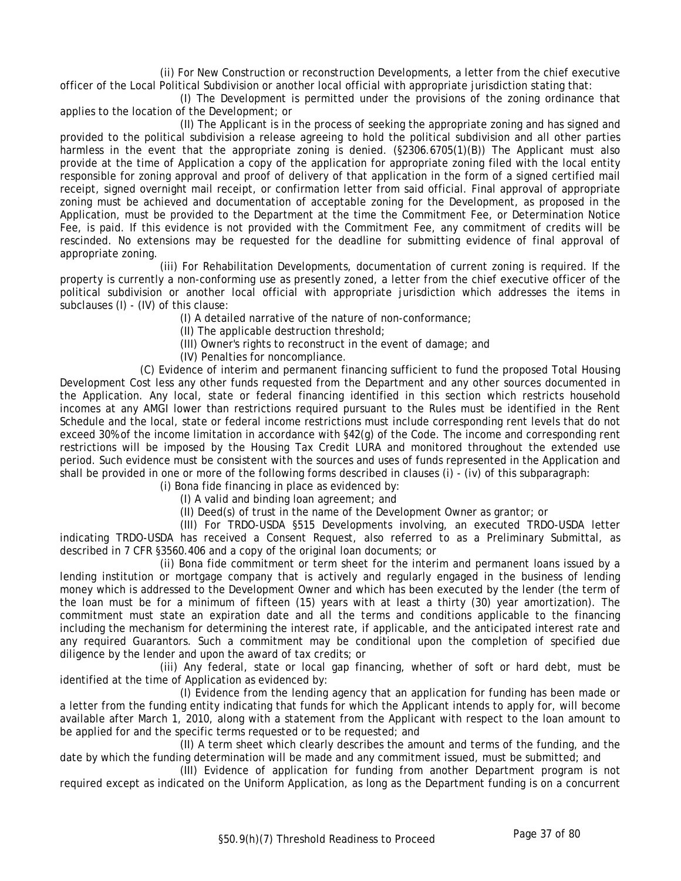(ii) For New Construction or reconstruction Developments, a letter from the chief executive officer of the Local Political Subdivision or another local official with appropriate jurisdiction stating that:

(I) The Development is permitted under the provisions of the zoning ordinance that applies to the location of the Development; or

(II) The Applicant is in the process of seeking the appropriate zoning and has signed and provided to the political subdivision a release agreeing to hold the political subdivision and all other parties harmless in the event that the appropriate zoning is denied. (§2306.6705(1)(B)) The Applicant must also provide at the time of Application a copy of the application for appropriate zoning filed with the local entity responsible for zoning approval and proof of delivery of that application in the form of a signed certified mail receipt, signed overnight mail receipt, or confirmation letter from said official. Final approval of appropriate zoning must be achieved and documentation of acceptable zoning for the Development, as proposed in the Application, must be provided to the Department at the time the Commitment Fee, or Determination Notice Fee, is paid. If this evidence is not provided with the Commitment Fee, any commitment of credits will be rescinded. No extensions may be requested for the deadline for submitting evidence of final approval of appropriate zoning.

(iii) For Rehabilitation Developments, documentation of current zoning is required. If the property is currently a non-conforming use as presently zoned, a letter from the chief executive officer of the political subdivision or another local official with appropriate jurisdiction which addresses the items in subclauses (I) - (IV) of this clause:

(I) A detailed narrative of the nature of non-conformance;

(II) The applicable destruction threshold;

(III) Owner's rights to reconstruct in the event of damage; and

(IV) Penalties for noncompliance.

(C) Evidence of interim and permanent financing sufficient to fund the proposed Total Housing Development Cost less any other funds requested from the Department and any other sources documented in the Application. Any local, state or federal financing identified in this section which restricts household incomes at any AMGI lower than restrictions required pursuant to the Rules must be identified in the Rent Schedule and the local, state or federal income restrictions must include corresponding rent levels that do not exceed 30% of the income limitation in accordance with §42(g) of the Code. The income and corresponding rent restrictions will be imposed by the Housing Tax Credit LURA and monitored throughout the extended use period. Such evidence must be consistent with the sources and uses of funds represented in the Application and shall be provided in one or more of the following forms described in clauses (i) - (iv) of this subparagraph:

(i) Bona fide financing in place as evidenced by:

(I) A valid and binding loan agreement; and

(II) Deed(s) of trust in the name of the Development Owner as grantor; or

(III) For TRDO-USDA §515 Developments involving, an executed TRDO-USDA letter indicating TRDO-USDA has received a Consent Request, also referred to as a Preliminary Submittal, as described in 7 CFR §3560.406 and a copy of the original loan documents; or

(ii) Bona fide commitment or term sheet for the interim and permanent loans issued by a lending institution or mortgage company that is actively and regularly engaged in the business of lending money which is addressed to the Development Owner and which has been executed by the lender (the term of the loan must be for a minimum of fifteen (15) years with at least a thirty (30) year amortization). The commitment must state an expiration date and all the terms and conditions applicable to the financing including the mechanism for determining the interest rate, if applicable, and the anticipated interest rate and any required Guarantors. Such a commitment may be conditional upon the completion of specified due diligence by the lender and upon the award of tax credits; or

(iii) Any federal, state or local gap financing, whether of soft or hard debt, must be identified at the time of Application as evidenced by:

(I) Evidence from the lending agency that an application for funding has been made or a letter from the funding entity indicating that funds for which the Applicant intends to apply for, will become available after March 1, 2010, along with a statement from the Applicant with respect to the loan amount to be applied for and the specific terms requested or to be requested; and

(II) A term sheet which clearly describes the amount and terms of the funding, and the date by which the funding determination will be made and any commitment issued, must be submitted; and

(III) Evidence of application for funding from another Department program is not required except as indicated on the Uniform Application, as long as the Department funding is on a concurrent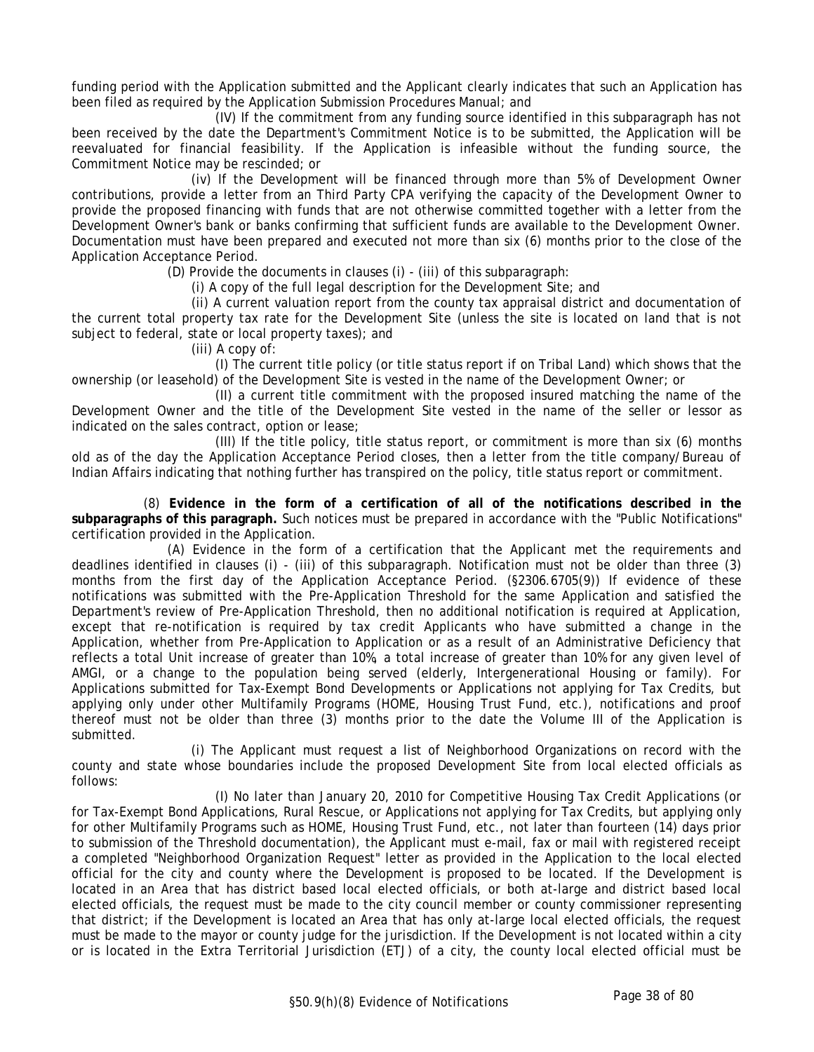funding period with the Application submitted and the Applicant clearly indicates that such an Application has been filed as required by the Application Submission Procedures Manual; and

(IV) If the commitment from any funding source identified in this subparagraph has not been received by the date the Department's Commitment Notice is to be submitted, the Application will be reevaluated for financial feasibility. If the Application is infeasible without the funding source, the Commitment Notice may be rescinded; or

(iv) If the Development will be financed through more than 5% of Development Owner contributions, provide a letter from an Third Party CPA verifying the capacity of the Development Owner to provide the proposed financing with funds that are not otherwise committed together with a letter from the Development Owner's bank or banks confirming that sufficient funds are available to the Development Owner. Documentation must have been prepared and executed not more than six (6) months prior to the close of the Application Acceptance Period.

(D) Provide the documents in clauses (i) - (iii) of this subparagraph:

(i) A copy of the full legal description for the Development Site; and

(ii) A current valuation report from the county tax appraisal district and documentation of the current total property tax rate for the Development Site (unless the site is located on land that is not subject to federal, state or local property taxes); and

(iii) A copy of:

(I) The current title policy (or title status report if on Tribal Land) which shows that the ownership (or leasehold) of the Development Site is vested in the name of the Development Owner; or

(II) a current title commitment with the proposed insured matching the name of the Development Owner and the title of the Development Site vested in the name of the seller or lessor as indicated on the sales contract, option or lease;

(III) If the title policy, title status report, or commitment is more than six (6) months old as of the day the Application Acceptance Period closes, then a letter from the title company/Bureau of Indian Affairs indicating that nothing further has transpired on the policy, title status report or commitment.

(8) **Evidence in the form of a certification of all of the notifications described in the subparagraphs of this paragraph.** Such notices must be prepared in accordance with the "Public Notifications" certification provided in the Application.

(A) Evidence in the form of a certification that the Applicant met the requirements and deadlines identified in clauses (i) - (iii) of this subparagraph. Notification must not be older than three (3) months from the first day of the Application Acceptance Period. (§2306.6705(9)) If evidence of these notifications was submitted with the Pre-Application Threshold for the same Application and satisfied the Department's review of Pre-Application Threshold, then no additional notification is required at Application, except that re-notification is required by tax credit Applicants who have submitted a change in the Application, whether from Pre-Application to Application or as a result of an Administrative Deficiency that reflects a total Unit increase of greater than 10%, a total increase of greater than 10% for any given level of AMGI, or a change to the population being served (elderly, Intergenerational Housing or family). For Applications submitted for Tax-Exempt Bond Developments or Applications not applying for Tax Credits, but applying only under other Multifamily Programs (HOME, Housing Trust Fund, etc.), notifications and proof thereof must not be older than three (3) months prior to the date the Volume III of the Application is submitted.

(i) The Applicant must request a list of Neighborhood Organizations on record with the county and state whose boundaries include the proposed Development Site from local elected officials as follows:

(I) No later than January 20, 2010 for Competitive Housing Tax Credit Applications (or for Tax-Exempt Bond Applications, Rural Rescue, or Applications not applying for Tax Credits, but applying only for other Multifamily Programs such as HOME, Housing Trust Fund, etc., not later than fourteen (14) days prior to submission of the Threshold documentation), the Applicant must e-mail, fax or mail with registered receipt a completed "Neighborhood Organization Request" letter as provided in the Application to the local elected official for the city and county where the Development is proposed to be located. If the Development is located in an Area that has district based local elected officials, or both at-large and district based local elected officials, the request must be made to the city council member or county commissioner representing that district; if the Development is located an Area that has only at-large local elected officials, the request must be made to the mayor or county judge for the jurisdiction. If the Development is not located within a city or is located in the Extra Territorial Jurisdiction (ETJ) of a city, the county local elected official must be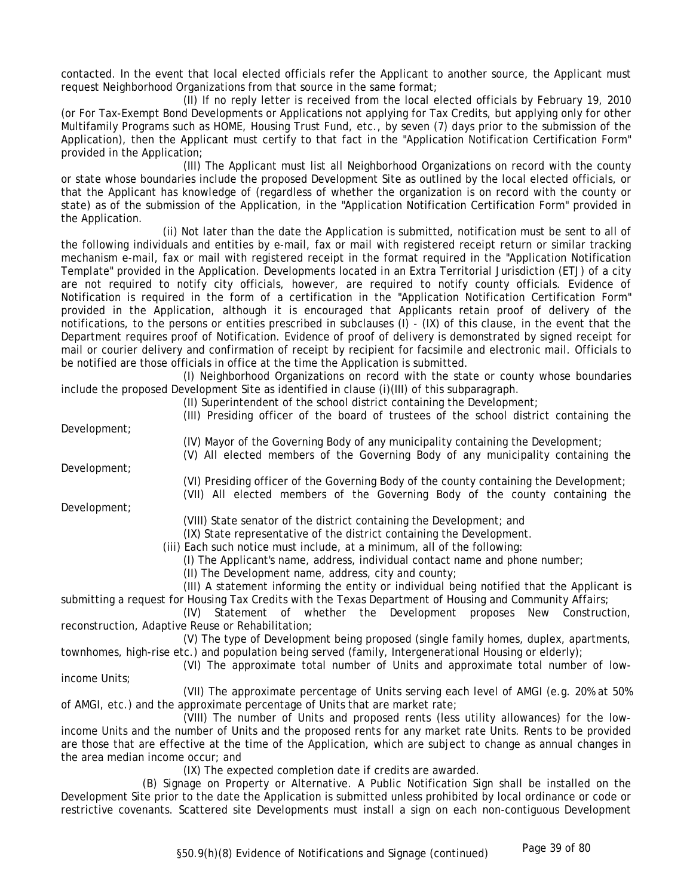contacted. In the event that local elected officials refer the Applicant to another source, the Applicant must request Neighborhood Organizations from that source in the same format;

(II) If no reply letter is received from the local elected officials by February 19, 2010 (or For Tax-Exempt Bond Developments or Applications not applying for Tax Credits, but applying only for other Multifamily Programs such as HOME, Housing Trust Fund, etc., by seven (7) days prior to the submission of the Application), then the Applicant must certify to that fact in the "Application Notification Certification Form" provided in the Application;

(III) The Applicant must list all Neighborhood Organizations on record with the county or state whose boundaries include the proposed Development Site as outlined by the local elected officials, or that the Applicant has knowledge of (regardless of whether the organization is on record with the county or state) as of the submission of the Application, in the "Application Notification Certification Form" provided in the Application.

(ii) Not later than the date the Application is submitted, notification must be sent to all of the following individuals and entities by e-mail, fax or mail with registered receipt return or similar tracking mechanism e-mail, fax or mail with registered receipt in the format required in the "Application Notification Template" provided in the Application. Developments located in an Extra Territorial Jurisdiction (ETJ) of a city are not required to notify city officials, however, are required to notify county officials. Evidence of Notification is required in the form of a certification in the "Application Notification Certification Form" provided in the Application, although it is encouraged that Applicants retain proof of delivery of the notifications, to the persons or entities prescribed in subclauses (I) - (IX) of this clause, in the event that the Department requires proof of Notification. Evidence of proof of delivery is demonstrated by signed receipt for mail or courier delivery and confirmation of receipt by recipient for facsimile and electronic mail. Officials to be notified are those officials in office at the time the Application is submitted.

(I) Neighborhood Organizations on record with the state or county whose boundaries include the proposed Development Site as identified in clause (i)(III) of this subparagraph.

(II) Superintendent of the school district containing the Development;

(III) Presiding officer of the board of trustees of the school district containing the Development;

(IV) Mayor of the Governing Body of any municipality containing the Development;

(V) All elected members of the Governing Body of any municipality containing the Development;

(VI) Presiding officer of the Governing Body of the county containing the Development;

(VII) All elected members of the Governing Body of the county containing the Development;

(VIII) State senator of the district containing the Development; and

(IX) State representative of the district containing the Development.

(iii) Each such notice must include, at a minimum, all of the following:

(I) The Applicant's name, address, individual contact name and phone number;

(II) The Development name, address, city and county;

(III) A statement informing the entity or individual being notified that the Applicant is submitting a request for Housing Tax Credits with the Texas Department of Housing and Community Affairs;

(IV) Statement of whether the Development proposes New Construction, reconstruction, Adaptive Reuse or Rehabilitation;

(V) The type of Development being proposed (single family homes, duplex, apartments, townhomes, high-rise etc.) and population being served (family, Intergenerational Housing or elderly);

(VI) The approximate total number of Units and approximate total number of low-income Units;

(VII) The approximate percentage of Units serving each level of AMGI (e.g. 20% at 50% of AMGI, etc.) and the approximate percentage of Units that are market rate;

(VIII) The number of Units and proposed rents (less utility allowances) for the low-income Units and the number of Units and the proposed rents for any market rate Units. Rents to be provided are those that are effective at the time of the Application, which are subject to change as annual changes in the area median income occur; and

(IX) The expected completion date if credits are awarded.

(B) Signage on Property or Alternative. A Public Notification Sign shall be installed on the Development Site prior to the date the Application is submitted unless prohibited by local ordinance or code or restrictive covenants. Scattered site Developments must install a sign on each non-contiguous Development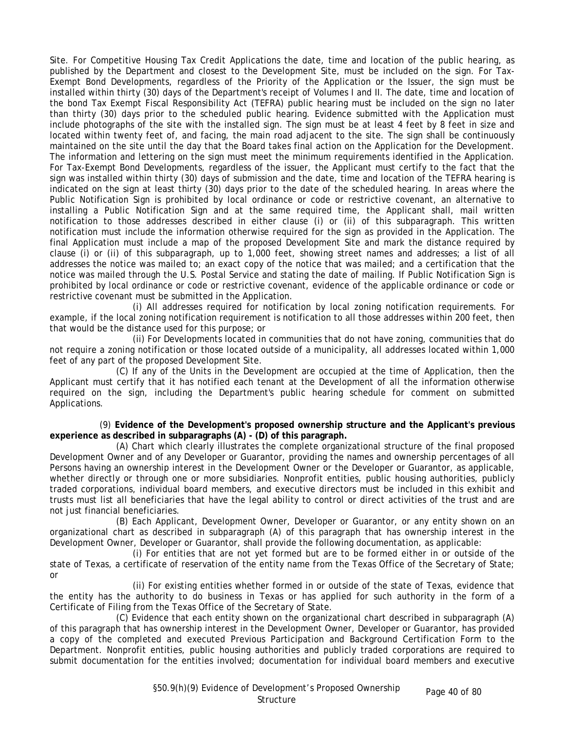Site. For Competitive Housing Tax Credit Applications the date, time and location of the public hearing, as published by the Department and closest to the Development Site, must be included on the sign. For Tax-Exempt Bond Developments, regardless of the Priority of the Application or the Issuer, the sign must be installed within thirty (30) days of the Department's receipt of Volumes I and II. The date, time and location of the bond Tax Exempt Fiscal Responsibility Act (TEFRA) public hearing must be included on the sign no later than thirty (30) days prior to the scheduled public hearing. Evidence submitted with the Application must include photographs of the site with the installed sign. The sign must be at least 4 feet by 8 feet in size and located within twenty feet of, and facing, the main road adjacent to the site. The sign shall be continuously maintained on the site until the day that the Board takes final action on the Application for the Development. The information and lettering on the sign must meet the minimum requirements identified in the Application. For Tax-Exempt Bond Developments, regardless of the issuer, the Applicant must certify to the fact that the sign was installed within thirty (30) days of submission and the date, time and location of the TEFRA hearing is indicated on the sign at least thirty (30) days prior to the date of the scheduled hearing. In areas where the Public Notification Sign is prohibited by local ordinance or code or restrictive covenant, an alternative to installing a Public Notification Sign and at the same required time, the Applicant shall, mail written notification to those addresses described in either clause (i) or (ii) of this subparagraph. This written notification must include the information otherwise required for the sign as provided in the Application. The final Application must include a map of the proposed Development Site and mark the distance required by clause (i) or (ii) of this subparagraph, up to 1,000 feet, showing street names and addresses; a list of all addresses the notice was mailed to; an exact copy of the notice that was mailed; and a certification that the notice was mailed through the U.S. Postal Service and stating the date of mailing. If Public Notification Sign is prohibited by local ordinance or code or restrictive covenant, evidence of the applicable ordinance or code or restrictive covenant must be submitted in the Application.

(i) All addresses required for notification by local zoning notification requirements. For example, if the local zoning notification requirement is notification to all those addresses within 200 feet, then that would be the distance used for this purpose; or

(ii) For Developments located in communities that do not have zoning, communities that do not require a zoning notification or those located outside of a municipality, all addresses located within 1,000 feet of any part of the proposed Development Site.

(C) If any of the Units in the Development are occupied at the time of Application, then the Applicant must certify that it has notified each tenant at the Development of all the information otherwise required on the sign, including the Department's public hearing schedule for comment on submitted Applications.

(9) **Evidence of the Development's proposed ownership structure and the Applicant's previous experience as described in subparagraphs (A) - (D) of this paragraph.**

(A) Chart which clearly illustrates the complete organizational structure of the final proposed Development Owner and of any Developer or Guarantor, providing the names and ownership percentages of all Persons having an ownership interest in the Development Owner or the Developer or Guarantor, as applicable, whether directly or through one or more subsidiaries. Nonprofit entities, public housing authorities, publicly traded corporations, individual board members, and executive directors must be included in this exhibit and trusts must list all beneficiaries that have the legal ability to control or direct activities of the trust and are not just financial beneficiaries.

(B) Each Applicant, Development Owner, Developer or Guarantor, or any entity shown on an organizational chart as described in subparagraph (A) of this paragraph that has ownership interest in the Development Owner, Developer or Guarantor, shall provide the following documentation, as applicable:

(i) For entities that are not yet formed but are to be formed either in or outside of the state of Texas, a certificate of reservation of the entity name from the Texas Office of the Secretary of State; or

(ii) For existing entities whether formed in or outside of the state of Texas, evidence that the entity has the authority to do business in Texas or has applied for such authority in the form of a Certificate of Filing from the Texas Office of the Secretary of State.

(C) Evidence that each entity shown on the organizational chart described in subparagraph (A) of this paragraph that has ownership interest in the Development Owner, Developer or Guarantor, has provided a copy of the completed and executed Previous Participation and Background Certification Form to the Department. Nonprofit entities, public housing authorities and publicly traded corporations are required to submit documentation for the entities involved; documentation for individual board members and executive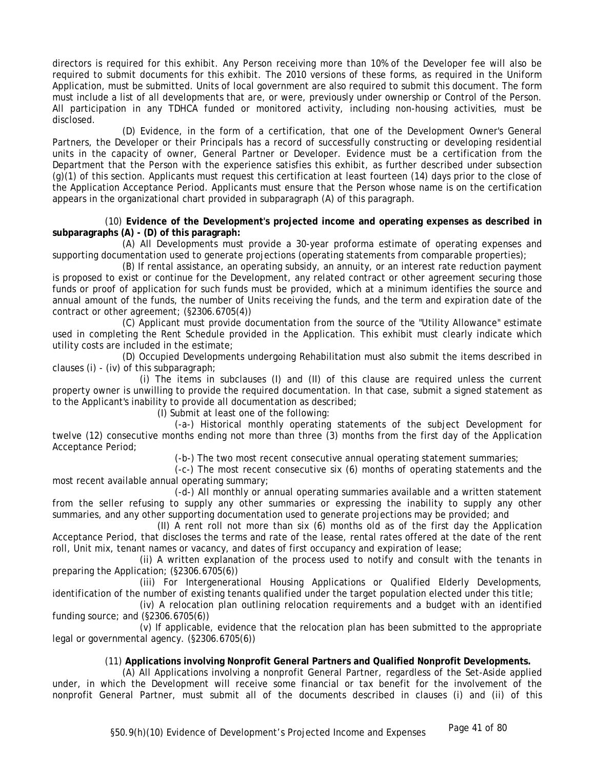directors is required for this exhibit. Any Person receiving more than 10% of the Developer fee will also be required to submit documents for this exhibit. The 2010 versions of these forms, as required in the Uniform Application, must be submitted. Units of local government are also required to submit this document. The form must include a list of all developments that are, or were, previously under ownership or Control of the Person. All participation in any TDHCA funded or monitored activity, including non-housing activities, must be disclosed.

(D) Evidence, in the form of a certification, that one of the Development Owner's General Partners, the Developer or their Principals has a record of successfully constructing or developing residential units in the capacity of owner, General Partner or Developer. Evidence must be a certification from the Department that the Person with the experience satisfies this exhibit, as further described under subsection (g)(1) of this section. Applicants must request this certification at least fourteen (14) days prior to the close of the Application Acceptance Period. Applicants must ensure that the Person whose name is on the certification appears in the organizational chart provided in subparagraph (A) of this paragraph.

(10) **Evidence of the Development's projected income and operating expenses as described in subparagraphs (A) - (D) of this paragraph:**

(A) All Developments must provide a 30-year proforma estimate of operating expenses and supporting documentation used to generate projections (operating statements from comparable properties);

(B) If rental assistance, an operating subsidy, an annuity, or an interest rate reduction payment is proposed to exist or continue for the Development, any related contract or other agreement securing those funds or proof of application for such funds must be provided, which at a minimum identifies the source and annual amount of the funds, the number of Units receiving the funds, and the term and expiration date of the contract or other agreement; (§2306.6705(4))

(C) Applicant must provide documentation from the source of the "Utility Allowance" estimate used in completing the Rent Schedule provided in the Application. This exhibit must clearly indicate which utility costs are included in the estimate;

(D) Occupied Developments undergoing Rehabilitation must also submit the items described in clauses (i) - (iv) of this subparagraph;

(i) The items in subclauses (I) and (II) of this clause are required unless the current property owner is unwilling to provide the required documentation. In that case, submit a signed statement as to the Applicant's inability to provide all documentation as described;

(I) Submit at least one of the following:

(-a-) Historical monthly operating statements of the subject Development for twelve (12) consecutive months ending not more than three (3) months from the first day of the Application Acceptance Period;

(-b-) The two most recent consecutive annual operating statement summaries;

(-c-) The most recent consecutive six (6) months of operating statements and the most recent available annual operating summary;

(-d-) All monthly or annual operating summaries available and a written statement from the seller refusing to supply any other summaries or expressing the inability to supply any other summaries, and any other supporting documentation used to generate projections may be provided; and

(II) A rent roll not more than six (6) months old as of the first day the Application Acceptance Period, that discloses the terms and rate of the lease, rental rates offered at the date of the rent roll, Unit mix, tenant names or vacancy, and dates of first occupancy and expiration of lease;

(ii) A written explanation of the process used to notify and consult with the tenants in preparing the Application; (§2306.6705(6))

(iii) For Intergenerational Housing Applications or Qualified Elderly Developments, identification of the number of existing tenants qualified under the target population elected under this title;

(iv) A relocation plan outlining relocation requirements and a budget with an identified funding source; and (§2306.6705(6))

(v) If applicable, evidence that the relocation plan has been submitted to the appropriate legal or governmental agency. (§2306.6705(6))

(11) **Applications involving Nonprofit General Partners and Qualified Nonprofit Developments.**

(A) All Applications involving a nonprofit General Partner, regardless of the Set-Aside applied under, in which the Development will receive some financial or tax benefit for the involvement of the nonprofit General Partner, must submit all of the documents described in clauses (i) and (ii) of this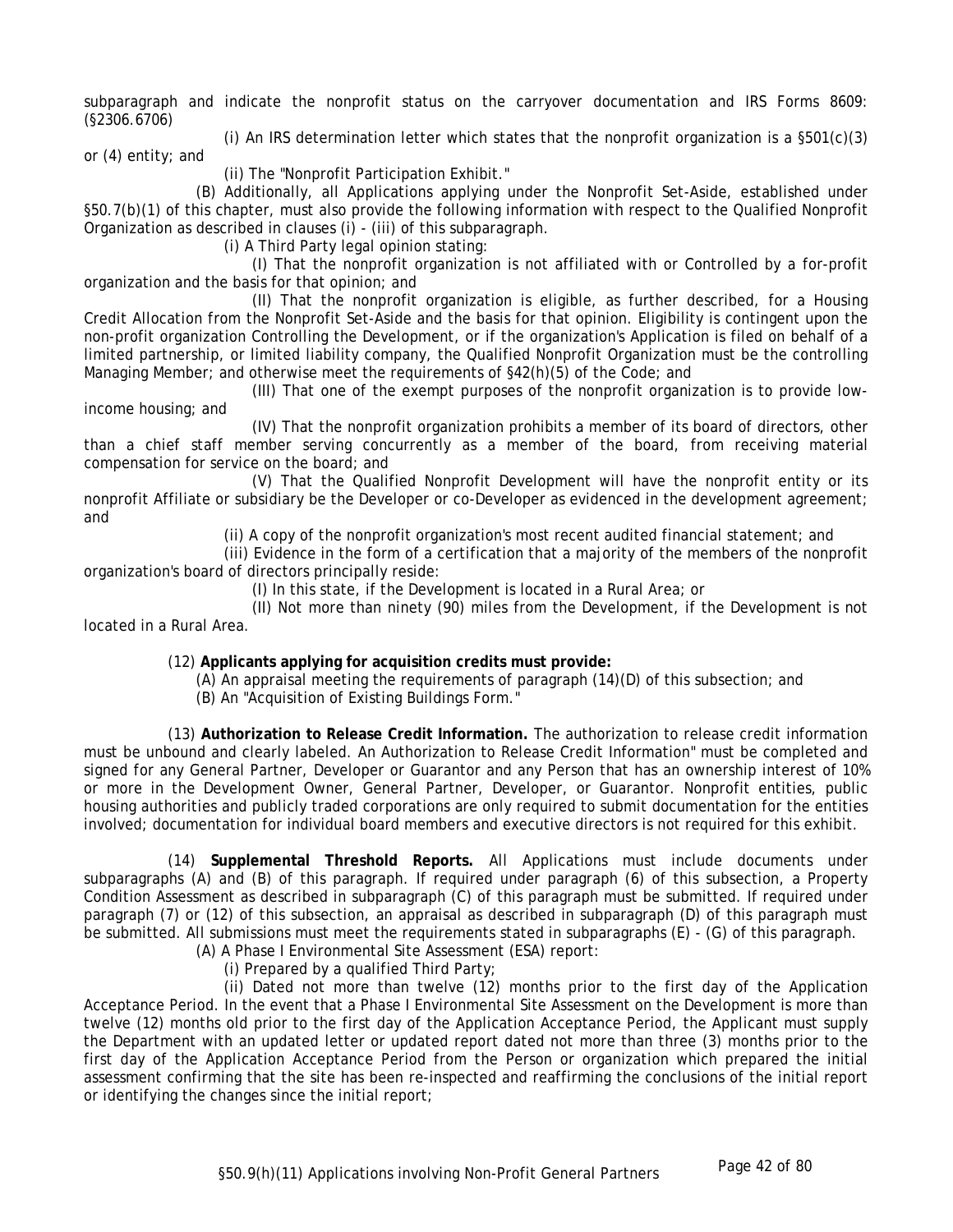subparagraph and indicate the nonprofit status on the carryover documentation and IRS Forms 8609: (§2306.6706)

(i) An IRS determination letter which states that the nonprofit organization is a §501(c)(3) or (4) entity; and

(ii) The "Nonprofit Participation Exhibit."

(B) Additionally, all Applications applying under the Nonprofit Set-Aside, established under §50.7(b)(1) of this chapter, must also provide the following information with respect to the Qualified Nonprofit Organization as described in clauses (i) - (iii) of this subparagraph.

(i) A Third Party legal opinion stating:

(I) That the nonprofit organization is not affiliated with or Controlled by a for-profit organization and the basis for that opinion; and

(II) That the nonprofit organization is eligible, as further described, for a Housing Credit Allocation from the Nonprofit Set-Aside and the basis for that opinion. Eligibility is contingent upon the non-profit organization Controlling the Development, or if the organization's Application is filed on behalf of a limited partnership, or limited liability company, the Qualified Nonprofit Organization must be the controlling Managing Member; and otherwise meet the requirements of §42(h)(5) of the Code; and

(III) That one of the exempt purposes of the nonprofit organization is to provide low-income housing; and

(IV) That the nonprofit organization prohibits a member of its board of directors, other than a chief staff member serving concurrently as a member of the board, from receiving material compensation for service on the board; and

(V) That the Qualified Nonprofit Development will have the nonprofit entity or its nonprofit Affiliate or subsidiary be the Developer or co-Developer as evidenced in the development agreement; and

(ii) A copy of the nonprofit organization's most recent audited financial statement; and

(iii) Evidence in the form of a certification that a majority of the members of the nonprofit organization's board of directors principally reside:

(I) In this state, if the Development is located in a Rural Area; or

(II) Not more than ninety (90) miles from the Development, if the Development is not located in a Rural Area.

(12) **Applicants applying for acquisition credits must provide:**

(A) An appraisal meeting the requirements of paragraph (14)(D) of this subsection; and

(B) An "Acquisition of Existing Buildings Form."

(13) **Authorization to Release Credit Information.** The authorization to release credit information must be unbound and clearly labeled. An Authorization to Release Credit Information" must be completed and signed for any General Partner, Developer or Guarantor and any Person that has an ownership interest of 10% or more in the Development Owner, General Partner, Developer, or Guarantor. Nonprofit entities, public housing authorities and publicly traded corporations are only required to submit documentation for the entities involved; documentation for individual board members and executive directors is not required for this exhibit.

(14) **Supplemental Threshold Reports.** All Applications must include documents under subparagraphs (A) and (B) of this paragraph. If required under paragraph (6) of this subsection, a Property Condition Assessment as described in subparagraph (C) of this paragraph must be submitted. If required under paragraph (7) or (12) of this subsection, an appraisal as described in subparagraph (D) of this paragraph must be submitted. All submissions must meet the requirements stated in subparagraphs (E) - (G) of this paragraph.

(A) A Phase I Environmental Site Assessment (ESA) report:

(i) Prepared by a qualified Third Party;

(ii) Dated not more than twelve (12) months prior to the first day of the Application Acceptance Period. In the event that a Phase I Environmental Site Assessment on the Development is more than twelve (12) months old prior to the first day of the Application Acceptance Period, the Applicant must supply the Department with an updated letter or updated report dated not more than three (3) months prior to the first day of the Application Acceptance Period from the Person or organization which prepared the initial assessment confirming that the site has been re-inspected and reaffirming the conclusions of the initial report or identifying the changes since the initial report;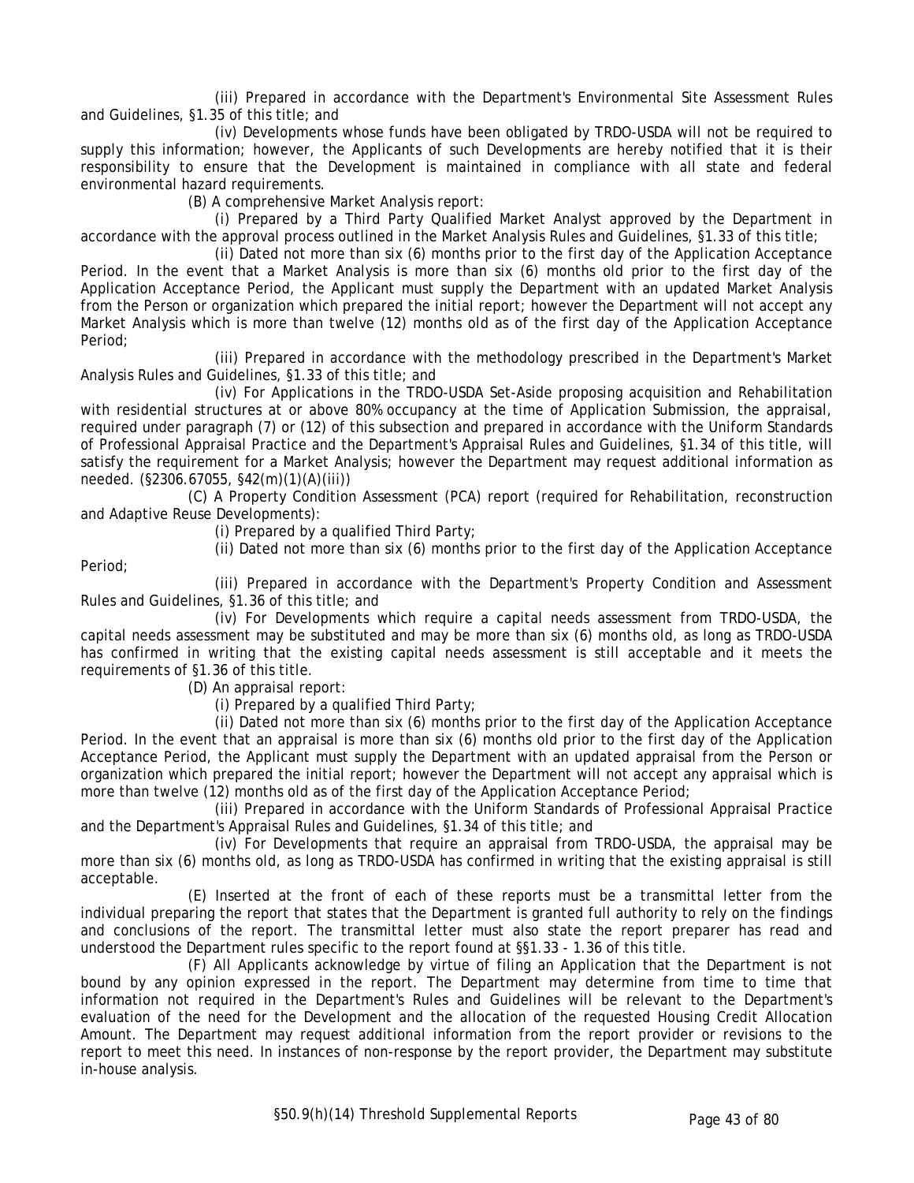(iii) Prepared in accordance with the Department's Environmental Site Assessment Rules and Guidelines, §1.35 of this title; and

(iv) Developments whose funds have been obligated by TRDO-USDA will not be required to supply this information; however, the Applicants of such Developments are hereby notified that it is their responsibility to ensure that the Development is maintained in compliance with all state and federal environmental hazard requirements.

(B) A comprehensive Market Analysis report:

(i) Prepared by a Third Party Qualified Market Analyst approved by the Department in accordance with the approval process outlined in the Market Analysis Rules and Guidelines, §1.33 of this title;

(ii) Dated not more than six (6) months prior to the first day of the Application Acceptance Period. In the event that a Market Analysis is more than six (6) months old prior to the first day of the Application Acceptance Period, the Applicant must supply the Department with an updated Market Analysis from the Person or organization which prepared the initial report; however the Department will not accept any Market Analysis which is more than twelve (12) months old as of the first day of the Application Acceptance Period;

(iii) Prepared in accordance with the methodology prescribed in the Department's Market Analysis Rules and Guidelines, §1.33 of this title; and

(iv) For Applications in the TRDO-USDA Set-Aside proposing acquisition and Rehabilitation with residential structures at or above 80% occupancy at the time of Application Submission, the appraisal, required under paragraph (7) or (12) of this subsection and prepared in accordance with the Uniform Standards of Professional Appraisal Practice and the Department's Appraisal Rules and Guidelines, §1.34 of this title, will satisfy the requirement for a Market Analysis; however the Department may request additional information as needed. (§2306.67055, §42(m)(1)(A)(iii))

(C) A Property Condition Assessment (PCA) report (required for Rehabilitation, reconstruction and Adaptive Reuse Developments):

(i) Prepared by a qualified Third Party;

(ii) Dated not more than six (6) months prior to the first day of the Application Acceptance Period;

(iii) Prepared in accordance with the Department's Property Condition and Assessment Rules and Guidelines, §1.36 of this title; and

(iv) For Developments which require a capital needs assessment from TRDO-USDA, the capital needs assessment may be substituted and may be more than six (6) months old, as long as TRDO-USDA has confirmed in writing that the existing capital needs assessment is still acceptable and it meets the requirements of §1.36 of this title.

(D) An appraisal report:

(i) Prepared by a qualified Third Party;

(ii) Dated not more than six (6) months prior to the first day of the Application Acceptance Period. In the event that an appraisal is more than six (6) months old prior to the first day of the Application Acceptance Period, the Applicant must supply the Department with an updated appraisal from the Person or organization which prepared the initial report; however the Department will not accept any appraisal which is more than twelve (12) months old as of the first day of the Application Acceptance Period;

(iii) Prepared in accordance with the Uniform Standards of Professional Appraisal Practice and the Department's Appraisal Rules and Guidelines, §1.34 of this title; and

(iv) For Developments that require an appraisal from TRDO-USDA, the appraisal may be more than six (6) months old, as long as TRDO-USDA has confirmed in writing that the existing appraisal is still acceptable.

(E) Inserted at the front of each of these reports must be a transmittal letter from the individual preparing the report that states that the Department is granted full authority to rely on the findings and conclusions of the report. The transmittal letter must also state the report preparer has read and understood the Department rules specific to the report found at §§1.33 - 1.36 of this title.

(F) All Applicants acknowledge by virtue of filing an Application that the Department is not bound by any opinion expressed in the report. The Department may determine from time to time that information not required in the Department's Rules and Guidelines will be relevant to the Department's evaluation of the need for the Development and the allocation of the requested Housing Credit Allocation Amount. The Department may request additional information from the report provider or revisions to the report to meet this need. In instances of non-response by the report provider, the Department may substitute in-house analysis.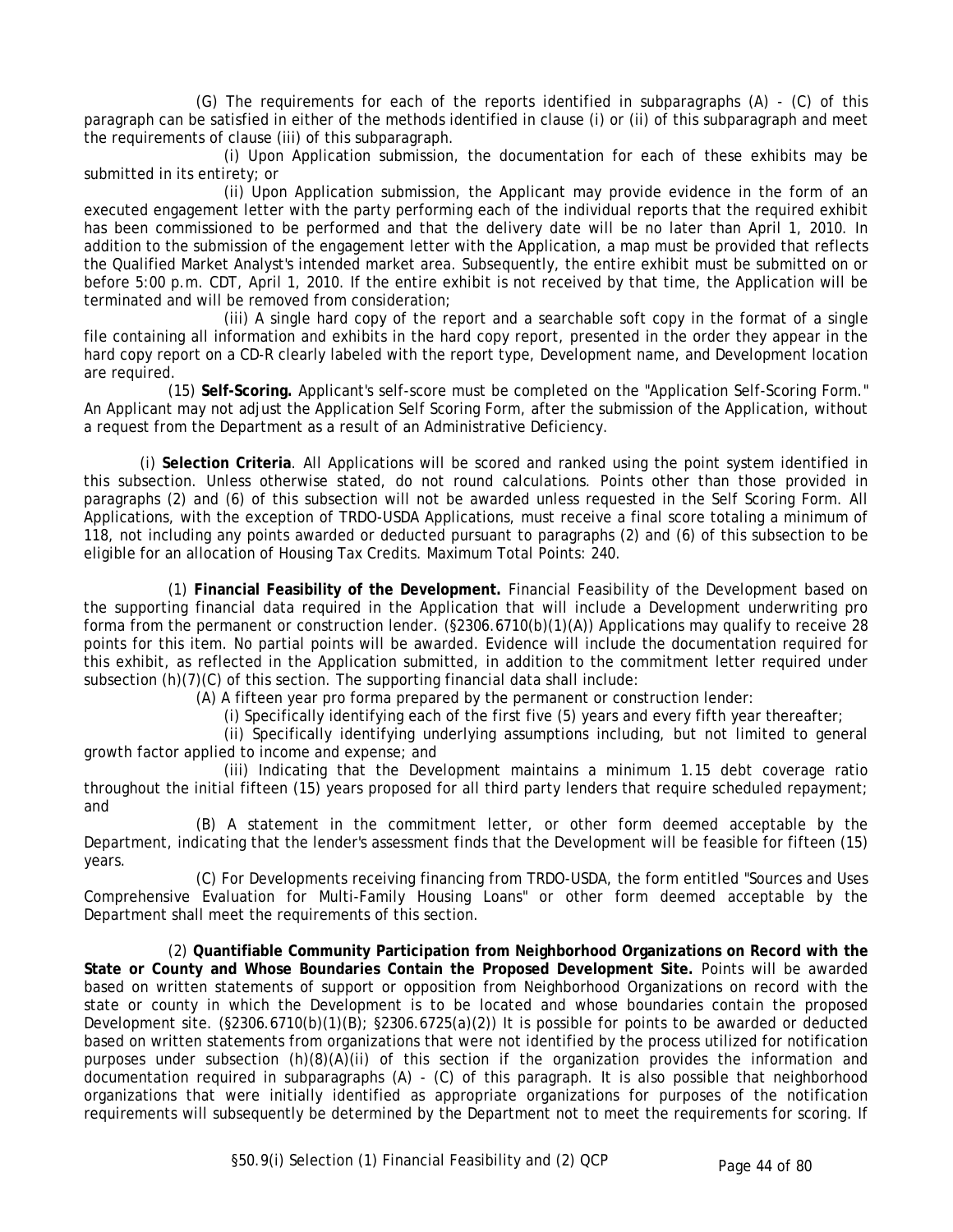(G) The requirements for each of the reports identified in subparagraphs (A) - (C) of this paragraph can be satisfied in either of the methods identified in clause (i) or (ii) of this subparagraph and meet the requirements of clause (iii) of this subparagraph.

(i) Upon Application submission, the documentation for each of these exhibits may be submitted in its entirety; or

(ii) Upon Application submission, the Applicant may provide evidence in the form of an executed engagement letter with the party performing each of the individual reports that the required exhibit has been commissioned to be performed and that the delivery date will be no later than April 1, 2010. In addition to the submission of the engagement letter with the Application, a map must be provided that reflects the Qualified Market Analyst's intended market area. Subsequently, the entire exhibit must be submitted on or before 5:00 p.m. CDT, April 1, 2010. If the entire exhibit is not received by that time, the Application will be terminated and will be removed from consideration;

(iii) A single hard copy of the report and a searchable soft copy in the format of a single file containing all information and exhibits in the hard copy report, presented in the order they appear in the hard copy report on a CD-R clearly labeled with the report type, Development name, and Development location are required.

(15) **Self-Scoring.** Applicant's self-score must be completed on the "Application Self-Scoring Form." An Applicant may not adjust the Application Self Scoring Form, after the submission of the Application, without a request from the Department as a result of an Administrative Deficiency.

(i) **Selection Criteria**. All Applications will be scored and ranked using the point system identified in this subsection. Unless otherwise stated, do not round calculations. Points other than those provided in paragraphs (2) and (6) of this subsection will not be awarded unless requested in the Self Scoring Form. All Applications, with the exception of TRDO-USDA Applications, must receive a final score totaling a minimum of 118, not including any points awarded or deducted pursuant to paragraphs (2) and (6) of this subsection to be eligible for an allocation of Housing Tax Credits. Maximum Total Points: 240.

(1) **Financial Feasibility of the Development.** Financial Feasibility of the Development based on the supporting financial data required in the Application that will include a Development underwriting pro forma from the permanent or construction lender. (§2306.6710(b)(1)(A)) Applications may qualify to receive 28 points for this item. No partial points will be awarded. Evidence will include the documentation required for this exhibit, as reflected in the Application submitted, in addition to the commitment letter required under subsection (h)(7)(C) of this section. The supporting financial data shall include:

(A) A fifteen year pro forma prepared by the permanent or construction lender:

(i) Specifically identifying each of the first five (5) years and every fifth year thereafter;

(ii) Specifically identifying underlying assumptions including, but not limited to general growth factor applied to income and expense; and

(iii) Indicating that the Development maintains a minimum 1.15 debt coverage ratio throughout the initial fifteen (15) years proposed for all third party lenders that require scheduled repayment; and

(B) A statement in the commitment letter, or other form deemed acceptable by the Department, indicating that the lender's assessment finds that the Development will be feasible for fifteen (15) years.

(C) For Developments receiving financing from TRDO-USDA, the form entitled "Sources and Uses Comprehensive Evaluation for Multi-Family Housing Loans" or other form deemed acceptable by the Department shall meet the requirements of this section.

(2) **Quantifiable Community Participation from Neighborhood Organizations on Record with the State or County and Whose Boundaries Contain the Proposed Development Site.** Points will be awarded based on written statements of support or opposition from Neighborhood Organizations on record with the state or county in which the Development is to be located and whose boundaries contain the proposed Development site. (§2306.6710(b)(1)(B); §2306.6725(a)(2)) It is possible for points to be awarded or deducted based on written statements from organizations that were not identified by the process utilized for notification purposes under subsection (h)(8)(A)(ii) of this section if the organization provides the information and documentation required in subparagraphs (A) - (C) of this paragraph. It is also possible that neighborhood organizations that were initially identified as appropriate organizations for purposes of the notification requirements will subsequently be determined by the Department not to meet the requirements for scoring. If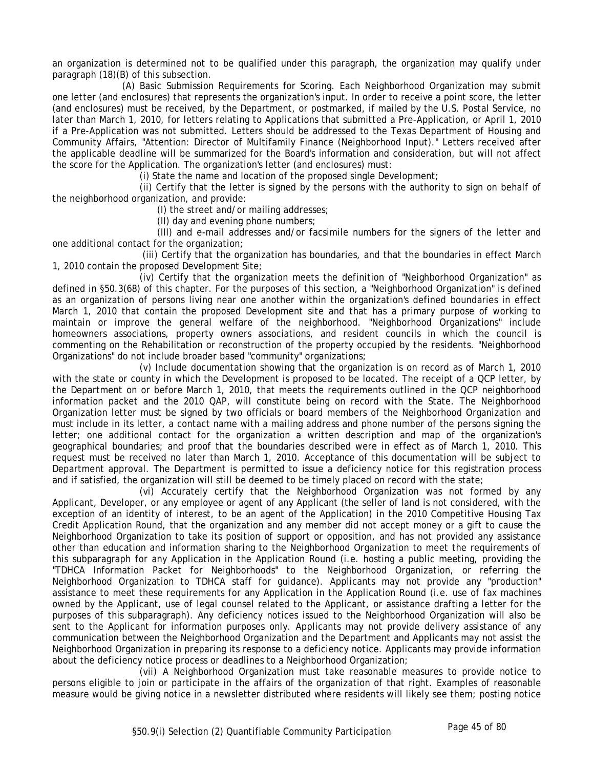an organization is determined not to be qualified under this paragraph, the organization may qualify under paragraph (18)(B) of this subsection.

(A) Basic Submission Requirements for Scoring. Each Neighborhood Organization may submit one letter (and enclosures) that represents the organization's input. In order to receive a point score, the letter (and enclosures) must be received, by the Department, or postmarked, if mailed by the U.S. Postal Service, no later than March 1, 2010, for letters relating to Applications that submitted a Pre-Application, or April 1, 2010 if a Pre-Application was not submitted. Letters should be addressed to the Texas Department of Housing and Community Affairs, "Attention: Director of Multifamily Finance (Neighborhood Input)." Letters received after the applicable deadline will be summarized for the Board's information and consideration, but will not affect the score for the Application. The organization's letter (and enclosures) must:

(i) State the name and location of the proposed single Development;

(ii) Certify that the letter is signed by the persons with the authority to sign on behalf of the neighborhood organization, and provide:

(I) the street and/or mailing addresses;

(II) day and evening phone numbers;

(III) and e-mail addresses and/or facsimile numbers for the signers of the letter and one additional contact for the organization;

(iii) Certify that the organization has boundaries, and that the boundaries in effect March 1, 2010 contain the proposed Development Site;

(iv) Certify that the organization meets the definition of "Neighborhood Organization" as defined in §50.3(68) of this chapter. For the purposes of this section, a "Neighborhood Organization" is defined as an organization of persons living near one another within the organization's defined boundaries in effect March 1, 2010 that contain the proposed Development site and that has a primary purpose of working to maintain or improve the general welfare of the neighborhood. "Neighborhood Organizations" include homeowners associations, property owners associations, and resident councils in which the council is commenting on the Rehabilitation or reconstruction of the property occupied by the residents. "Neighborhood Organizations" do not include broader based "community" organizations;

(v) Include documentation showing that the organization is on record as of March 1, 2010 with the state or county in which the Development is proposed to be located. The receipt of a QCP letter, by the Department on or before March 1, 2010, that meets the requirements outlined in the QCP neighborhood information packet and the 2010 QAP, will constitute being on record with the State. The Neighborhood Organization letter must be signed by two officials or board members of the Neighborhood Organization and must include in its letter, a contact name with a mailing address and phone number of the persons signing the letter; one additional contact for the organization a written description and map of the organization's geographical boundaries; and proof that the boundaries described were in effect as of March 1, 2010. This request must be received no later than March 1, 2010. Acceptance of this documentation will be subject to Department approval. The Department is permitted to issue a deficiency notice for this registration process and if satisfied, the organization will still be deemed to be timely placed on record with the state;

(vi) Accurately certify that the Neighborhood Organization was not formed by any Applicant, Developer, or any employee or agent of any Applicant (the seller of land is not considered, with the exception of an identity of interest, to be an agent of the Application) in the 2010 Competitive Housing Tax Credit Application Round, that the organization and any member did not accept money or a gift to cause the Neighborhood Organization to take its position of support or opposition, and has not provided any assistance other than education and information sharing to the Neighborhood Organization to meet the requirements of this subparagraph for any Application in the Application Round (i.e. hosting a public meeting, providing the "TDHCA Information Packet for Neighborhoods" to the Neighborhood Organization, or referring the Neighborhood Organization to TDHCA staff for guidance). Applicants may not provide any "production" assistance to meet these requirements for any Application in the Application Round (i.e. use of fax machines owned by the Applicant, use of legal counsel related to the Applicant, or assistance drafting a letter for the purposes of this subparagraph). Any deficiency notices issued to the Neighborhood Organization will also be sent to the Applicant for information purposes only. Applicants may not provide delivery assistance of any communication between the Neighborhood Organization and the Department and Applicants may not assist the Neighborhood Organization in preparing its response to a deficiency notice. Applicants may provide information about the deficiency notice process or deadlines to a Neighborhood Organization;

(vii) A Neighborhood Organization must take reasonable measures to provide notice to persons eligible to join or participate in the affairs of the organization of that right. Examples of reasonable measure would be giving notice in a newsletter distributed where residents will likely see them; posting notice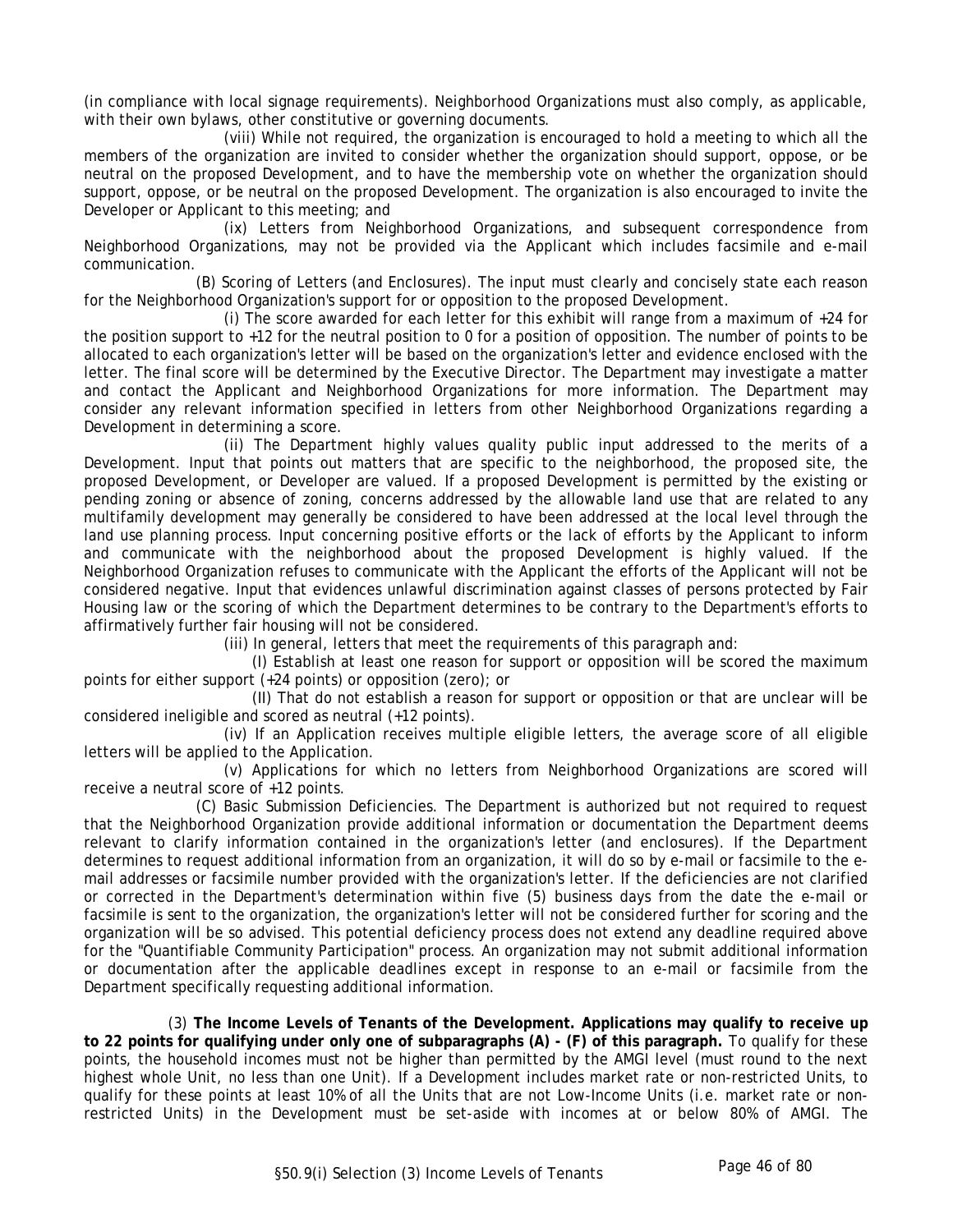(in compliance with local signage requirements). Neighborhood Organizations must also comply, as applicable, with their own bylaws, other constitutive or governing documents.

(viii) While not required, the organization is encouraged to hold a meeting to which all the members of the organization are invited to consider whether the organization should support, oppose, or be neutral on the proposed Development, and to have the membership vote on whether the organization should support, oppose, or be neutral on the proposed Development. The organization is also encouraged to invite the Developer or Applicant to this meeting; and

(ix) Letters from Neighborhood Organizations, and subsequent correspondence from Neighborhood Organizations, may not be provided via the Applicant which includes facsimile and e-mail communication.

(B) Scoring of Letters (and Enclosures). The input must clearly and concisely state each reason for the Neighborhood Organization's support for or opposition to the proposed Development.

(i) The score awarded for each letter for this exhibit will range from a maximum of +24 for the position support to +12 for the neutral position to 0 for a position of opposition. The number of points to be allocated to each organization's letter will be based on the organization's letter and evidence enclosed with the letter. The final score will be determined by the Executive Director. The Department may investigate a matter and contact the Applicant and Neighborhood Organizations for more information. The Department may consider any relevant information specified in letters from other Neighborhood Organizations regarding a Development in determining a score.

(ii) The Department highly values quality public input addressed to the merits of a Development. Input that points out matters that are specific to the neighborhood, the proposed site, the proposed Development, or Developer are valued. If a proposed Development is permitted by the existing or pending zoning or absence of zoning, concerns addressed by the allowable land use that are related to any multifamily development may generally be considered to have been addressed at the local level through the land use planning process. Input concerning positive efforts or the lack of efforts by the Applicant to inform and communicate with the neighborhood about the proposed Development is highly valued. If the Neighborhood Organization refuses to communicate with the Applicant the efforts of the Applicant will not be considered negative. Input that evidences unlawful discrimination against classes of persons protected by Fair Housing law or the scoring of which the Department determines to be contrary to the Department's efforts to affirmatively further fair housing will not be considered.

(iii) In general, letters that meet the requirements of this paragraph and:

(I) Establish at least one reason for support or opposition will be scored the maximum points for either support (+24 points) or opposition (zero); or

(II) That do not establish a reason for support or opposition or that are unclear will be considered ineligible and scored as neutral (+12 points).

(iv) If an Application receives multiple eligible letters, the average score of all eligible letters will be applied to the Application.

(v) Applications for which no letters from Neighborhood Organizations are scored will receive a neutral score of +12 points.

(C) Basic Submission Deficiencies. The Department is authorized but not required to request that the Neighborhood Organization provide additional information or documentation the Department deems relevant to clarify information contained in the organization's letter (and enclosures). If the Department determines to request additional information from an organization, it will do so by e-mail or facsimile to the e-mail addresses or facsimile number provided with the organization's letter. If the deficiencies are not clarified or corrected in the Department's determination within five (5) business days from the date the e-mail or facsimile is sent to the organization, the organization's letter will not be considered further for scoring and the organization will be so advised. This potential deficiency process does not extend any deadline required above for the "Quantifiable Community Participation" process. An organization may not submit additional information or documentation after the applicable deadlines except in response to an e-mail or facsimile from the Department specifically requesting additional information.

(3) **The Income Levels of Tenants of the Development. Applications may qualify to receive up to 22 points for qualifying under only one of subparagraphs (A) - (F) of this paragraph.** To qualify for these points, the household incomes must not be higher than permitted by the AMGI level (must round to the next highest whole Unit, no less than one Unit). If a Development includes market rate or non-restricted Units, to qualify for these points at least 10% of all the Units that are not Low-Income Units (i.e. market rate or non-restricted Units) in the Development must be set-aside with incomes at or below 80% of AMGI. The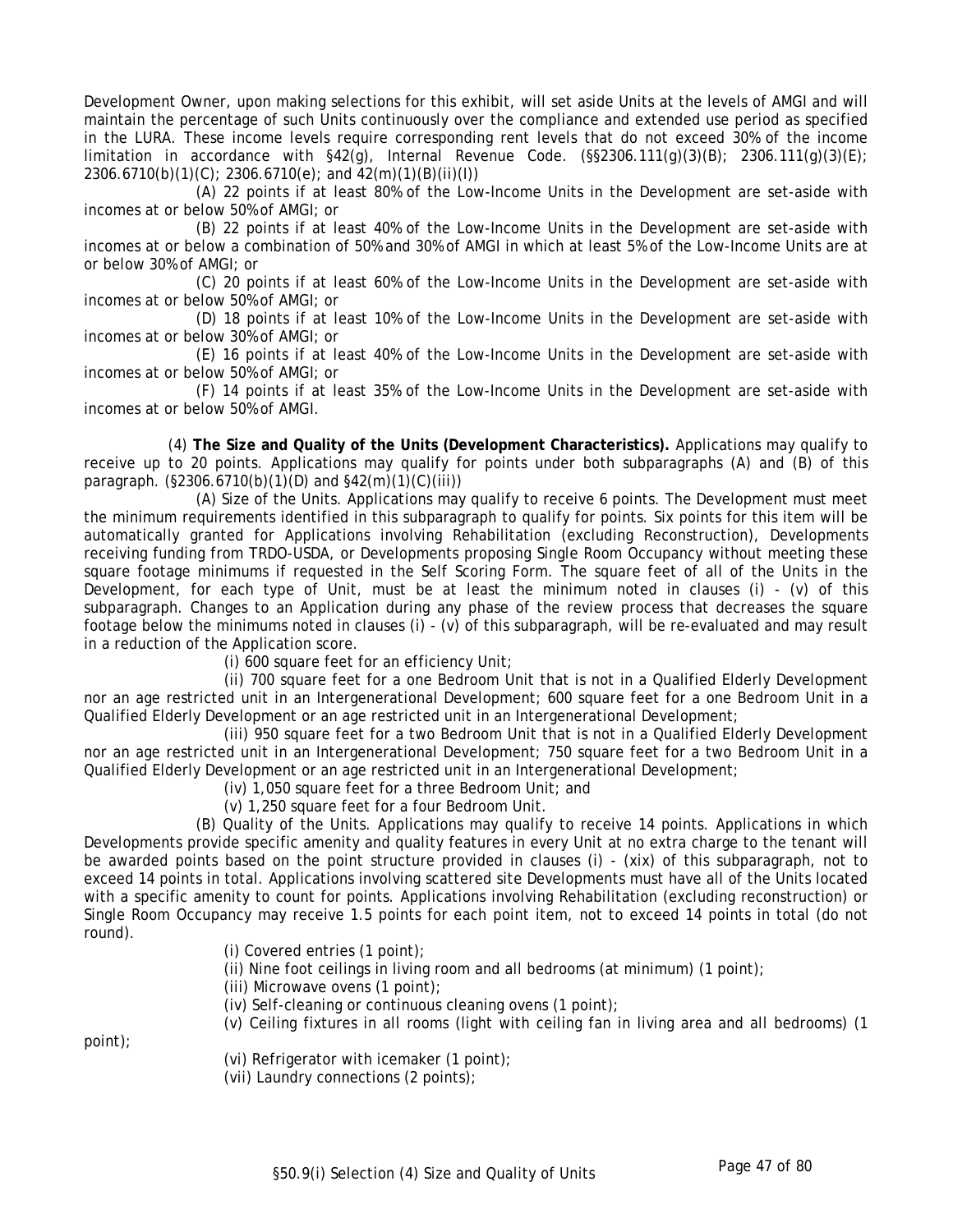Development Owner, upon making selections for this exhibit, will set aside Units at the levels of AMGI and will maintain the percentage of such Units continuously over the compliance and extended use period as specified in the LURA. These income levels require corresponding rent levels that do not exceed 30% of the income limitation in accordance with §42(g), Internal Revenue Code. (§§2306.111(g)(3)(B); 2306.111(g)(3)(E); 2306.6710(b)(1)(C); 2306.6710(e); and 42(m)(1)(B)(ii)(I))

(A) 22 points if at least 80% of the Low-Income Units in the Development are set-aside with incomes at or below 50% of AMGI; or

(B) 22 points if at least 40% of the Low-Income Units in the Development are set-aside with incomes at or below a combination of 50% and 30% of AMGI in which at least 5% of the Low-Income Units are at or below 30% of AMGI; or

(C) 20 points if at least 60% of the Low-Income Units in the Development are set-aside with incomes at or below 50% of AMGI; or

(D) 18 points if at least 10% of the Low-Income Units in the Development are set-aside with incomes at or below 30% of AMGI; or

(E) 16 points if at least 40% of the Low-Income Units in the Development are set-aside with incomes at or below 50% of AMGI; or

(F) 14 points if at least 35% of the Low-Income Units in the Development are set-aside with incomes at or below 50% of AMGI.

(4) **The Size and Quality of the Units (Development Characteristics).** Applications may qualify to receive up to 20 points. Applications may qualify for points under both subparagraphs (A) and (B) of this paragraph. (§2306.6710(b)(1)(D) and §42(m)(1)(C)(iii))

(A) Size of the Units. Applications may qualify to receive 6 points. The Development must meet the minimum requirements identified in this subparagraph to qualify for points. Six points for this item will be automatically granted for Applications involving Rehabilitation (excluding Reconstruction), Developments receiving funding from TRDO-USDA, or Developments proposing Single Room Occupancy without meeting these square footage minimums if requested in the Self Scoring Form. The square feet of all of the Units in the Development, for each type of Unit, must be at least the minimum noted in clauses (i) - (v) of this subparagraph. Changes to an Application during any phase of the review process that decreases the square footage below the minimums noted in clauses (i) - (v) of this subparagraph, will be re-evaluated and may result in a reduction of the Application score.

(i) 600 square feet for an efficiency Unit;

(ii) 700 square feet for a one Bedroom Unit that is not in a Qualified Elderly Development nor an age restricted unit in an Intergenerational Development; 600 square feet for a one Bedroom Unit in a Qualified Elderly Development or an age restricted unit in an Intergenerational Development;

(iii) 950 square feet for a two Bedroom Unit that is not in a Qualified Elderly Development nor an age restricted unit in an Intergenerational Development; 750 square feet for a two Bedroom Unit in a Qualified Elderly Development or an age restricted unit in an Intergenerational Development;

(iv) 1,050 square feet for a three Bedroom Unit; and

(v) 1,250 square feet for a four Bedroom Unit.

(B) Quality of the Units. Applications may qualify to receive 14 points. Applications in which Developments provide specific amenity and quality features in every Unit at no extra charge to the tenant will be awarded points based on the point structure provided in clauses (i) - (xix) of this subparagraph, not to exceed 14 points in total. Applications involving scattered site Developments must have all of the Units located with a specific amenity to count for points. Applications involving Rehabilitation (excluding reconstruction) or Single Room Occupancy may receive 1.5 points for each point item, not to exceed 14 points in total (do not round).

(i) Covered entries (1 point);

(ii) Nine foot ceilings in living room and all bedrooms (at minimum) (1 point);

(iii) Microwave ovens (1 point);

(iv) Self-cleaning or continuous cleaning ovens (1 point);

(v) Ceiling fixtures in all rooms (light with ceiling fan in living area and all bedrooms) (1 point);

(vi) Refrigerator with icemaker (1 point);

(vii) Laundry connections (2 points);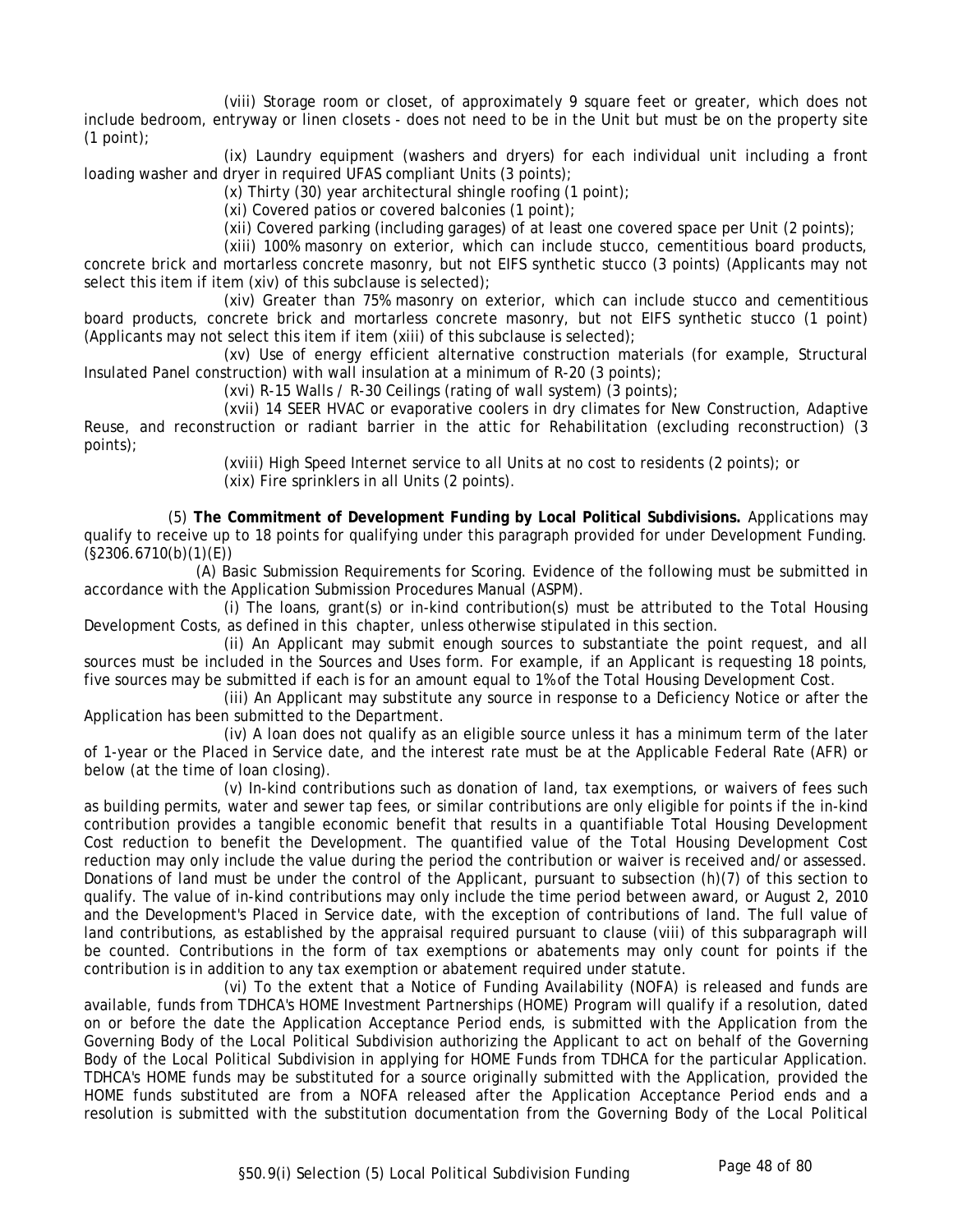(viii) Storage room or closet, of approximately 9 square feet or greater, which does not include bedroom, entryway or linen closets - does not need to be in the Unit but must be on the property site (1 point);

(ix) Laundry equipment (washers and dryers) for each individual unit including a front loading washer and dryer in required UFAS compliant Units (3 points);

(x) Thirty (30) year architectural shingle roofing (1 point);

(xi) Covered patios or covered balconies (1 point);

(xii) Covered parking (including garages) of at least one covered space per Unit (2 points);

(xiii) 100% masonry on exterior, which can include stucco, cementitious board products, concrete brick and mortarless concrete masonry, but not EIFS synthetic stucco (3 points) (Applicants may not select this item if item (xiv) of this subclause is selected);

(xiv) Greater than 75% masonry on exterior, which can include stucco and cementitious board products, concrete brick and mortarless concrete masonry, but not EIFS synthetic stucco (1 point) (Applicants may not select this item if item (xiii) of this subclause is selected);

(xv) Use of energy efficient alternative construction materials (for example, Structural Insulated Panel construction) with wall insulation at a minimum of R-20 (3 points);

(xvi) R-15 Walls / R-30 Ceilings (rating of wall system) (3 points);

(xvii) 14 SEER HVAC or evaporative coolers in dry climates for New Construction, Adaptive Reuse, and reconstruction or radiant barrier in the attic for Rehabilitation (excluding reconstruction) (3 points);

(xviii) High Speed Internet service to all Units at no cost to residents (2 points); or

(xix) Fire sprinklers in all Units (2 points).

(5) **The Commitment of Development Funding by Local Political Subdivisions.** Applications may qualify to receive up to 18 points for qualifying under this paragraph provided for under Development Funding. (§2306.6710(b)(1)(E))

(A) Basic Submission Requirements for Scoring. Evidence of the following must be submitted in accordance with the Application Submission Procedures Manual (ASPM).

(i) The loans, grant(s) or in-kind contribution(s) must be attributed to the Total Housing Development Costs, as defined in this chapter, unless otherwise stipulated in this section.

(ii) An Applicant may submit enough sources to substantiate the point request, and all sources must be included in the Sources and Uses form. For example, if an Applicant is requesting 18 points, five sources may be submitted if each is for an amount equal to 1% of the Total Housing Development Cost.

(iii) An Applicant may substitute any source in response to a Deficiency Notice or after the Application has been submitted to the Department.

(iv) A loan does not qualify as an eligible source unless it has a minimum term of the later of 1-year or the Placed in Service date, and the interest rate must be at the Applicable Federal Rate (AFR) or below (at the time of loan closing).

(v) In-kind contributions such as donation of land, tax exemptions, or waivers of fees such as building permits, water and sewer tap fees, or similar contributions are only eligible for points if the in-kind contribution provides a tangible economic benefit that results in a quantifiable Total Housing Development Cost reduction to benefit the Development. The quantified value of the Total Housing Development Cost reduction may only include the value during the period the contribution or waiver is received and/or assessed. Donations of land must be under the control of the Applicant, pursuant to subsection (h)(7) of this section to qualify. The value of in-kind contributions may only include the time period between award, or August 2, 2010 and the Development's Placed in Service date, with the exception of contributions of land. The full value of land contributions, as established by the appraisal required pursuant to clause (viii) of this subparagraph will be counted. Contributions in the form of tax exemptions or abatements may only count for points if the contribution is in addition to any tax exemption or abatement required under statute.

(vi) To the extent that a Notice of Funding Availability (NOFA) is released and funds are available, funds from TDHCA's HOME Investment Partnerships (HOME) Program will qualify if a resolution, dated on or before the date the Application Acceptance Period ends, is submitted with the Application from the Governing Body of the Local Political Subdivision authorizing the Applicant to act on behalf of the Governing Body of the Local Political Subdivision in applying for HOME Funds from TDHCA for the particular Application. TDHCA's HOME funds may be substituted for a source originally submitted with the Application, provided the HOME funds substituted are from a NOFA released after the Application Acceptance Period ends and a resolution is submitted with the substitution documentation from the Governing Body of the Local Political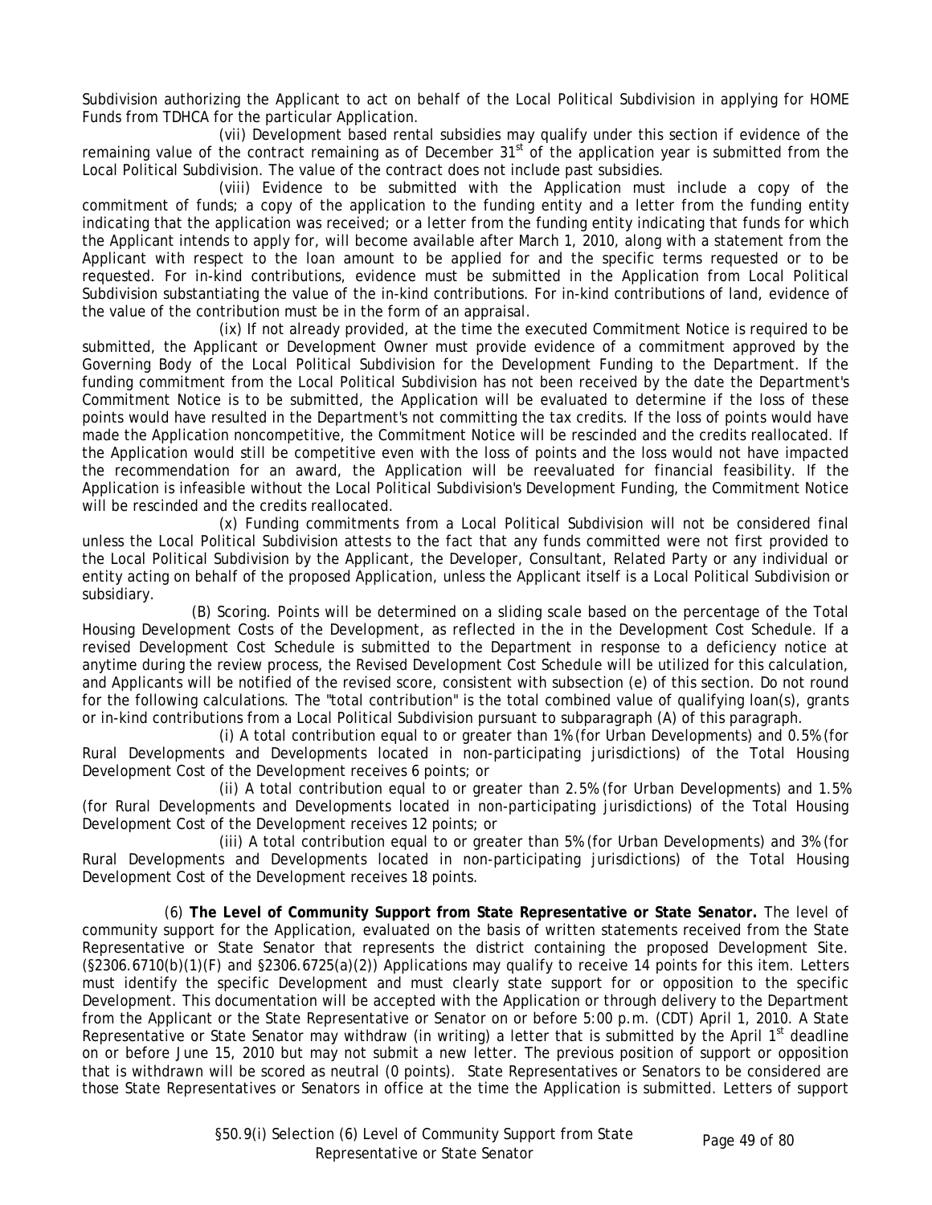Subdivision authorizing the Applicant to act on behalf of the Local Political Subdivision in applying for HOME Funds from TDHCA for the particular Application.

(vii) Development based rental subsidies may qualify under this section if evidence of the remaining value of the contract remaining as of December 31st of the application year is submitted from the Local Political Subdivision. The value of the contract does not include past subsidies.

(viii) Evidence to be submitted with the Application must include a copy of the commitment of funds; a copy of the application to the funding entity and a letter from the funding entity indicating that the application was received; or a letter from the funding entity indicating that funds for which the Applicant intends to apply for, will become available after March 1, 2010, along with a statement from the Applicant with respect to the loan amount to be applied for and the specific terms requested or to be requested. For in-kind contributions, evidence must be submitted in the Application from Local Political Subdivision substantiating the value of the in-kind contributions. For in-kind contributions of land, evidence of the value of the contribution must be in the form of an appraisal.

(ix) If not already provided, at the time the executed Commitment Notice is required to be submitted, the Applicant or Development Owner must provide evidence of a commitment approved by the Governing Body of the Local Political Subdivision for the Development Funding to the Department. If the funding commitment from the Local Political Subdivision has not been received by the date the Department's Commitment Notice is to be submitted, the Application will be evaluated to determine if the loss of these points would have resulted in the Department's not committing the tax credits. If the loss of points would have made the Application noncompetitive, the Commitment Notice will be rescinded and the credits reallocated. If the Application would still be competitive even with the loss of points and the loss would not have impacted the recommendation for an award, the Application will be reevaluated for financial feasibility. If the Application is infeasible without the Local Political Subdivision's Development Funding, the Commitment Notice will be rescinded and the credits reallocated.

(x) Funding commitments from a Local Political Subdivision will not be considered final unless the Local Political Subdivision attests to the fact that any funds committed were not first provided to the Local Political Subdivision by the Applicant, the Developer, Consultant, Related Party or any individual or entity acting on behalf of the proposed Application, unless the Applicant itself is a Local Political Subdivision or subsidiary.

(B) Scoring. Points will be determined on a sliding scale based on the percentage of the Total Housing Development Costs of the Development, as reflected in the in the Development Cost Schedule. If a revised Development Cost Schedule is submitted to the Department in response to a deficiency notice at anytime during the review process, the Revised Development Cost Schedule will be utilized for this calculation, and Applicants will be notified of the revised score, consistent with subsection (e) of this section. Do not round for the following calculations. The "total contribution" is the total combined value of qualifying loan(s), grants or in-kind contributions from a Local Political Subdivision pursuant to subparagraph (A) of this paragraph.

(i) A total contribution equal to or greater than 1% (for Urban Developments) and 0.5% (for Rural Developments and Developments located in non-participating jurisdictions) of the Total Housing Development Cost of the Development receives 6 points; or

(ii) A total contribution equal to or greater than 2.5% (for Urban Developments) and 1.5% (for Rural Developments and Developments located in non-participating jurisdictions) of the Total Housing Development Cost of the Development receives 12 points; or

(iii) A total contribution equal to or greater than 5% (for Urban Developments) and 3% (for Rural Developments and Developments located in non-participating jurisdictions) of the Total Housing Development Cost of the Development receives 18 points.

(6) **The Level of Community Support from State Representative or State Senator.** The level of community support for the Application, evaluated on the basis of written statements received from the State Representative or State Senator that represents the district containing the proposed Development Site. (§2306.6710(b)(1)(F) and §2306.6725(a)(2)) Applications may qualify to receive 14 points for this item. Letters must identify the specific Development and must clearly state support for or opposition to the specific Development. This documentation will be accepted with the Application or through delivery to the Department from the Applicant or the State Representative or Senator on or before 5:00 p.m. (CDT) April 1, 2010. A State Representative or State Senator may withdraw (in writing) a letter that is submitted by the April 1st deadline on or before June 15, 2010 but may not submit a new letter. The previous position of support or opposition that is withdrawn will be scored as neutral (0 points). State Representatives or Senators to be considered are those State Representatives or Senators in office at the time the Application is submitted. Letters of support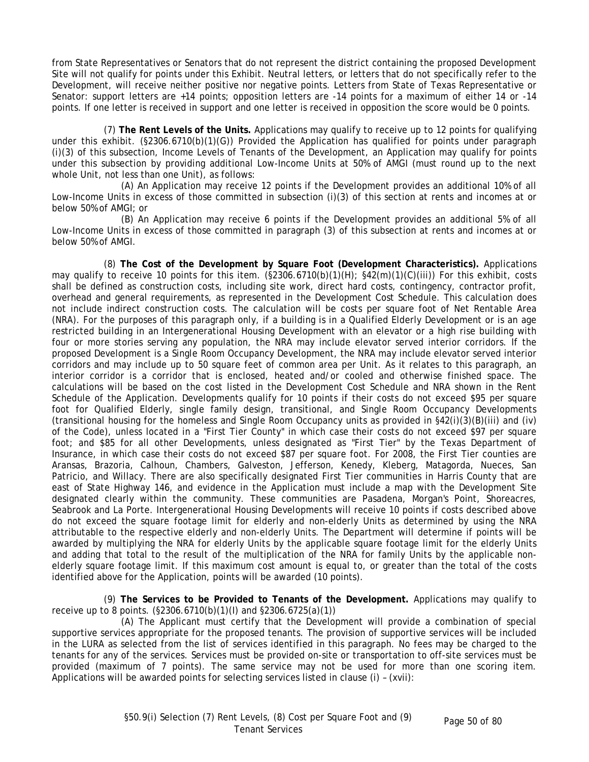from State Representatives or Senators that do not represent the district containing the proposed Development Site will not qualify for points under this Exhibit. Neutral letters, or letters that do not specifically refer to the Development, will receive neither positive nor negative points. Letters from State of Texas Representative or Senator: support letters are +14 points; opposition letters are -14 points for a maximum of either 14 or -14 points. If one letter is received in support and one letter is received in opposition the score would be 0 points.

(7) **The Rent Levels of the Units.** Applications may qualify to receive up to 12 points for qualifying under this exhibit. (§2306.6710(b)(1)(G)) Provided the Application has qualified for points under paragraph (i)(3) of this subsection, Income Levels of Tenants of the Development, an Application may qualify for points under this subsection by providing additional Low-Income Units at 50% of AMGI (must round up to the next whole Unit, not less than one Unit), as follows:

(A) An Application may receive 12 points if the Development provides an additional 10% of all Low-Income Units in excess of those committed in subsection (i)(3) of this section at rents and incomes at or below 50% of AMGI; or

(B) An Application may receive 6 points if the Development provides an additional 5% of all Low-Income Units in excess of those committed in paragraph (3) of this subsection at rents and incomes at or below 50% of AMGI.

(8) **The Cost of the Development by Square Foot (Development Characteristics).** Applications may qualify to receive 10 points for this item. (§2306.6710(b)(1)(H); §42(m)(1)(C)(iii)) For this exhibit, costs shall be defined as construction costs, including site work, direct hard costs, contingency, contractor profit, overhead and general requirements, as represented in the Development Cost Schedule. This calculation does not include indirect construction costs. The calculation will be costs per square foot of Net Rentable Area (NRA). For the purposes of this paragraph only, if a building is in a Qualified Elderly Development or is an age restricted building in an Intergenerational Housing Development with an elevator or a high rise building with four or more stories serving any population, the NRA may include elevator served interior corridors. If the proposed Development is a Single Room Occupancy Development, the NRA may include elevator served interior corridors and may include up to 50 square feet of common area per Unit. As it relates to this paragraph, an interior corridor is a corridor that is enclosed, heated and/or cooled and otherwise finished space. The calculations will be based on the cost listed in the Development Cost Schedule and NRA shown in the Rent Schedule of the Application. Developments qualify for 10 points if their costs do not exceed $95 per square foot for Qualified Elderly, single family design, transitional, and Single Room Occupancy Developments (transitional housing for the homeless and Single Room Occupancy units as provided in §42(i)(3)(B)(iii) and (iv) of the Code), unless located in a "First Tier County" in which case their costs do not exceed $97 per square foot; and $85 for all other Developments, unless designated as "First Tier" by the Texas Department of Insurance, in which case their costs do not exceed $87 per square foot. For 2008, the First Tier counties are Aransas, Brazoria, Calhoun, Chambers, Galveston, Jefferson, Kenedy, Kleberg, Matagorda, Nueces, San Patricio, and Willacy. There are also specifically designated First Tier communities in Harris County that are east of State Highway 146, and evidence in the Application must include a map with the Development Site designated clearly within the community. These communities are Pasadena, Morgan's Point, Shoreacres, Seabrook and La Porte. Intergenerational Housing Developments will receive 10 points if costs described above do not exceed the square footage limit for elderly and non-elderly Units as determined by using the NRA attributable to the respective elderly and non-elderly Units. The Department will determine if points will be awarded by multiplying the NRA for elderly Units by the applicable square footage limit for the elderly Units and adding that total to the result of the multiplication of the NRA for family Units by the applicable non-elderly square footage limit. If this maximum cost amount is equal to, or greater than the total of the costs identified above for the Application, points will be awarded (10 points).

(9) **The Services to be Provided to Tenants of the Development.** Applications may qualify to receive up to 8 points. (§2306.6710(b)(1)(I) and §2306.6725(a)(1))

(A) The Applicant must certify that the Development will provide a combination of special supportive services appropriate for the proposed tenants. The provision of supportive services will be included in the LURA as selected from the list of services identified in this paragraph. No fees may be charged to the tenants for any of the services. Services must be provided on-site or transportation to off-site services must be provided (maximum of 7 points). The same service may not be used for more than one scoring item. Applications will be awarded points for selecting services listed in clause (i) – (xvii):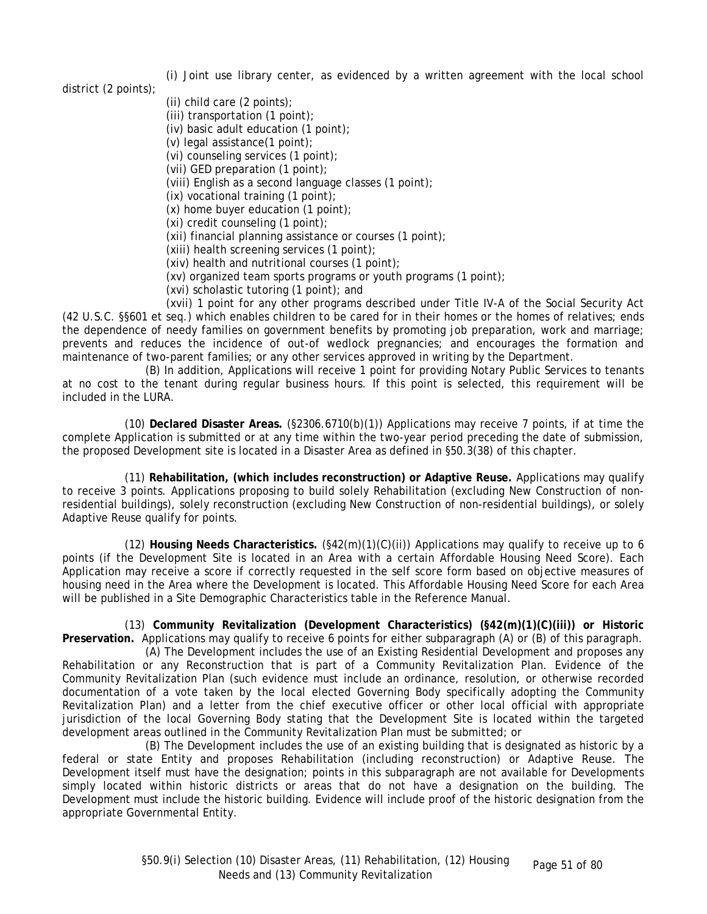(i) Joint use library center, as evidenced by a written agreement with the local school district (2 points);

(ii) child care (2 points);

(iii) transportation (1 point);

(iv) basic adult education (1 point);

(v) legal assistance(1 point);

(vi) counseling services (1 point);

(vii) GED preparation (1 point);

(viii) English as a second language classes (1 point);

(ix) vocational training (1 point);

(x) home buyer education (1 point);

(xi) credit counseling (1 point);

(xii) financial planning assistance or courses (1 point);

(xiii) health screening services (1 point);

(xiv) health and nutritional courses (1 point);

(xv) organized team sports programs or youth programs (1 point);

(xvi) scholastic tutoring (1 point); and

(xvii) 1 point for any other programs described under Title IV-A of the Social Security Act (42 U.S.C. §§601 et seq.) which enables children to be cared for in their homes or the homes of relatives; ends the dependence of needy families on government benefits by promoting job preparation, work and marriage; prevents and reduces the incidence of out-of wedlock pregnancies; and encourages the formation and maintenance of two-parent families; or any other services approved in writing by the Department.

(B) In addition, Applications will receive 1 point for providing Notary Public Services to tenants at no cost to the tenant during regular business hours. If this point is selected, this requirement will be included in the LURA.

(10) **Declared Disaster Areas.** (§2306.6710(b)(1)) Applications may receive 7 points, if at time the complete Application is submitted or at any time within the two-year period preceding the date of submission, the proposed Development site is located in a Disaster Area as defined in §50.3(38) of this chapter.

(11) **Rehabilitation, (which includes reconstruction) or Adaptive Reuse.** Applications may qualify to receive 3 points. Applications proposing to build solely Rehabilitation (excluding New Construction of non-residential buildings), solely reconstruction (excluding New Construction of non-residential buildings), or solely Adaptive Reuse qualify for points.

(12) **Housing Needs Characteristics.** (§42(m)(1)(C)(ii)) Applications may qualify to receive up to 6 points (if the Development Site is located in an Area with a certain Affordable Housing Need Score). Each Application may receive a score if correctly requested in the self score form based on objective measures of housing need in the Area where the Development is located. This Affordable Housing Need Score for each Area will be published in a Site Demographic Characteristics table in the Reference Manual.

(13) **Community Revitalization (Development Characteristics) (§42(m)(1)(C)(iii)) or Historic Preservation.** Applications may qualify to receive 6 points for either subparagraph (A) or (B) of this paragraph.

(A) The Development includes the use of an Existing Residential Development and proposes any Rehabilitation or any Reconstruction that is part of a Community Revitalization Plan. Evidence of the Community Revitalization Plan (such evidence must include an ordinance, resolution, or otherwise recorded documentation of a vote taken by the local elected Governing Body specifically adopting the Community Revitalization Plan) and a letter from the chief executive officer or other local official with appropriate jurisdiction of the local Governing Body stating that the Development Site is located within the targeted development areas outlined in the Community Revitalization Plan must be submitted; or

(B) The Development includes the use of an existing building that is designated as historic by a federal or state Entity and proposes Rehabilitation (including reconstruction) or Adaptive Reuse. The Development itself must have the designation; points in this subparagraph are not available for Developments simply located within historic districts or areas that do not have a designation on the building. The Development must include the historic building. Evidence will include proof of the historic designation from the appropriate Governmental Entity.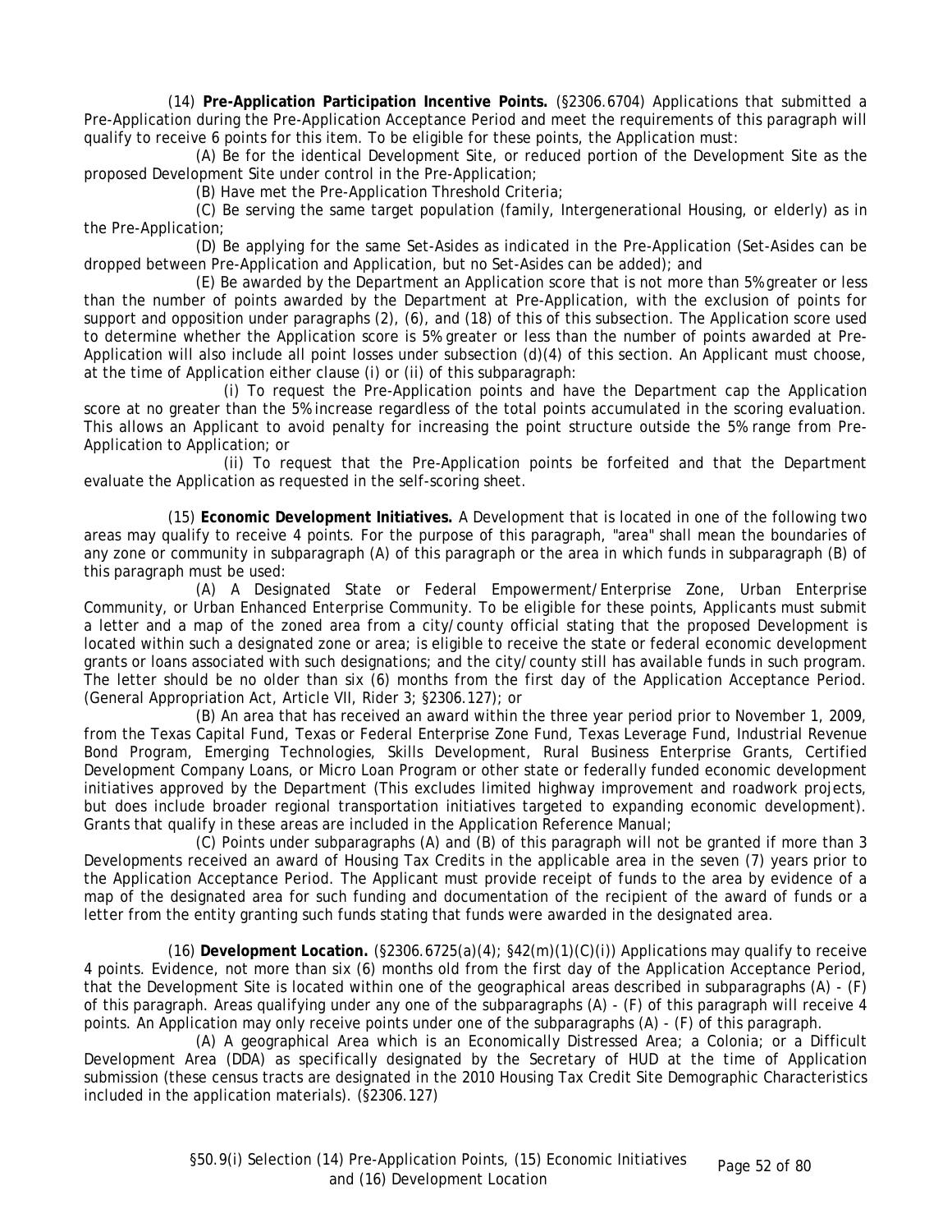(14) **Pre-Application Participation Incentive Points.** (§2306.6704) Applications that submitted a Pre-Application during the Pre-Application Acceptance Period and meet the requirements of this paragraph will qualify to receive 6 points for this item. To be eligible for these points, the Application must:

(A) Be for the identical Development Site, or reduced portion of the Development Site as the proposed Development Site under control in the Pre-Application;

(B) Have met the Pre-Application Threshold Criteria;

(C) Be serving the same target population (family, Intergenerational Housing, or elderly) as in the Pre-Application;

(D) Be applying for the same Set-Asides as indicated in the Pre-Application (Set-Asides can be dropped between Pre-Application and Application, but no Set-Asides can be added); and

(E) Be awarded by the Department an Application score that is not more than 5% greater or less than the number of points awarded by the Department at Pre-Application, with the exclusion of points for support and opposition under paragraphs (2), (6), and (18) of this of this subsection. The Application score used to determine whether the Application score is 5% greater or less than the number of points awarded at Pre-Application will also include all point losses under subsection (d)(4) of this section. An Applicant must choose, at the time of Application either clause (i) or (ii) of this subparagraph:

(i) To request the Pre-Application points and have the Department cap the Application score at no greater than the 5% increase regardless of the total points accumulated in the scoring evaluation. This allows an Applicant to avoid penalty for increasing the point structure outside the 5% range from Pre-Application to Application; or

(ii) To request that the Pre-Application points be forfeited and that the Department evaluate the Application as requested in the self-scoring sheet.

(15) **Economic Development Initiatives.** A Development that is located in one of the following two areas may qualify to receive 4 points. For the purpose of this paragraph, "area" shall mean the boundaries of any zone or community in subparagraph (A) of this paragraph or the area in which funds in subparagraph (B) of this paragraph must be used:

(A) A Designated State or Federal Empowerment/Enterprise Zone, Urban Enterprise Community, or Urban Enhanced Enterprise Community. To be eligible for these points, Applicants must submit a letter and a map of the zoned area from a city/county official stating that the proposed Development is located within such a designated zone or area; is eligible to receive the state or federal economic development grants or loans associated with such designations; and the city/county still has available funds in such program. The letter should be no older than six (6) months from the first day of the Application Acceptance Period. (General Appropriation Act, Article VII, Rider 3; §2306.127); or

(B) An area that has received an award within the three year period prior to November 1, 2009, from the Texas Capital Fund, Texas or Federal Enterprise Zone Fund, Texas Leverage Fund, Industrial Revenue Bond Program, Emerging Technologies, Skills Development, Rural Business Enterprise Grants, Certified Development Company Loans, or Micro Loan Program or other state or federally funded economic development initiatives approved by the Department (This excludes limited highway improvement and roadwork projects, but does include broader regional transportation initiatives targeted to expanding economic development). Grants that qualify in these areas are included in the Application Reference Manual;

(C) Points under subparagraphs (A) and (B) of this paragraph will not be granted if more than 3 Developments received an award of Housing Tax Credits in the applicable area in the seven (7) years prior to the Application Acceptance Period. The Applicant must provide receipt of funds to the area by evidence of a map of the designated area for such funding and documentation of the recipient of the award of funds or a letter from the entity granting such funds stating that funds were awarded in the designated area.

(16) **Development Location.** (§2306.6725(a)(4); §42(m)(1)(C)(i)) Applications may qualify to receive 4 points. Evidence, not more than six (6) months old from the first day of the Application Acceptance Period, that the Development Site is located within one of the geographical areas described in subparagraphs (A) - (F) of this paragraph. Areas qualifying under any one of the subparagraphs (A) - (F) of this paragraph will receive 4 points. An Application may only receive points under one of the subparagraphs (A) - (F) of this paragraph.

(A) A geographical Area which is an Economically Distressed Area; a Colonia; or a Difficult Development Area (DDA) as specifically designated by the Secretary of HUD at the time of Application submission (these census tracts are designated in the 2010 Housing Tax Credit Site Demographic Characteristics included in the application materials). (§2306.127)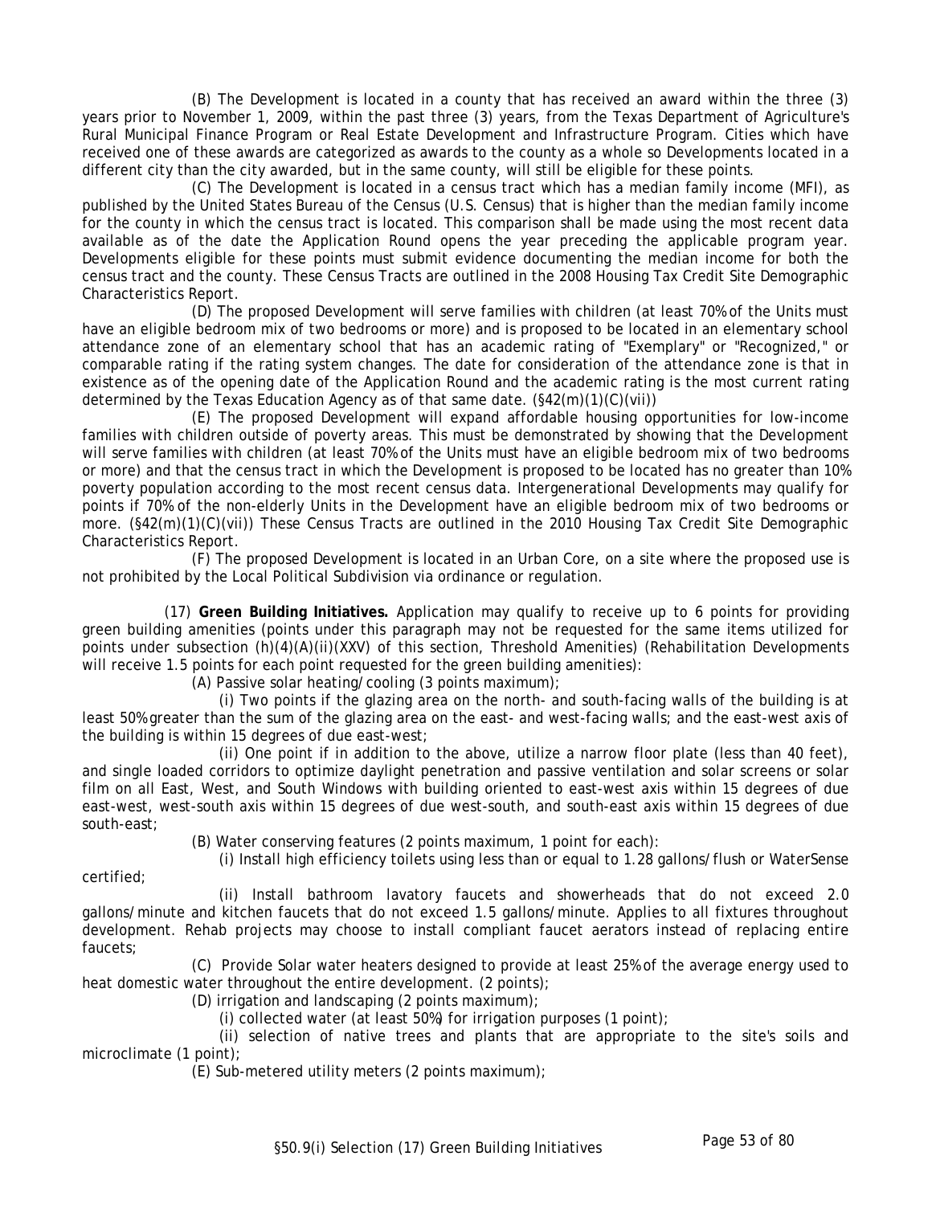(B) The Development is located in a county that has received an award within the three (3) years prior to November 1, 2009, within the past three (3) years, from the Texas Department of Agriculture's Rural Municipal Finance Program or Real Estate Development and Infrastructure Program. Cities which have received one of these awards are categorized as awards to the county as a whole so Developments located in a different city than the city awarded, but in the same county, will still be eligible for these points.

(C) The Development is located in a census tract which has a median family income (MFI), as published by the United States Bureau of the Census (U.S. Census) that is higher than the median family income for the county in which the census tract is located. This comparison shall be made using the most recent data available as of the date the Application Round opens the year preceding the applicable program year. Developments eligible for these points must submit evidence documenting the median income for both the census tract and the county. These Census Tracts are outlined in the 2008 Housing Tax Credit Site Demographic Characteristics Report.

(D) The proposed Development will serve families with children (at least 70% of the Units must have an eligible bedroom mix of two bedrooms or more) and is proposed to be located in an elementary school attendance zone of an elementary school that has an academic rating of "Exemplary" or "Recognized," or comparable rating if the rating system changes. The date for consideration of the attendance zone is that in existence as of the opening date of the Application Round and the academic rating is the most current rating determined by the Texas Education Agency as of that same date. (§42(m)(1)(C)(vii))

(E) The proposed Development will expand affordable housing opportunities for low-income families with children outside of poverty areas. This must be demonstrated by showing that the Development will serve families with children (at least 70% of the Units must have an eligible bedroom mix of two bedrooms or more) and that the census tract in which the Development is proposed to be located has no greater than 10% poverty population according to the most recent census data. Intergenerational Developments may qualify for points if 70% of the non-elderly Units in the Development have an eligible bedroom mix of two bedrooms or more. (§42(m)(1)(C)(vii)) These Census Tracts are outlined in the 2010 Housing Tax Credit Site Demographic Characteristics Report.

(F) The proposed Development is located in an Urban Core, on a site where the proposed use is not prohibited by the Local Political Subdivision via ordinance or regulation.

(17) **Green Building Initiatives.** Application may qualify to receive up to 6 points for providing green building amenities (points under this paragraph may not be requested for the same items utilized for points under subsection (h)(4)(A)(ii)(XXV) of this section, Threshold Amenities) (Rehabilitation Developments will receive 1.5 points for each point requested for the green building amenities):

(A) Passive solar heating/cooling (3 points maximum);

(i) Two points if the glazing area on the north- and south-facing walls of the building is at least 50% greater than the sum of the glazing area on the east- and west-facing walls; and the east-west axis of the building is within 15 degrees of due east-west;

(ii) One point if in addition to the above, utilize a narrow floor plate (less than 40 feet), and single loaded corridors to optimize daylight penetration and passive ventilation and solar screens or solar film on all East, West, and South Windows with building oriented to east-west axis within 15 degrees of due east-west, west-south axis within 15 degrees of due west-south, and south-east axis within 15 degrees of due south-east;

(B) Water conserving features (2 points maximum, 1 point for each):

(i) Install high efficiency toilets using less than or equal to 1.28 gallons/flush or WaterSense certified;

(ii) Install bathroom lavatory faucets and showerheads that do not exceed 2.0 gallons/minute and kitchen faucets that do not exceed 1.5 gallons/minute. Applies to all fixtures throughout development. Rehab projects may choose to install compliant faucet aerators instead of replacing entire faucets;

(C) Provide Solar water heaters designed to provide at least 25% of the average energy used to heat domestic water throughout the entire development. (2 points);

(D) irrigation and landscaping (2 points maximum);

(i) collected water (at least 50%) for irrigation purposes (1 point);

(ii) selection of native trees and plants that are appropriate to the site's soils and microclimate (1 point);

(E) Sub-metered utility meters (2 points maximum);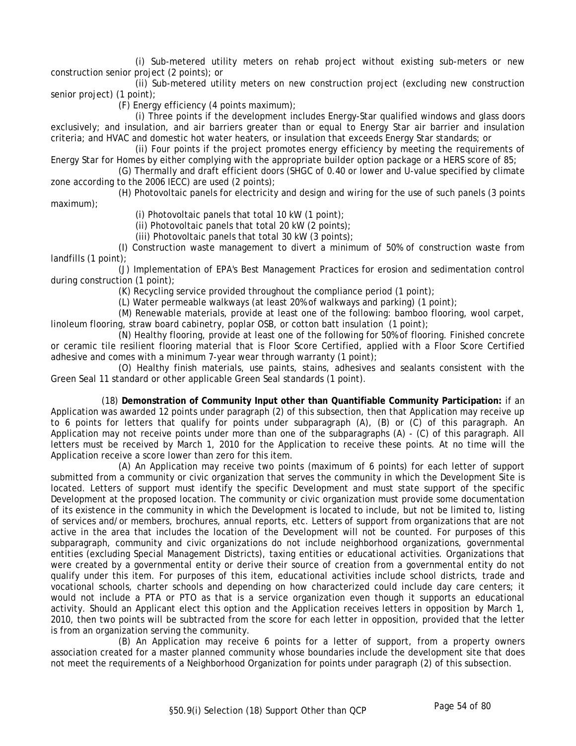(i) Sub-metered utility meters on rehab project without existing sub-meters or new construction senior project (2 points); or

(ii) Sub-metered utility meters on new construction project (excluding new construction senior project) (1 point);

(F) Energy efficiency (4 points maximum);

(i) Three points if the development includes Energy-Star qualified windows and glass doors exclusively; and insulation, and air barriers greater than or equal to Energy Star air barrier and insulation criteria; and HVAC and domestic hot water heaters, or insulation that exceeds Energy Star standards; or

(ii) Four points if the project promotes energy efficiency by meeting the requirements of Energy Star for Homes by either complying with the appropriate builder option package or a HERS score of 85;

(G) Thermally and draft efficient doors (SHGC of 0.40 or lower and U-value specified by climate zone according to the 2006 IECC) are used (2 points);

(H) Photovoltaic panels for electricity and design and wiring for the use of such panels (3 points maximum);

(i) Photovoltaic panels that total 10 kW (1 point);

(ii) Photovoltaic panels that total 20 kW (2 points);

(iii) Photovoltaic panels that total 30 kW (3 points);

(I) Construction waste management to divert a minimum of 50% of construction waste from landfills (1 point);

(J) Implementation of EPA's Best Management Practices for erosion and sedimentation control during construction (1 point);

(K) Recycling service provided throughout the compliance period (1 point);

(L) Water permeable walkways (at least 20% of walkways and parking) (1 point);

(M) Renewable materials, provide at least one of the following: bamboo flooring, wool carpet, linoleum flooring, straw board cabinetry, poplar OSB, or cotton batt insulation (1 point);

(N) Healthy flooring, provide at least one of the following for 50% of flooring. Finished concrete or ceramic tile resilient flooring material that is Floor Score Certified, applied with a Floor Score Certified adhesive and comes with a minimum 7-year wear through warranty (1 point);

(O) Healthy finish materials, use paints, stains, adhesives and sealants consistent with the Green Seal 11 standard or other applicable Green Seal standards (1 point).

(18) **Demonstration of Community Input other than Quantifiable Community Participation:** if an Application was awarded 12 points under paragraph (2) of this subsection, then that Application may receive up to 6 points for letters that qualify for points under subparagraph (A), (B) or (C) of this paragraph. An Application may not receive points under more than one of the subparagraphs (A) - (C) of this paragraph. All letters must be received by March 1, 2010 for the Application to receive these points. At no time will the Application receive a score lower than zero for this item.

(A) An Application may receive two points (maximum of 6 points) for each letter of support submitted from a community or civic organization that serves the community in which the Development Site is located. Letters of support must identify the specific Development and must state support of the specific Development at the proposed location. The community or civic organization must provide some documentation of its existence in the community in which the Development is located to include, but not be limited to, listing of services and/or members, brochures, annual reports, etc. Letters of support from organizations that are not active in the area that includes the location of the Development will not be counted. For purposes of this subparagraph, community and civic organizations do not include neighborhood organizations, governmental entities (excluding Special Management Districts), taxing entities or educational activities. Organizations that were created by a governmental entity or derive their source of creation from a governmental entity do not qualify under this item. For purposes of this item, educational activities include school districts, trade and vocational schools, charter schools and depending on how characterized could include day care centers; it would not include a PTA or PTO as that is a service organization even though it supports an educational activity. Should an Applicant elect this option and the Application receives letters in opposition by March 1, 2010, then two points will be subtracted from the score for each letter in opposition, provided that the letter is from an organization serving the community.

(B) An Application may receive 6 points for a letter of support, from a property owners association created for a master planned community whose boundaries include the development site that does not meet the requirements of a Neighborhood Organization for points under paragraph (2) of this subsection.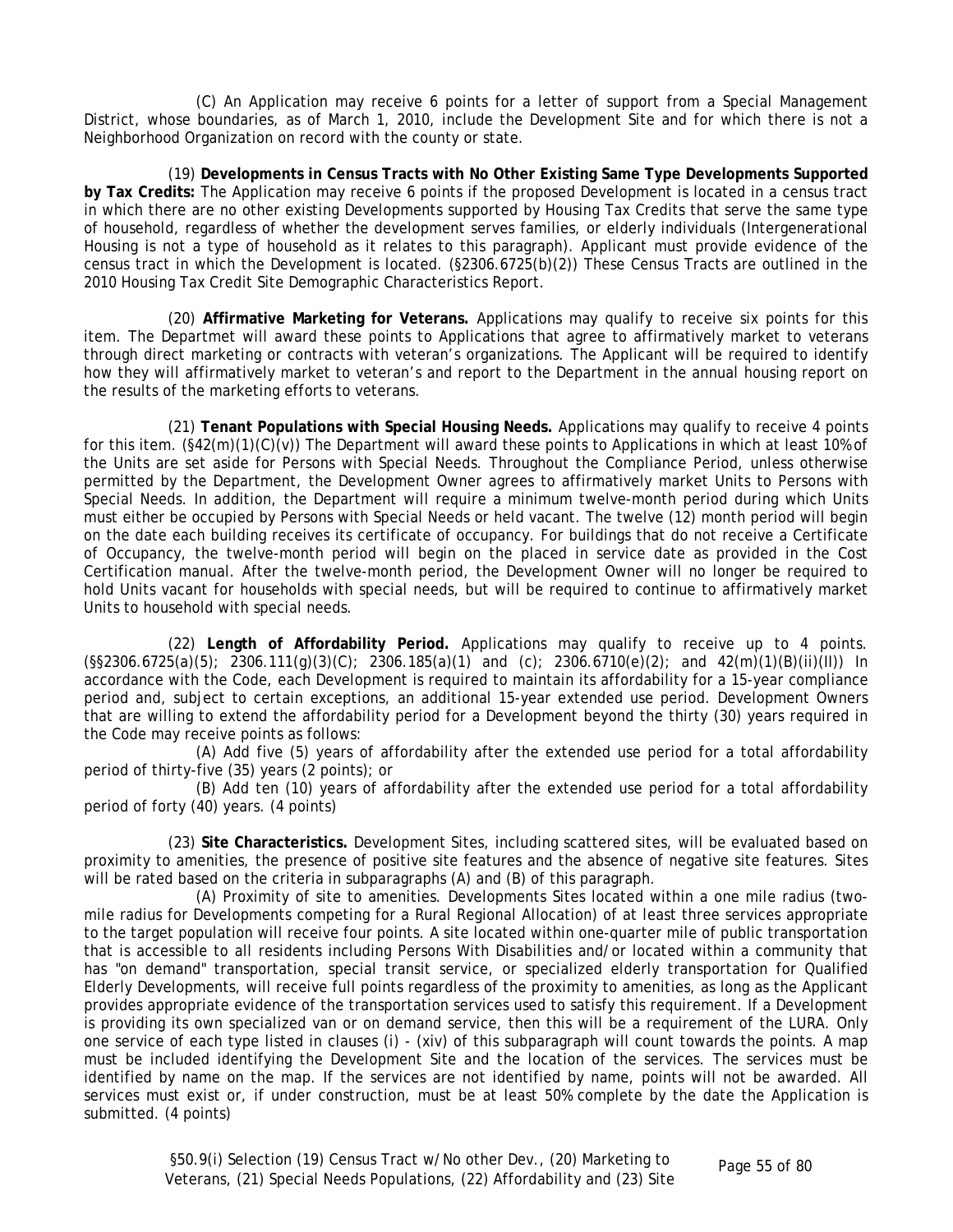(C) An Application may receive 6 points for a letter of support from a Special Management District, whose boundaries, as of March 1, 2010, include the Development Site and for which there is not a Neighborhood Organization on record with the county or state.

(19) **Developments in Census Tracts with No Other Existing Same Type Developments Supported by Tax Credits:** The Application may receive 6 points if the proposed Development is located in a census tract in which there are no other existing Developments supported by Housing Tax Credits that serve the same type of household, regardless of whether the development serves families, or elderly individuals (Intergenerational Housing is not a type of household as it relates to this paragraph). Applicant must provide evidence of the census tract in which the Development is located. (§2306.6725(b)(2)) These Census Tracts are outlined in the 2010 Housing Tax Credit Site Demographic Characteristics Report.

(20) **Affirmative Marketing for Veterans.** Applications may qualify to receive six points for this item. The Departmet will award these points to Applications that agree to affirmatively market to veterans through direct marketing or contracts with veteran's organizations. The Applicant will be required to identify how they will affirmatively market to veteran's and report to the Department in the annual housing report on the results of the marketing efforts to veterans.

(21) **Tenant Populations with Special Housing Needs.** Applications may qualify to receive 4 points for this item. (§42(m)(1)(C)(v)) The Department will award these points to Applications in which at least 10% of the Units are set aside for Persons with Special Needs. Throughout the Compliance Period, unless otherwise permitted by the Department, the Development Owner agrees to affirmatively market Units to Persons with Special Needs. In addition, the Department will require a minimum twelve-month period during which Units must either be occupied by Persons with Special Needs or held vacant. The twelve (12) month period will begin on the date each building receives its certificate of occupancy. For buildings that do not receive a Certificate of Occupancy, the twelve-month period will begin on the placed in service date as provided in the Cost Certification manual. After the twelve-month period, the Development Owner will no longer be required to hold Units vacant for households with special needs, but will be required to continue to affirmatively market Units to household with special needs.

(22) **Length of Affordability Period.** Applications may qualify to receive up to 4 points. (§§2306.6725(a)(5); 2306.111(g)(3)(C); 2306.185(a)(1) and (c); 2306.6710(e)(2); and 42(m)(1)(B)(ii)(II)) In accordance with the Code, each Development is required to maintain its affordability for a 15-year compliance period and, subject to certain exceptions, an additional 15-year extended use period. Development Owners that are willing to extend the affordability period for a Development beyond the thirty (30) years required in the Code may receive points as follows:

(A) Add five (5) years of affordability after the extended use period for a total affordability period of thirty-five (35) years (2 points); or

(B) Add ten (10) years of affordability after the extended use period for a total affordability period of forty (40) years. (4 points)

(23) **Site Characteristics.** Development Sites, including scattered sites, will be evaluated based on proximity to amenities, the presence of positive site features and the absence of negative site features. Sites will be rated based on the criteria in subparagraphs (A) and (B) of this paragraph.

(A) Proximity of site to amenities. Developments Sites located within a one mile radius (two-mile radius for Developments competing for a Rural Regional Allocation) of at least three services appropriate to the target population will receive four points. A site located within one-quarter mile of public transportation that is accessible to all residents including Persons With Disabilities and/or located within a community that has "on demand" transportation, special transit service, or specialized elderly transportation for Qualified Elderly Developments, will receive full points regardless of the proximity to amenities, as long as the Applicant provides appropriate evidence of the transportation services used to satisfy this requirement. If a Development is providing its own specialized van or on demand service, then this will be a requirement of the LURA. Only one service of each type listed in clauses (i) - (xiv) of this subparagraph will count towards the points. A map must be included identifying the Development Site and the location of the services. The services must be identified by name on the map. If the services are not identified by name, points will not be awarded. All services must exist or, if under construction, must be at least 50% complete by the date the Application is submitted. (4 points)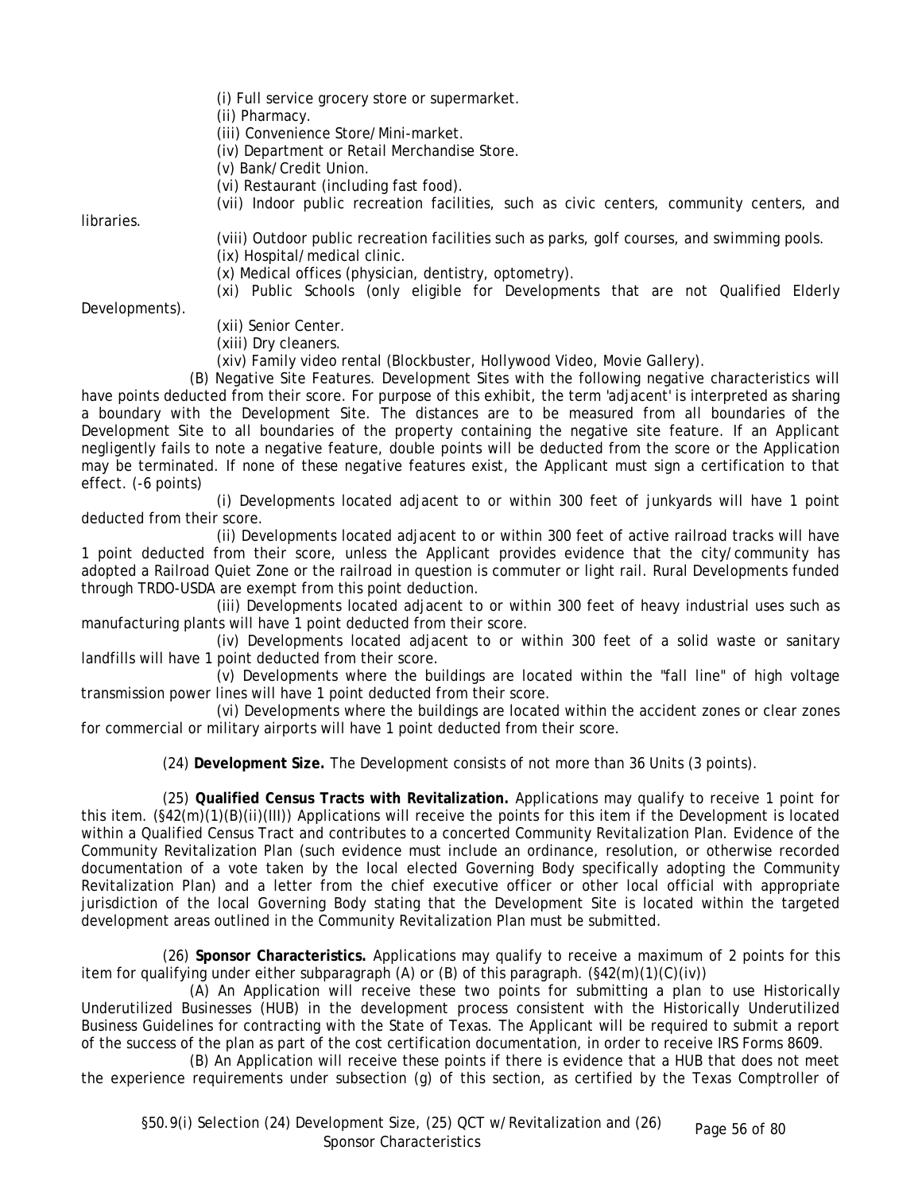(i) Full service grocery store or supermarket.

(ii) Pharmacy.

(iii) Convenience Store/Mini-market.

(iv) Department or Retail Merchandise Store.

(v) Bank/Credit Union.

(vi) Restaurant (including fast food).

(vii) Indoor public recreation facilities, such as civic centers, community centers, and libraries.

(viii) Outdoor public recreation facilities such as parks, golf courses, and swimming pools.

(ix) Hospital/medical clinic.

(x) Medical offices (physician, dentistry, optometry).

(xi) Public Schools (only eligible for Developments that are not Qualified Elderly Developments).

(xii) Senior Center.

(xiii) Dry cleaners.

(xiv) Family video rental (Blockbuster, Hollywood Video, Movie Gallery).

(B) Negative Site Features. Development Sites with the following negative characteristics will have points deducted from their score. For purpose of this exhibit, the term 'adjacent' is interpreted as sharing a boundary with the Development Site. The distances are to be measured from all boundaries of the Development Site to all boundaries of the property containing the negative site feature. If an Applicant negligently fails to note a negative feature, double points will be deducted from the score or the Application may be terminated. If none of these negative features exist, the Applicant must sign a certification to that effect. (-6 points)

(i) Developments located adjacent to or within 300 feet of junkyards will have 1 point deducted from their score.

(ii) Developments located adjacent to or within 300 feet of active railroad tracks will have 1 point deducted from their score, unless the Applicant provides evidence that the city/community has adopted a Railroad Quiet Zone or the railroad in question is commuter or light rail. Rural Developments funded through TRDO-USDA are exempt from this point deduction.

(iii) Developments located adjacent to or within 300 feet of heavy industrial uses such as manufacturing plants will have 1 point deducted from their score.

(iv) Developments located adjacent to or within 300 feet of a solid waste or sanitary landfills will have 1 point deducted from their score.

(v) Developments where the buildings are located within the "fall line" of high voltage transmission power lines will have 1 point deducted from their score.

(vi) Developments where the buildings are located within the accident zones or clear zones for commercial or military airports will have 1 point deducted from their score.

(24) **Development Size.** The Development consists of not more than 36 Units (3 points).

(25) **Qualified Census Tracts with Revitalization.** Applications may qualify to receive 1 point for this item. (§42(m)(1)(B)(ii)(III)) Applications will receive the points for this item if the Development is located within a Qualified Census Tract and contributes to a concerted Community Revitalization Plan. Evidence of the Community Revitalization Plan (such evidence must include an ordinance, resolution, or otherwise recorded documentation of a vote taken by the local elected Governing Body specifically adopting the Community Revitalization Plan) and a letter from the chief executive officer or other local official with appropriate jurisdiction of the local Governing Body stating that the Development Site is located within the targeted development areas outlined in the Community Revitalization Plan must be submitted.

(26) **Sponsor Characteristics.** Applications may qualify to receive a maximum of 2 points for this item for qualifying under either subparagraph (A) or (B) of this paragraph. (§42(m)(1)(C)(iv))

(A) An Application will receive these two points for submitting a plan to use Historically Underutilized Businesses (HUB) in the development process consistent with the Historically Underutilized Business Guidelines for contracting with the State of Texas. The Applicant will be required to submit a report of the success of the plan as part of the cost certification documentation, in order to receive IRS Forms 8609.

(B) An Application will receive these points if there is evidence that a HUB that does not meet the experience requirements under subsection (g) of this section, as certified by the Texas Comptroller of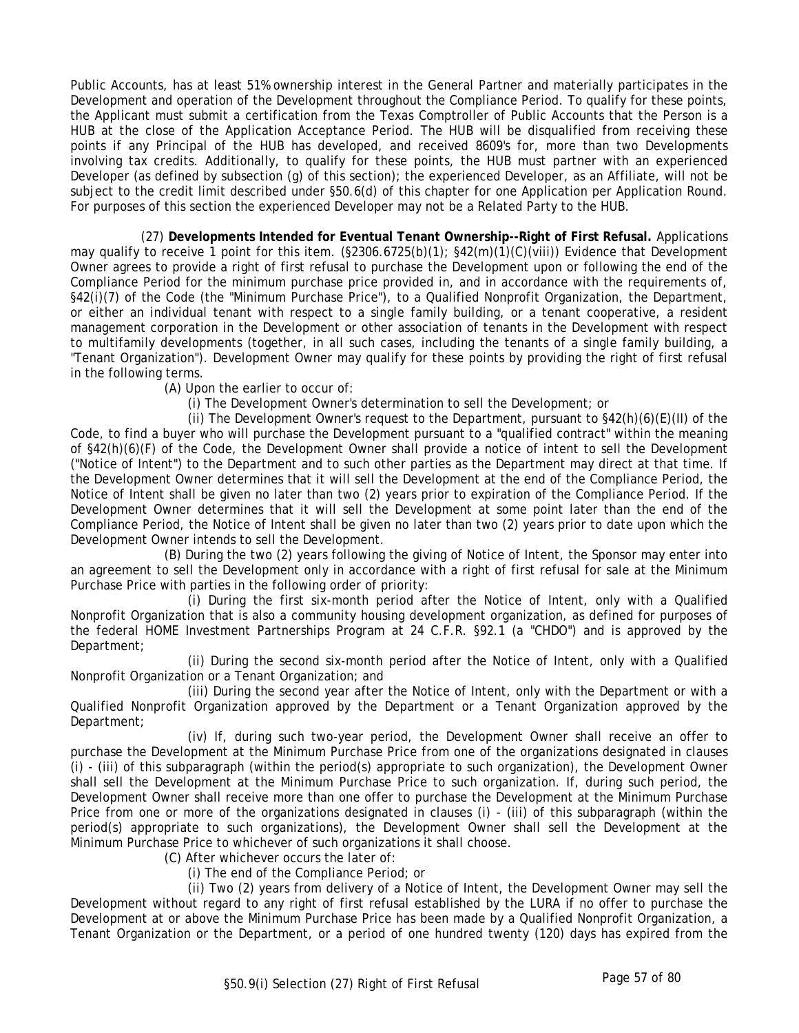Public Accounts, has at least 51% ownership interest in the General Partner and materially participates in the Development and operation of the Development throughout the Compliance Period. To qualify for these points, the Applicant must submit a certification from the Texas Comptroller of Public Accounts that the Person is a HUB at the close of the Application Acceptance Period. The HUB will be disqualified from receiving these points if any Principal of the HUB has developed, and received 8609's for, more than two Developments involving tax credits. Additionally, to qualify for these points, the HUB must partner with an experienced Developer (as defined by subsection (g) of this section); the experienced Developer, as an Affiliate, will not be subject to the credit limit described under §50.6(d) of this chapter for one Application per Application Round. For purposes of this section the experienced Developer may not be a Related Party to the HUB.

(27) **Developments Intended for Eventual Tenant Ownership--Right of First Refusal.** Applications may qualify to receive 1 point for this item. (§2306.6725(b)(1); §42(m)(1)(C)(viii)) Evidence that Development Owner agrees to provide a right of first refusal to purchase the Development upon or following the end of the Compliance Period for the minimum purchase price provided in, and in accordance with the requirements of, §42(i)(7) of the Code (the "Minimum Purchase Price"), to a Qualified Nonprofit Organization, the Department, or either an individual tenant with respect to a single family building, or a tenant cooperative, a resident management corporation in the Development or other association of tenants in the Development with respect to multifamily developments (together, in all such cases, including the tenants of a single family building, a "Tenant Organization"). Development Owner may qualify for these points by providing the right of first refusal in the following terms.

(A) Upon the earlier to occur of:

(i) The Development Owner's determination to sell the Development; or

(ii) The Development Owner's request to the Department, pursuant to §42(h)(6)(E)(II) of the Code, to find a buyer who will purchase the Development pursuant to a "qualified contract" within the meaning of §42(h)(6)(F) of the Code, the Development Owner shall provide a notice of intent to sell the Development ("Notice of Intent") to the Department and to such other parties as the Department may direct at that time. If the Development Owner determines that it will sell the Development at the end of the Compliance Period, the Notice of Intent shall be given no later than two (2) years prior to expiration of the Compliance Period. If the Development Owner determines that it will sell the Development at some point later than the end of the Compliance Period, the Notice of Intent shall be given no later than two (2) years prior to date upon which the Development Owner intends to sell the Development.

(B) During the two (2) years following the giving of Notice of Intent, the Sponsor may enter into an agreement to sell the Development only in accordance with a right of first refusal for sale at the Minimum Purchase Price with parties in the following order of priority:

(i) During the first six-month period after the Notice of Intent, only with a Qualified Nonprofit Organization that is also a community housing development organization, as defined for purposes of the federal HOME Investment Partnerships Program at 24 C.F.R. §92.1 (a "CHDO") and is approved by the Department;

(ii) During the second six-month period after the Notice of Intent, only with a Qualified Nonprofit Organization or a Tenant Organization; and

(iii) During the second year after the Notice of Intent, only with the Department or with a Qualified Nonprofit Organization approved by the Department or a Tenant Organization approved by the Department;

(iv) If, during such two-year period, the Development Owner shall receive an offer to purchase the Development at the Minimum Purchase Price from one of the organizations designated in clauses (i) - (iii) of this subparagraph (within the period(s) appropriate to such organization), the Development Owner shall sell the Development at the Minimum Purchase Price to such organization. If, during such period, the Development Owner shall receive more than one offer to purchase the Development at the Minimum Purchase Price from one or more of the organizations designated in clauses (i) - (iii) of this subparagraph (within the period(s) appropriate to such organizations), the Development Owner shall sell the Development at the Minimum Purchase Price to whichever of such organizations it shall choose.

(C) After whichever occurs the later of:

(i) The end of the Compliance Period; or

(ii) Two (2) years from delivery of a Notice of Intent, the Development Owner may sell the Development without regard to any right of first refusal established by the LURA if no offer to purchase the Development at or above the Minimum Purchase Price has been made by a Qualified Nonprofit Organization, a Tenant Organization or the Department, or a period of one hundred twenty (120) days has expired from the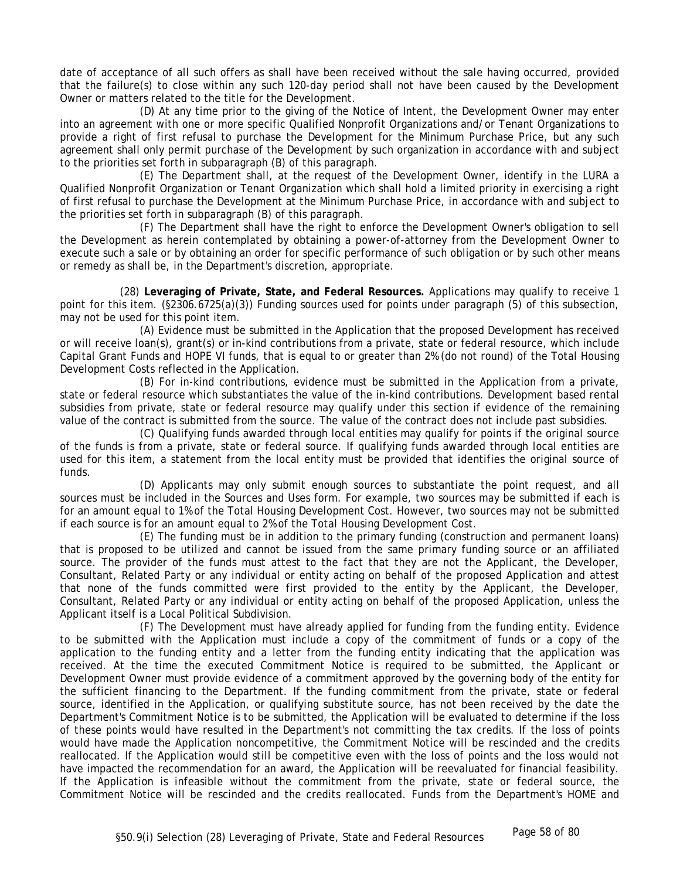date of acceptance of all such offers as shall have been received without the sale having occurred, provided that the failure(s) to close within any such 120-day period shall not have been caused by the Development Owner or matters related to the title for the Development.

(D) At any time prior to the giving of the Notice of Intent, the Development Owner may enter into an agreement with one or more specific Qualified Nonprofit Organizations and/or Tenant Organizations to provide a right of first refusal to purchase the Development for the Minimum Purchase Price, but any such agreement shall only permit purchase of the Development by such organization in accordance with and subject to the priorities set forth in subparagraph (B) of this paragraph.

(E) The Department shall, at the request of the Development Owner, identify in the LURA a Qualified Nonprofit Organization or Tenant Organization which shall hold a limited priority in exercising a right of first refusal to purchase the Development at the Minimum Purchase Price, in accordance with and subject to the priorities set forth in subparagraph (B) of this paragraph.

(F) The Department shall have the right to enforce the Development Owner's obligation to sell the Development as herein contemplated by obtaining a power-of-attorney from the Development Owner to execute such a sale or by obtaining an order for specific performance of such obligation or by such other means or remedy as shall be, in the Department's discretion, appropriate.

(28) **Leveraging of Private, State, and Federal Resources.** Applications may qualify to receive 1 point for this item. (§2306.6725(a)(3)) Funding sources used for points under paragraph (5) of this subsection, may not be used for this point item.

(A) Evidence must be submitted in the Application that the proposed Development has received or will receive loan(s), grant(s) or in-kind contributions from a private, state or federal resource, which include Capital Grant Funds and HOPE VI funds, that is equal to or greater than 2% (do not round) of the Total Housing Development Costs reflected in the Application.

(B) For in-kind contributions, evidence must be submitted in the Application from a private, state or federal resource which substantiates the value of the in-kind contributions. Development based rental subsidies from private, state or federal resource may qualify under this section if evidence of the remaining value of the contract is submitted from the source. The value of the contract does not include past subsidies.

(C) Qualifying funds awarded through local entities may qualify for points if the original source of the funds is from a private, state or federal source. If qualifying funds awarded through local entities are used for this item, a statement from the local entity must be provided that identifies the original source of funds.

(D) Applicants may only submit enough sources to substantiate the point request, and all sources must be included in the Sources and Uses form. For example, two sources may be submitted if each is for an amount equal to 1% of the Total Housing Development Cost. However, two sources may not be submitted if each source is for an amount equal to 2% of the Total Housing Development Cost.

(E) The funding must be in addition to the primary funding (construction and permanent loans) that is proposed to be utilized and cannot be issued from the same primary funding source or an affiliated source. The provider of the funds must attest to the fact that they are not the Applicant, the Developer, Consultant, Related Party or any individual or entity acting on behalf of the proposed Application and attest that none of the funds committed were first provided to the entity by the Applicant, the Developer, Consultant, Related Party or any individual or entity acting on behalf of the proposed Application, unless the Applicant itself is a Local Political Subdivision.

(F) The Development must have already applied for funding from the funding entity. Evidence to be submitted with the Application must include a copy of the commitment of funds or a copy of the application to the funding entity and a letter from the funding entity indicating that the application was received. At the time the executed Commitment Notice is required to be submitted, the Applicant or Development Owner must provide evidence of a commitment approved by the governing body of the entity for the sufficient financing to the Department. If the funding commitment from the private, state or federal source, identified in the Application, or qualifying substitute source, has not been received by the date the Department's Commitment Notice is to be submitted, the Application will be evaluated to determine if the loss of these points would have resulted in the Department's not committing the tax credits. If the loss of points would have made the Application noncompetitive, the Commitment Notice will be rescinded and the credits reallocated. If the Application would still be competitive even with the loss of points and the loss would not have impacted the recommendation for an award, the Application will be reevaluated for financial feasibility. If the Application is infeasible without the commitment from the private, state or federal source, the Commitment Notice will be rescinded and the credits reallocated. Funds from the Department's HOME and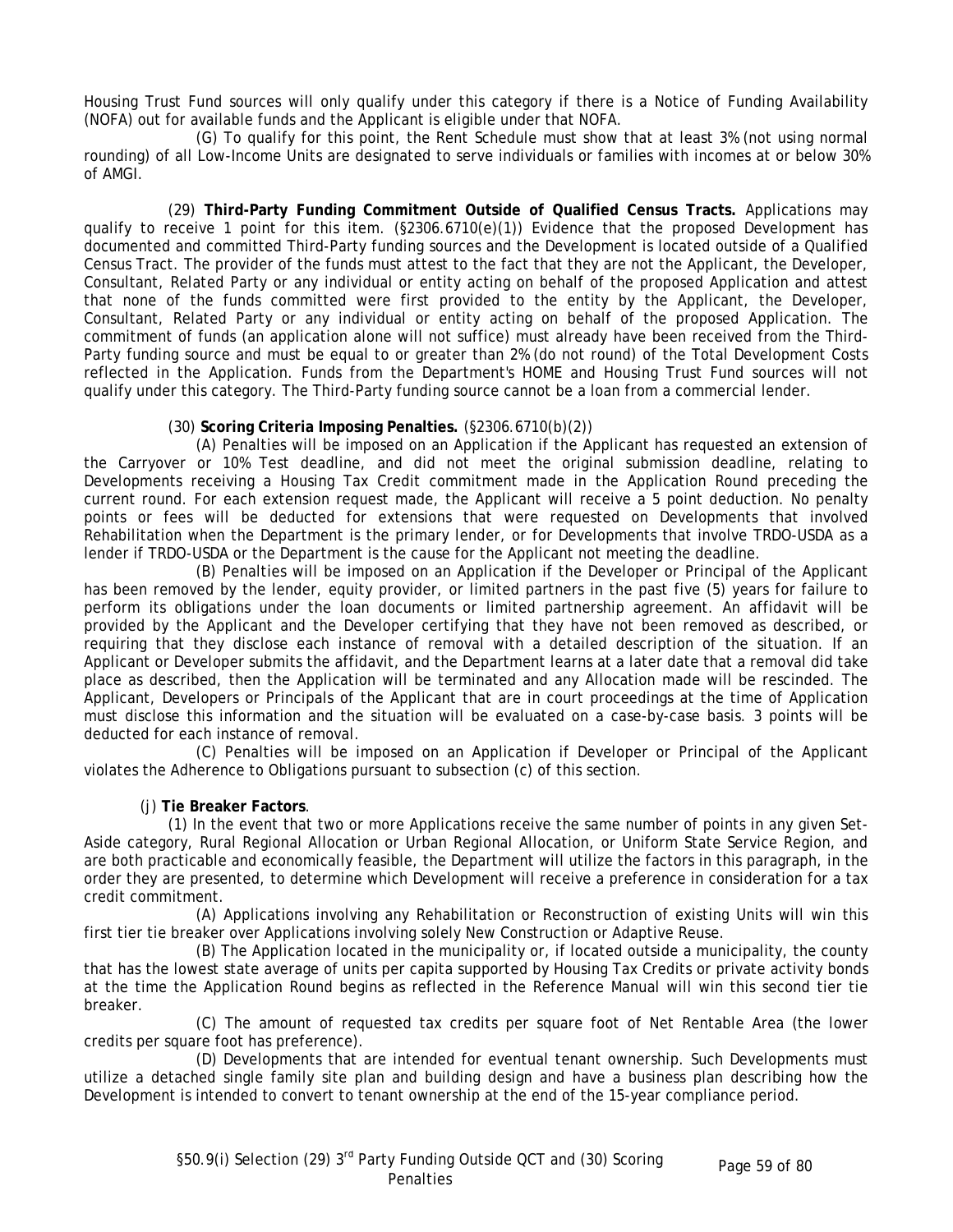Housing Trust Fund sources will only qualify under this category if there is a Notice of Funding Availability (NOFA) out for available funds and the Applicant is eligible under that NOFA.

(G) To qualify for this point, the Rent Schedule must show that at least 3% (not using normal rounding) of all Low-Income Units are designated to serve individuals or families with incomes at or below 30% of AMGI.

(29) **Third-Party Funding Commitment Outside of Qualified Census Tracts.** Applications may qualify to receive 1 point for this item. (§2306.6710(e)(1)) Evidence that the proposed Development has documented and committed Third-Party funding sources and the Development is located outside of a Qualified Census Tract. The provider of the funds must attest to the fact that they are not the Applicant, the Developer, Consultant, Related Party or any individual or entity acting on behalf of the proposed Application and attest that none of the funds committed were first provided to the entity by the Applicant, the Developer, Consultant, Related Party or any individual or entity acting on behalf of the proposed Application. The commitment of funds (an application alone will not suffice) must already have been received from the Third-Party funding source and must be equal to or greater than 2% (do not round) of the Total Development Costs reflected in the Application. Funds from the Department's HOME and Housing Trust Fund sources will not qualify under this category. The Third-Party funding source cannot be a loan from a commercial lender.

(30) **Scoring Criteria Imposing Penalties.** (§2306.6710(b)(2))

(A) Penalties will be imposed on an Application if the Applicant has requested an extension of the Carryover or 10% Test deadline, and did not meet the original submission deadline, relating to Developments receiving a Housing Tax Credit commitment made in the Application Round preceding the current round. For each extension request made, the Applicant will receive a 5 point deduction. No penalty points or fees will be deducted for extensions that were requested on Developments that involved Rehabilitation when the Department is the primary lender, or for Developments that involve TRDO-USDA as a lender if TRDO-USDA or the Department is the cause for the Applicant not meeting the deadline.

(B) Penalties will be imposed on an Application if the Developer or Principal of the Applicant has been removed by the lender, equity provider, or limited partners in the past five (5) years for failure to perform its obligations under the loan documents or limited partnership agreement. An affidavit will be provided by the Applicant and the Developer certifying that they have not been removed as described, or requiring that they disclose each instance of removal with a detailed description of the situation. If an Applicant or Developer submits the affidavit, and the Department learns at a later date that a removal did take place as described, then the Application will be terminated and any Allocation made will be rescinded. The Applicant, Developers or Principals of the Applicant that are in court proceedings at the time of Application must disclose this information and the situation will be evaluated on a case-by-case basis. 3 points will be deducted for each instance of removal.

(C) Penalties will be imposed on an Application if Developer or Principal of the Applicant violates the Adherence to Obligations pursuant to subsection (c) of this section.

(j) **Tie Breaker Factors**.

(1) In the event that two or more Applications receive the same number of points in any given Set-Aside category, Rural Regional Allocation or Urban Regional Allocation, or Uniform State Service Region, and are both practicable and economically feasible, the Department will utilize the factors in this paragraph, in the order they are presented, to determine which Development will receive a preference in consideration for a tax credit commitment.

(A) Applications involving any Rehabilitation or Reconstruction of existing Units will win this first tier tie breaker over Applications involving solely New Construction or Adaptive Reuse.

(B) The Application located in the municipality or, if located outside a municipality, the county that has the lowest state average of units per capita supported by Housing Tax Credits or private activity bonds at the time the Application Round begins as reflected in the Reference Manual will win this second tier tie breaker.

(C) The amount of requested tax credits per square foot of Net Rentable Area (the lower credits per square foot has preference).

(D) Developments that are intended for eventual tenant ownership. Such Developments must utilize a detached single family site plan and building design and have a business plan describing how the Development is intended to convert to tenant ownership at the end of the 15-year compliance period.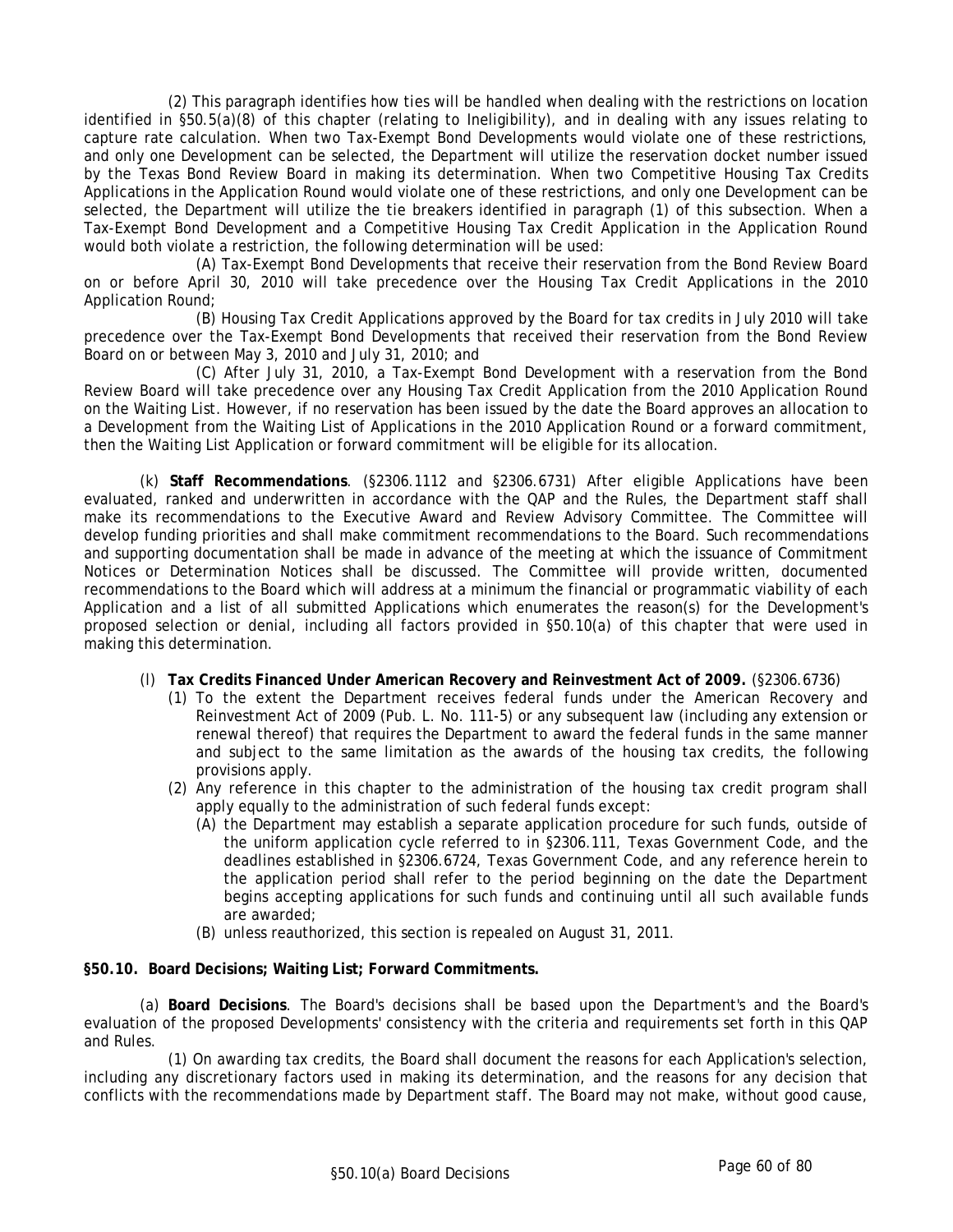(2) This paragraph identifies how ties will be handled when dealing with the restrictions on location identified in §50.5(a)(8) of this chapter (relating to Ineligibility), and in dealing with any issues relating to capture rate calculation. When two Tax-Exempt Bond Developments would violate one of these restrictions, and only one Development can be selected, the Department will utilize the reservation docket number issued by the Texas Bond Review Board in making its determination. When two Competitive Housing Tax Credits Applications in the Application Round would violate one of these restrictions, and only one Development can be selected, the Department will utilize the tie breakers identified in paragraph (1) of this subsection. When a Tax-Exempt Bond Development and a Competitive Housing Tax Credit Application in the Application Round would both violate a restriction, the following determination will be used:

(A) Tax-Exempt Bond Developments that receive their reservation from the Bond Review Board on or before April 30, 2010 will take precedence over the Housing Tax Credit Applications in the 2010 Application Round;

(B) Housing Tax Credit Applications approved by the Board for tax credits in July 2010 will take precedence over the Tax-Exempt Bond Developments that received their reservation from the Bond Review Board on or between May 3, 2010 and July 31, 2010; and

(C) After July 31, 2010, a Tax-Exempt Bond Development with a reservation from the Bond Review Board will take precedence over any Housing Tax Credit Application from the 2010 Application Round on the Waiting List. However, if no reservation has been issued by the date the Board approves an allocation to a Development from the Waiting List of Applications in the 2010 Application Round or a forward commitment, then the Waiting List Application or forward commitment will be eligible for its allocation.

(k) **Staff Recommendations**. (§2306.1112 and §2306.6731) After eligible Applications have been evaluated, ranked and underwritten in accordance with the QAP and the Rules, the Department staff shall make its recommendations to the Executive Award and Review Advisory Committee. The Committee will develop funding priorities and shall make commitment recommendations to the Board. Such recommendations and supporting documentation shall be made in advance of the meeting at which the issuance of Commitment Notices or Determination Notices shall be discussed. The Committee will provide written, documented recommendations to the Board which will address at a minimum the financial or programmatic viability of each Application and a list of all submitted Applications which enumerates the reason(s) for the Development's proposed selection or denial, including all factors provided in §50.10(a) of this chapter that were used in making this determination.

(l) **Tax Credits Financed Under American Recovery and Reinvestment Act of 2009.** (§2306.6736)

(1) To the extent the Department receives federal funds under the American Recovery and Reinvestment Act of 2009 (Pub. L. No. 111-5) or any subsequent law (including any extension or renewal thereof) that requires the Department to award the federal funds in the same manner and subject to the same limitation as the awards of the housing tax credits, the following provisions apply.

(2) Any reference in this chapter to the administration of the housing tax credit program shall apply equally to the administration of such federal funds except:

(A) the Department may establish a separate application procedure for such funds, outside of the uniform application cycle referred to in §2306.111, Texas Government Code, and the deadlines established in §2306.6724, Texas Government Code, and any reference herein to the application period shall refer to the period beginning on the date the Department begins accepting applications for such funds and continuing until all such available funds are awarded;

(B) unless reauthorized, this section is repealed on August 31, 2011.

**§50.10. Board Decisions; Waiting List; Forward Commitments.**

(a) **Board Decisions**. The Board's decisions shall be based upon the Department's and the Board's evaluation of the proposed Developments' consistency with the criteria and requirements set forth in this QAP and Rules.

(1) On awarding tax credits, the Board shall document the reasons for each Application's selection, including any discretionary factors used in making its determination, and the reasons for any decision that conflicts with the recommendations made by Department staff. The Board may not make, without good cause,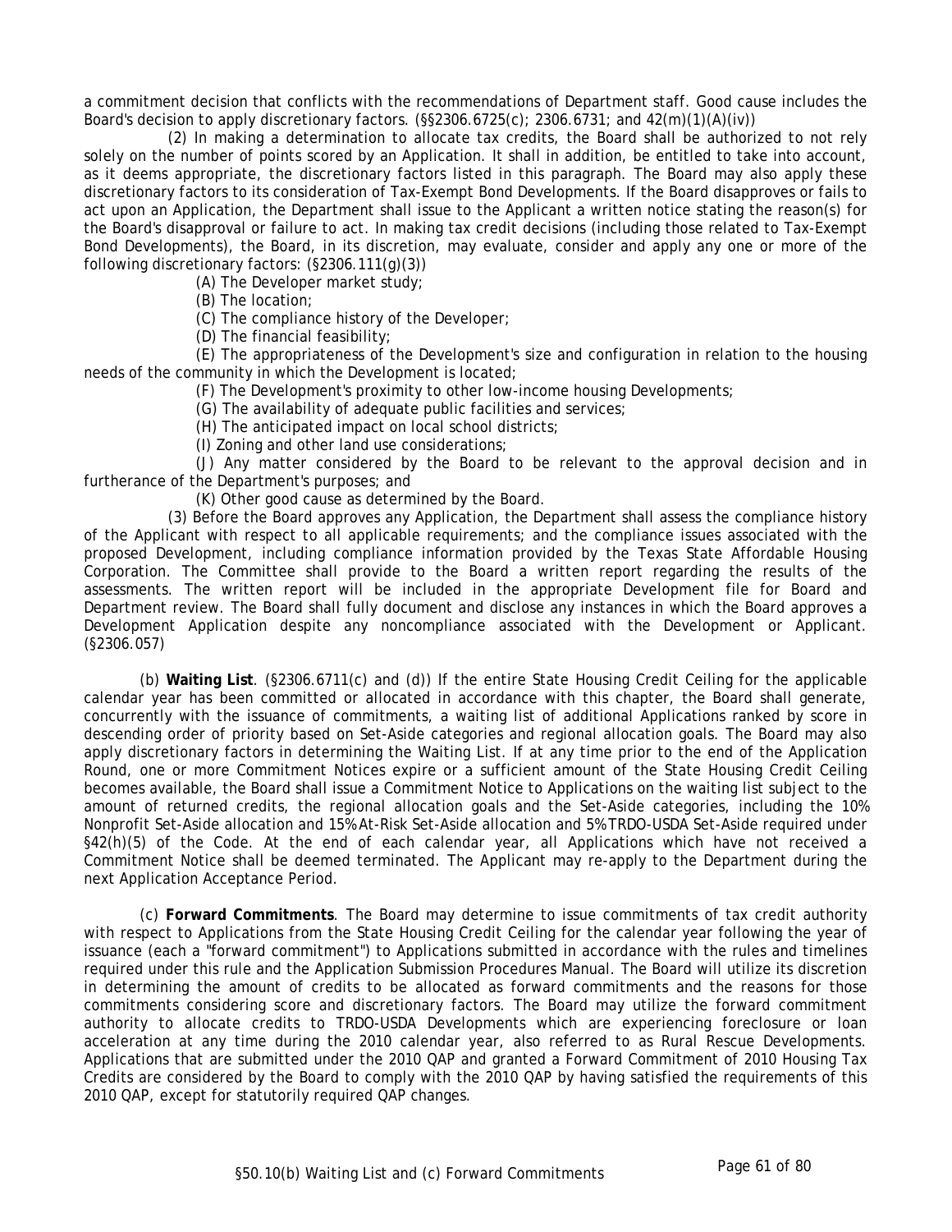a commitment decision that conflicts with the recommendations of Department staff. Good cause includes the Board's decision to apply discretionary factors. (§§2306.6725(c); 2306.6731; and 42(m)(1)(A)(iv))

(2) In making a determination to allocate tax credits, the Board shall be authorized to not rely solely on the number of points scored by an Application. It shall in addition, be entitled to take into account, as it deems appropriate, the discretionary factors listed in this paragraph. The Board may also apply these discretionary factors to its consideration of Tax-Exempt Bond Developments. If the Board disapproves or fails to act upon an Application, the Department shall issue to the Applicant a written notice stating the reason(s) for the Board's disapproval or failure to act. In making tax credit decisions (including those related to Tax-Exempt Bond Developments), the Board, in its discretion, may evaluate, consider and apply any one or more of the following discretionary factors: (§2306.111(g)(3))

(A) The Developer market study;

(B) The location;

(C) The compliance history of the Developer;

(D) The financial feasibility;

(E) The appropriateness of the Development's size and configuration in relation to the housing needs of the community in which the Development is located;

(F) The Development's proximity to other low-income housing Developments;

(G) The availability of adequate public facilities and services;

(H) The anticipated impact on local school districts;

(I) Zoning and other land use considerations;

(J) Any matter considered by the Board to be relevant to the approval decision and in furtherance of the Department's purposes; and

(K) Other good cause as determined by the Board.

(3) Before the Board approves any Application, the Department shall assess the compliance history of the Applicant with respect to all applicable requirements; and the compliance issues associated with the proposed Development, including compliance information provided by the Texas State Affordable Housing Corporation. The Committee shall provide to the Board a written report regarding the results of the assessments. The written report will be included in the appropriate Development file for Board and Department review. The Board shall fully document and disclose any instances in which the Board approves a Development Application despite any noncompliance associated with the Development or Applicant. (§2306.057)

(b) **Waiting List**. (§2306.6711(c) and (d)) If the entire State Housing Credit Ceiling for the applicable calendar year has been committed or allocated in accordance with this chapter, the Board shall generate, concurrently with the issuance of commitments, a waiting list of additional Applications ranked by score in descending order of priority based on Set-Aside categories and regional allocation goals. The Board may also apply discretionary factors in determining the Waiting List. If at any time prior to the end of the Application Round, one or more Commitment Notices expire or a sufficient amount of the State Housing Credit Ceiling becomes available, the Board shall issue a Commitment Notice to Applications on the waiting list subject to the amount of returned credits, the regional allocation goals and the Set-Aside categories, including the 10% Nonprofit Set-Aside allocation and 15% At-Risk Set-Aside allocation and 5% TRDO-USDA Set-Aside required under §42(h)(5) of the Code. At the end of each calendar year, all Applications which have not received a Commitment Notice shall be deemed terminated. The Applicant may re-apply to the Department during the next Application Acceptance Period.

(c) **Forward Commitments**. The Board may determine to issue commitments of tax credit authority with respect to Applications from the State Housing Credit Ceiling for the calendar year following the year of issuance (each a "forward commitment") to Applications submitted in accordance with the rules and timelines required under this rule and the Application Submission Procedures Manual. The Board will utilize its discretion in determining the amount of credits to be allocated as forward commitments and the reasons for those commitments considering score and discretionary factors. The Board may utilize the forward commitment authority to allocate credits to TRDO-USDA Developments which are experiencing foreclosure or loan acceleration at any time during the 2010 calendar year, also referred to as Rural Rescue Developments. Applications that are submitted under the 2010 QAP and granted a Forward Commitment of 2010 Housing Tax Credits are considered by the Board to comply with the 2010 QAP by having satisfied the requirements of this 2010 QAP, except for statutorily required QAP changes.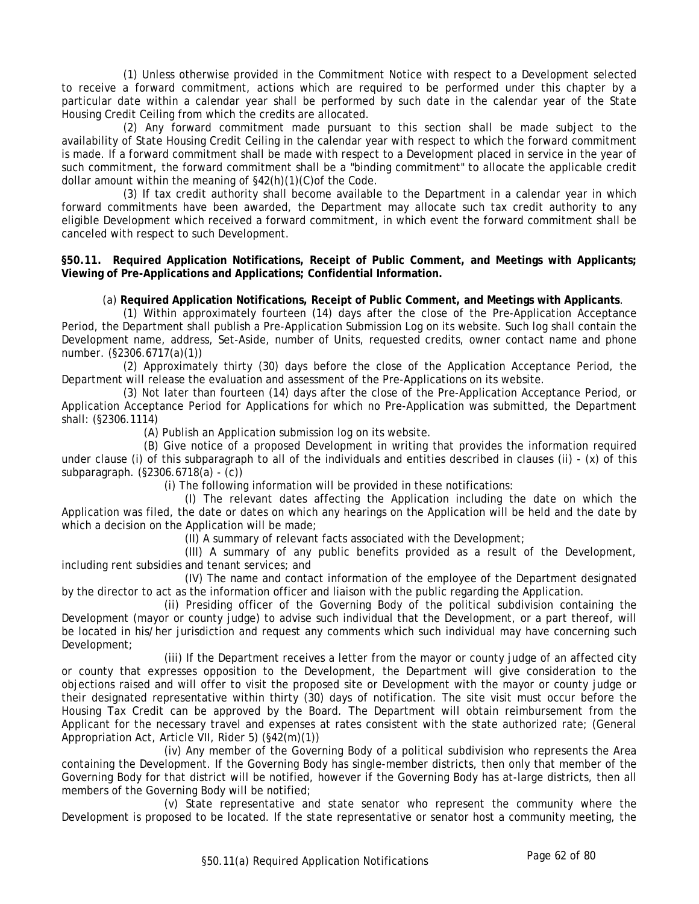(1) Unless otherwise provided in the Commitment Notice with respect to a Development selected to receive a forward commitment, actions which are required to be performed under this chapter by a particular date within a calendar year shall be performed by such date in the calendar year of the State Housing Credit Ceiling from which the credits are allocated.

(2) Any forward commitment made pursuant to this section shall be made subject to the availability of State Housing Credit Ceiling in the calendar year with respect to which the forward commitment is made. If a forward commitment shall be made with respect to a Development placed in service in the year of such commitment, the forward commitment shall be a "binding commitment" to allocate the applicable credit dollar amount within the meaning of §42(h)(1)(C)of the Code.

(3) If tax credit authority shall become available to the Department in a calendar year in which forward commitments have been awarded, the Department may allocate such tax credit authority to any eligible Development which received a forward commitment, in which event the forward commitment shall be canceled with respect to such Development.

**§50.11. Required Application Notifications, Receipt of Public Comment, and Meetings with Applicants; Viewing of Pre-Applications and Applications; Confidential Information.**

(a) **Required Application Notifications, Receipt of Public Comment, and Meetings with Applicants**.

(1) Within approximately fourteen (14) days after the close of the Pre-Application Acceptance Period, the Department shall publish a Pre-Application Submission Log on its website. Such log shall contain the Development name, address, Set-Aside, number of Units, requested credits, owner contact name and phone number. (§2306.6717(a)(1))

(2) Approximately thirty (30) days before the close of the Application Acceptance Period, the Department will release the evaluation and assessment of the Pre-Applications on its website.

(3) Not later than fourteen (14) days after the close of the Pre-Application Acceptance Period, or Application Acceptance Period for Applications for which no Pre-Application was submitted, the Department shall: (§2306.1114)

(A) Publish an Application submission log on its website.

(B) Give notice of a proposed Development in writing that provides the information required under clause (i) of this subparagraph to all of the individuals and entities described in clauses (ii) - (x) of this subparagraph. (§2306.6718(a) - (c))

(i) The following information will be provided in these notifications:

(I) The relevant dates affecting the Application including the date on which the Application was filed, the date or dates on which any hearings on the Application will be held and the date by which a decision on the Application will be made;

(II) A summary of relevant facts associated with the Development;

(III) A summary of any public benefits provided as a result of the Development, including rent subsidies and tenant services; and

(IV) The name and contact information of the employee of the Department designated by the director to act as the information officer and liaison with the public regarding the Application.

(ii) Presiding officer of the Governing Body of the political subdivision containing the Development (mayor or county judge) to advise such individual that the Development, or a part thereof, will be located in his/her jurisdiction and request any comments which such individual may have concerning such Development;

(iii) If the Department receives a letter from the mayor or county judge of an affected city or county that expresses opposition to the Development, the Department will give consideration to the objections raised and will offer to visit the proposed site or Development with the mayor or county judge or their designated representative within thirty (30) days of notification. The site visit must occur before the Housing Tax Credit can be approved by the Board. The Department will obtain reimbursement from the Applicant for the necessary travel and expenses at rates consistent with the state authorized rate; (General Appropriation Act, Article VII, Rider 5) (§42(m)(1))

(iv) Any member of the Governing Body of a political subdivision who represents the Area containing the Development. If the Governing Body has single-member districts, then only that member of the Governing Body for that district will be notified, however if the Governing Body has at-large districts, then all members of the Governing Body will be notified;

(v) State representative and state senator who represent the community where the Development is proposed to be located. If the state representative or senator host a community meeting, the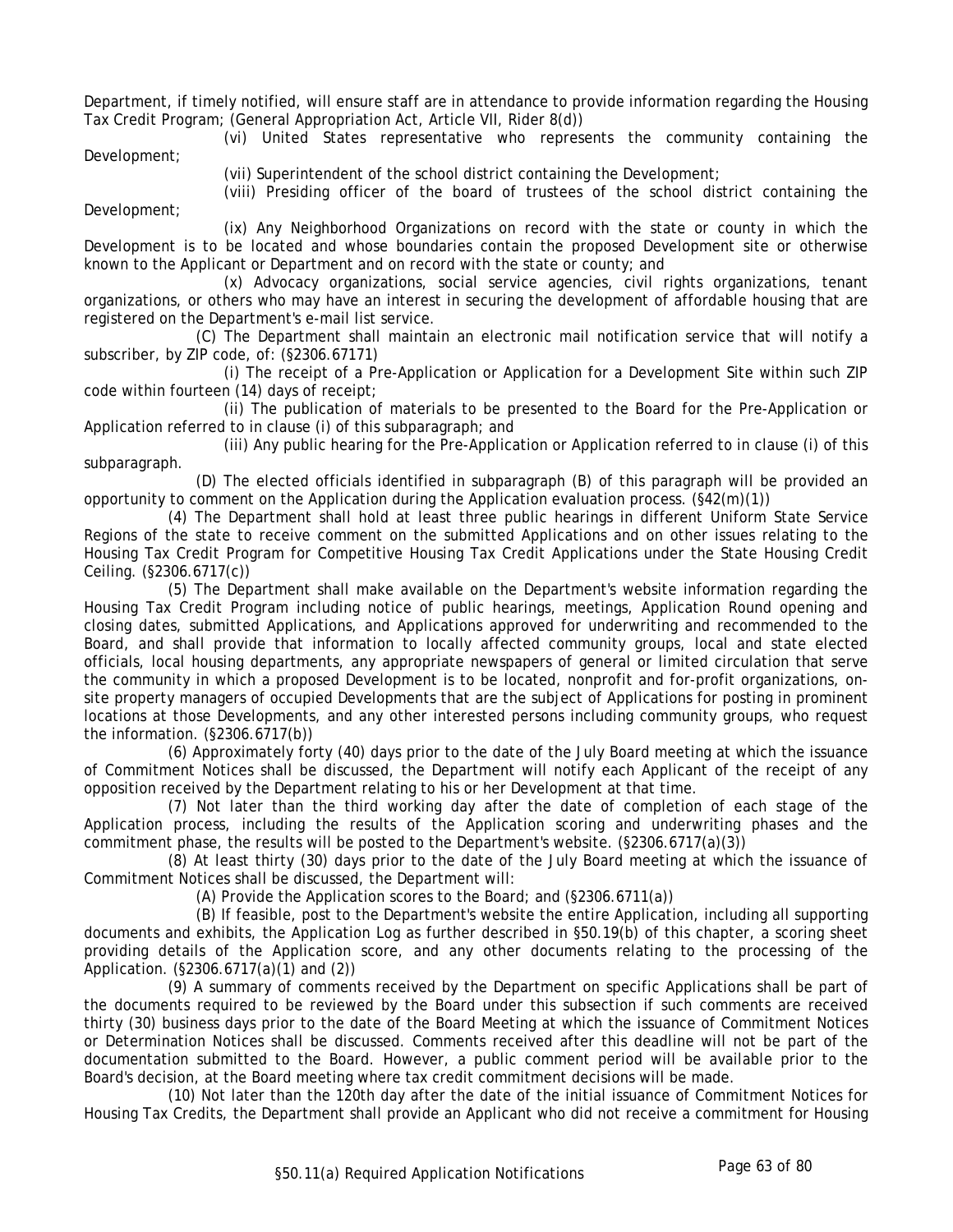Department, if timely notified, will ensure staff are in attendance to provide information regarding the Housing Tax Credit Program; (General Appropriation Act, Article VII, Rider 8(d))

(vi) United States representative who represents the community containing the Development;

(vii) Superintendent of the school district containing the Development;

(viii) Presiding officer of the board of trustees of the school district containing the Development;

(ix) Any Neighborhood Organizations on record with the state or county in which the Development is to be located and whose boundaries contain the proposed Development site or otherwise known to the Applicant or Department and on record with the state or county; and

(x) Advocacy organizations, social service agencies, civil rights organizations, tenant organizations, or others who may have an interest in securing the development of affordable housing that are registered on the Department's e-mail list service.

(C) The Department shall maintain an electronic mail notification service that will notify a subscriber, by ZIP code, of: (§2306.67171)

(i) The receipt of a Pre-Application or Application for a Development Site within such ZIP code within fourteen (14) days of receipt;

(ii) The publication of materials to be presented to the Board for the Pre-Application or Application referred to in clause (i) of this subparagraph; and

(iii) Any public hearing for the Pre-Application or Application referred to in clause (i) of this subparagraph.

(D) The elected officials identified in subparagraph (B) of this paragraph will be provided an opportunity to comment on the Application during the Application evaluation process. (§42(m)(1))

(4) The Department shall hold at least three public hearings in different Uniform State Service Regions of the state to receive comment on the submitted Applications and on other issues relating to the Housing Tax Credit Program for Competitive Housing Tax Credit Applications under the State Housing Credit Ceiling. (§2306.6717(c))

(5) The Department shall make available on the Department's website information regarding the Housing Tax Credit Program including notice of public hearings, meetings, Application Round opening and closing dates, submitted Applications, and Applications approved for underwriting and recommended to the Board, and shall provide that information to locally affected community groups, local and state elected officials, local housing departments, any appropriate newspapers of general or limited circulation that serve the community in which a proposed Development is to be located, nonprofit and for-profit organizations, on-site property managers of occupied Developments that are the subject of Applications for posting in prominent locations at those Developments, and any other interested persons including community groups, who request the information. (§2306.6717(b))

(6) Approximately forty (40) days prior to the date of the July Board meeting at which the issuance of Commitment Notices shall be discussed, the Department will notify each Applicant of the receipt of any opposition received by the Department relating to his or her Development at that time.

(7) Not later than the third working day after the date of completion of each stage of the Application process, including the results of the Application scoring and underwriting phases and the commitment phase, the results will be posted to the Department's website. (§2306.6717(a)(3))

(8) At least thirty (30) days prior to the date of the July Board meeting at which the issuance of Commitment Notices shall be discussed, the Department will:

(A) Provide the Application scores to the Board; and (§2306.6711(a))

(B) If feasible, post to the Department's website the entire Application, including all supporting documents and exhibits, the Application Log as further described in §50.19(b) of this chapter, a scoring sheet providing details of the Application score, and any other documents relating to the processing of the Application. (§2306.6717(a)(1) and (2))

(9) A summary of comments received by the Department on specific Applications shall be part of the documents required to be reviewed by the Board under this subsection if such comments are received thirty (30) business days prior to the date of the Board Meeting at which the issuance of Commitment Notices or Determination Notices shall be discussed. Comments received after this deadline will not be part of the documentation submitted to the Board. However, a public comment period will be available prior to the Board's decision, at the Board meeting where tax credit commitment decisions will be made.

(10) Not later than the 120th day after the date of the initial issuance of Commitment Notices for Housing Tax Credits, the Department shall provide an Applicant who did not receive a commitment for Housing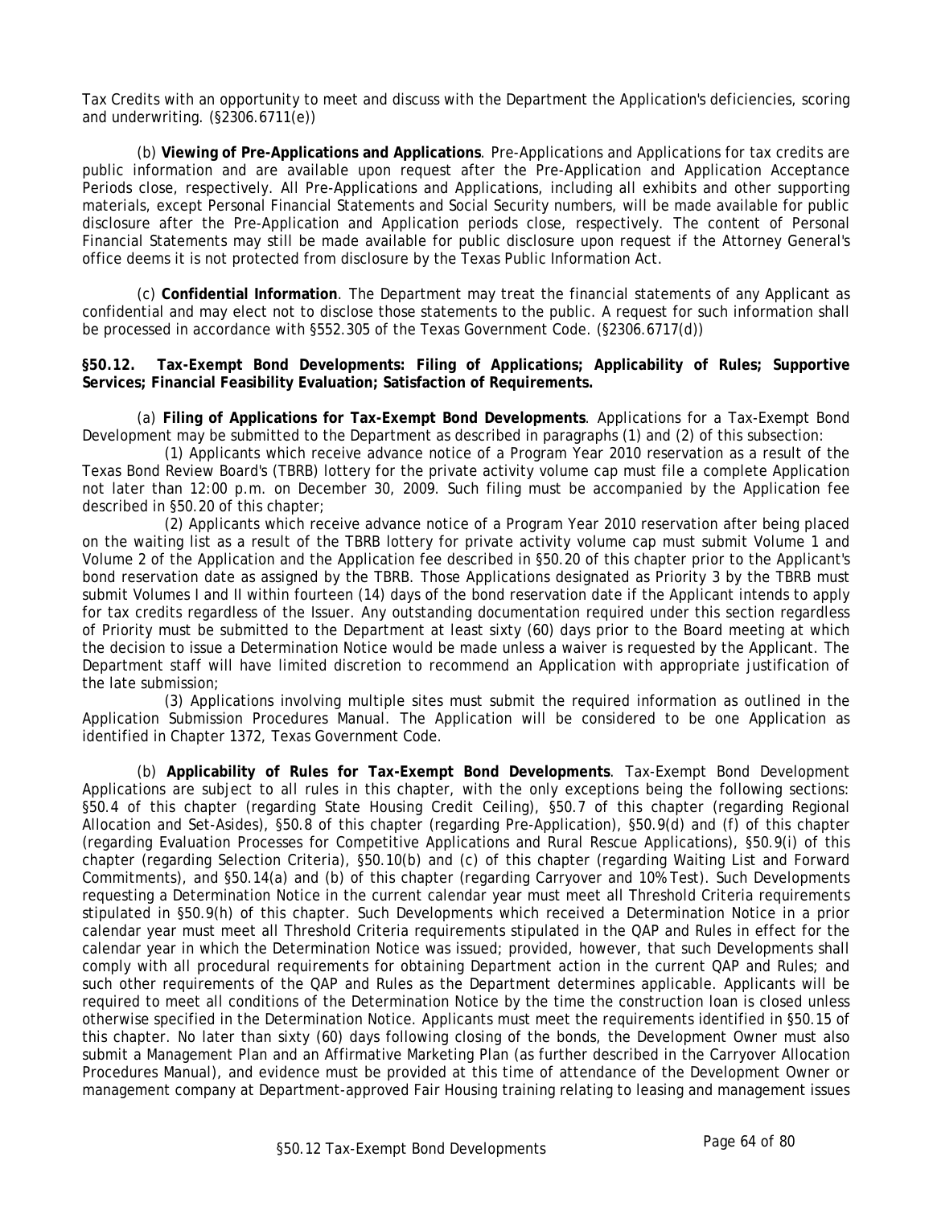Tax Credits with an opportunity to meet and discuss with the Department the Application's deficiencies, scoring and underwriting. (§2306.6711(e))

(b) **Viewing of Pre-Applications and Applications**. Pre-Applications and Applications for tax credits are public information and are available upon request after the Pre-Application and Application Acceptance Periods close, respectively. All Pre-Applications and Applications, including all exhibits and other supporting materials, except Personal Financial Statements and Social Security numbers, will be made available for public disclosure after the Pre-Application and Application periods close, respectively. The content of Personal Financial Statements may still be made available for public disclosure upon request if the Attorney General's office deems it is not protected from disclosure by the Texas Public Information Act.

(c) **Confidential Information**. The Department may treat the financial statements of any Applicant as confidential and may elect not to disclose those statements to the public. A request for such information shall be processed in accordance with §552.305 of the Texas Government Code. (§2306.6717(d))

**§50.12. Tax-Exempt Bond Developments: Filing of Applications; Applicability of Rules; Supportive Services; Financial Feasibility Evaluation; Satisfaction of Requirements.**

(a) **Filing of Applications for Tax-Exempt Bond Developments**. Applications for a Tax-Exempt Bond Development may be submitted to the Department as described in paragraphs (1) and (2) of this subsection:

(1) Applicants which receive advance notice of a Program Year 2010 reservation as a result of the Texas Bond Review Board's (TBRB) lottery for the private activity volume cap must file a complete Application not later than 12:00 p.m. on December 30, 2009. Such filing must be accompanied by the Application fee described in §50.20 of this chapter;

(2) Applicants which receive advance notice of a Program Year 2010 reservation after being placed on the waiting list as a result of the TBRB lottery for private activity volume cap must submit Volume 1 and Volume 2 of the Application and the Application fee described in §50.20 of this chapter prior to the Applicant's bond reservation date as assigned by the TBRB. Those Applications designated as Priority 3 by the TBRB must submit Volumes I and II within fourteen (14) days of the bond reservation date if the Applicant intends to apply for tax credits regardless of the Issuer. Any outstanding documentation required under this section regardless of Priority must be submitted to the Department at least sixty (60) days prior to the Board meeting at which the decision to issue a Determination Notice would be made unless a waiver is requested by the Applicant. The Department staff will have limited discretion to recommend an Application with appropriate justification of the late submission;

(3) Applications involving multiple sites must submit the required information as outlined in the Application Submission Procedures Manual. The Application will be considered to be one Application as identified in Chapter 1372, Texas Government Code.

(b) **Applicability of Rules for Tax-Exempt Bond Developments**. Tax-Exempt Bond Development Applications are subject to all rules in this chapter, with the only exceptions being the following sections: §50.4 of this chapter (regarding State Housing Credit Ceiling), §50.7 of this chapter (regarding Regional Allocation and Set-Asides), §50.8 of this chapter (regarding Pre-Application), §50.9(d) and (f) of this chapter (regarding Evaluation Processes for Competitive Applications and Rural Rescue Applications), §50.9(i) of this chapter (regarding Selection Criteria), §50.10(b) and (c) of this chapter (regarding Waiting List and Forward Commitments), and §50.14(a) and (b) of this chapter (regarding Carryover and 10% Test). Such Developments requesting a Determination Notice in the current calendar year must meet all Threshold Criteria requirements stipulated in §50.9(h) of this chapter. Such Developments which received a Determination Notice in a prior calendar year must meet all Threshold Criteria requirements stipulated in the QAP and Rules in effect for the calendar year in which the Determination Notice was issued; provided, however, that such Developments shall comply with all procedural requirements for obtaining Department action in the current QAP and Rules; and such other requirements of the QAP and Rules as the Department determines applicable. Applicants will be required to meet all conditions of the Determination Notice by the time the construction loan is closed unless otherwise specified in the Determination Notice. Applicants must meet the requirements identified in §50.15 of this chapter. No later than sixty (60) days following closing of the bonds, the Development Owner must also submit a Management Plan and an Affirmative Marketing Plan (as further described in the Carryover Allocation Procedures Manual), and evidence must be provided at this time of attendance of the Development Owner or management company at Department-approved Fair Housing training relating to leasing and management issues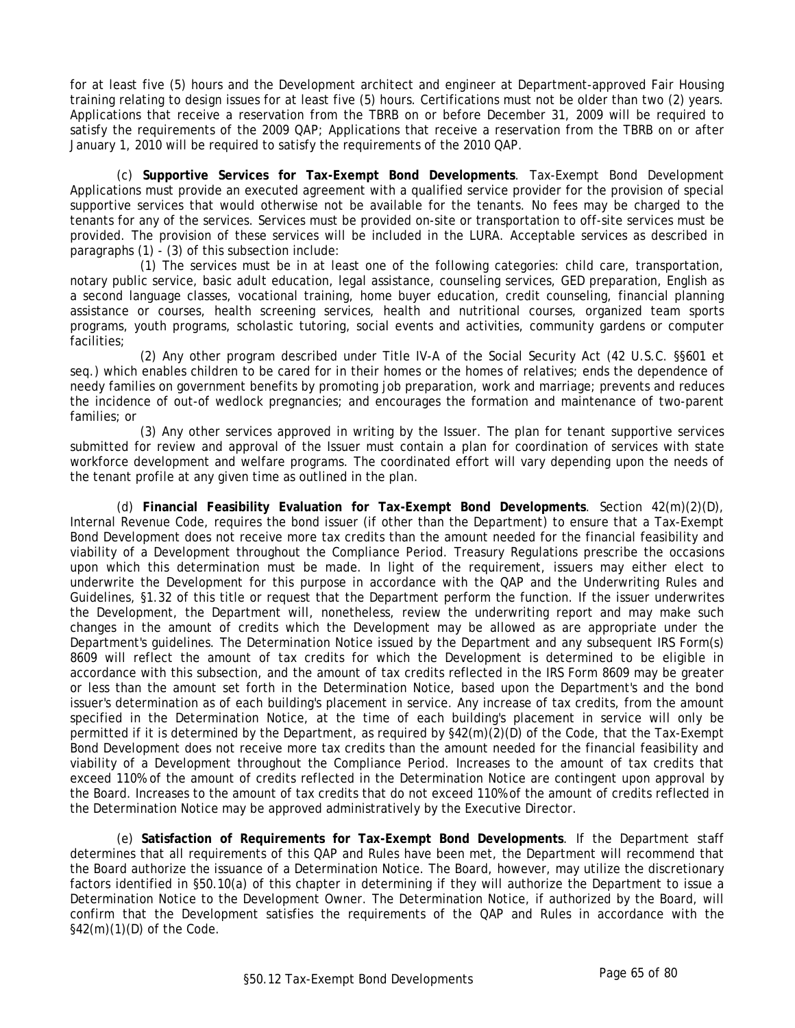for at least five (5) hours and the Development architect and engineer at Department-approved Fair Housing training relating to design issues for at least five (5) hours. Certifications must not be older than two (2) years. Applications that receive a reservation from the TBRB on or before December 31, 2009 will be required to satisfy the requirements of the 2009 QAP; Applications that receive a reservation from the TBRB on or after January 1, 2010 will be required to satisfy the requirements of the 2010 QAP.

(c) **Supportive Services for Tax-Exempt Bond Developments**. Tax-Exempt Bond Development Applications must provide an executed agreement with a qualified service provider for the provision of special supportive services that would otherwise not be available for the tenants. No fees may be charged to the tenants for any of the services. Services must be provided on-site or transportation to off-site services must be provided. The provision of these services will be included in the LURA. Acceptable services as described in paragraphs (1) - (3) of this subsection include:

(1) The services must be in at least one of the following categories: child care, transportation, notary public service, basic adult education, legal assistance, counseling services, GED preparation, English as a second language classes, vocational training, home buyer education, credit counseling, financial planning assistance or courses, health screening services, health and nutritional courses, organized team sports programs, youth programs, scholastic tutoring, social events and activities, community gardens or computer facilities;

(2) Any other program described under Title IV-A of the Social Security Act (42 U.S.C. §§601 et seq.) which enables children to be cared for in their homes or the homes of relatives; ends the dependence of needy families on government benefits by promoting job preparation, work and marriage; prevents and reduces the incidence of out-of wedlock pregnancies; and encourages the formation and maintenance of two-parent families; or

(3) Any other services approved in writing by the Issuer. The plan for tenant supportive services submitted for review and approval of the Issuer must contain a plan for coordination of services with state workforce development and welfare programs. The coordinated effort will vary depending upon the needs of the tenant profile at any given time as outlined in the plan.

(d) **Financial Feasibility Evaluation for Tax-Exempt Bond Developments**. Section 42(m)(2)(D), Internal Revenue Code, requires the bond issuer (if other than the Department) to ensure that a Tax-Exempt Bond Development does not receive more tax credits than the amount needed for the financial feasibility and viability of a Development throughout the Compliance Period. Treasury Regulations prescribe the occasions upon which this determination must be made. In light of the requirement, issuers may either elect to underwrite the Development for this purpose in accordance with the QAP and the Underwriting Rules and Guidelines, §1.32 of this title or request that the Department perform the function. If the issuer underwrites the Development, the Department will, nonetheless, review the underwriting report and may make such changes in the amount of credits which the Development may be allowed as are appropriate under the Department's guidelines. The Determination Notice issued by the Department and any subsequent IRS Form(s) 8609 will reflect the amount of tax credits for which the Development is determined to be eligible in accordance with this subsection, and the amount of tax credits reflected in the IRS Form 8609 may be greater or less than the amount set forth in the Determination Notice, based upon the Department's and the bond issuer's determination as of each building's placement in service. Any increase of tax credits, from the amount specified in the Determination Notice, at the time of each building's placement in service will only be permitted if it is determined by the Department, as required by §42(m)(2)(D) of the Code, that the Tax-Exempt Bond Development does not receive more tax credits than the amount needed for the financial feasibility and viability of a Development throughout the Compliance Period. Increases to the amount of tax credits that exceed 110% of the amount of credits reflected in the Determination Notice are contingent upon approval by the Board. Increases to the amount of tax credits that do not exceed 110% of the amount of credits reflected in the Determination Notice may be approved administratively by the Executive Director.

(e) **Satisfaction of Requirements for Tax-Exempt Bond Developments**. If the Department staff determines that all requirements of this QAP and Rules have been met, the Department will recommend that the Board authorize the issuance of a Determination Notice. The Board, however, may utilize the discretionary factors identified in §50.10(a) of this chapter in determining if they will authorize the Department to issue a Determination Notice to the Development Owner. The Determination Notice, if authorized by the Board, will confirm that the Development satisfies the requirements of the QAP and Rules in accordance with the §42(m)(1)(D) of the Code.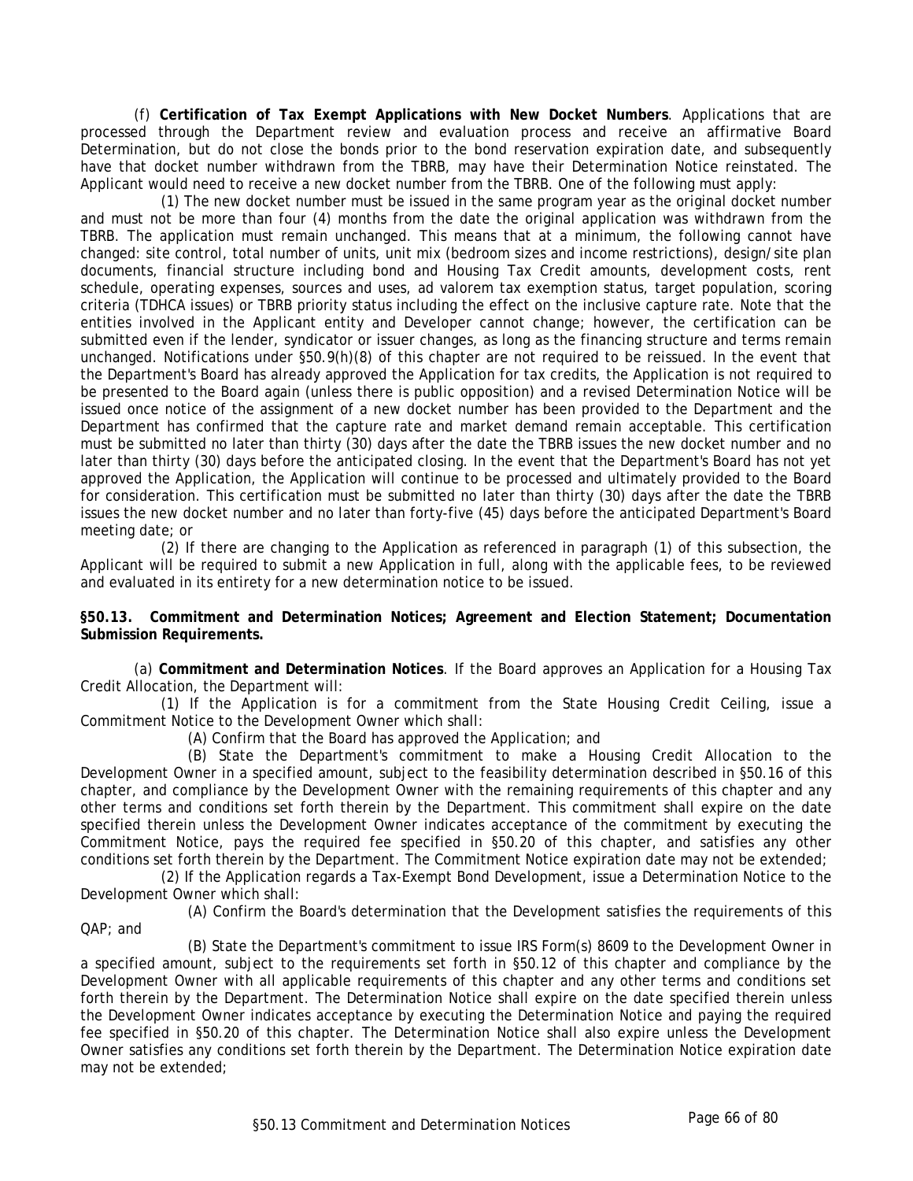(f) **Certification of Tax Exempt Applications with New Docket Numbers**. Applications that are processed through the Department review and evaluation process and receive an affirmative Board Determination, but do not close the bonds prior to the bond reservation expiration date, and subsequently have that docket number withdrawn from the TBRB, may have their Determination Notice reinstated. The Applicant would need to receive a new docket number from the TBRB. One of the following must apply:

(1) The new docket number must be issued in the same program year as the original docket number and must not be more than four (4) months from the date the original application was withdrawn from the TBRB. The application must remain unchanged. This means that at a minimum, the following cannot have changed: site control, total number of units, unit mix (bedroom sizes and income restrictions), design/site plan documents, financial structure including bond and Housing Tax Credit amounts, development costs, rent schedule, operating expenses, sources and uses, ad valorem tax exemption status, target population, scoring criteria (TDHCA issues) or TBRB priority status including the effect on the inclusive capture rate. Note that the entities involved in the Applicant entity and Developer cannot change; however, the certification can be submitted even if the lender, syndicator or issuer changes, as long as the financing structure and terms remain unchanged. Notifications under §50.9(h)(8) of this chapter are not required to be reissued. In the event that the Department's Board has already approved the Application for tax credits, the Application is not required to be presented to the Board again (unless there is public opposition) and a revised Determination Notice will be issued once notice of the assignment of a new docket number has been provided to the Department and the Department has confirmed that the capture rate and market demand remain acceptable. This certification must be submitted no later than thirty (30) days after the date the TBRB issues the new docket number and no later than thirty (30) days before the anticipated closing. In the event that the Department's Board has not yet approved the Application, the Application will continue to be processed and ultimately provided to the Board for consideration. This certification must be submitted no later than thirty (30) days after the date the TBRB issues the new docket number and no later than forty-five (45) days before the anticipated Department's Board meeting date; or

(2) If there are changing to the Application as referenced in paragraph (1) of this subsection, the Applicant will be required to submit a new Application in full, along with the applicable fees, to be reviewed and evaluated in its entirety for a new determination notice to be issued.

**§50.13. Commitment and Determination Notices; Agreement and Election Statement; Documentation Submission Requirements.**

(a) **Commitment and Determination Notices**. If the Board approves an Application for a Housing Tax Credit Allocation, the Department will:

(1) If the Application is for a commitment from the State Housing Credit Ceiling, issue a Commitment Notice to the Development Owner which shall:

(A) Confirm that the Board has approved the Application; and

(B) State the Department's commitment to make a Housing Credit Allocation to the Development Owner in a specified amount, subject to the feasibility determination described in §50.16 of this chapter, and compliance by the Development Owner with the remaining requirements of this chapter and any other terms and conditions set forth therein by the Department. This commitment shall expire on the date specified therein unless the Development Owner indicates acceptance of the commitment by executing the Commitment Notice, pays the required fee specified in §50.20 of this chapter, and satisfies any other conditions set forth therein by the Department. The Commitment Notice expiration date may not be extended;

(2) If the Application regards a Tax-Exempt Bond Development, issue a Determination Notice to the Development Owner which shall:

(A) Confirm the Board's determination that the Development satisfies the requirements of this QAP; and

(B) State the Department's commitment to issue IRS Form(s) 8609 to the Development Owner in a specified amount, subject to the requirements set forth in §50.12 of this chapter and compliance by the Development Owner with all applicable requirements of this chapter and any other terms and conditions set forth therein by the Department. The Determination Notice shall expire on the date specified therein unless the Development Owner indicates acceptance by executing the Determination Notice and paying the required fee specified in §50.20 of this chapter. The Determination Notice shall also expire unless the Development Owner satisfies any conditions set forth therein by the Department. The Determination Notice expiration date may not be extended;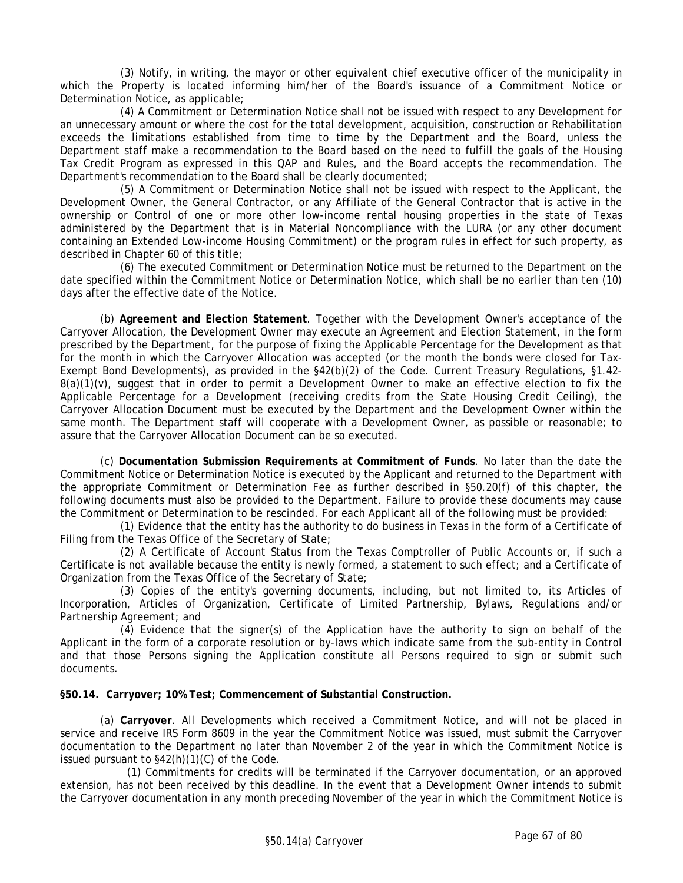(3) Notify, in writing, the mayor or other equivalent chief executive officer of the municipality in which the Property is located informing him/her of the Board's issuance of a Commitment Notice or Determination Notice, as applicable;

(4) A Commitment or Determination Notice shall not be issued with respect to any Development for an unnecessary amount or where the cost for the total development, acquisition, construction or Rehabilitation exceeds the limitations established from time to time by the Department and the Board, unless the Department staff make a recommendation to the Board based on the need to fulfill the goals of the Housing Tax Credit Program as expressed in this QAP and Rules, and the Board accepts the recommendation. The Department's recommendation to the Board shall be clearly documented;

(5) A Commitment or Determination Notice shall not be issued with respect to the Applicant, the Development Owner, the General Contractor, or any Affiliate of the General Contractor that is active in the ownership or Control of one or more other low-income rental housing properties in the state of Texas administered by the Department that is in Material Noncompliance with the LURA (or any other document containing an Extended Low-income Housing Commitment) or the program rules in effect for such property, as described in Chapter 60 of this title;

(6) The executed Commitment or Determination Notice must be returned to the Department on the date specified within the Commitment Notice or Determination Notice, which shall be no earlier than ten (10) days after the effective date of the Notice.

(b) **Agreement and Election Statement**. Together with the Development Owner's acceptance of the Carryover Allocation, the Development Owner may execute an Agreement and Election Statement, in the form prescribed by the Department, for the purpose of fixing the Applicable Percentage for the Development as that for the month in which the Carryover Allocation was accepted (or the month the bonds were closed for Tax-Exempt Bond Developments), as provided in the §42(b)(2) of the Code. Current Treasury Regulations, §1.42-8(a)(1)(v), suggest that in order to permit a Development Owner to make an effective election to fix the Applicable Percentage for a Development (receiving credits from the State Housing Credit Ceiling), the Carryover Allocation Document must be executed by the Department and the Development Owner within the same month. The Department staff will cooperate with a Development Owner, as possible or reasonable; to assure that the Carryover Allocation Document can be so executed.

(c) **Documentation Submission Requirements at Commitment of Funds**. No later than the date the Commitment Notice or Determination Notice is executed by the Applicant and returned to the Department with the appropriate Commitment or Determination Fee as further described in §50.20(f) of this chapter, the following documents must also be provided to the Department. Failure to provide these documents may cause the Commitment or Determination to be rescinded. For each Applicant all of the following must be provided:

(1) Evidence that the entity has the authority to do business in Texas in the form of a Certificate of Filing from the Texas Office of the Secretary of State;

(2) A Certificate of Account Status from the Texas Comptroller of Public Accounts or, if such a Certificate is not available because the entity is newly formed, a statement to such effect; and a Certificate of Organization from the Texas Office of the Secretary of State;

(3) Copies of the entity's governing documents, including, but not limited to, its Articles of Incorporation, Articles of Organization, Certificate of Limited Partnership, Bylaws, Regulations and/or Partnership Agreement; and

(4) Evidence that the signer(s) of the Application have the authority to sign on behalf of the Applicant in the form of a corporate resolution or by-laws which indicate same from the sub-entity in Control and that those Persons signing the Application constitute all Persons required to sign or submit such documents.

**§50.14. Carryover; 10% Test; Commencement of Substantial Construction.**

(a) **Carryover**. All Developments which received a Commitment Notice, and will not be placed in service and receive IRS Form 8609 in the year the Commitment Notice was issued, must submit the Carryover documentation to the Department no later than November 2 of the year in which the Commitment Notice is issued pursuant to §42(h)(1)(C) of the Code.

(1) Commitments for credits will be terminated if the Carryover documentation, or an approved extension, has not been received by this deadline. In the event that a Development Owner intends to submit the Carryover documentation in any month preceding November of the year in which the Commitment Notice is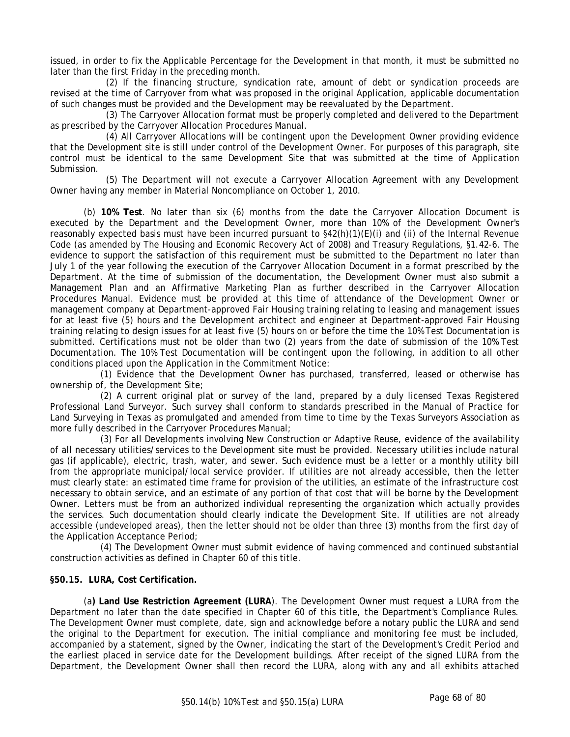issued, in order to fix the Applicable Percentage for the Development in that month, it must be submitted no later than the first Friday in the preceding month.

(2) If the financing structure, syndication rate, amount of debt or syndication proceeds are revised at the time of Carryover from what was proposed in the original Application, applicable documentation of such changes must be provided and the Development may be reevaluated by the Department.

(3) The Carryover Allocation format must be properly completed and delivered to the Department as prescribed by the Carryover Allocation Procedures Manual.

(4) All Carryover Allocations will be contingent upon the Development Owner providing evidence that the Development site is still under control of the Development Owner. For purposes of this paragraph, site control must be identical to the same Development Site that was submitted at the time of Application Submission.

(5) The Department will not execute a Carryover Allocation Agreement with any Development Owner having any member in Material Noncompliance on October 1, 2010.

(b) **10% Test**. No later than six (6) months from the date the Carryover Allocation Document is executed by the Department and the Development Owner, more than 10% of the Development Owner's reasonably expected basis must have been incurred pursuant to §42(h)(1)(E)(i) and (ii) of the Internal Revenue Code (as amended by The Housing and Economic Recovery Act of 2008) and Treasury Regulations, §1.42-6. The evidence to support the satisfaction of this requirement must be submitted to the Department no later than July 1 of the year following the execution of the Carryover Allocation Document in a format prescribed by the Department. At the time of submission of the documentation, the Development Owner must also submit a Management Plan and an Affirmative Marketing Plan as further described in the Carryover Allocation Procedures Manual. Evidence must be provided at this time of attendance of the Development Owner or management company at Department-approved Fair Housing training relating to leasing and management issues for at least five (5) hours and the Development architect and engineer at Department-approved Fair Housing training relating to design issues for at least five (5) hours on or before the time the 10% Test Documentation is submitted. Certifications must not be older than two (2) years from the date of submission of the 10% Test Documentation. The 10% Test Documentation will be contingent upon the following, in addition to all other conditions placed upon the Application in the Commitment Notice:

(1) Evidence that the Development Owner has purchased, transferred, leased or otherwise has ownership of, the Development Site;

(2) A current original plat or survey of the land, prepared by a duly licensed Texas Registered Professional Land Surveyor. Such survey shall conform to standards prescribed in the Manual of Practice for Land Surveying in Texas as promulgated and amended from time to time by the Texas Surveyors Association as more fully described in the Carryover Procedures Manual;

(3) For all Developments involving New Construction or Adaptive Reuse, evidence of the availability of all necessary utilities/services to the Development site must be provided. Necessary utilities include natural gas (if applicable), electric, trash, water, and sewer. Such evidence must be a letter or a monthly utility bill from the appropriate municipal/local service provider. If utilities are not already accessible, then the letter must clearly state: an estimated time frame for provision of the utilities, an estimate of the infrastructure cost necessary to obtain service, and an estimate of any portion of that cost that will be borne by the Development Owner. Letters must be from an authorized individual representing the organization which actually provides the services. Such documentation should clearly indicate the Development Site. If utilities are not already accessible (undeveloped areas), then the letter should not be older than three (3) months from the first day of the Application Acceptance Period;

(4) The Development Owner must submit evidence of having commenced and continued substantial construction activities as defined in Chapter 60 of this title.

**§50.15. LURA, Cost Certification.**

(a**) Land Use Restriction Agreement (LURA**). The Development Owner must request a LURA from the Department no later than the date specified in Chapter 60 of this title, the Department's Compliance Rules. The Development Owner must complete, date, sign and acknowledge before a notary public the LURA and send the original to the Department for execution. The initial compliance and monitoring fee must be included, accompanied by a statement, signed by the Owner, indicating the start of the Development's Credit Period and the earliest placed in service date for the Development buildings. After receipt of the signed LURA from the Department, the Development Owner shall then record the LURA, along with any and all exhibits attached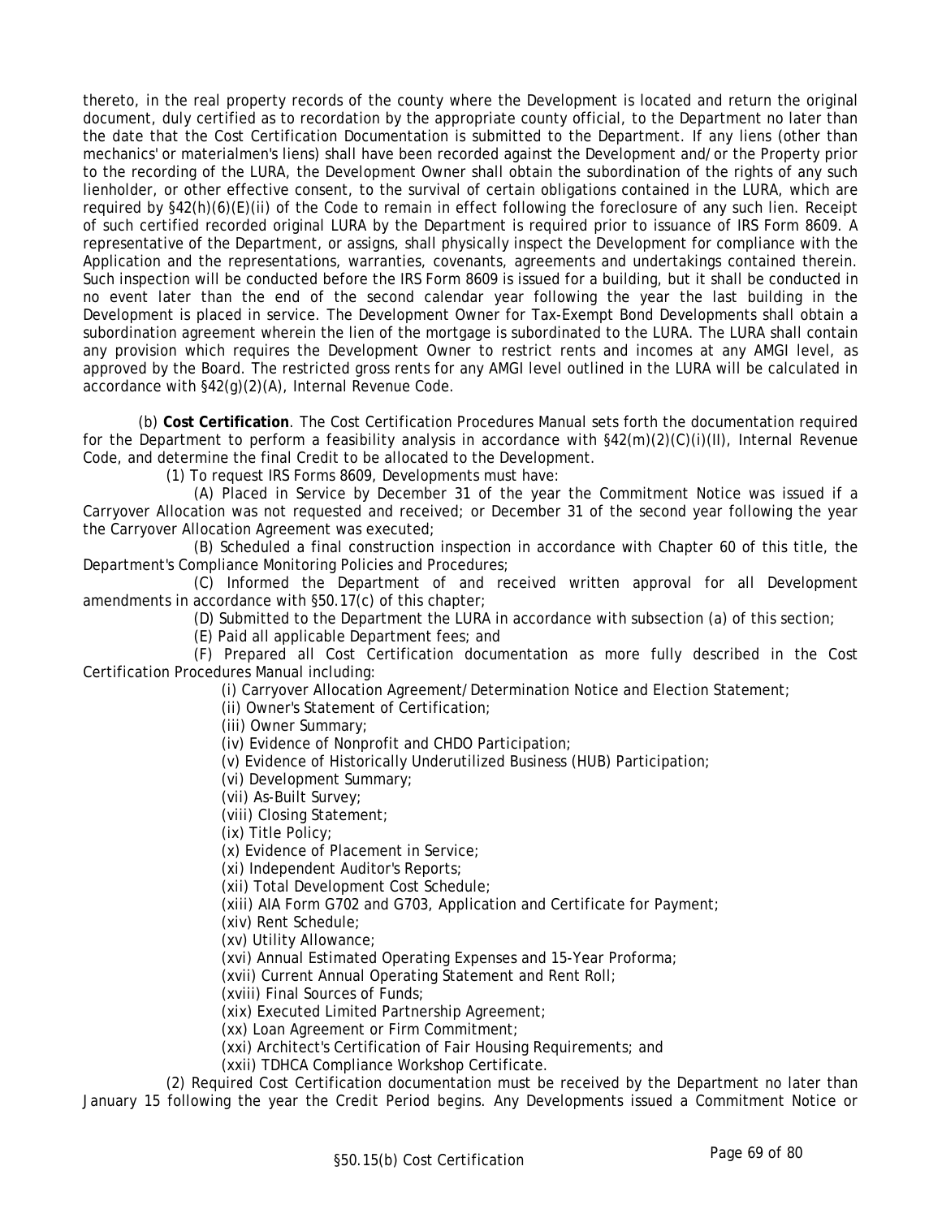thereto, in the real property records of the county where the Development is located and return the original document, duly certified as to recordation by the appropriate county official, to the Department no later than the date that the Cost Certification Documentation is submitted to the Department. If any liens (other than mechanics' or materialmen's liens) shall have been recorded against the Development and/or the Property prior to the recording of the LURA, the Development Owner shall obtain the subordination of the rights of any such lienholder, or other effective consent, to the survival of certain obligations contained in the LURA, which are required by §42(h)(6)(E)(ii) of the Code to remain in effect following the foreclosure of any such lien. Receipt of such certified recorded original LURA by the Department is required prior to issuance of IRS Form 8609. A representative of the Department, or assigns, shall physically inspect the Development for compliance with the Application and the representations, warranties, covenants, agreements and undertakings contained therein. Such inspection will be conducted before the IRS Form 8609 is issued for a building, but it shall be conducted in no event later than the end of the second calendar year following the year the last building in the Development is placed in service. The Development Owner for Tax-Exempt Bond Developments shall obtain a subordination agreement wherein the lien of the mortgage is subordinated to the LURA. The LURA shall contain any provision which requires the Development Owner to restrict rents and incomes at any AMGI level, as approved by the Board. The restricted gross rents for any AMGI level outlined in the LURA will be calculated in accordance with §42(g)(2)(A), Internal Revenue Code.

(b) **Cost Certification**. The Cost Certification Procedures Manual sets forth the documentation required for the Department to perform a feasibility analysis in accordance with §42(m)(2)(C)(i)(II), Internal Revenue Code, and determine the final Credit to be allocated to the Development.

(1) To request IRS Forms 8609, Developments must have:

(A) Placed in Service by December 31 of the year the Commitment Notice was issued if a Carryover Allocation was not requested and received; or December 31 of the second year following the year the Carryover Allocation Agreement was executed;

(B) Scheduled a final construction inspection in accordance with Chapter 60 of this title, the Department's Compliance Monitoring Policies and Procedures;

(C) Informed the Department of and received written approval for all Development amendments in accordance with §50.17(c) of this chapter;

(D) Submitted to the Department the LURA in accordance with subsection (a) of this section;

(E) Paid all applicable Department fees; and

(F) Prepared all Cost Certification documentation as more fully described in the Cost Certification Procedures Manual including:

(i) Carryover Allocation Agreement/Determination Notice and Election Statement;

(ii) Owner's Statement of Certification;

(iii) Owner Summary;

(iv) Evidence of Nonprofit and CHDO Participation;

(v) Evidence of Historically Underutilized Business (HUB) Participation;

(vi) Development Summary;

(vii) As-Built Survey;

(viii) Closing Statement;

(ix) Title Policy;

(x) Evidence of Placement in Service;

(xi) Independent Auditor's Reports;

(xii) Total Development Cost Schedule;

(xiii) AIA Form G702 and G703, Application and Certificate for Payment;

(xiv) Rent Schedule;

(xv) Utility Allowance;

(xvi) Annual Estimated Operating Expenses and 15-Year Proforma;

(xvii) Current Annual Operating Statement and Rent Roll;

(xviii) Final Sources of Funds;

(xix) Executed Limited Partnership Agreement;

(xx) Loan Agreement or Firm Commitment;

(xxi) Architect's Certification of Fair Housing Requirements; and

(xxii) TDHCA Compliance Workshop Certificate.

(2) Required Cost Certification documentation must be received by the Department no later than January 15 following the year the Credit Period begins. Any Developments issued a Commitment Notice or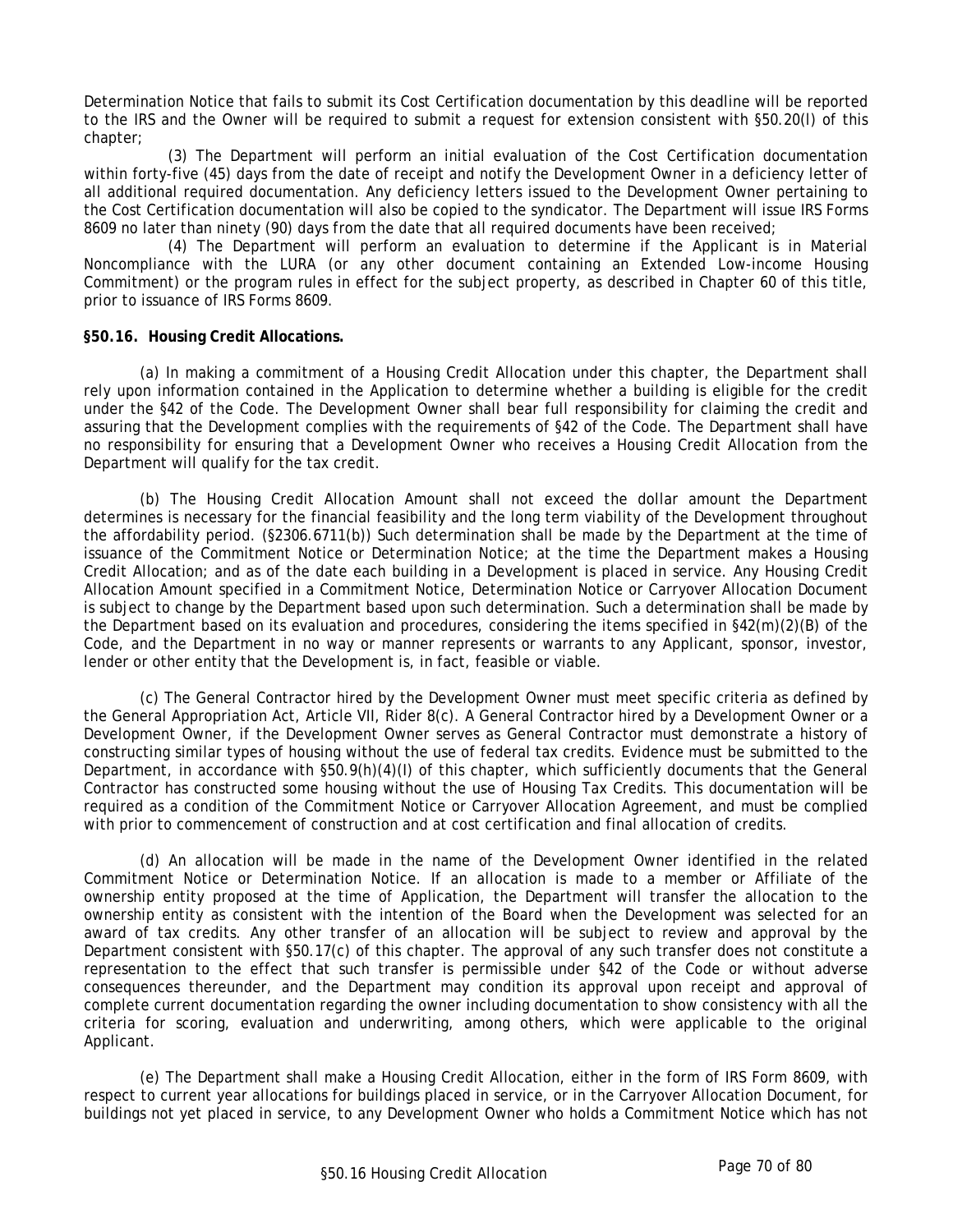Determination Notice that fails to submit its Cost Certification documentation by this deadline will be reported to the IRS and the Owner will be required to submit a request for extension consistent with §50.20(l) of this chapter;

(3) The Department will perform an initial evaluation of the Cost Certification documentation within forty-five (45) days from the date of receipt and notify the Development Owner in a deficiency letter of all additional required documentation. Any deficiency letters issued to the Development Owner pertaining to the Cost Certification documentation will also be copied to the syndicator. The Department will issue IRS Forms 8609 no later than ninety (90) days from the date that all required documents have been received;

(4) The Department will perform an evaluation to determine if the Applicant is in Material Noncompliance with the LURA (or any other document containing an Extended Low-income Housing Commitment) or the program rules in effect for the subject property, as described in Chapter 60 of this title, prior to issuance of IRS Forms 8609.

**§50.16. Housing Credit Allocations.**

(a) In making a commitment of a Housing Credit Allocation under this chapter, the Department shall rely upon information contained in the Application to determine whether a building is eligible for the credit under the §42 of the Code. The Development Owner shall bear full responsibility for claiming the credit and assuring that the Development complies with the requirements of §42 of the Code. The Department shall have no responsibility for ensuring that a Development Owner who receives a Housing Credit Allocation from the Department will qualify for the tax credit.

(b) The Housing Credit Allocation Amount shall not exceed the dollar amount the Department determines is necessary for the financial feasibility and the long term viability of the Development throughout the affordability period. (§2306.6711(b)) Such determination shall be made by the Department at the time of issuance of the Commitment Notice or Determination Notice; at the time the Department makes a Housing Credit Allocation; and as of the date each building in a Development is placed in service. Any Housing Credit Allocation Amount specified in a Commitment Notice, Determination Notice or Carryover Allocation Document is subject to change by the Department based upon such determination. Such a determination shall be made by the Department based on its evaluation and procedures, considering the items specified in §42(m)(2)(B) of the Code, and the Department in no way or manner represents or warrants to any Applicant, sponsor, investor, lender or other entity that the Development is, in fact, feasible or viable.

(c) The General Contractor hired by the Development Owner must meet specific criteria as defined by the General Appropriation Act, Article VII, Rider 8(c). A General Contractor hired by a Development Owner or a Development Owner, if the Development Owner serves as General Contractor must demonstrate a history of constructing similar types of housing without the use of federal tax credits. Evidence must be submitted to the Department, in accordance with §50.9(h)(4)(I) of this chapter, which sufficiently documents that the General Contractor has constructed some housing without the use of Housing Tax Credits. This documentation will be required as a condition of the Commitment Notice or Carryover Allocation Agreement, and must be complied with prior to commencement of construction and at cost certification and final allocation of credits.

(d) An allocation will be made in the name of the Development Owner identified in the related Commitment Notice or Determination Notice. If an allocation is made to a member or Affiliate of the ownership entity proposed at the time of Application, the Department will transfer the allocation to the ownership entity as consistent with the intention of the Board when the Development was selected for an award of tax credits. Any other transfer of an allocation will be subject to review and approval by the Department consistent with §50.17(c) of this chapter. The approval of any such transfer does not constitute a representation to the effect that such transfer is permissible under §42 of the Code or without adverse consequences thereunder, and the Department may condition its approval upon receipt and approval of complete current documentation regarding the owner including documentation to show consistency with all the criteria for scoring, evaluation and underwriting, among others, which were applicable to the original Applicant.

(e) The Department shall make a Housing Credit Allocation, either in the form of IRS Form 8609, with respect to current year allocations for buildings placed in service, or in the Carryover Allocation Document, for buildings not yet placed in service, to any Development Owner who holds a Commitment Notice which has not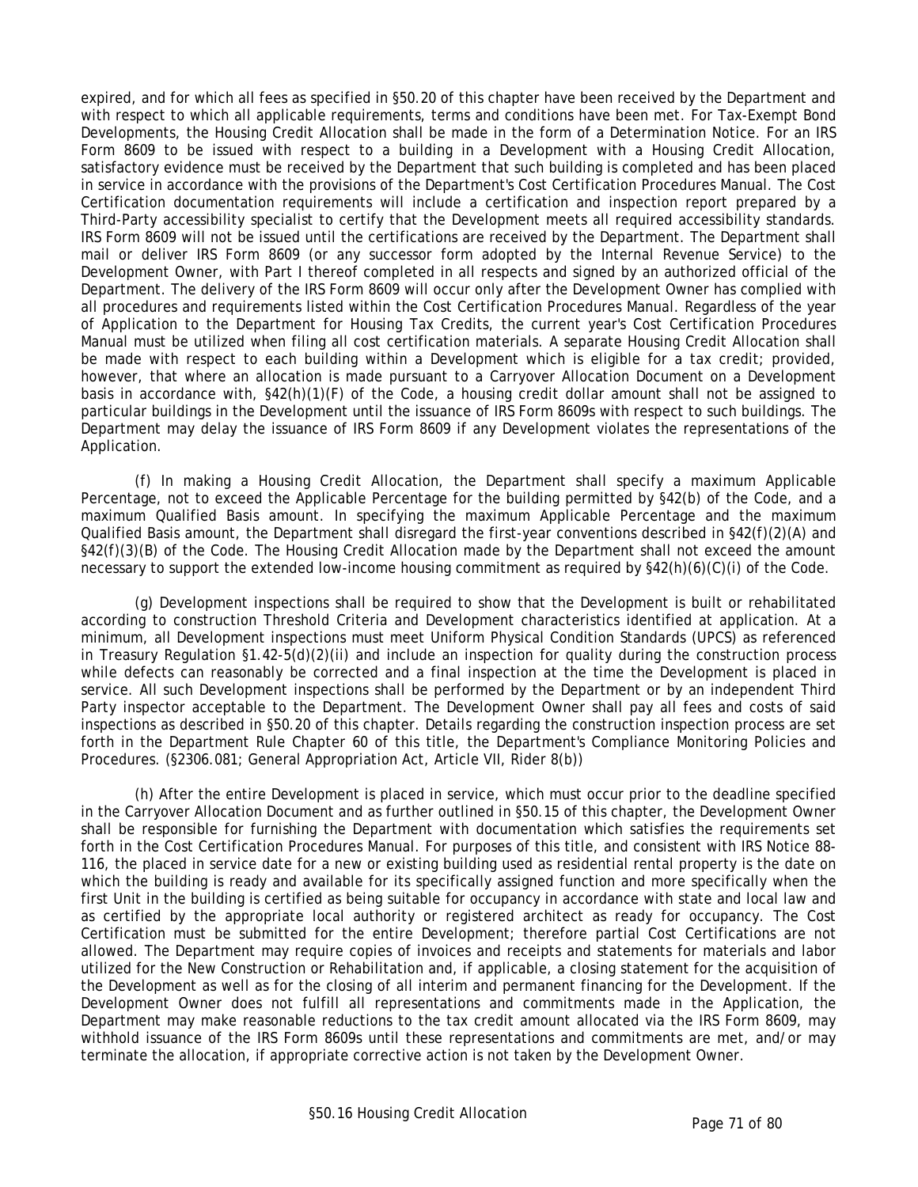expired, and for which all fees as specified in §50.20 of this chapter have been received by the Department and with respect to which all applicable requirements, terms and conditions have been met. For Tax-Exempt Bond Developments, the Housing Credit Allocation shall be made in the form of a Determination Notice. For an IRS Form 8609 to be issued with respect to a building in a Development with a Housing Credit Allocation, satisfactory evidence must be received by the Department that such building is completed and has been placed in service in accordance with the provisions of the Department's Cost Certification Procedures Manual. The Cost Certification documentation requirements will include a certification and inspection report prepared by a Third-Party accessibility specialist to certify that the Development meets all required accessibility standards. IRS Form 8609 will not be issued until the certifications are received by the Department. The Department shall mail or deliver IRS Form 8609 (or any successor form adopted by the Internal Revenue Service) to the Development Owner, with Part I thereof completed in all respects and signed by an authorized official of the Department. The delivery of the IRS Form 8609 will occur only after the Development Owner has complied with all procedures and requirements listed within the Cost Certification Procedures Manual. Regardless of the year of Application to the Department for Housing Tax Credits, the current year's Cost Certification Procedures Manual must be utilized when filing all cost certification materials. A separate Housing Credit Allocation shall be made with respect to each building within a Development which is eligible for a tax credit; provided, however, that where an allocation is made pursuant to a Carryover Allocation Document on a Development basis in accordance with, §42(h)(1)(F) of the Code, a housing credit dollar amount shall not be assigned to particular buildings in the Development until the issuance of IRS Form 8609s with respect to such buildings. The Department may delay the issuance of IRS Form 8609 if any Development violates the representations of the Application.

(f) In making a Housing Credit Allocation, the Department shall specify a maximum Applicable Percentage, not to exceed the Applicable Percentage for the building permitted by §42(b) of the Code, and a maximum Qualified Basis amount. In specifying the maximum Applicable Percentage and the maximum Qualified Basis amount, the Department shall disregard the first-year conventions described in §42(f)(2)(A) and §42(f)(3)(B) of the Code. The Housing Credit Allocation made by the Department shall not exceed the amount necessary to support the extended low-income housing commitment as required by §42(h)(6)(C)(i) of the Code.

(g) Development inspections shall be required to show that the Development is built or rehabilitated according to construction Threshold Criteria and Development characteristics identified at application. At a minimum, all Development inspections must meet Uniform Physical Condition Standards (UPCS) as referenced in Treasury Regulation §1.42-5(d)(2)(ii) and include an inspection for quality during the construction process while defects can reasonably be corrected and a final inspection at the time the Development is placed in service. All such Development inspections shall be performed by the Department or by an independent Third Party inspector acceptable to the Department. The Development Owner shall pay all fees and costs of said inspections as described in §50.20 of this chapter. Details regarding the construction inspection process are set forth in the Department Rule Chapter 60 of this title, the Department's Compliance Monitoring Policies and Procedures. (§2306.081; General Appropriation Act, Article VII, Rider 8(b))

(h) After the entire Development is placed in service, which must occur prior to the deadline specified in the Carryover Allocation Document and as further outlined in §50.15 of this chapter, the Development Owner shall be responsible for furnishing the Department with documentation which satisfies the requirements set forth in the Cost Certification Procedures Manual. For purposes of this title, and consistent with IRS Notice 88-116, the placed in service date for a new or existing building used as residential rental property is the date on which the building is ready and available for its specifically assigned function and more specifically when the first Unit in the building is certified as being suitable for occupancy in accordance with state and local law and as certified by the appropriate local authority or registered architect as ready for occupancy. The Cost Certification must be submitted for the entire Development; therefore partial Cost Certifications are not allowed. The Department may require copies of invoices and receipts and statements for materials and labor utilized for the New Construction or Rehabilitation and, if applicable, a closing statement for the acquisition of the Development as well as for the closing of all interim and permanent financing for the Development. If the Development Owner does not fulfill all representations and commitments made in the Application, the Department may make reasonable reductions to the tax credit amount allocated via the IRS Form 8609, may withhold issuance of the IRS Form 8609s until these representations and commitments are met, and/or may terminate the allocation, if appropriate corrective action is not taken by the Development Owner.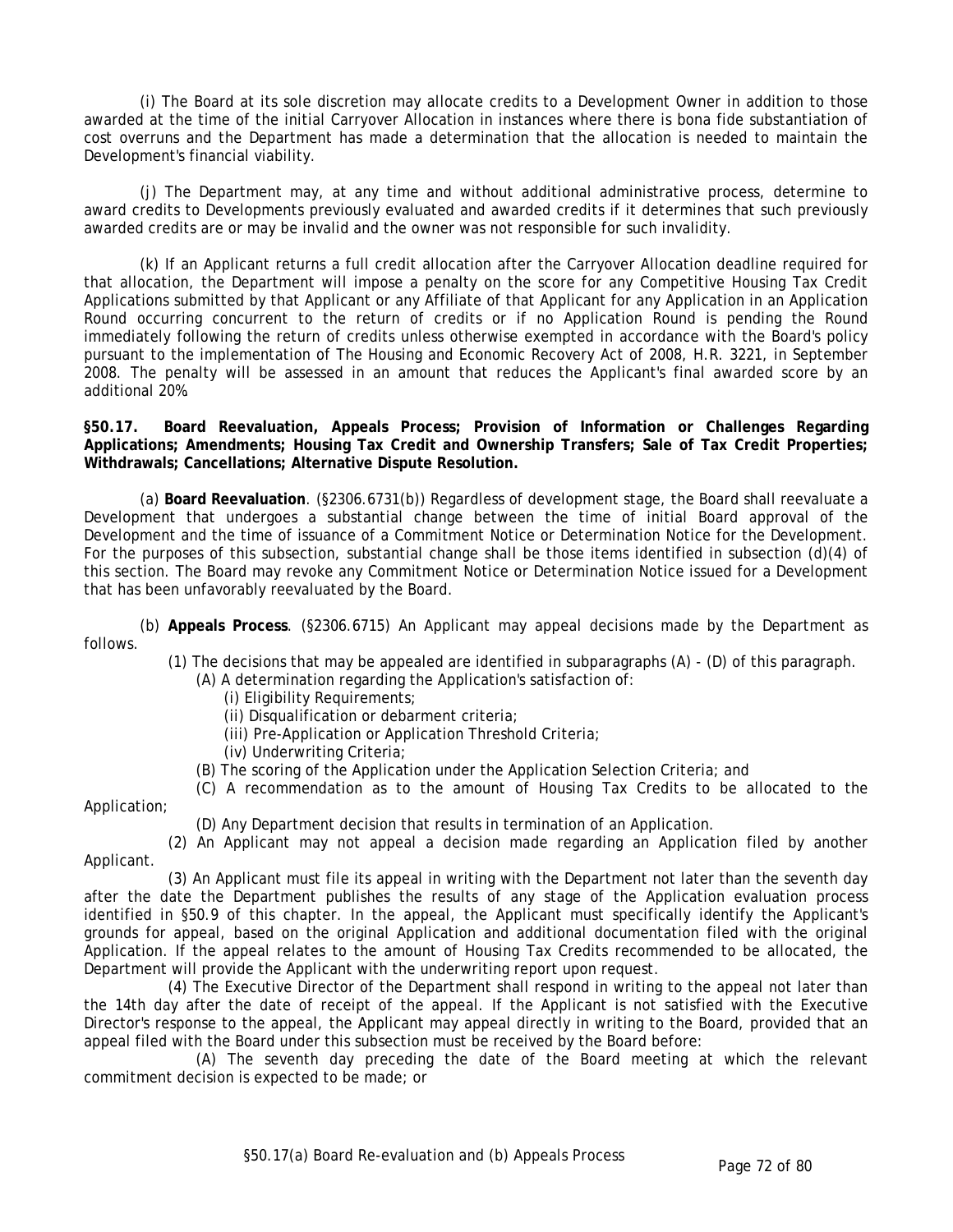(i) The Board at its sole discretion may allocate credits to a Development Owner in addition to those awarded at the time of the initial Carryover Allocation in instances where there is bona fide substantiation of cost overruns and the Department has made a determination that the allocation is needed to maintain the Development's financial viability.

(j) The Department may, at any time and without additional administrative process, determine to award credits to Developments previously evaluated and awarded credits if it determines that such previously awarded credits are or may be invalid and the owner was not responsible for such invalidity.

(k) If an Applicant returns a full credit allocation after the Carryover Allocation deadline required for that allocation, the Department will impose a penalty on the score for any Competitive Housing Tax Credit Applications submitted by that Applicant or any Affiliate of that Applicant for any Application in an Application Round occurring concurrent to the return of credits or if no Application Round is pending the Round immediately following the return of credits unless otherwise exempted in accordance with the Board's policy pursuant to the implementation of The Housing and Economic Recovery Act of 2008, H.R. 3221, in September 2008. The penalty will be assessed in an amount that reduces the Applicant's final awarded score by an additional 20%.

**§50.17. Board Reevaluation, Appeals Process; Provision of Information or Challenges Regarding Applications; Amendments; Housing Tax Credit and Ownership Transfers; Sale of Tax Credit Properties; Withdrawals; Cancellations; Alternative Dispute Resolution.**

(a) **Board Reevaluation**. (§2306.6731(b)) Regardless of development stage, the Board shall reevaluate a Development that undergoes a substantial change between the time of initial Board approval of the Development and the time of issuance of a Commitment Notice or Determination Notice for the Development. For the purposes of this subsection, substantial change shall be those items identified in subsection (d)(4) of this section. The Board may revoke any Commitment Notice or Determination Notice issued for a Development that has been unfavorably reevaluated by the Board.

(b) **Appeals Process**. (§2306.6715) An Applicant may appeal decisions made by the Department as follows.

(1) The decisions that may be appealed are identified in subparagraphs (A) - (D) of this paragraph.

(A) A determination regarding the Application's satisfaction of:

(i) Eligibility Requirements;

(ii) Disqualification or debarment criteria;

(iii) Pre-Application or Application Threshold Criteria;

(iv) Underwriting Criteria;

(B) The scoring of the Application under the Application Selection Criteria; and

(C) A recommendation as to the amount of Housing Tax Credits to be allocated to the Application;

(D) Any Department decision that results in termination of an Application.

(2) An Applicant may not appeal a decision made regarding an Application filed by another Applicant.

(3) An Applicant must file its appeal in writing with the Department not later than the seventh day after the date the Department publishes the results of any stage of the Application evaluation process identified in §50.9 of this chapter. In the appeal, the Applicant must specifically identify the Applicant's grounds for appeal, based on the original Application and additional documentation filed with the original Application. If the appeal relates to the amount of Housing Tax Credits recommended to be allocated, the Department will provide the Applicant with the underwriting report upon request.

(4) The Executive Director of the Department shall respond in writing to the appeal not later than the 14th day after the date of receipt of the appeal. If the Applicant is not satisfied with the Executive Director's response to the appeal, the Applicant may appeal directly in writing to the Board, provided that an appeal filed with the Board under this subsection must be received by the Board before:

(A) The seventh day preceding the date of the Board meeting at which the relevant commitment decision is expected to be made; or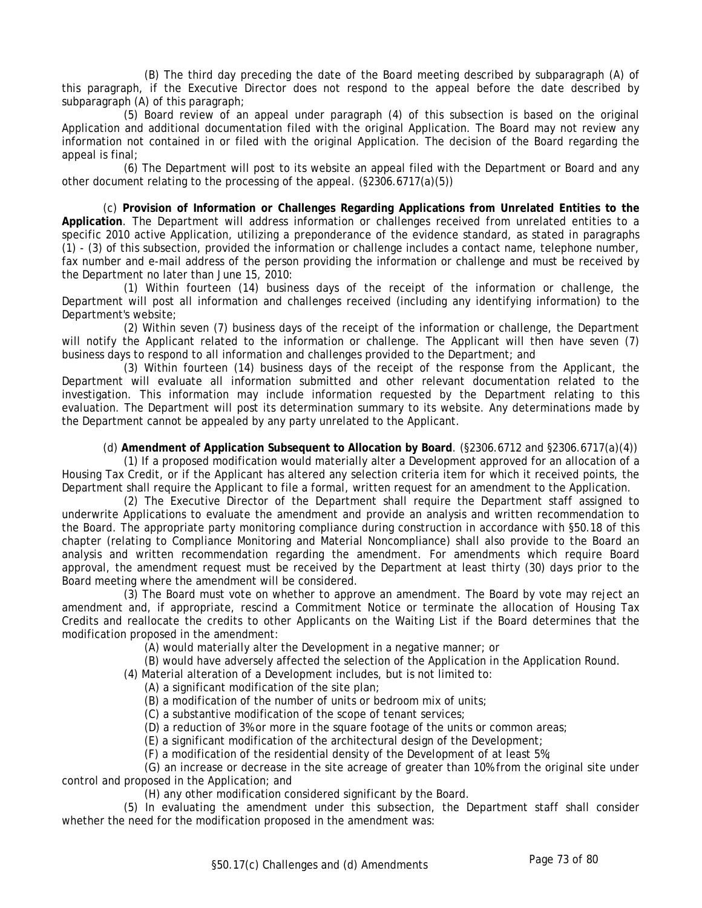(B) The third day preceding the date of the Board meeting described by subparagraph (A) of this paragraph, if the Executive Director does not respond to the appeal before the date described by subparagraph (A) of this paragraph;

(5) Board review of an appeal under paragraph (4) of this subsection is based on the original Application and additional documentation filed with the original Application. The Board may not review any information not contained in or filed with the original Application. The decision of the Board regarding the appeal is final;

(6) The Department will post to its website an appeal filed with the Department or Board and any other document relating to the processing of the appeal. (§2306.6717(a)(5))

(c) **Provision of Information or Challenges Regarding Applications from Unrelated Entities to the Application**. The Department will address information or challenges received from unrelated entities to a specific 2010 active Application, utilizing a preponderance of the evidence standard, as stated in paragraphs (1) - (3) of this subsection, provided the information or challenge includes a contact name, telephone number, fax number and e-mail address of the person providing the information or challenge and must be received by the Department no later than June 15, 2010:

(1) Within fourteen (14) business days of the receipt of the information or challenge, the Department will post all information and challenges received (including any identifying information) to the Department's website;

(2) Within seven (7) business days of the receipt of the information or challenge, the Department will notify the Applicant related to the information or challenge. The Applicant will then have seven (7) business days to respond to all information and challenges provided to the Department; and

(3) Within fourteen (14) business days of the receipt of the response from the Applicant, the Department will evaluate all information submitted and other relevant documentation related to the investigation. This information may include information requested by the Department relating to this evaluation. The Department will post its determination summary to its website. Any determinations made by the Department cannot be appealed by any party unrelated to the Applicant.

(d) **Amendment of Application Subsequent to Allocation by Board**. (§2306.6712 and §2306.6717(a)(4))

(1) If a proposed modification would materially alter a Development approved for an allocation of a Housing Tax Credit, or if the Applicant has altered any selection criteria item for which it received points, the Department shall require the Applicant to file a formal, written request for an amendment to the Application.

(2) The Executive Director of the Department shall require the Department staff assigned to underwrite Applications to evaluate the amendment and provide an analysis and written recommendation to the Board. The appropriate party monitoring compliance during construction in accordance with §50.18 of this chapter (relating to Compliance Monitoring and Material Noncompliance) shall also provide to the Board an analysis and written recommendation regarding the amendment. For amendments which require Board approval, the amendment request must be received by the Department at least thirty (30) days prior to the Board meeting where the amendment will be considered.

(3) The Board must vote on whether to approve an amendment. The Board by vote may reject an amendment and, if appropriate, rescind a Commitment Notice or terminate the allocation of Housing Tax Credits and reallocate the credits to other Applicants on the Waiting List if the Board determines that the modification proposed in the amendment:

(A) would materially alter the Development in a negative manner; or

(B) would have adversely affected the selection of the Application in the Application Round.

(4) Material alteration of a Development includes, but is not limited to:

(A) a significant modification of the site plan;

(B) a modification of the number of units or bedroom mix of units;

(C) a substantive modification of the scope of tenant services;

(D) a reduction of 3% or more in the square footage of the units or common areas;

(E) a significant modification of the architectural design of the Development;

(F) a modification of the residential density of the Development of at least 5%;

(G) an increase or decrease in the site acreage of greater than 10% from the original site under control and proposed in the Application; and

(H) any other modification considered significant by the Board.

(5) In evaluating the amendment under this subsection, the Department staff shall consider whether the need for the modification proposed in the amendment was: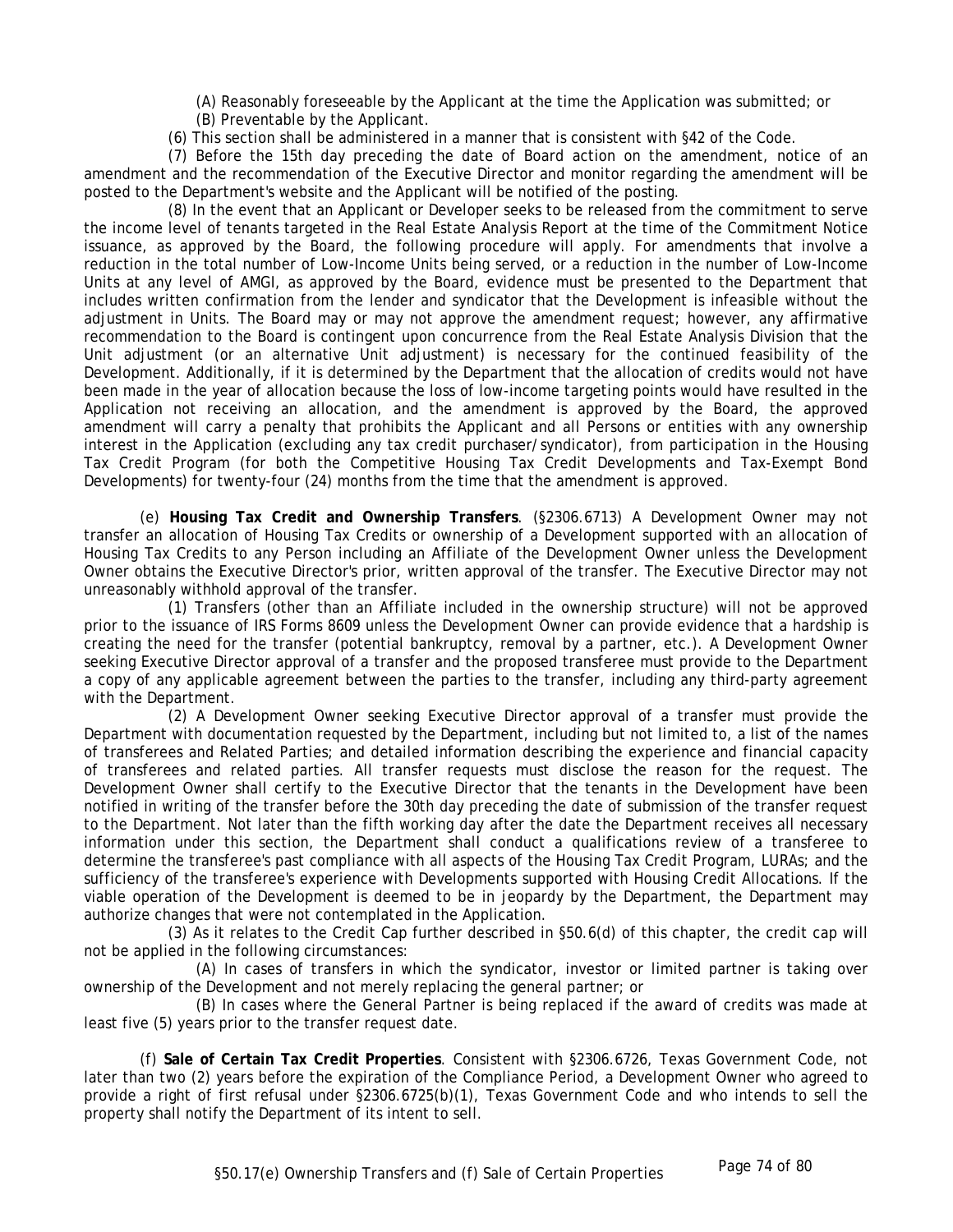(A) Reasonably foreseeable by the Applicant at the time the Application was submitted; or

(B) Preventable by the Applicant.

(6) This section shall be administered in a manner that is consistent with §42 of the Code.

(7) Before the 15th day preceding the date of Board action on the amendment, notice of an amendment and the recommendation of the Executive Director and monitor regarding the amendment will be posted to the Department's website and the Applicant will be notified of the posting.

(8) In the event that an Applicant or Developer seeks to be released from the commitment to serve the income level of tenants targeted in the Real Estate Analysis Report at the time of the Commitment Notice issuance, as approved by the Board, the following procedure will apply. For amendments that involve a reduction in the total number of Low-Income Units being served, or a reduction in the number of Low-Income Units at any level of AMGI, as approved by the Board, evidence must be presented to the Department that includes written confirmation from the lender and syndicator that the Development is infeasible without the adjustment in Units. The Board may or may not approve the amendment request; however, any affirmative recommendation to the Board is contingent upon concurrence from the Real Estate Analysis Division that the Unit adjustment (or an alternative Unit adjustment) is necessary for the continued feasibility of the Development. Additionally, if it is determined by the Department that the allocation of credits would not have been made in the year of allocation because the loss of low-income targeting points would have resulted in the Application not receiving an allocation, and the amendment is approved by the Board, the approved amendment will carry a penalty that prohibits the Applicant and all Persons or entities with any ownership interest in the Application (excluding any tax credit purchaser/syndicator), from participation in the Housing Tax Credit Program (for both the Competitive Housing Tax Credit Developments and Tax-Exempt Bond Developments) for twenty-four (24) months from the time that the amendment is approved.

(e) **Housing Tax Credit and Ownership Transfers**. (§2306.6713) A Development Owner may not transfer an allocation of Housing Tax Credits or ownership of a Development supported with an allocation of Housing Tax Credits to any Person including an Affiliate of the Development Owner unless the Development Owner obtains the Executive Director's prior, written approval of the transfer. The Executive Director may not unreasonably withhold approval of the transfer.

(1) Transfers (other than an Affiliate included in the ownership structure) will not be approved prior to the issuance of IRS Forms 8609 unless the Development Owner can provide evidence that a hardship is creating the need for the transfer (potential bankruptcy, removal by a partner, etc.). A Development Owner seeking Executive Director approval of a transfer and the proposed transferee must provide to the Department a copy of any applicable agreement between the parties to the transfer, including any third-party agreement with the Department.

(2) A Development Owner seeking Executive Director approval of a transfer must provide the Department with documentation requested by the Department, including but not limited to, a list of the names of transferees and Related Parties; and detailed information describing the experience and financial capacity of transferees and related parties. All transfer requests must disclose the reason for the request. The Development Owner shall certify to the Executive Director that the tenants in the Development have been notified in writing of the transfer before the 30th day preceding the date of submission of the transfer request to the Department. Not later than the fifth working day after the date the Department receives all necessary information under this section, the Department shall conduct a qualifications review of a transferee to determine the transferee's past compliance with all aspects of the Housing Tax Credit Program, LURAs; and the sufficiency of the transferee's experience with Developments supported with Housing Credit Allocations. If the viable operation of the Development is deemed to be in jeopardy by the Department, the Department may authorize changes that were not contemplated in the Application.

(3) As it relates to the Credit Cap further described in §50.6(d) of this chapter, the credit cap will not be applied in the following circumstances:

(A) In cases of transfers in which the syndicator, investor or limited partner is taking over ownership of the Development and not merely replacing the general partner; or

(B) In cases where the General Partner is being replaced if the award of credits was made at least five (5) years prior to the transfer request date.

(f) **Sale of Certain Tax Credit Properties**. Consistent with §2306.6726, Texas Government Code, not later than two (2) years before the expiration of the Compliance Period, a Development Owner who agreed to provide a right of first refusal under §2306.6725(b)(1), Texas Government Code and who intends to sell the property shall notify the Department of its intent to sell.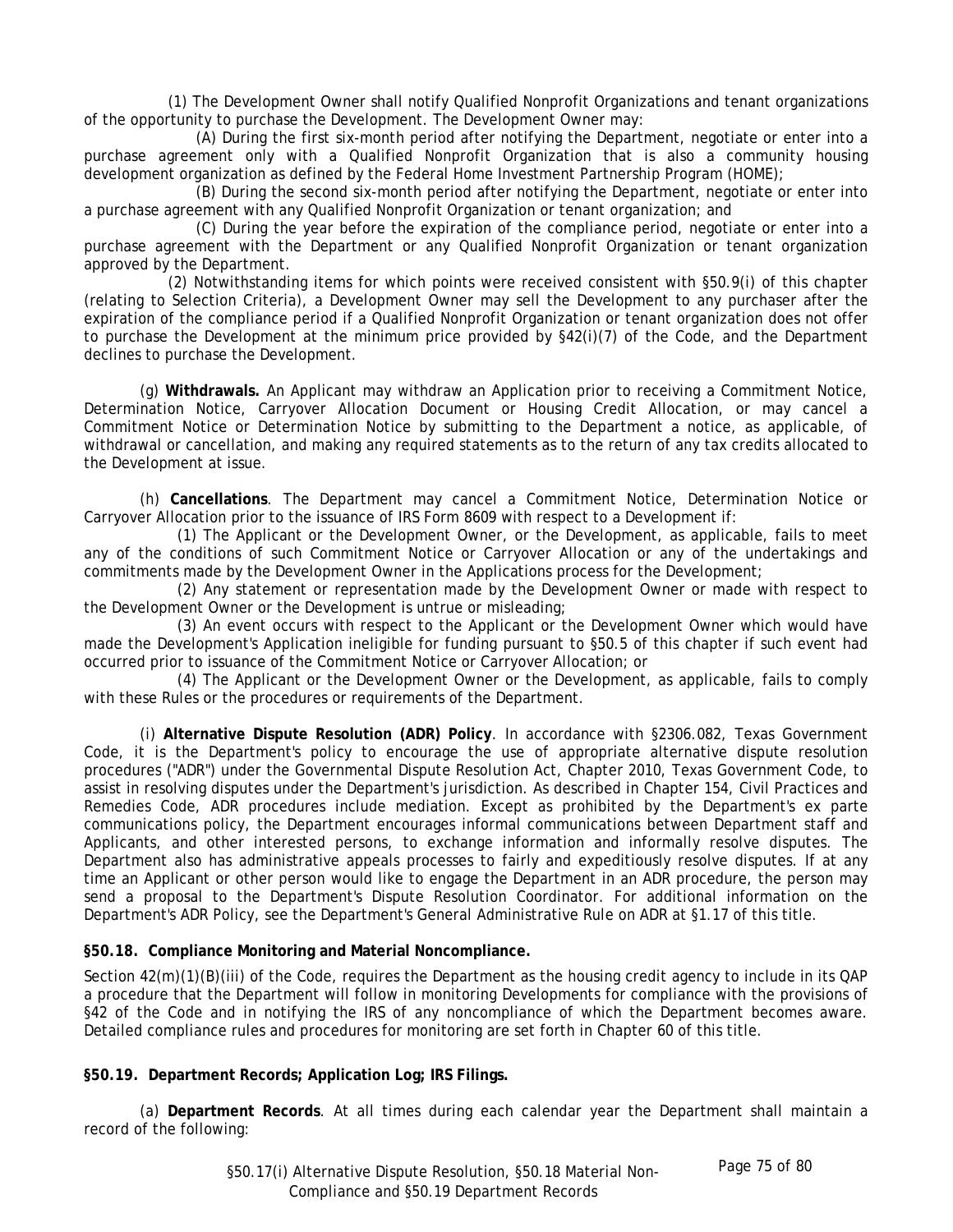(1) The Development Owner shall notify Qualified Nonprofit Organizations and tenant organizations of the opportunity to purchase the Development. The Development Owner may:

(A) During the first six-month period after notifying the Department, negotiate or enter into a purchase agreement only with a Qualified Nonprofit Organization that is also a community housing development organization as defined by the Federal Home Investment Partnership Program (HOME);

(B) During the second six-month period after notifying the Department, negotiate or enter into a purchase agreement with any Qualified Nonprofit Organization or tenant organization; and

(C) During the year before the expiration of the compliance period, negotiate or enter into a purchase agreement with the Department or any Qualified Nonprofit Organization or tenant organization approved by the Department.

(2) Notwithstanding items for which points were received consistent with §50.9(i) of this chapter (relating to Selection Criteria), a Development Owner may sell the Development to any purchaser after the expiration of the compliance period if a Qualified Nonprofit Organization or tenant organization does not offer to purchase the Development at the minimum price provided by §42(i)(7) of the Code, and the Department declines to purchase the Development.

(g) **Withdrawals.** An Applicant may withdraw an Application prior to receiving a Commitment Notice, Determination Notice, Carryover Allocation Document or Housing Credit Allocation, or may cancel a Commitment Notice or Determination Notice by submitting to the Department a notice, as applicable, of withdrawal or cancellation, and making any required statements as to the return of any tax credits allocated to the Development at issue.

(h) **Cancellations**. The Department may cancel a Commitment Notice, Determination Notice or Carryover Allocation prior to the issuance of IRS Form 8609 with respect to a Development if:

(1) The Applicant or the Development Owner, or the Development, as applicable, fails to meet any of the conditions of such Commitment Notice or Carryover Allocation or any of the undertakings and commitments made by the Development Owner in the Applications process for the Development;

(2) Any statement or representation made by the Development Owner or made with respect to the Development Owner or the Development is untrue or misleading;

(3) An event occurs with respect to the Applicant or the Development Owner which would have made the Development's Application ineligible for funding pursuant to §50.5 of this chapter if such event had occurred prior to issuance of the Commitment Notice or Carryover Allocation; or

(4) The Applicant or the Development Owner or the Development, as applicable, fails to comply with these Rules or the procedures or requirements of the Department.

(i) **Alternative Dispute Resolution (ADR) Policy**. In accordance with §2306.082, Texas Government Code, it is the Department's policy to encourage the use of appropriate alternative dispute resolution procedures ("ADR") under the Governmental Dispute Resolution Act, Chapter 2010, Texas Government Code, to assist in resolving disputes under the Department's jurisdiction. As described in Chapter 154, Civil Practices and Remedies Code, ADR procedures include mediation. Except as prohibited by the Department's ex parte communications policy, the Department encourages informal communications between Department staff and Applicants, and other interested persons, to exchange information and informally resolve disputes. The Department also has administrative appeals processes to fairly and expeditiously resolve disputes. If at any time an Applicant or other person would like to engage the Department in an ADR procedure, the person may send a proposal to the Department's Dispute Resolution Coordinator. For additional information on the Department's ADR Policy, see the Department's General Administrative Rule on ADR at §1.17 of this title.

**§50.18. Compliance Monitoring and Material Noncompliance.**

Section 42(m)(1)(B)(iii) of the Code, requires the Department as the housing credit agency to include in its QAP a procedure that the Department will follow in monitoring Developments for compliance with the provisions of §42 of the Code and in notifying the IRS of any noncompliance of which the Department becomes aware. Detailed compliance rules and procedures for monitoring are set forth in Chapter 60 of this title.

**§50.19. Department Records; Application Log; IRS Filings.**

(a) **Department Records**. At all times during each calendar year the Department shall maintain a record of the following: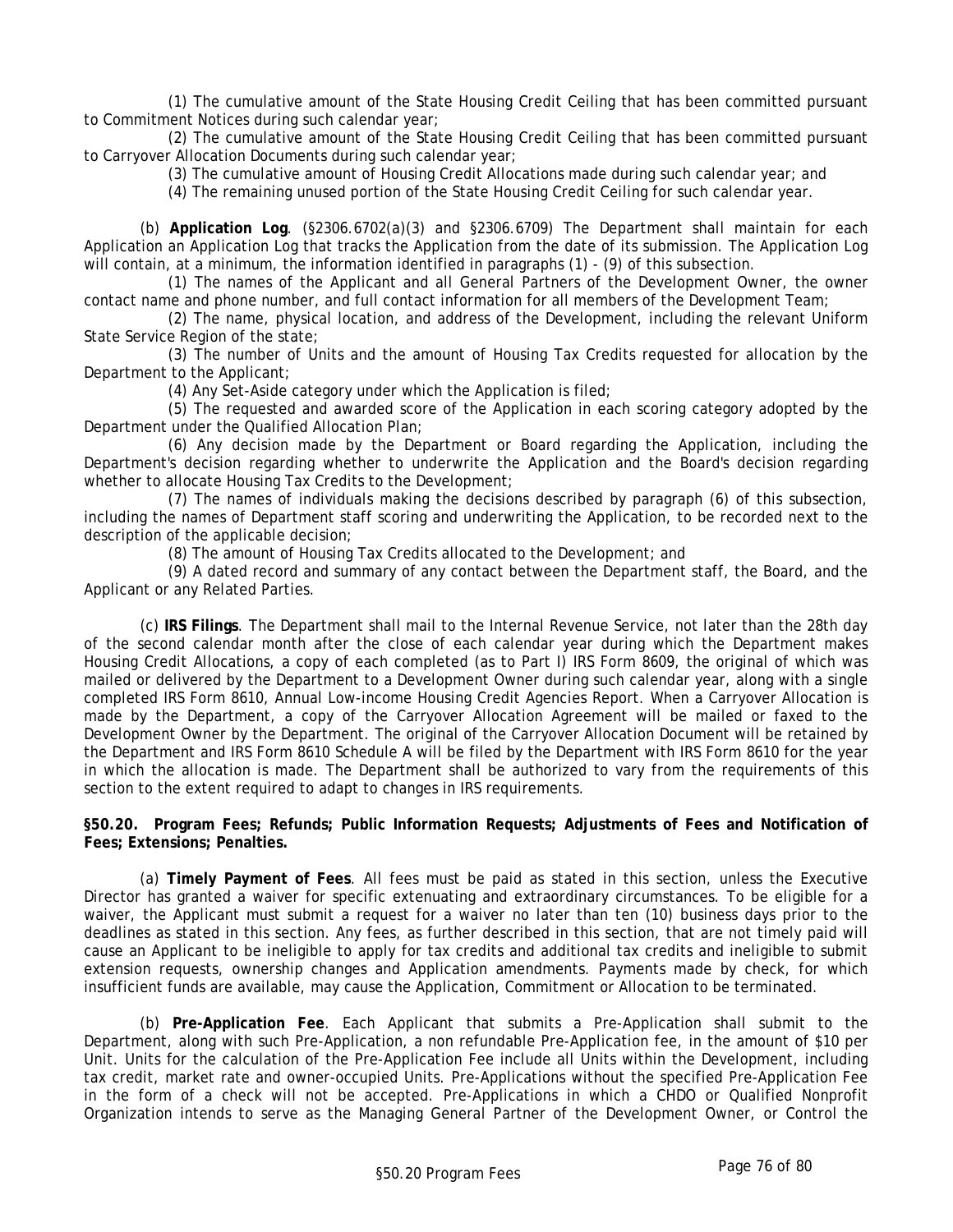(1) The cumulative amount of the State Housing Credit Ceiling that has been committed pursuant to Commitment Notices during such calendar year;

(2) The cumulative amount of the State Housing Credit Ceiling that has been committed pursuant to Carryover Allocation Documents during such calendar year;

(3) The cumulative amount of Housing Credit Allocations made during such calendar year; and

(4) The remaining unused portion of the State Housing Credit Ceiling for such calendar year.

(b) **Application Log**. (§2306.6702(a)(3) and §2306.6709) The Department shall maintain for each Application an Application Log that tracks the Application from the date of its submission. The Application Log will contain, at a minimum, the information identified in paragraphs (1) - (9) of this subsection.

(1) The names of the Applicant and all General Partners of the Development Owner, the owner contact name and phone number, and full contact information for all members of the Development Team;

(2) The name, physical location, and address of the Development, including the relevant Uniform State Service Region of the state;

(3) The number of Units and the amount of Housing Tax Credits requested for allocation by the Department to the Applicant;

(4) Any Set-Aside category under which the Application is filed;

(5) The requested and awarded score of the Application in each scoring category adopted by the Department under the Qualified Allocation Plan;

(6) Any decision made by the Department or Board regarding the Application, including the Department's decision regarding whether to underwrite the Application and the Board's decision regarding whether to allocate Housing Tax Credits to the Development;

(7) The names of individuals making the decisions described by paragraph (6) of this subsection, including the names of Department staff scoring and underwriting the Application, to be recorded next to the description of the applicable decision;

(8) The amount of Housing Tax Credits allocated to the Development; and

(9) A dated record and summary of any contact between the Department staff, the Board, and the Applicant or any Related Parties.

(c) **IRS Filings**. The Department shall mail to the Internal Revenue Service, not later than the 28th day of the second calendar month after the close of each calendar year during which the Department makes Housing Credit Allocations, a copy of each completed (as to Part I) IRS Form 8609, the original of which was mailed or delivered by the Department to a Development Owner during such calendar year, along with a single completed IRS Form 8610, Annual Low-income Housing Credit Agencies Report. When a Carryover Allocation is made by the Department, a copy of the Carryover Allocation Agreement will be mailed or faxed to the Development Owner by the Department. The original of the Carryover Allocation Document will be retained by the Department and IRS Form 8610 Schedule A will be filed by the Department with IRS Form 8610 for the year in which the allocation is made. The Department shall be authorized to vary from the requirements of this section to the extent required to adapt to changes in IRS requirements.

**§50.20. Program Fees; Refunds; Public Information Requests; Adjustments of Fees and Notification of Fees; Extensions; Penalties.**

(a) **Timely Payment of Fees**. All fees must be paid as stated in this section, unless the Executive Director has granted a waiver for specific extenuating and extraordinary circumstances. To be eligible for a waiver, the Applicant must submit a request for a waiver no later than ten (10) business days prior to the deadlines as stated in this section. Any fees, as further described in this section, that are not timely paid will cause an Applicant to be ineligible to apply for tax credits and additional tax credits and ineligible to submit extension requests, ownership changes and Application amendments. Payments made by check, for which insufficient funds are available, may cause the Application, Commitment or Allocation to be terminated.

(b) **Pre-Application Fee**. Each Applicant that submits a Pre-Application shall submit to the Department, along with such Pre-Application, a non refundable Pre-Application fee, in the amount of $10 per Unit. Units for the calculation of the Pre-Application Fee include all Units within the Development, including tax credit, market rate and owner-occupied Units. Pre-Applications without the specified Pre-Application Fee in the form of a check will not be accepted. Pre-Applications in which a CHDO or Qualified Nonprofit Organization intends to serve as the Managing General Partner of the Development Owner, or Control the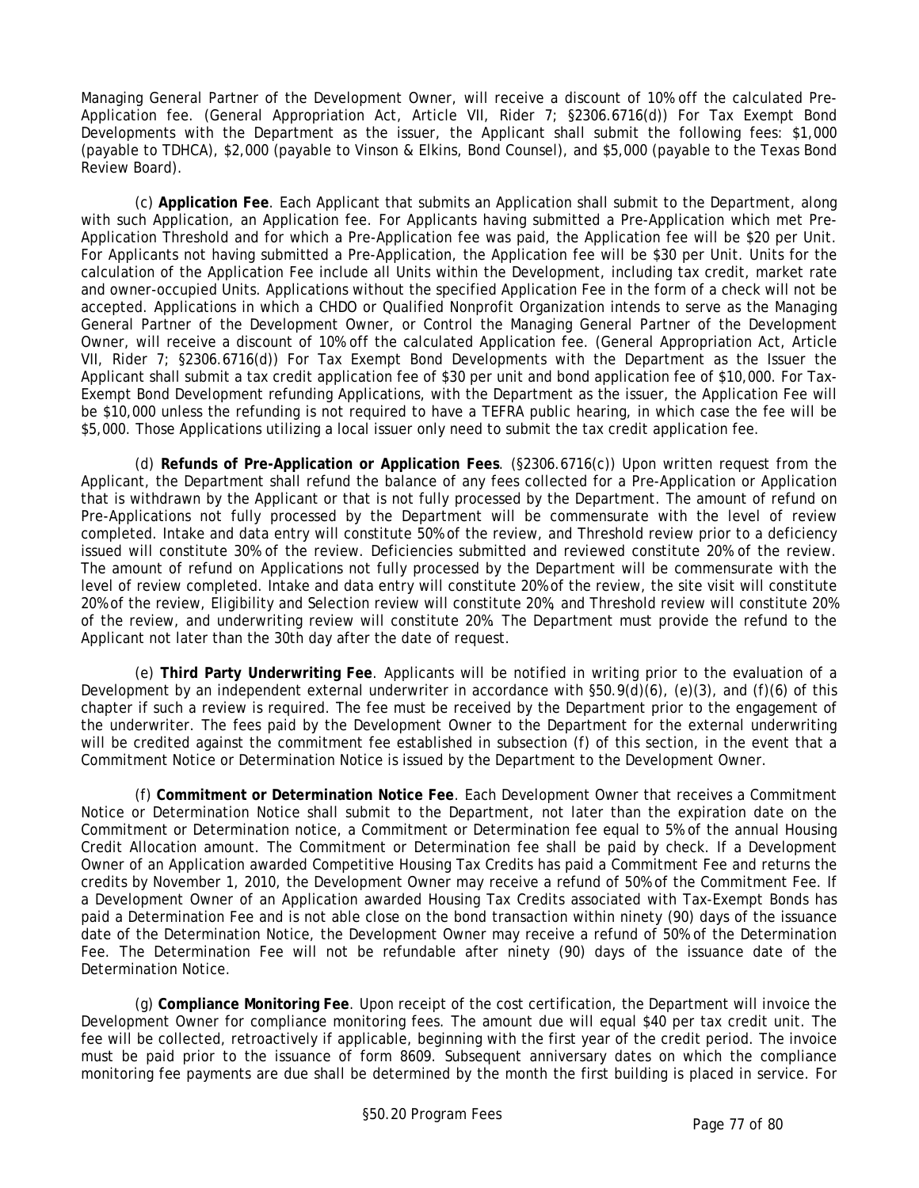Managing General Partner of the Development Owner, will receive a discount of 10% off the calculated Pre-Application fee. (General Appropriation Act, Article VII, Rider 7; §2306.6716(d)) For Tax Exempt Bond Developments with the Department as the issuer, the Applicant shall submit the following fees: $1,000 (payable to TDHCA), $2,000 (payable to Vinson & Elkins, Bond Counsel), and $5,000 (payable to the Texas Bond Review Board).

(c) **Application Fee**. Each Applicant that submits an Application shall submit to the Department, along with such Application, an Application fee. For Applicants having submitted a Pre-Application which met Pre-Application Threshold and for which a Pre-Application fee was paid, the Application fee will be $20 per Unit. For Applicants not having submitted a Pre-Application, the Application fee will be $30 per Unit. Units for the calculation of the Application Fee include all Units within the Development, including tax credit, market rate and owner-occupied Units. Applications without the specified Application Fee in the form of a check will not be accepted. Applications in which a CHDO or Qualified Nonprofit Organization intends to serve as the Managing General Partner of the Development Owner, or Control the Managing General Partner of the Development Owner, will receive a discount of 10% off the calculated Application fee. (General Appropriation Act, Article VII, Rider 7; §2306.6716(d)) For Tax Exempt Bond Developments with the Department as the Issuer the Applicant shall submit a tax credit application fee of $30 per unit and bond application fee of $10,000. For Tax-Exempt Bond Development refunding Applications, with the Department as the issuer, the Application Fee will be $10,000 unless the refunding is not required to have a TEFRA public hearing, in which case the fee will be $5,000. Those Applications utilizing a local issuer only need to submit the tax credit application fee.

(d) **Refunds of Pre-Application or Application Fees**. (§2306.6716(c)) Upon written request from the Applicant, the Department shall refund the balance of any fees collected for a Pre-Application or Application that is withdrawn by the Applicant or that is not fully processed by the Department. The amount of refund on Pre-Applications not fully processed by the Department will be commensurate with the level of review completed. Intake and data entry will constitute 50% of the review, and Threshold review prior to a deficiency issued will constitute 30% of the review. Deficiencies submitted and reviewed constitute 20% of the review. The amount of refund on Applications not fully processed by the Department will be commensurate with the level of review completed. Intake and data entry will constitute 20% of the review, the site visit will constitute 20% of the review, Eligibility and Selection review will constitute 20%, and Threshold review will constitute 20% of the review, and underwriting review will constitute 20%. The Department must provide the refund to the Applicant not later than the 30th day after the date of request.

(e) **Third Party Underwriting Fee**. Applicants will be notified in writing prior to the evaluation of a Development by an independent external underwriter in accordance with §50.9(d)(6), (e)(3), and (f)(6) of this chapter if such a review is required. The fee must be received by the Department prior to the engagement of the underwriter. The fees paid by the Development Owner to the Department for the external underwriting will be credited against the commitment fee established in subsection (f) of this section, in the event that a Commitment Notice or Determination Notice is issued by the Department to the Development Owner.

(f) **Commitment or Determination Notice Fee**. Each Development Owner that receives a Commitment Notice or Determination Notice shall submit to the Department, not later than the expiration date on the Commitment or Determination notice, a Commitment or Determination fee equal to 5% of the annual Housing Credit Allocation amount. The Commitment or Determination fee shall be paid by check. If a Development Owner of an Application awarded Competitive Housing Tax Credits has paid a Commitment Fee and returns the credits by November 1, 2010, the Development Owner may receive a refund of 50% of the Commitment Fee. If a Development Owner of an Application awarded Housing Tax Credits associated with Tax-Exempt Bonds has paid a Determination Fee and is not able close on the bond transaction within ninety (90) days of the issuance date of the Determination Notice, the Development Owner may receive a refund of 50% of the Determination Fee. The Determination Fee will not be refundable after ninety (90) days of the issuance date of the Determination Notice.

(g) **Compliance Monitoring Fee**. Upon receipt of the cost certification, the Department will invoice the Development Owner for compliance monitoring fees. The amount due will equal $40 per tax credit unit. The fee will be collected, retroactively if applicable, beginning with the first year of the credit period. The invoice must be paid prior to the issuance of form 8609. Subsequent anniversary dates on which the compliance monitoring fee payments are due shall be determined by the month the first building is placed in service. For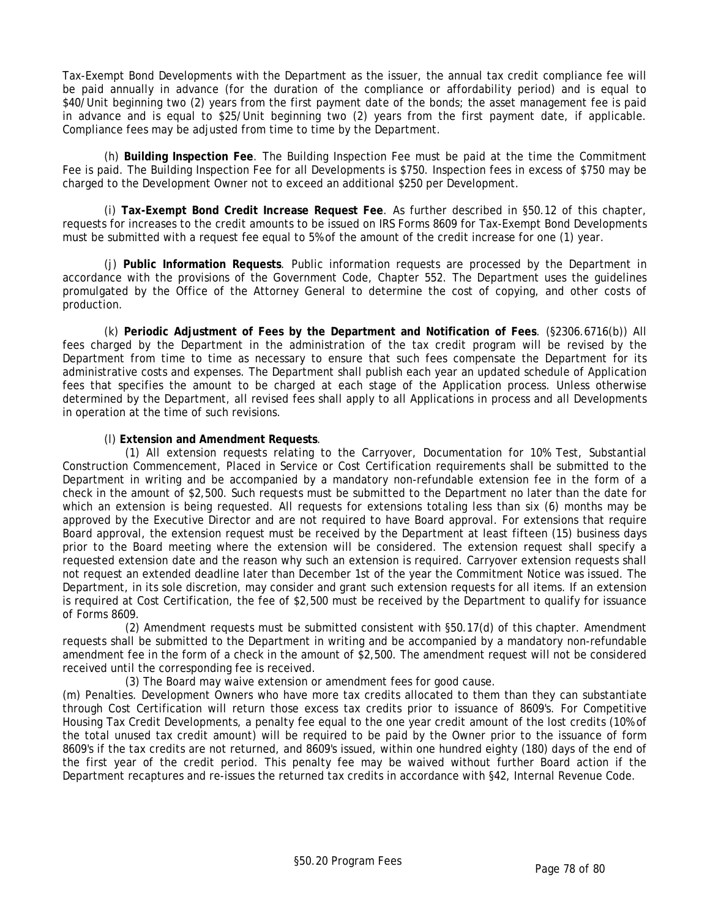Tax-Exempt Bond Developments with the Department as the issuer, the annual tax credit compliance fee will be paid annually in advance (for the duration of the compliance or affordability period) and is equal to $40/Unit beginning two (2) years from the first payment date of the bonds; the asset management fee is paid in advance and is equal to $25/Unit beginning two (2) years from the first payment date, if applicable. Compliance fees may be adjusted from time to time by the Department.

(h) **Building Inspection Fee**. The Building Inspection Fee must be paid at the time the Commitment Fee is paid. The Building Inspection Fee for all Developments is $750. Inspection fees in excess of $750 may be charged to the Development Owner not to exceed an additional $250 per Development.

(i) **Tax-Exempt Bond Credit Increase Request Fee**. As further described in §50.12 of this chapter, requests for increases to the credit amounts to be issued on IRS Forms 8609 for Tax-Exempt Bond Developments must be submitted with a request fee equal to 5% of the amount of the credit increase for one (1) year.

(j) **Public Information Requests**. Public information requests are processed by the Department in accordance with the provisions of the Government Code, Chapter 552. The Department uses the guidelines promulgated by the Office of the Attorney General to determine the cost of copying, and other costs of production.

(k) **Periodic Adjustment of Fees by the Department and Notification of Fees**. (§2306.6716(b)) All fees charged by the Department in the administration of the tax credit program will be revised by the Department from time to time as necessary to ensure that such fees compensate the Department for its administrative costs and expenses. The Department shall publish each year an updated schedule of Application fees that specifies the amount to be charged at each stage of the Application process. Unless otherwise determined by the Department, all revised fees shall apply to all Applications in process and all Developments in operation at the time of such revisions.

(l) **Extension and Amendment Requests**.

(1) All extension requests relating to the Carryover, Documentation for 10% Test, Substantial Construction Commencement, Placed in Service or Cost Certification requirements shall be submitted to the Department in writing and be accompanied by a mandatory non-refundable extension fee in the form of a check in the amount of $2,500. Such requests must be submitted to the Department no later than the date for which an extension is being requested. All requests for extensions totaling less than six (6) months may be approved by the Executive Director and are not required to have Board approval. For extensions that require Board approval, the extension request must be received by the Department at least fifteen (15) business days prior to the Board meeting where the extension will be considered. The extension request shall specify a requested extension date and the reason why such an extension is required. Carryover extension requests shall not request an extended deadline later than December 1st of the year the Commitment Notice was issued. The Department, in its sole discretion, may consider and grant such extension requests for all items. If an extension is required at Cost Certification, the fee of $2,500 must be received by the Department to qualify for issuance of Forms 8609.

(2) Amendment requests must be submitted consistent with §50.17(d) of this chapter. Amendment requests shall be submitted to the Department in writing and be accompanied by a mandatory non-refundable amendment fee in the form of a check in the amount of $2,500. The amendment request will not be considered received until the corresponding fee is received.

(3) The Board may waive extension or amendment fees for good cause.

(m) Penalties. Development Owners who have more tax credits allocated to them than they can substantiate through Cost Certification will return those excess tax credits prior to issuance of 8609's. For Competitive Housing Tax Credit Developments, a penalty fee equal to the one year credit amount of the lost credits (10% of the total unused tax credit amount) will be required to be paid by the Owner prior to the issuance of form 8609's if the tax credits are not returned, and 8609's issued, within one hundred eighty (180) days of the end of the first year of the credit period. This penalty fee may be waived without further Board action if the Department recaptures and re-issues the returned tax credits in accordance with §42, Internal Revenue Code.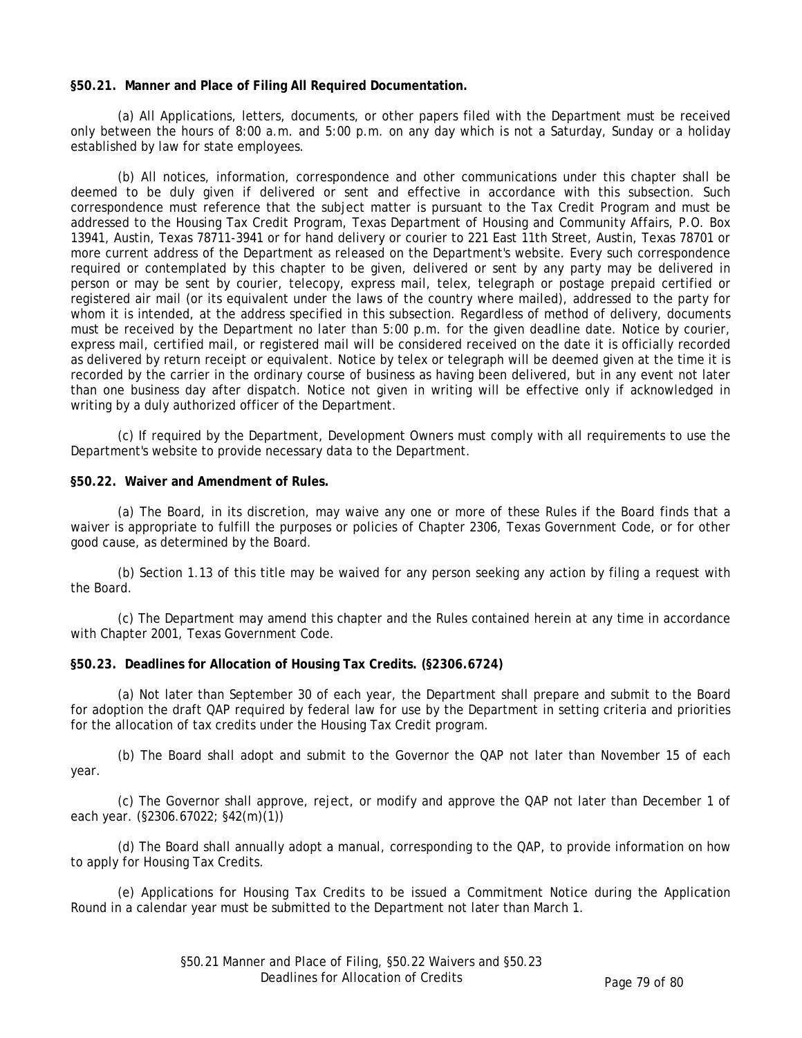**§50.21. Manner and Place of Filing All Required Documentation.**

(a) All Applications, letters, documents, or other papers filed with the Department must be received only between the hours of 8:00 a.m. and 5:00 p.m. on any day which is not a Saturday, Sunday or a holiday established by law for state employees.

(b) All notices, information, correspondence and other communications under this chapter shall be deemed to be duly given if delivered or sent and effective in accordance with this subsection. Such correspondence must reference that the subject matter is pursuant to the Tax Credit Program and must be addressed to the Housing Tax Credit Program, Texas Department of Housing and Community Affairs, P.O. Box 13941, Austin, Texas 78711-3941 or for hand delivery or courier to 221 East 11th Street, Austin, Texas 78701 or more current address of the Department as released on the Department's website. Every such correspondence required or contemplated by this chapter to be given, delivered or sent by any party may be delivered in person or may be sent by courier, telecopy, express mail, telex, telegraph or postage prepaid certified or registered air mail (or its equivalent under the laws of the country where mailed), addressed to the party for whom it is intended, at the address specified in this subsection. Regardless of method of delivery, documents must be received by the Department no later than 5:00 p.m. for the given deadline date. Notice by courier, express mail, certified mail, or registered mail will be considered received on the date it is officially recorded as delivered by return receipt or equivalent. Notice by telex or telegraph will be deemed given at the time it is recorded by the carrier in the ordinary course of business as having been delivered, but in any event not later than one business day after dispatch. Notice not given in writing will be effective only if acknowledged in writing by a duly authorized officer of the Department.

(c) If required by the Department, Development Owners must comply with all requirements to use the Department's website to provide necessary data to the Department.

**§50.22. Waiver and Amendment of Rules.**

(a) The Board, in its discretion, may waive any one or more of these Rules if the Board finds that a waiver is appropriate to fulfill the purposes or policies of Chapter 2306, Texas Government Code, or for other good cause, as determined by the Board.

(b) Section 1.13 of this title may be waived for any person seeking any action by filing a request with the Board.

(c) The Department may amend this chapter and the Rules contained herein at any time in accordance with Chapter 2001, Texas Government Code.

**§50.23. Deadlines for Allocation of Housing Tax Credits. (§2306.6724)**

(a) Not later than September 30 of each year, the Department shall prepare and submit to the Board for adoption the draft QAP required by federal law for use by the Department in setting criteria and priorities for the allocation of tax credits under the Housing Tax Credit program.

(b) The Board shall adopt and submit to the Governor the QAP not later than November 15 of each year.

(c) The Governor shall approve, reject, or modify and approve the QAP not later than December 1 of each year. (§2306.67022; §42(m)(1))

(d) The Board shall annually adopt a manual, corresponding to the QAP, to provide information on how to apply for Housing Tax Credits.

(e) Applications for Housing Tax Credits to be issued a Commitment Notice during the Application Round in a calendar year must be submitted to the Department not later than March 1.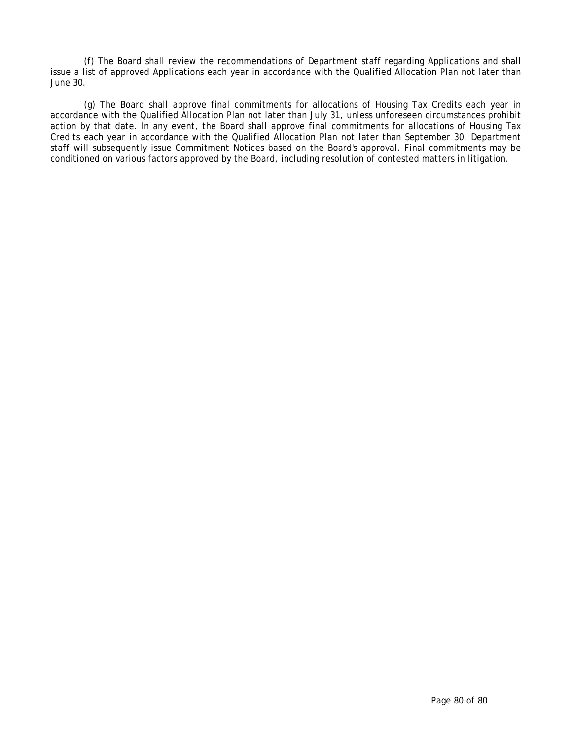(f) The Board shall review the recommendations of Department staff regarding Applications and shall issue a list of approved Applications each year in accordance with the Qualified Allocation Plan not later than June 30.

(g) The Board shall approve final commitments for allocations of Housing Tax Credits each year in accordance with the Qualified Allocation Plan not later than July 31, unless unforeseen circumstances prohibit action by that date. In any event, the Board shall approve final commitments for allocations of Housing Tax Credits each year in accordance with the Qualified Allocation Plan not later than September 30. Department staff will subsequently issue Commitment Notices based on the Board's approval. Final commitments may be conditioned on various factors approved by the Board, including resolution of contested matters in litigation.